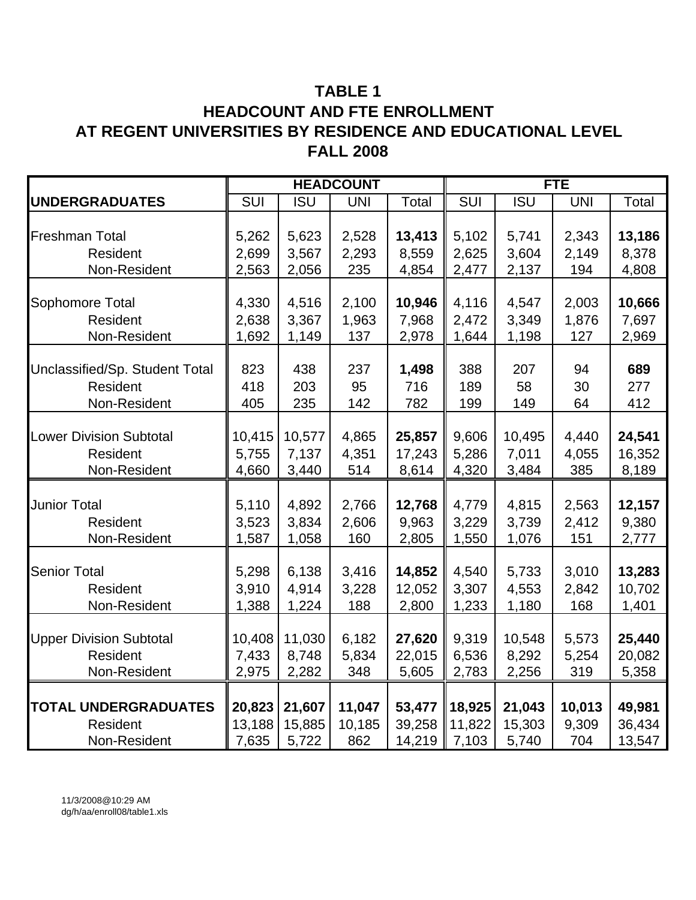# TABLE 1
# HEADCOUNT AND FTE ENROLLMENT
# AT REGENT UNIVERSITIES BY RESIDENCE AND EDUCATIONAL LEVEL
# FALL 2008

| | HEADCOUNT | | | | FTE | | | |
|---|---|---|---|---|---|---|---|---|
| **UNDERGRADUATES** | SUI | ISU | UNI | Total | SUI | ISU | UNI | Total |
| Freshman Total | 5,262 | 5,623 | 2,528 | **13,413** | 5,102 | 5,741 | 2,343 | **13,186** |
| Resident | 2,699 | 3,567 | 2,293 | 8,559 | 2,625 | 3,604 | 2,149 | 8,378 |
| Non-Resident | 2,563 | 2,056 | 235 | 4,854 | 2,477 | 2,137 | 194 | 4,808 |
| Sophomore Total | 4,330 | 4,516 | 2,100 | **10,946** | 4,116 | 4,547 | 2,003 | **10,666** |
| Resident | 2,638 | 3,367 | 1,963 | 7,968 | 2,472 | 3,349 | 1,876 | 7,697 |
| Non-Resident | 1,692 | 1,149 | 137 | 2,978 | 1,644 | 1,198 | 127 | 2,969 |
| Unclassified/Sp. Student Total | 823 | 438 | 237 | **1,498** | 388 | 207 | 94 | **689** |
| Resident | 418 | 203 | 95 | 716 | 189 | 58 | 30 | 277 |
| Non-Resident | 405 | 235 | 142 | 782 | 199 | 149 | 64 | 412 |
| Lower Division Subtotal | 10,415 | 10,577 | 4,865 | **25,857** | 9,606 | 10,495 | 4,440 | **24,541** |
| Resident | 5,755 | 7,137 | 4,351 | 17,243 | 5,286 | 7,011 | 4,055 | 16,352 |
| Non-Resident | 4,660 | 3,440 | 514 | 8,614 | 4,320 | 3,484 | 385 | 8,189 |
| Junior Total | 5,110 | 4,892 | 2,766 | **12,768** | 4,779 | 4,815 | 2,563 | **12,157** |
| Resident | 3,523 | 3,834 | 2,606 | 9,963 | 3,229 | 3,739 | 2,412 | 9,380 |
| Non-Resident | 1,587 | 1,058 | 160 | 2,805 | 1,550 | 1,076 | 151 | 2,777 |
| Senior Total | 5,298 | 6,138 | 3,416 | **14,852** | 4,540 | 5,733 | 3,010 | **13,283** |
| Resident | 3,910 | 4,914 | 3,228 | 12,052 | 3,307 | 4,553 | 2,842 | 10,702 |
| Non-Resident | 1,388 | 1,224 | 188 | 2,800 | 1,233 | 1,180 | 168 | 1,401 |
| Upper Division Subtotal | 10,408 | 11,030 | 6,182 | **27,620** | 9,319 | 10,548 | 5,573 | **25,440** |
| Resident | 7,433 | 8,748 | 5,834 | 22,015 | 6,536 | 8,292 | 5,254 | 20,082 |
| Non-Resident | 2,975 | 2,282 | 348 | 5,605 | 2,783 | 2,256 | 319 | 5,358 |
| **TOTAL UNDERGRADUATES** | **20,823** | **21,607** | **11,047** | **53,477** | **18,925** | **21,043** | **10,013** | **49,981** |
| Resident | 13,188 | 15,885 | 10,185 | 39,258 | 11,822 | 15,303 | 9,309 | 36,434 |
| Non-Resident | 7,635 | 5,722 | 862 | 14,219 | 7,103 | 5,740 | 704 | 13,547 |

11/3/2008@10:29 AM
dg/h/aa/enroll08/table1.xls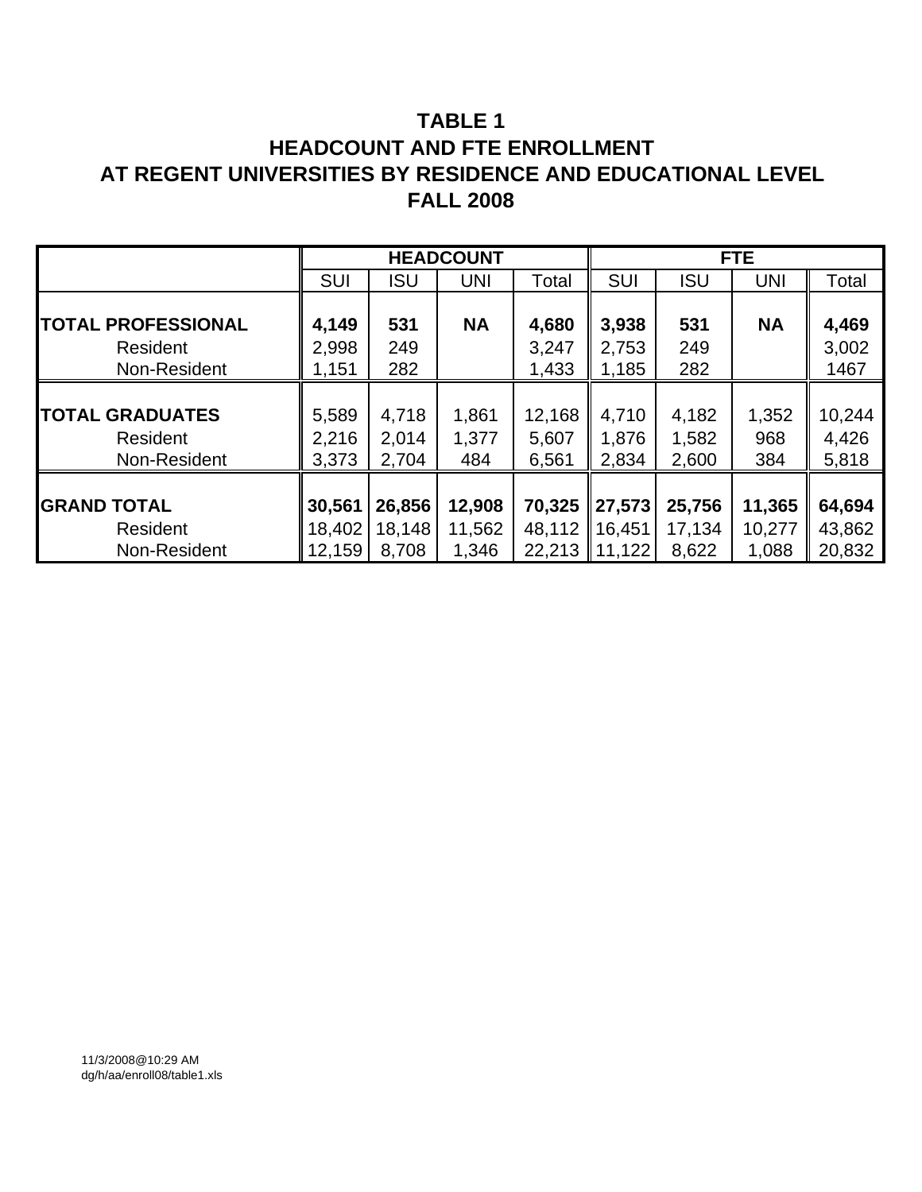# TABLE 1
## HEADCOUNT AND FTE ENROLLMENT
## AT REGENT UNIVERSITIES BY RESIDENCE AND EDUCATIONAL LEVEL
## FALL 2008

| | HEADCOUNT | | | | FTE | | | |
|---|---|---|---|---|---|---|---|---|
| | SUI | ISU | UNI | Total | SUI | ISU | UNI | Total |
| **TOTAL PROFESSIONAL** | **4,149** | **531** | **NA** | **4,680** | **3,938** | **531** | **NA** | **4,469** |
| Resident | 2,998 | 249 | | 3,247 | 2,753 | 249 | | 3,002 |
| Non-Resident | 1,151 | 282 | | 1,433 | 1,185 | 282 | | 1467 |
| **TOTAL GRADUATES** | 5,589 | 4,718 | 1,861 | 12,168 | 4,710 | 4,182 | 1,352 | 10,244 |
| Resident | 2,216 | 2,014 | 1,377 | 5,607 | 1,876 | 1,582 | 968 | 4,426 |
| Non-Resident | 3,373 | 2,704 | 484 | 6,561 | 2,834 | 2,600 | 384 | 5,818 |
| **GRAND TOTAL** | **30,561** | **26,856** | **12,908** | **70,325** | **27,573** | **25,756** | **11,365** | **64,694** |
| Resident | 18,402 | 18,148 | 11,562 | 48,112 | 16,451 | 17,134 | 10,277 | 43,862 |
| Non-Resident | 12,159 | 8,708 | 1,346 | 22,213 | 11,122 | 8,622 | 1,088 | 20,832 |

11/3/2008@10:29 AM
dg/h/aa/enroll08/table1.xls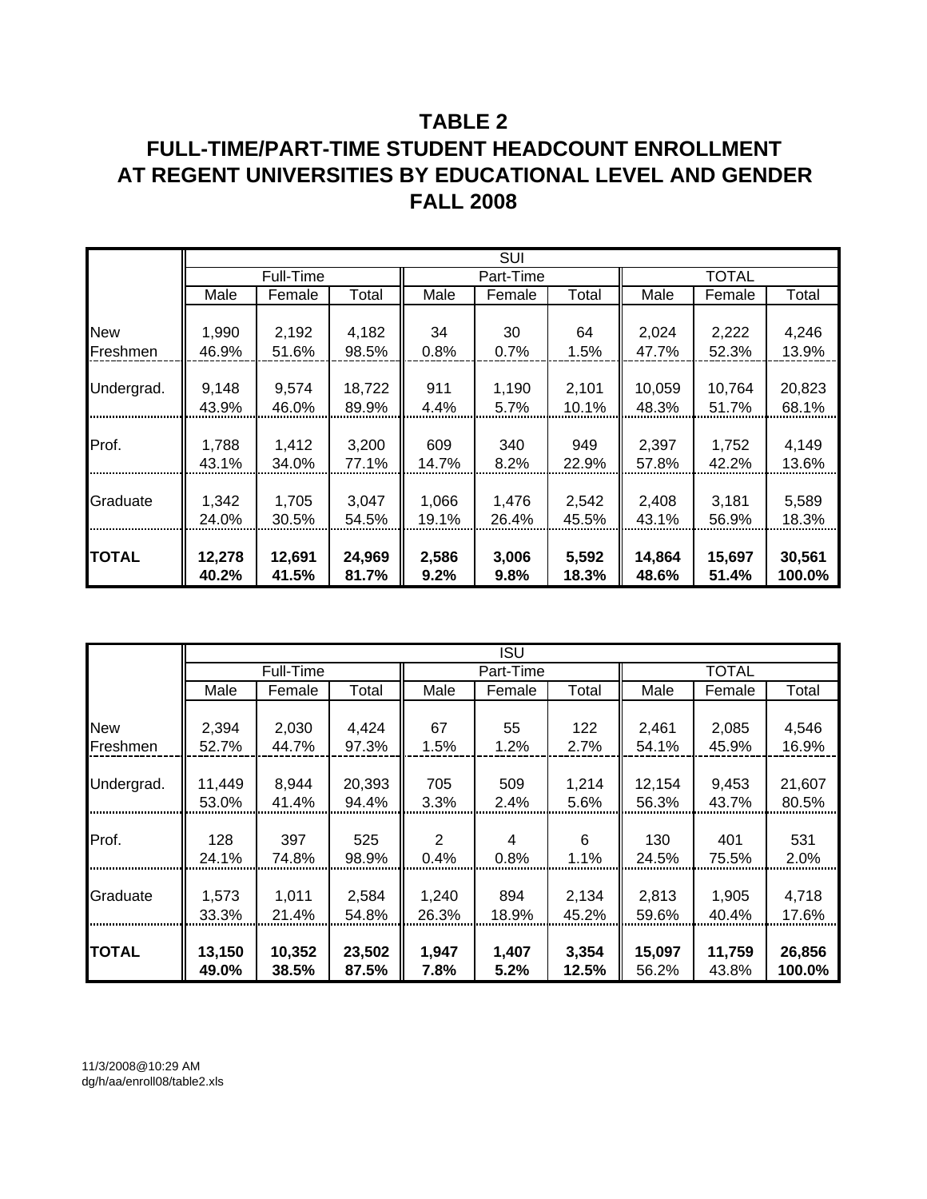# TABLE 2
# FULL-TIME/PART-TIME STUDENT HEADCOUNT ENROLLMENT AT REGENT UNIVERSITIES BY EDUCATIONAL LEVEL AND GENDER
# FALL 2008

| | SUI | | | | | | | | |
|---|---|---|---|---|---|---|---|---|---|
| | Full-Time | | | Part-Time | | | TOTAL | | |
| | Male | Female | Total | Male | Female | Total | Male | Female | Total |
| New Freshmen | 1,990 | 2,192 | 4,182 | 34 | 30 | 64 | 2,024 | 2,222 | 4,246 |
| | 46.9% | 51.6% | 98.5% | 0.8% | 0.7% | 1.5% | 47.7% | 52.3% | 13.9% |
| Undergrad. | 9,148 | 9,574 | 18,722 | 911 | 1,190 | 2,101 | 10,059 | 10,764 | 20,823 |
| | 43.9% | 46.0% | 89.9% | 4.4% | 5.7% | 10.1% | 48.3% | 51.7% | 68.1% |
| Prof. | 1,788 | 1,412 | 3,200 | 609 | 340 | 949 | 2,397 | 1,752 | 4,149 |
| | 43.1% | 34.0% | 77.1% | 14.7% | 8.2% | 22.9% | 57.8% | 42.2% | 13.6% |
| Graduate | 1,342 | 1,705 | 3,047 | 1,066 | 1,476 | 2,542 | 2,408 | 3,181 | 5,589 |
| | 24.0% | 30.5% | 54.5% | 19.1% | 26.4% | 45.5% | 43.1% | 56.9% | 18.3% |
| **TOTAL** | **12,278** | **12,691** | **24,969** | **2,586** | **3,006** | **5,592** | **14,864** | **15,697** | **30,561** |
| | **40.2%** | **41.5%** | **81.7%** | **9.2%** | **9.8%** | **18.3%** | **48.6%** | **51.4%** | **100.0%** |

| | ISU | | | | | | | | |
|---|---|---|---|---|---|---|---|---|---|
| | Full-Time | | | Part-Time | | | TOTAL | | |
| | Male | Female | Total | Male | Female | Total | Male | Female | Total |
| New Freshmen | 2,394 | 2,030 | 4,424 | 67 | 55 | 122 | 2,461 | 2,085 | 4,546 |
| | 52.7% | 44.7% | 97.3% | 1.5% | 1.2% | 2.7% | 54.1% | 45.9% | 16.9% |
| Undergrad. | 11,449 | 8,944 | 20,393 | 705 | 509 | 1,214 | 12,154 | 9,453 | 21,607 |
| | 53.0% | 41.4% | 94.4% | 3.3% | 2.4% | 5.6% | 56.3% | 43.7% | 80.5% |
| Prof. | 128 | 397 | 525 | 2 | 4 | 6 | 130 | 401 | 531 |
| | 24.1% | 74.8% | 98.9% | 0.4% | 0.8% | 1.1% | 24.5% | 75.5% | 2.0% |
| Graduate | 1,573 | 1,011 | 2,584 | 1,240 | 894 | 2,134 | 2,813 | 1,905 | 4,718 |
| | 33.3% | 21.4% | 54.8% | 26.3% | 18.9% | 45.2% | 59.6% | 40.4% | 17.6% |
| **TOTAL** | **13,150** | **10,352** | **23,502** | **1,947** | **1,407** | **3,354** | **15,097** | **11,759** | **26,856** |
| | **49.0%** | **38.5%** | **87.5%** | **7.8%** | **5.2%** | **12.5%** | 56.2% | 43.8% | **100.0%** |

11/3/2008@10:29 AM
dg/h/aa/enroll08/table2.xls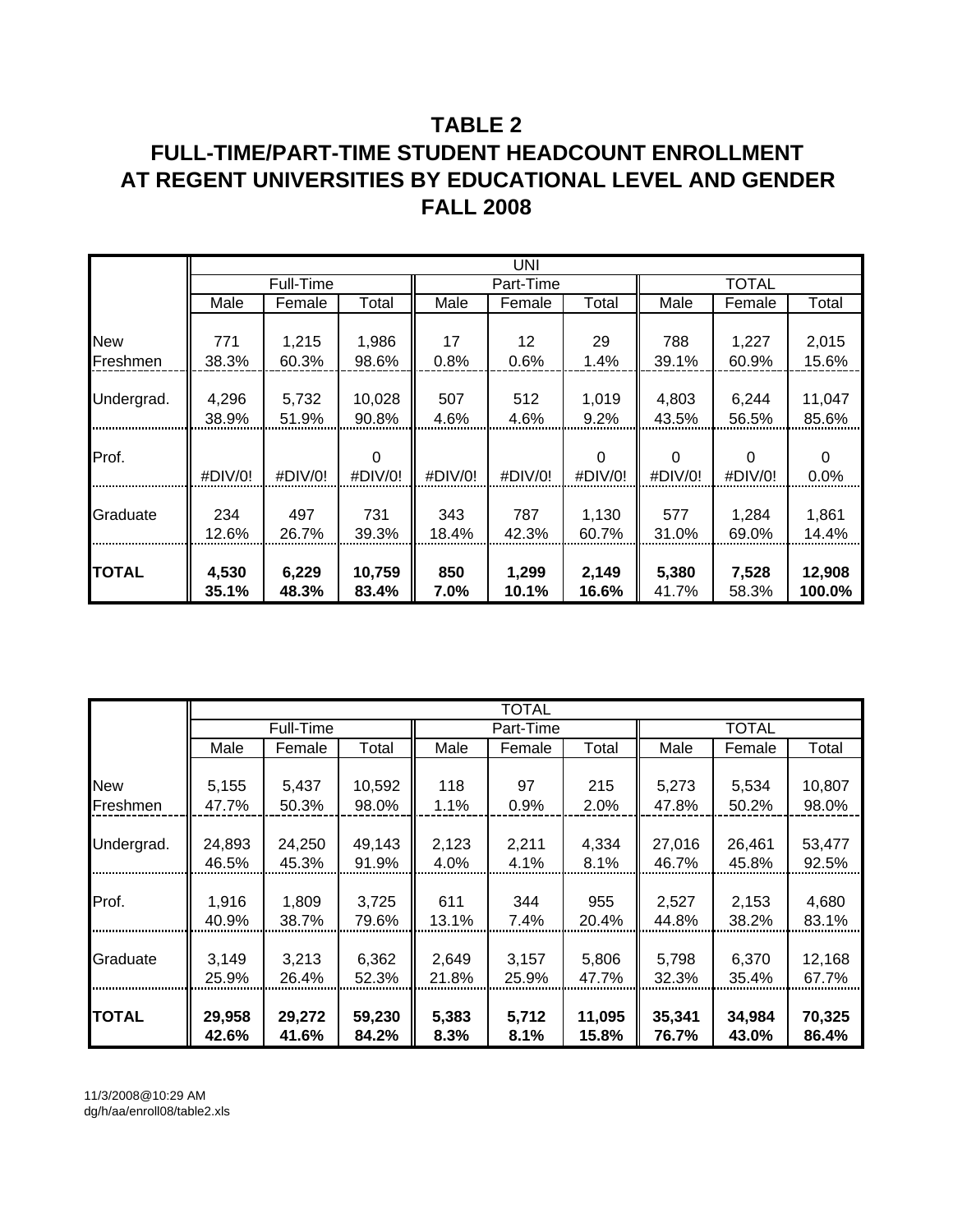# TABLE 2
# FULL-TIME/PART-TIME STUDENT HEADCOUNT ENROLLMENT AT REGENT UNIVERSITIES BY EDUCATIONAL LEVEL AND GENDER FALL 2008

| | UNI | | | | | | | | |
|---|---|---|---|---|---|---|---|---|---|
| | Full-Time | | | Part-Time | | | TOTAL | | |
| | Male | Female | Total | Male | Female | Total | Male | Female | Total |
| New Freshmen | 771<br>38.3% | 1,215<br>60.3% | 1,986<br>98.6% | 17<br>0.8% | 12<br>0.6% | 29<br>1.4% | 788<br>39.1% | 1,227<br>60.9% | 2,015<br>15.6% |
| Undergrad. | 4,296<br>38.9% | 5,732<br>51.9% | 10,028<br>90.8% | 507<br>4.6% | 512<br>4.6% | 1,019<br>9.2% | 4,803<br>43.5% | 6,244<br>56.5% | 11,047<br>85.6% |
| Prof. | #DIV/0! | #DIV/0! | 0<br>#DIV/0! | #DIV/0! | #DIV/0! | 0<br>#DIV/0! | 0<br>#DIV/0! | 0<br>#DIV/0! | 0<br>0.0% |
| Graduate | 234<br>12.6% | 497<br>26.7% | 731<br>39.3% | 343<br>18.4% | 787<br>42.3% | 1,130<br>60.7% | 577<br>31.0% | 1,284<br>69.0% | 1,861<br>14.4% |
| **TOTAL** | **4,530**<br>**35.1%** | **6,229**<br>**48.3%** | **10,759**<br>**83.4%** | **850**<br>**7.0%** | **1,299**<br>**10.1%** | **2,149**<br>**16.6%** | **5,380**<br>41.7% | **7,528**<br>58.3% | **12,908**<br>**100.0%** |

| | TOTAL | | | | | | | | |
|---|---|---|---|---|---|---|---|---|---|
| | Full-Time | | | Part-Time | | | TOTAL | | |
| | Male | Female | Total | Male | Female | Total | Male | Female | Total |
| New Freshmen | 5,155<br>47.7% | 5,437<br>50.3% | 10,592<br>98.0% | 118<br>1.1% | 97<br>0.9% | 215<br>2.0% | 5,273<br>47.8% | 5,534<br>50.2% | 10,807<br>98.0% |
| Undergrad. | 24,893<br>46.5% | 24,250<br>45.3% | 49,143<br>91.9% | 2,123<br>4.0% | 2,211<br>4.1% | 4,334<br>8.1% | 27,016<br>46.7% | 26,461<br>45.8% | 53,477<br>92.5% |
| Prof. | 1,916<br>40.9% | 1,809<br>38.7% | 3,725<br>79.6% | 611<br>13.1% | 344<br>7.4% | 955<br>20.4% | 2,527<br>44.8% | 2,153<br>38.2% | 4,680<br>83.1% |
| Graduate | 3,149<br>25.9% | 3,213<br>26.4% | 6,362<br>52.3% | 2,649<br>21.8% | 3,157<br>25.9% | 5,806<br>47.7% | 5,798<br>32.3% | 6,370<br>35.4% | 12,168<br>67.7% |
| **TOTAL** | **29,958**<br>**42.6%** | **29,272**<br>**41.6%** | **59,230**<br>**84.2%** | **5,383**<br>**8.3%** | **5,712**<br>**8.1%** | **11,095**<br>**15.8%** | **35,341**<br>**76.7%** | **34,984**<br>**43.0%** | **70,325**<br>**86.4%** |

11/3/2008@10:29 AM
dg/h/aa/enroll08/table2.xls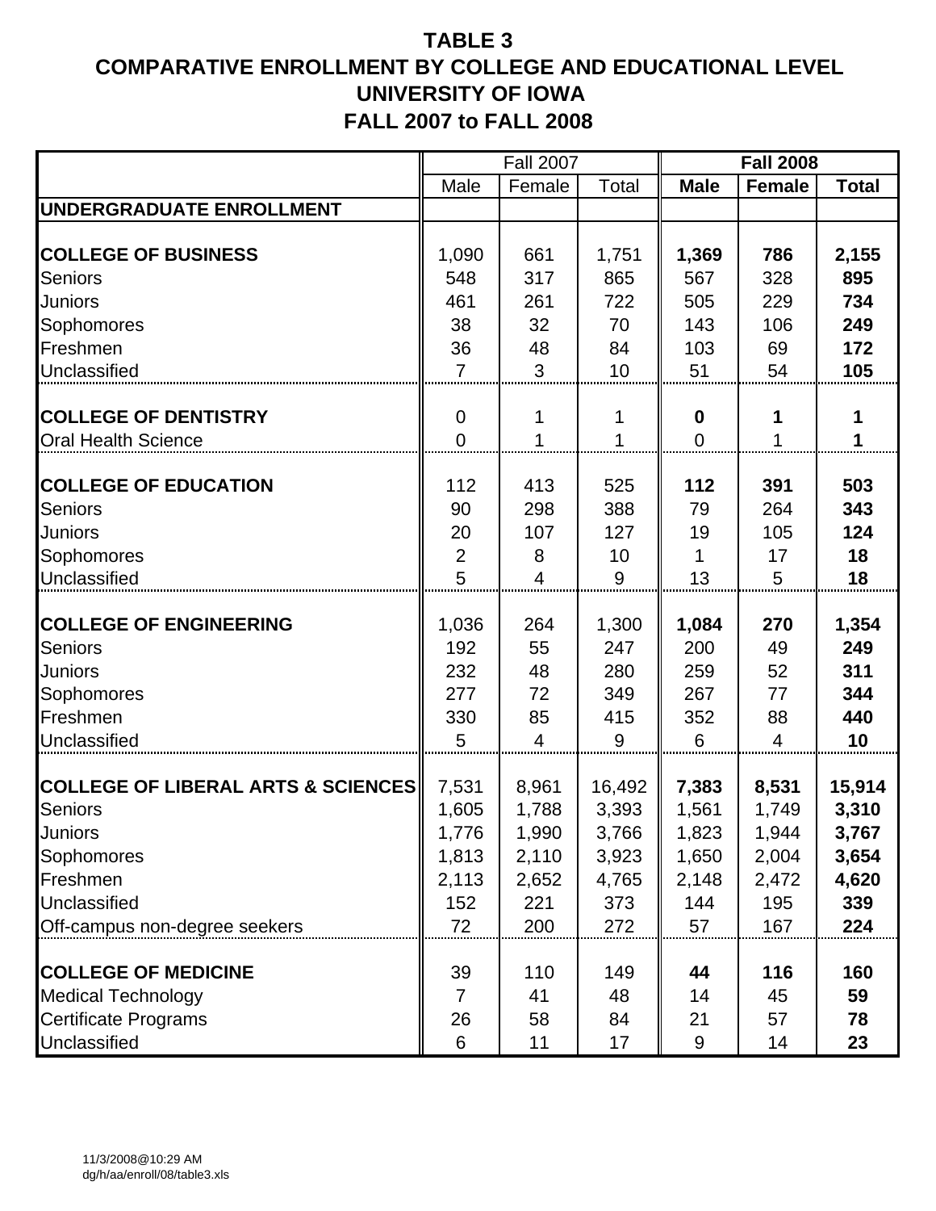# TABLE 3
# COMPARATIVE ENROLLMENT BY COLLEGE AND EDUCATIONAL LEVEL
# UNIVERSITY OF IOWA
# FALL 2007 to FALL 2008

| | Fall 2007 | | | **Fall 2008** | | |
|---|---|---|---|---|---|---|
| | Male | Female | Total | **Male** | **Female** | **Total** |
| **UNDERGRADUATE ENROLLMENT** | | | | | | |
| **COLLEGE OF BUSINESS** | 1,090 | 661 | 1,751 | **1,369** | **786** | **2,155** |
| Seniors | 548 | 317 | 865 | 567 | 328 | **895** |
| Juniors | 461 | 261 | 722 | 505 | 229 | **734** |
| Sophomores | 38 | 32 | 70 | 143 | 106 | **249** |
| Freshmen | 36 | 48 | 84 | 103 | 69 | **172** |
| Unclassified | 7 | 3 | 10 | 51 | 54 | **105** |
| **COLLEGE OF DENTISTRY** | 0 | 1 | 1 | **0** | **1** | **1** |
| Oral Health Science | 0 | 1 | 1 | 0 | 1 | **1** |
| **COLLEGE OF EDUCATION** | 112 | 413 | 525 | **112** | **391** | **503** |
| Seniors | 90 | 298 | 388 | 79 | 264 | **343** |
| Juniors | 20 | 107 | 127 | 19 | 105 | **124** |
| Sophomores | 2 | 8 | 10 | 1 | 17 | **18** |
| Unclassified | 5 | 4 | 9 | 13 | 5 | **18** |
| **COLLEGE OF ENGINEERING** | 1,036 | 264 | 1,300 | **1,084** | **270** | **1,354** |
| Seniors | 192 | 55 | 247 | 200 | 49 | **249** |
| Juniors | 232 | 48 | 280 | 259 | 52 | **311** |
| Sophomores | 277 | 72 | 349 | 267 | 77 | **344** |
| Freshmen | 330 | 85 | 415 | 352 | 88 | **440** |
| Unclassified | 5 | 4 | 9 | 6 | 4 | **10** |
| **COLLEGE OF LIBERAL ARTS & SCIENCES** | 7,531 | 8,961 | 16,492 | **7,383** | **8,531** | **15,914** |
| Seniors | 1,605 | 1,788 | 3,393 | 1,561 | 1,749 | **3,310** |
| Juniors | 1,776 | 1,990 | 3,766 | 1,823 | 1,944 | **3,767** |
| Sophomores | 1,813 | 2,110 | 3,923 | 1,650 | 2,004 | **3,654** |
| Freshmen | 2,113 | 2,652 | 4,765 | 2,148 | 2,472 | **4,620** |
| Unclassified | 152 | 221 | 373 | 144 | 195 | **339** |
| Off-campus non-degree seekers | 72 | 200 | 272 | 57 | 167 | **224** |
| **COLLEGE OF MEDICINE** | 39 | 110 | 149 | **44** | **116** | **160** |
| Medical Technology | 7 | 41 | 48 | 14 | 45 | **59** |
| Certificate Programs | 26 | 58 | 84 | 21 | 57 | **78** |
| Unclassified | 6 | 11 | 17 | 9 | 14 | **23** |

11/3/2008@10:29 AM
dg/h/aa/enroll/08/table3.xls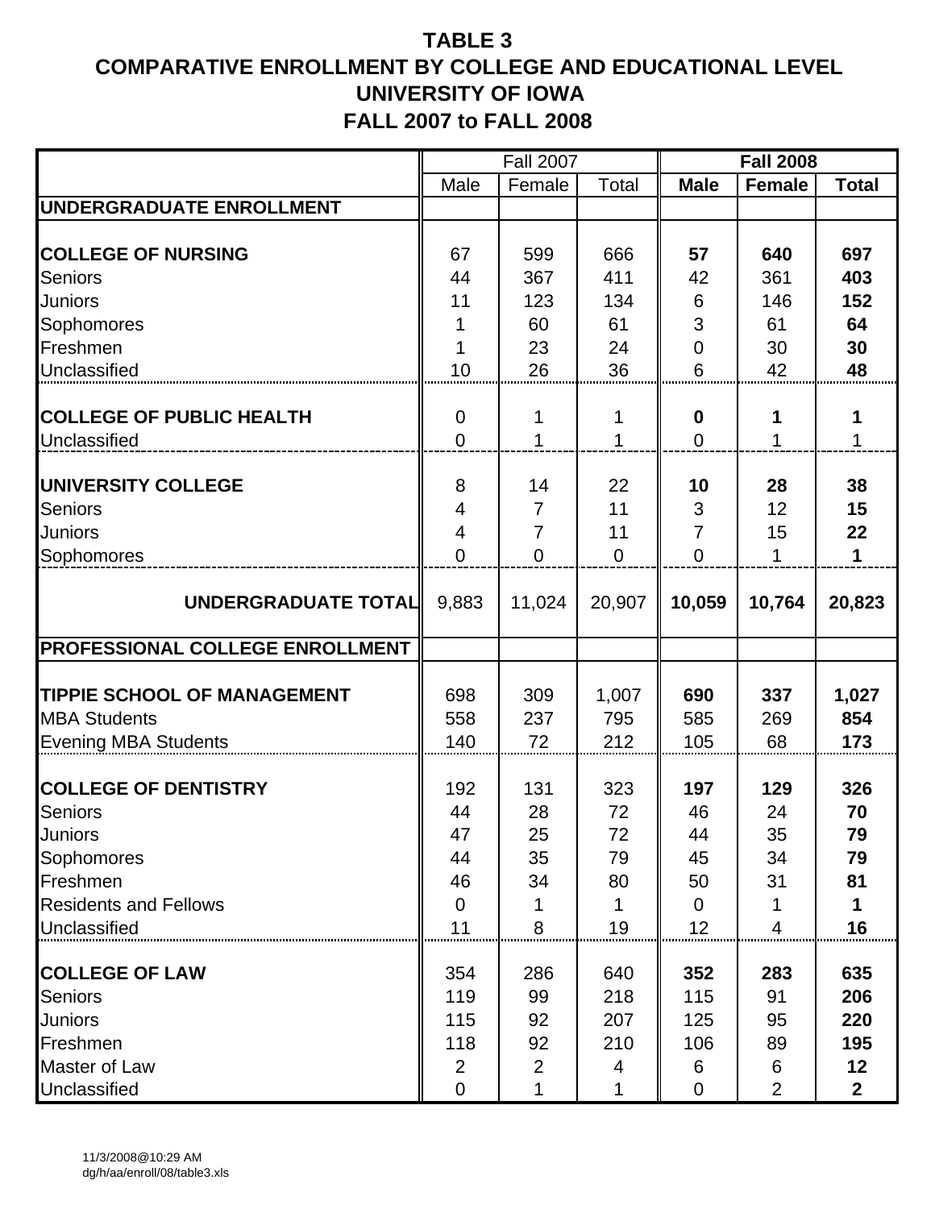**TABLE 3**
**COMPARATIVE ENROLLMENT BY COLLEGE AND EDUCATIONAL LEVEL**
**UNIVERSITY OF IOWA**
**FALL 2007 to FALL 2008**

| | Fall 2007 | | | **Fall 2008** | | |
|---|---|---|---|---|---|---|
| | Male | Female | Total | **Male** | **Female** | **Total** |
| **UNDERGRADUATE ENROLLMENT** | | | | | | |
| **COLLEGE OF NURSING** | 67 | 599 | 666 | **57** | **640** | **697** |
| Seniors | 44 | 367 | 411 | 42 | 361 | **403** |
| Juniors | 11 | 123 | 134 | 6 | 146 | **152** |
| Sophomores | 1 | 60 | 61 | 3 | 61 | **64** |
| Freshmen | 1 | 23 | 24 | 0 | 30 | **30** |
| Unclassified | 10 | 26 | 36 | 6 | 42 | **48** |
| **COLLEGE OF PUBLIC HEALTH** | 0 | 1 | 1 | **0** | **1** | **1** |
| Unclassified | 0 | 1 | 1 | 0 | 1 | 1 |
| **UNIVERSITY COLLEGE** | 8 | 14 | 22 | **10** | **28** | **38** |
| Seniors | 4 | 7 | 11 | 3 | 12 | **15** |
| Juniors | 4 | 7 | 11 | 7 | 15 | **22** |
| Sophomores | 0 | 0 | 0 | 0 | 1 | **1** |
| **UNDERGRADUATE TOTAL** | 9,883 | 11,024 | 20,907 | **10,059** | **10,764** | **20,823** |
| **PROFESSIONAL COLLEGE ENROLLMENT** | | | | | | |
| **TIPPIE SCHOOL OF MANAGEMENT** | 698 | 309 | 1,007 | **690** | **337** | **1,027** |
| MBA Students | 558 | 237 | 795 | 585 | 269 | **854** |
| Evening MBA Students | 140 | 72 | 212 | 105 | 68 | **173** |
| **COLLEGE OF DENTISTRY** | 192 | 131 | 323 | **197** | **129** | **326** |
| Seniors | 44 | 28 | 72 | 46 | 24 | **70** |
| Juniors | 47 | 25 | 72 | 44 | 35 | **79** |
| Sophomores | 44 | 35 | 79 | 45 | 34 | **79** |
| Freshmen | 46 | 34 | 80 | 50 | 31 | **81** |
| Residents and Fellows | 0 | 1 | 1 | 0 | 1 | **1** |
| Unclassified | 11 | 8 | 19 | 12 | 4 | **16** |
| **COLLEGE OF LAW** | 354 | 286 | 640 | **352** | **283** | **635** |
| Seniors | 119 | 99 | 218 | 115 | 91 | **206** |
| Juniors | 115 | 92 | 207 | 125 | 95 | **220** |
| Freshmen | 118 | 92 | 210 | 106 | 89 | **195** |
| Master of Law | 2 | 2 | 4 | 6 | 6 | **12** |
| Unclassified | 0 | 1 | 1 | 0 | 2 | **2** |

11/3/2008@10:29 AM
dg/h/aa/enroll/08/table3.xls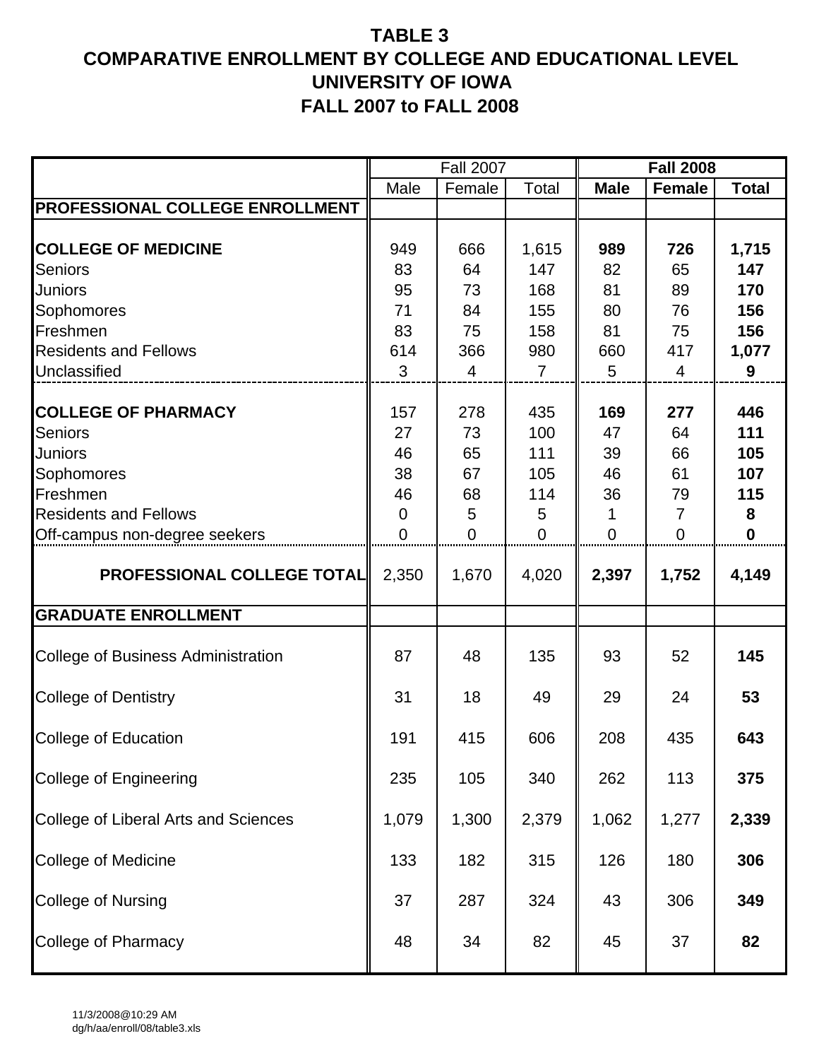# TABLE 3
# COMPARATIVE ENROLLMENT BY COLLEGE AND EDUCATIONAL LEVEL
# UNIVERSITY OF IOWA
# FALL 2007 to FALL 2008

| | Fall 2007 | | | **Fall 2008** | | |
|---|---|---|---|---|---|---|
| | Male | Female | Total | **Male** | **Female** | **Total** |
| **PROFESSIONAL COLLEGE ENROLLMENT** | | | | | | |
| **COLLEGE OF MEDICINE** | 949 | 666 | 1,615 | **989** | **726** | **1,715** |
| Seniors | 83 | 64 | 147 | 82 | 65 | **147** |
| Juniors | 95 | 73 | 168 | 81 | 89 | **170** |
| Sophomores | 71 | 84 | 155 | 80 | 76 | **156** |
| Freshmen | 83 | 75 | 158 | 81 | 75 | **156** |
| Residents and Fellows | 614 | 366 | 980 | 660 | 417 | **1,077** |
| Unclassified | 3 | 4 | 7 | 5 | 4 | **9** |
| **COLLEGE OF PHARMACY** | 157 | 278 | 435 | **169** | **277** | **446** |
| Seniors | 27 | 73 | 100 | 47 | 64 | **111** |
| Juniors | 46 | 65 | 111 | 39 | 66 | **105** |
| Sophomores | 38 | 67 | 105 | 46 | 61 | **107** |
| Freshmen | 46 | 68 | 114 | 36 | 79 | **115** |
| Residents and Fellows | 0 | 5 | 5 | 1 | 7 | **8** |
| Off-campus non-degree seekers | 0 | 0 | 0 | 0 | 0 | **0** |
| **PROFESSIONAL COLLEGE TOTAL** | 2,350 | 1,670 | 4,020 | **2,397** | **1,752** | **4,149** |
| **GRADUATE ENROLLMENT** | | | | | | |
| College of Business Administration | 87 | 48 | 135 | 93 | 52 | **145** |
| College of Dentistry | 31 | 18 | 49 | 29 | 24 | **53** |
| College of Education | 191 | 415 | 606 | 208 | 435 | **643** |
| College of Engineering | 235 | 105 | 340 | 262 | 113 | **375** |
| College of Liberal Arts and Sciences | 1,079 | 1,300 | 2,379 | 1,062 | 1,277 | **2,339** |
| College of Medicine | 133 | 182 | 315 | 126 | 180 | **306** |
| College of Nursing | 37 | 287 | 324 | 43 | 306 | **349** |
| College of Pharmacy | 48 | 34 | 82 | 45 | 37 | **82** |

11/3/2008@10:29 AM
dg/h/aa/enroll/08/table3.xls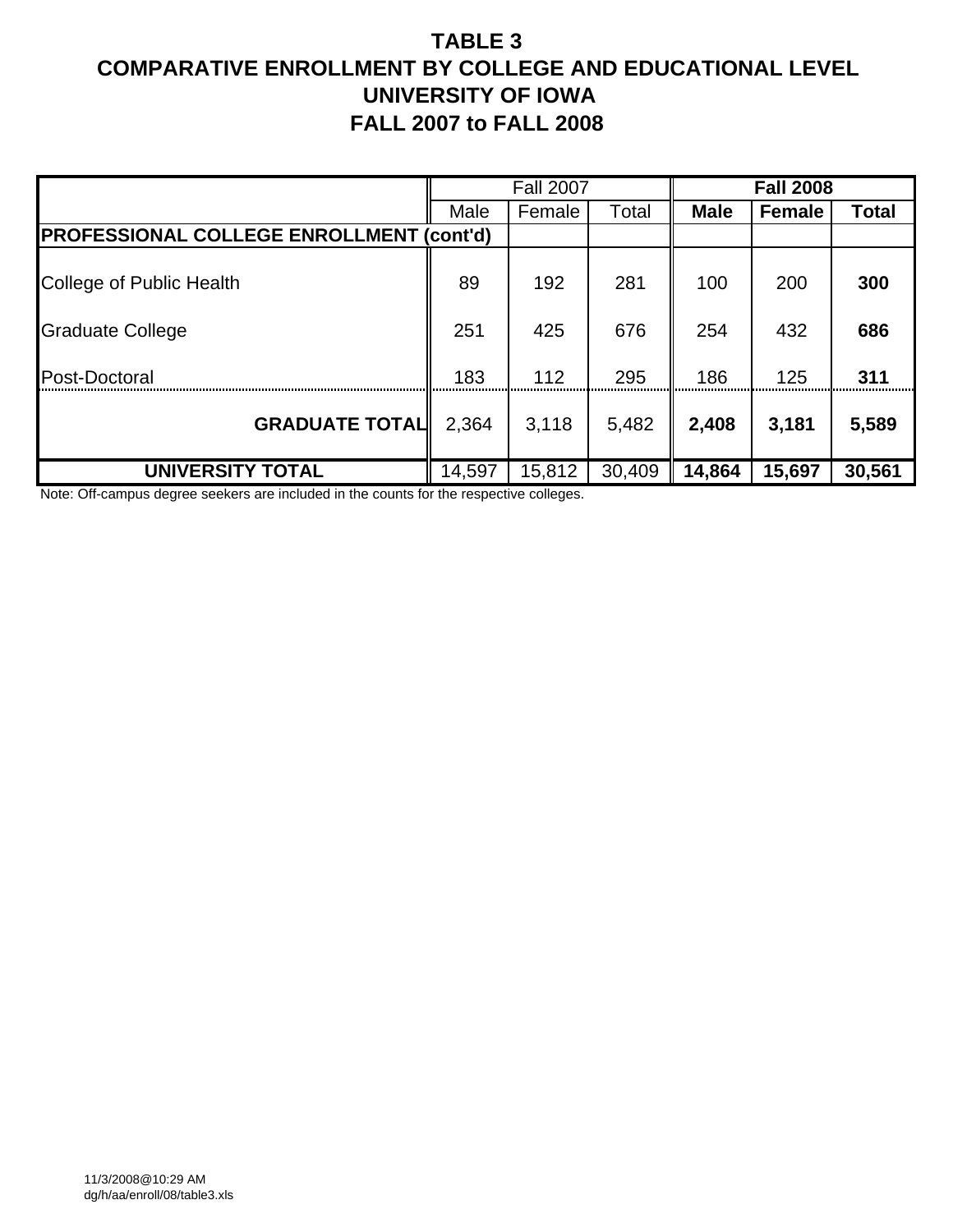# TABLE 3
# COMPARATIVE ENROLLMENT BY COLLEGE AND EDUCATIONAL LEVEL
# UNIVERSITY OF IOWA
# FALL 2007 to FALL 2008

| | Fall 2007 | | | **Fall 2008** | | |
|---|---|---|---|---|---|---|
| | Male | Female | Total | **Male** | **Female** | **Total** |
| **PROFESSIONAL COLLEGE ENROLLMENT (cont'd)** | | | | | | |
| College of Public Health | 89 | 192 | 281 | 100 | 200 | **300** |
| Graduate College | 251 | 425 | 676 | 254 | 432 | **686** |
| Post-Doctoral | 183 | 112 | 295 | 186 | 125 | **311** |
| **GRADUATE TOTAL** | 2,364 | 3,118 | 5,482 | **2,408** | **3,181** | **5,589** |
| **UNIVERSITY TOTAL** | 14,597 | 15,812 | 30,409 | **14,864** | **15,697** | **30,561** |

Note: Off-campus degree seekers are included in the counts for the respective colleges.

11/3/2008@10:29 AM
dg/h/aa/enroll/08/table3.xls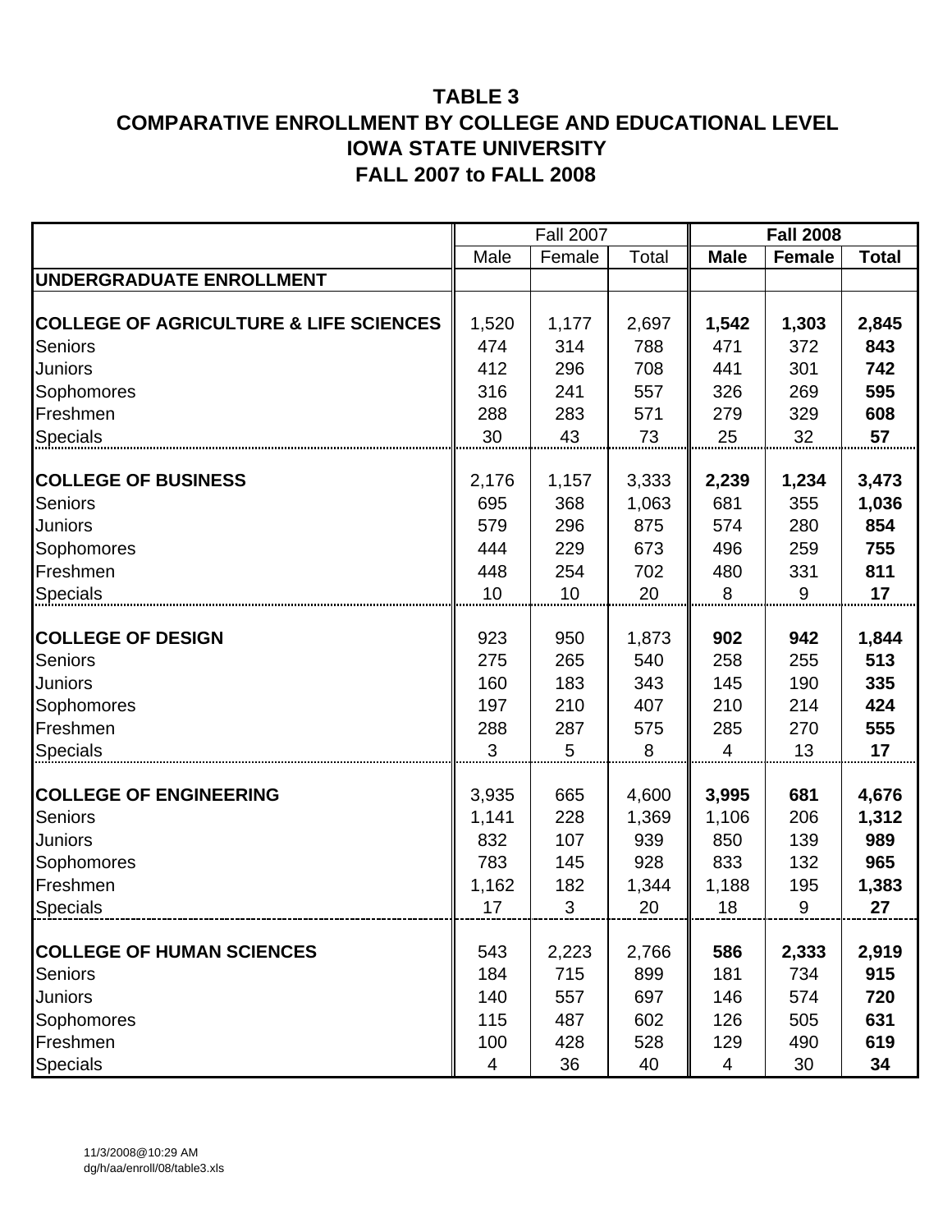# TABLE 3
# COMPARATIVE ENROLLMENT BY COLLEGE AND EDUCATIONAL LEVEL
# IOWA STATE UNIVERSITY
# FALL 2007 to FALL 2008

| | Fall 2007 | | | **Fall 2008** | | |
|---|---|---|---|---|---|---|
| | Male | Female | Total | **Male** | **Female** | **Total** |
| **UNDERGRADUATE ENROLLMENT** | | | | | | |
| **COLLEGE OF AGRICULTURE & LIFE SCIENCES** | 1,520 | 1,177 | 2,697 | **1,542** | **1,303** | **2,845** |
| Seniors | 474 | 314 | 788 | 471 | 372 | **843** |
| Juniors | 412 | 296 | 708 | 441 | 301 | **742** |
| Sophomores | 316 | 241 | 557 | 326 | 269 | **595** |
| Freshmen | 288 | 283 | 571 | 279 | 329 | **608** |
| Specials | 30 | 43 | 73 | 25 | 32 | **57** |
| **COLLEGE OF BUSINESS** | 2,176 | 1,157 | 3,333 | **2,239** | **1,234** | **3,473** |
| Seniors | 695 | 368 | 1,063 | 681 | 355 | **1,036** |
| Juniors | 579 | 296 | 875 | 574 | 280 | **854** |
| Sophomores | 444 | 229 | 673 | 496 | 259 | **755** |
| Freshmen | 448 | 254 | 702 | 480 | 331 | **811** |
| Specials | 10 | 10 | 20 | 8 | 9 | **17** |
| **COLLEGE OF DESIGN** | 923 | 950 | 1,873 | **902** | **942** | **1,844** |
| Seniors | 275 | 265 | 540 | 258 | 255 | **513** |
| Juniors | 160 | 183 | 343 | 145 | 190 | **335** |
| Sophomores | 197 | 210 | 407 | 210 | 214 | **424** |
| Freshmen | 288 | 287 | 575 | 285 | 270 | **555** |
| Specials | 3 | 5 | 8 | 4 | 13 | **17** |
| **COLLEGE OF ENGINEERING** | 3,935 | 665 | 4,600 | **3,995** | **681** | **4,676** |
| Seniors | 1,141 | 228 | 1,369 | 1,106 | 206 | **1,312** |
| Juniors | 832 | 107 | 939 | 850 | 139 | **989** |
| Sophomores | 783 | 145 | 928 | 833 | 132 | **965** |
| Freshmen | 1,162 | 182 | 1,344 | 1,188 | 195 | **1,383** |
| Specials | 17 | 3 | 20 | 18 | 9 | **27** |
| **COLLEGE OF HUMAN SCIENCES** | 543 | 2,223 | 2,766 | **586** | **2,333** | **2,919** |
| Seniors | 184 | 715 | 899 | 181 | 734 | **915** |
| Juniors | 140 | 557 | 697 | 146 | 574 | **720** |
| Sophomores | 115 | 487 | 602 | 126 | 505 | **631** |
| Freshmen | 100 | 428 | 528 | 129 | 490 | **619** |
| Specials | 4 | 36 | 40 | 4 | 30 | **34** |

11/3/2008@10:29 AM
dg/h/aa/enroll/08/table3.xls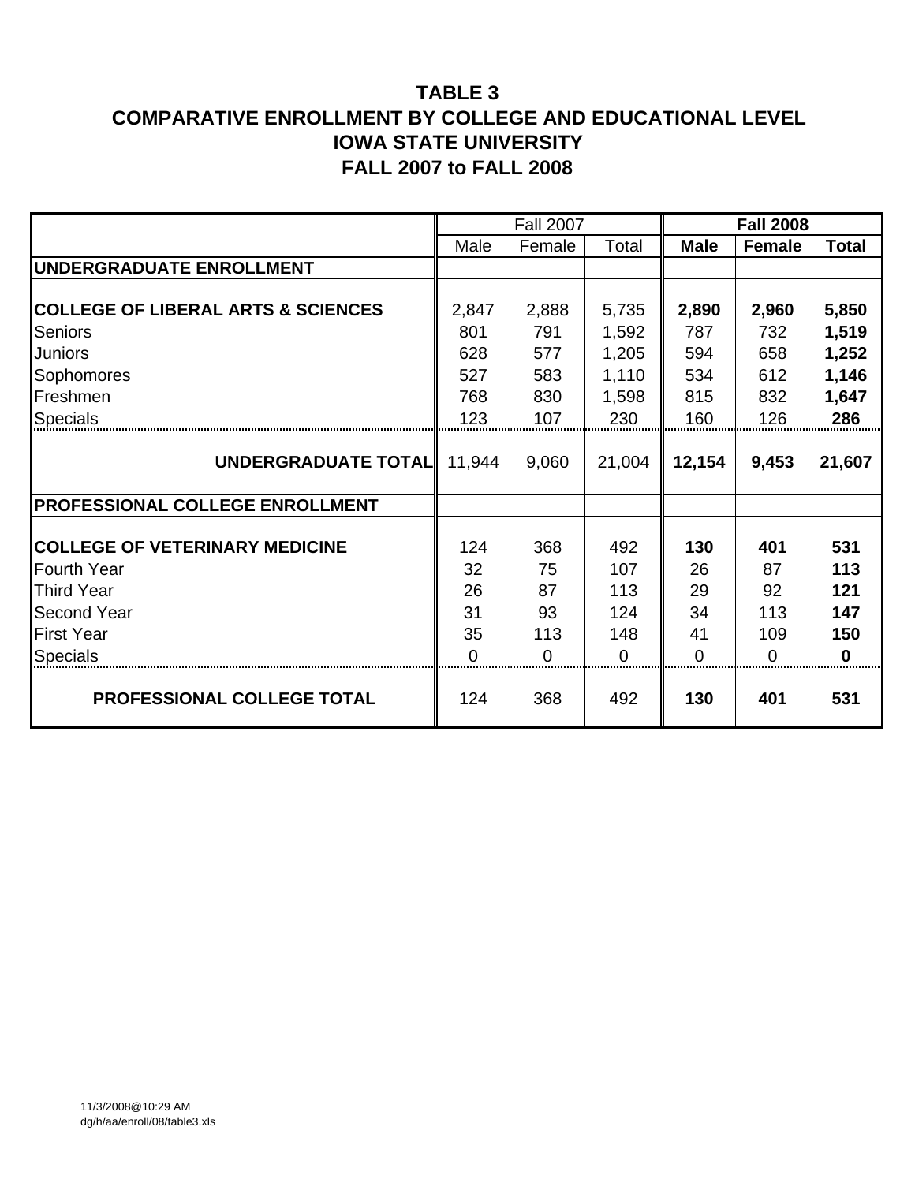# TABLE 3
# COMPARATIVE ENROLLMENT BY COLLEGE AND EDUCATIONAL LEVEL
# IOWA STATE UNIVERSITY
# FALL 2007 to FALL 2008

| | Fall 2007 | | | **Fall 2008** | | |
|---|---|---|---|---|---|---|
| | Male | Female | Total | **Male** | **Female** | **Total** |
| **UNDERGRADUATE ENROLLMENT** | | | | | | |
| **COLLEGE OF LIBERAL ARTS & SCIENCES** | 2,847 | 2,888 | 5,735 | **2,890** | **2,960** | **5,850** |
| Seniors | 801 | 791 | 1,592 | 787 | 732 | **1,519** |
| Juniors | 628 | 577 | 1,205 | 594 | 658 | **1,252** |
| Sophomores | 527 | 583 | 1,110 | 534 | 612 | **1,146** |
| Freshmen | 768 | 830 | 1,598 | 815 | 832 | **1,647** |
| Specials | 123 | 107 | 230 | 160 | 126 | **286** |
| **UNDERGRADUATE TOTAL** | 11,944 | 9,060 | 21,004 | **12,154** | **9,453** | **21,607** |
| **PROFESSIONAL COLLEGE ENROLLMENT** | | | | | | |
| **COLLEGE OF VETERINARY MEDICINE** | 124 | 368 | 492 | **130** | **401** | **531** |
| Fourth Year | 32 | 75 | 107 | 26 | 87 | **113** |
| Third Year | 26 | 87 | 113 | 29 | 92 | **121** |
| Second Year | 31 | 93 | 124 | 34 | 113 | **147** |
| First Year | 35 | 113 | 148 | 41 | 109 | **150** |
| Specials | 0 | 0 | 0 | 0 | 0 | **0** |
| **PROFESSIONAL COLLEGE TOTAL** | 124 | 368 | 492 | **130** | **401** | **531** |

11/3/2008@10:29 AM
dg/h/aa/enroll/08/table3.xls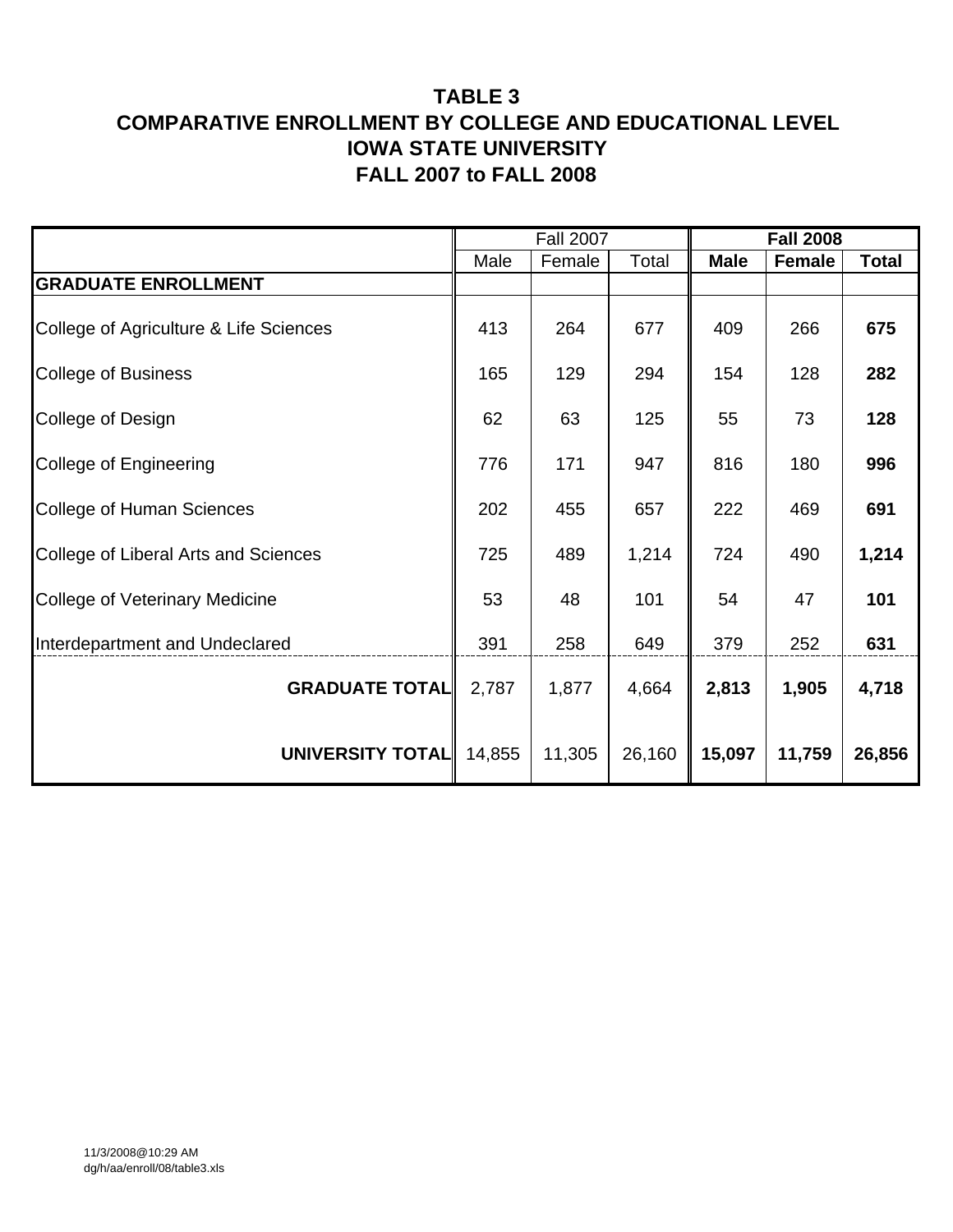# TABLE 3
# COMPARATIVE ENROLLMENT BY COLLEGE AND EDUCATIONAL LEVEL
# IOWA STATE UNIVERSITY
# FALL 2007 to FALL 2008

| | Fall 2007 | | | **Fall 2008** | | |
|---|---|---|---|---|---|---|
| | Male | Female | Total | **Male** | **Female** | **Total** |
| **GRADUATE ENROLLMENT** | | | | | | |
| College of Agriculture & Life Sciences | 413 | 264 | 677 | 409 | 266 | **675** |
| College of Business | 165 | 129 | 294 | 154 | 128 | **282** |
| College of Design | 62 | 63 | 125 | 55 | 73 | **128** |
| College of Engineering | 776 | 171 | 947 | 816 | 180 | **996** |
| College of Human Sciences | 202 | 455 | 657 | 222 | 469 | **691** |
| College of Liberal Arts and Sciences | 725 | 489 | 1,214 | 724 | 490 | **1,214** |
| College of Veterinary Medicine | 53 | 48 | 101 | 54 | 47 | **101** |
| Interdepartment and Undeclared | 391 | 258 | 649 | 379 | 252 | **631** |
| **GRADUATE TOTAL** | 2,787 | 1,877 | 4,664 | **2,813** | **1,905** | **4,718** |
| **UNIVERSITY TOTAL** | 14,855 | 11,305 | 26,160 | **15,097** | **11,759** | **26,856** |

11/3/2008@10:29 AM
dg/h/aa/enroll/08/table3.xls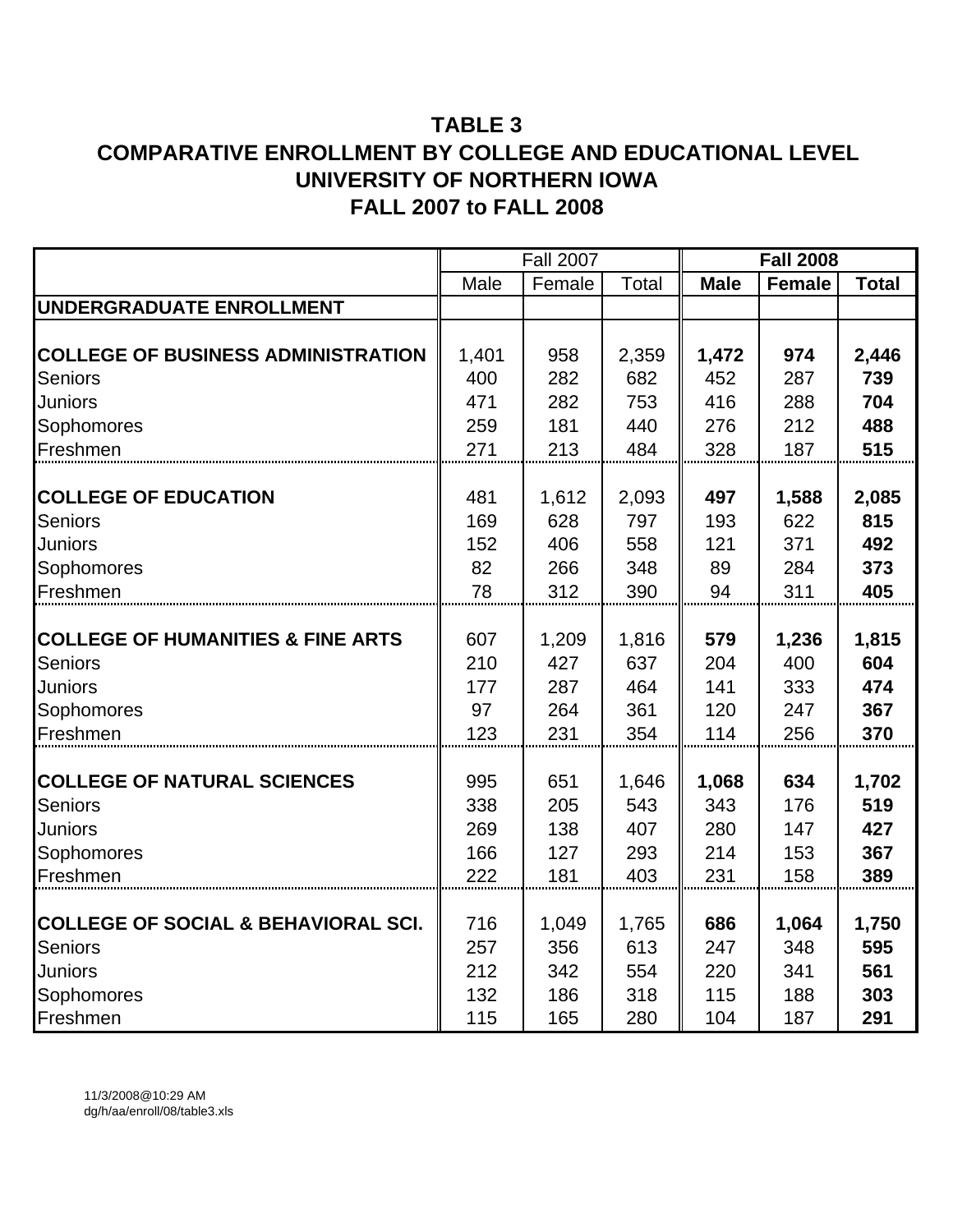# TABLE 3
# COMPARATIVE ENROLLMENT BY COLLEGE AND EDUCATIONAL LEVEL
# UNIVERSITY OF NORTHERN IOWA
# FALL 2007 to FALL 2008

| | Fall 2007 | | | **Fall 2008** | | |
|---|---|---|---|---|---|---|
| | Male | Female | Total | **Male** | **Female** | **Total** |
| **UNDERGRADUATE ENROLLMENT** | | | | | | |
| **COLLEGE OF BUSINESS ADMINISTRATION** | 1,401 | 958 | 2,359 | **1,472** | **974** | **2,446** |
| Seniors | 400 | 282 | 682 | 452 | 287 | **739** |
| Juniors | 471 | 282 | 753 | 416 | 288 | **704** |
| Sophomores | 259 | 181 | 440 | 276 | 212 | **488** |
| Freshmen | 271 | 213 | 484 | 328 | 187 | **515** |
| **COLLEGE OF EDUCATION** | 481 | 1,612 | 2,093 | **497** | **1,588** | **2,085** |
| Seniors | 169 | 628 | 797 | 193 | 622 | **815** |
| Juniors | 152 | 406 | 558 | 121 | 371 | **492** |
| Sophomores | 82 | 266 | 348 | 89 | 284 | **373** |
| Freshmen | 78 | 312 | 390 | 94 | 311 | **405** |
| **COLLEGE OF HUMANITIES & FINE ARTS** | 607 | 1,209 | 1,816 | **579** | **1,236** | **1,815** |
| Seniors | 210 | 427 | 637 | 204 | 400 | **604** |
| Juniors | 177 | 287 | 464 | 141 | 333 | **474** |
| Sophomores | 97 | 264 | 361 | 120 | 247 | **367** |
| Freshmen | 123 | 231 | 354 | 114 | 256 | **370** |
| **COLLEGE OF NATURAL SCIENCES** | 995 | 651 | 1,646 | **1,068** | **634** | **1,702** |
| Seniors | 338 | 205 | 543 | 343 | 176 | **519** |
| Juniors | 269 | 138 | 407 | 280 | 147 | **427** |
| Sophomores | 166 | 127 | 293 | 214 | 153 | **367** |
| Freshmen | 222 | 181 | 403 | 231 | 158 | **389** |
| **COLLEGE OF SOCIAL & BEHAVIORAL SCI.** | 716 | 1,049 | 1,765 | **686** | **1,064** | **1,750** |
| Seniors | 257 | 356 | 613 | 247 | 348 | **595** |
| Juniors | 212 | 342 | 554 | 220 | 341 | **561** |
| Sophomores | 132 | 186 | 318 | 115 | 188 | **303** |
| Freshmen | 115 | 165 | 280 | 104 | 187 | **291** |

11/3/2008@10:29 AM
dg/h/aa/enroll/08/table3.xls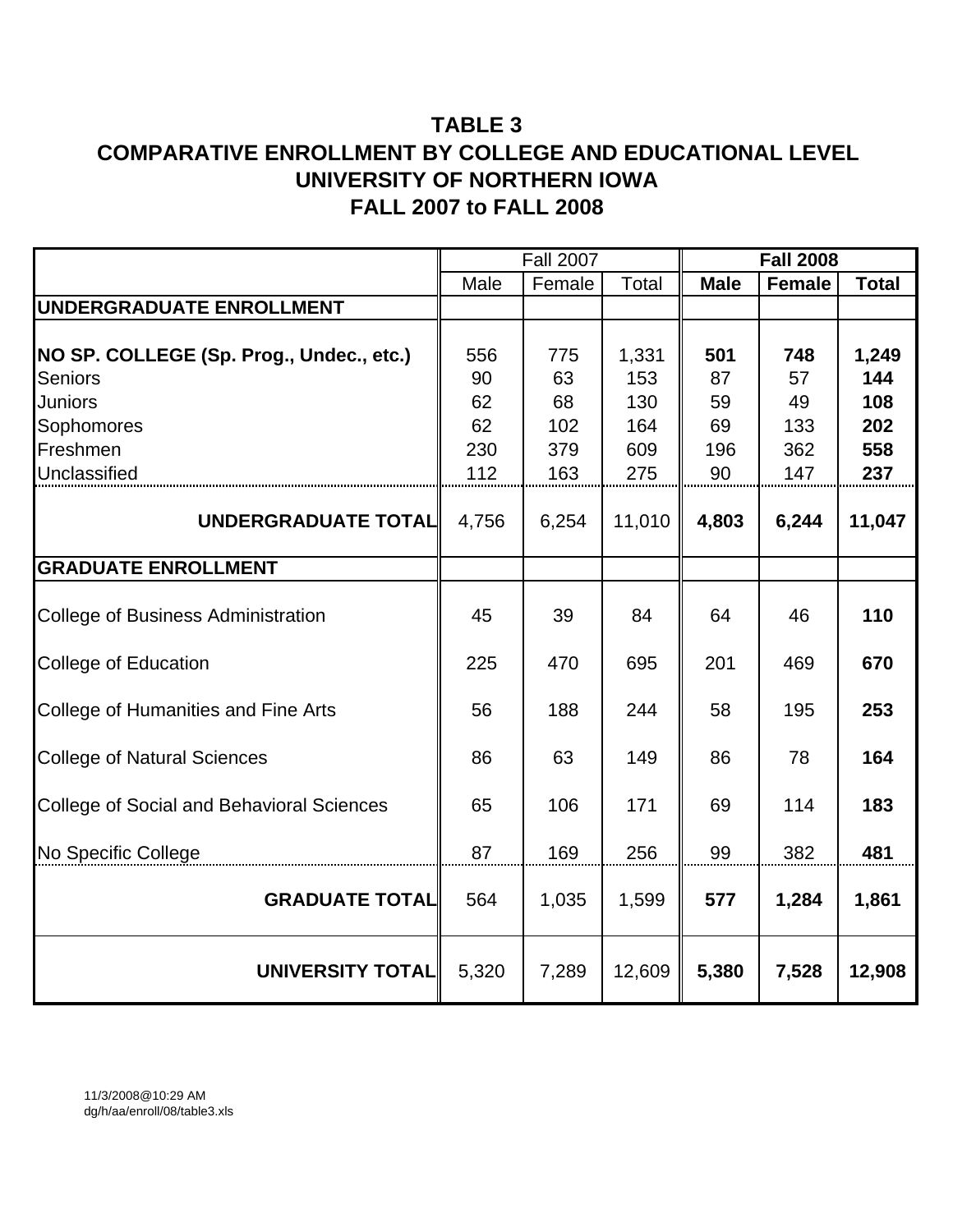# TABLE 3
# COMPARATIVE ENROLLMENT BY COLLEGE AND EDUCATIONAL LEVEL
# UNIVERSITY OF NORTHERN IOWA
# FALL 2007 to FALL 2008

| | Fall 2007 | | | **Fall 2008** | | |
|---|---|---|---|---|---|---|
| | Male | Female | Total | **Male** | **Female** | **Total** |
| **UNDERGRADUATE ENROLLMENT** | | | | | | |
| **NO SP. COLLEGE (Sp. Prog., Undec., etc.)** | 556 | 775 | 1,331 | **501** | **748** | **1,249** |
| Seniors | 90 | 63 | 153 | 87 | 57 | **144** |
| Juniors | 62 | 68 | 130 | 59 | 49 | **108** |
| Sophomores | 62 | 102 | 164 | 69 | 133 | **202** |
| Freshmen | 230 | 379 | 609 | 196 | 362 | **558** |
| Unclassified | 112 | 163 | 275 | 90 | 147 | **237** |
| **UNDERGRADUATE TOTAL** | 4,756 | 6,254 | 11,010 | **4,803** | **6,244** | **11,047** |
| **GRADUATE ENROLLMENT** | | | | | | |
| College of Business Administration | 45 | 39 | 84 | 64 | 46 | **110** |
| College of Education | 225 | 470 | 695 | 201 | 469 | **670** |
| College of Humanities and Fine Arts | 56 | 188 | 244 | 58 | 195 | **253** |
| College of Natural Sciences | 86 | 63 | 149 | 86 | 78 | **164** |
| College of Social and Behavioral Sciences | 65 | 106 | 171 | 69 | 114 | **183** |
| No Specific College | 87 | 169 | 256 | 99 | 382 | **481** |
| **GRADUATE TOTAL** | 564 | 1,035 | 1,599 | **577** | **1,284** | **1,861** |
| **UNIVERSITY TOTAL** | 5,320 | 7,289 | 12,609 | **5,380** | **7,528** | **12,908** |

11/3/2008@10:29 AM
dg/h/aa/enroll/08/table3.xls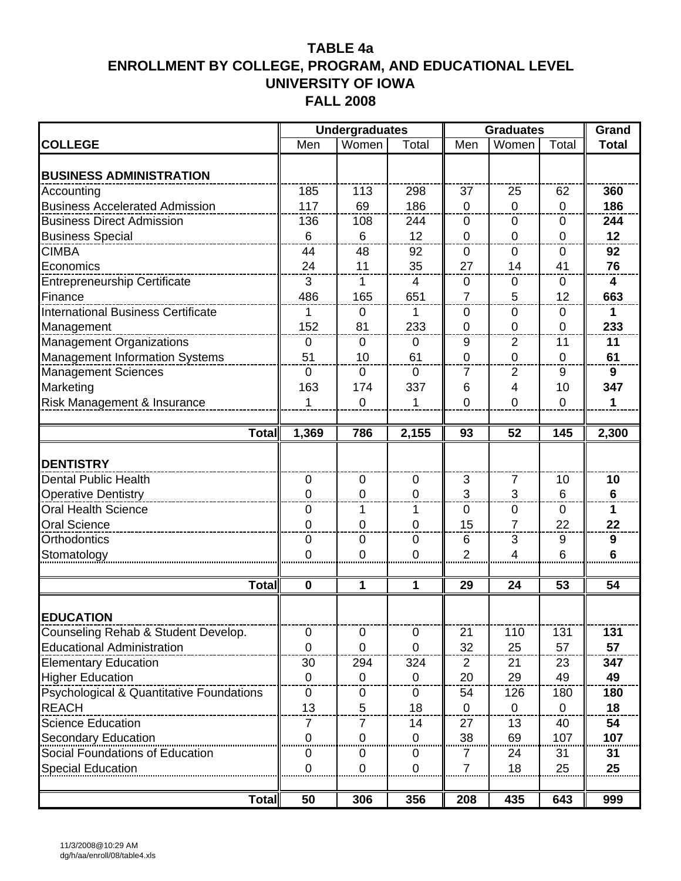# TABLE 4a
# ENROLLMENT BY COLLEGE, PROGRAM, AND EDUCATIONAL LEVEL
# UNIVERSITY OF IOWA
# FALL 2008

| | Undergraduates | | | Graduates | | | Grand |
|---|---|---|---|---|---|---|---|
| **COLLEGE** | Men | Women | Total | Men | Women | Total | **Total** |
| **BUSINESS ADMINISTRATION** | | | | | | | |
| Accounting | 185 | 113 | 298 | 37 | 25 | 62 | **360** |
| Business Accelerated Admission | 117 | 69 | 186 | 0 | 0 | 0 | **186** |
| Business Direct Admission | 136 | 108 | 244 | 0 | 0 | 0 | **244** |
| Business Special | 6 | 6 | 12 | 0 | 0 | 0 | **12** |
| CIMBA | 44 | 48 | 92 | 0 | 0 | 0 | **92** |
| Economics | 24 | 11 | 35 | 27 | 14 | 41 | **76** |
| Entrepreneurship Certificate | 3 | 1 | 4 | 0 | 0 | 0 | **4** |
| Finance | 486 | 165 | 651 | 7 | 5 | 12 | **663** |
| International Business Certificate | 1 | 0 | 1 | 0 | 0 | 0 | **1** |
| Management | 152 | 81 | 233 | 0 | 0 | 0 | **233** |
| Management Organizations | 0 | 0 | 0 | 9 | 2 | 11 | **11** |
| Management Information Systems | 51 | 10 | 61 | 0 | 0 | 0 | **61** |
| Management Sciences | 0 | 0 | 0 | 7 | 2 | 9 | **9** |
| Marketing | 163 | 174 | 337 | 6 | 4 | 10 | **347** |
| Risk Management & Insurance | 1 | 0 | 1 | 0 | 0 | 0 | **1** |
| **Total** | **1,369** | **786** | **2,155** | **93** | **52** | **145** | **2,300** |
| **DENTISTRY** | | | | | | | |
| Dental Public Health | 0 | 0 | 0 | 3 | 7 | 10 | **10** |
| Operative Dentistry | 0 | 0 | 0 | 3 | 3 | 6 | **6** |
| Oral Health Science | 0 | 1 | 1 | 0 | 0 | 0 | **1** |
| Oral Science | 0 | 0 | 0 | 15 | 7 | 22 | **22** |
| Orthodontics | 0 | 0 | 0 | 6 | 3 | 9 | **9** |
| Stomatology | 0 | 0 | 0 | 2 | 4 | 6 | **6** |
| **Total** | **0** | **1** | **1** | **29** | **24** | **53** | **54** |
| **EDUCATION** | | | | | | | |
| Counseling Rehab & Student Develop. | 0 | 0 | 0 | 21 | 110 | 131 | **131** |
| Educational Administration | 0 | 0 | 0 | 32 | 25 | 57 | **57** |
| Elementary Education | 30 | 294 | 324 | 2 | 21 | 23 | **347** |
| Higher Education | 0 | 0 | 0 | 20 | 29 | 49 | **49** |
| Psychological & Quantitative Foundations | 0 | 0 | 0 | 54 | 126 | 180 | **180** |
| REACH | 13 | 5 | 18 | 0 | 0 | 0 | **18** |
| Science Education | 7 | 7 | 14 | 27 | 13 | 40 | **54** |
| Secondary Education | 0 | 0 | 0 | 38 | 69 | 107 | **107** |
| Social Foundations of Education | 0 | 0 | 0 | 7 | 24 | 31 | **31** |
| Special Education | 0 | 0 | 0 | 7 | 18 | 25 | **25** |
| **Total** | **50** | **306** | **356** | **208** | **435** | **643** | **999** |

11/3/2008@10:29 AM
dg/h/aa/enroll/08/table4.xls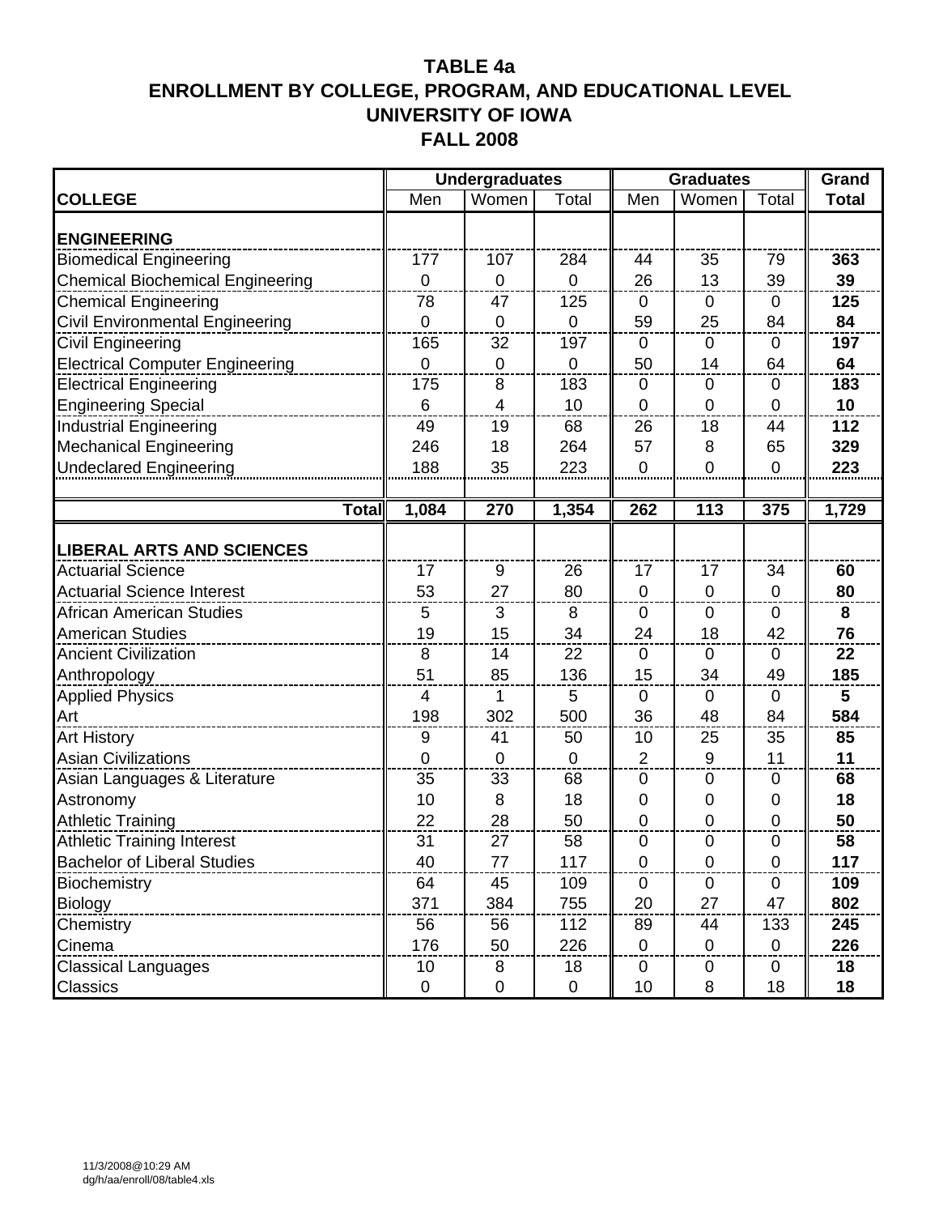# TABLE 4a
# ENROLLMENT BY COLLEGE, PROGRAM, AND EDUCATIONAL LEVEL
# UNIVERSITY OF IOWA
# FALL 2008

| | Undergraduates | | | Graduates | | | Grand |
|---|---|---|---|---|---|---|---|
| **COLLEGE** | Men | Women | Total | Men | Women | Total | **Total** |
| **ENGINEERING** | | | | | | | |
| Biomedical Engineering | 177 | 107 | 284 | 44 | 35 | 79 | **363** |
| Chemical Biochemical Engineering | 0 | 0 | 0 | 26 | 13 | 39 | **39** |
| Chemical Engineering | 78 | 47 | 125 | 0 | 0 | 0 | **125** |
| Civil Environmental Engineering | 0 | 0 | 0 | 59 | 25 | 84 | **84** |
| Civil Engineering | 165 | 32 | 197 | 0 | 0 | 0 | **197** |
| Electrical Computer Engineering | 0 | 0 | 0 | 50 | 14 | 64 | **64** |
| Electrical Engineering | 175 | 8 | 183 | 0 | 0 | 0 | **183** |
| Engineering Special | 6 | 4 | 10 | 0 | 0 | 0 | **10** |
| Industrial Engineering | 49 | 19 | 68 | 26 | 18 | 44 | **112** |
| Mechanical Engineering | 246 | 18 | 264 | 57 | 8 | 65 | **329** |
| Undeclared Engineering | 188 | 35 | 223 | 0 | 0 | 0 | **223** |
| **Total** | **1,084** | **270** | **1,354** | **262** | **113** | **375** | **1,729** |
| **LIBERAL ARTS AND SCIENCES** | | | | | | | |
| Actuarial Science | 17 | 9 | 26 | 17 | 17 | 34 | **60** |
| Actuarial Science Interest | 53 | 27 | 80 | 0 | 0 | 0 | **80** |
| African American Studies | 5 | 3 | 8 | 0 | 0 | 0 | **8** |
| American Studies | 19 | 15 | 34 | 24 | 18 | 42 | **76** |
| Ancient Civilization | 8 | 14 | 22 | 0 | 0 | 0 | **22** |
| Anthropology | 51 | 85 | 136 | 15 | 34 | 49 | **185** |
| Applied Physics | 4 | 1 | 5 | 0 | 0 | 0 | **5** |
| Art | 198 | 302 | 500 | 36 | 48 | 84 | **584** |
| Art History | 9 | 41 | 50 | 10 | 25 | 35 | **85** |
| Asian Civilizations | 0 | 0 | 0 | 2 | 9 | 11 | **11** |
| Asian Languages & Literature | 35 | 33 | 68 | 0 | 0 | 0 | **68** |
| Astronomy | 10 | 8 | 18 | 0 | 0 | 0 | **18** |
| Athletic Training | 22 | 28 | 50 | 0 | 0 | 0 | **50** |
| Athletic Training Interest | 31 | 27 | 58 | 0 | 0 | 0 | **58** |
| Bachelor of Liberal Studies | 40 | 77 | 117 | 0 | 0 | 0 | **117** |
| Biochemistry | 64 | 45 | 109 | 0 | 0 | 0 | **109** |
| Biology | 371 | 384 | 755 | 20 | 27 | 47 | **802** |
| Chemistry | 56 | 56 | 112 | 89 | 44 | 133 | **245** |
| Cinema | 176 | 50 | 226 | 0 | 0 | 0 | **226** |
| Classical Languages | 10 | 8 | 18 | 0 | 0 | 0 | **18** |
| Classics | 0 | 0 | 0 | 10 | 8 | 18 | **18** |

11/3/2008@10:29 AM
dg/h/aa/enroll/08/table4.xls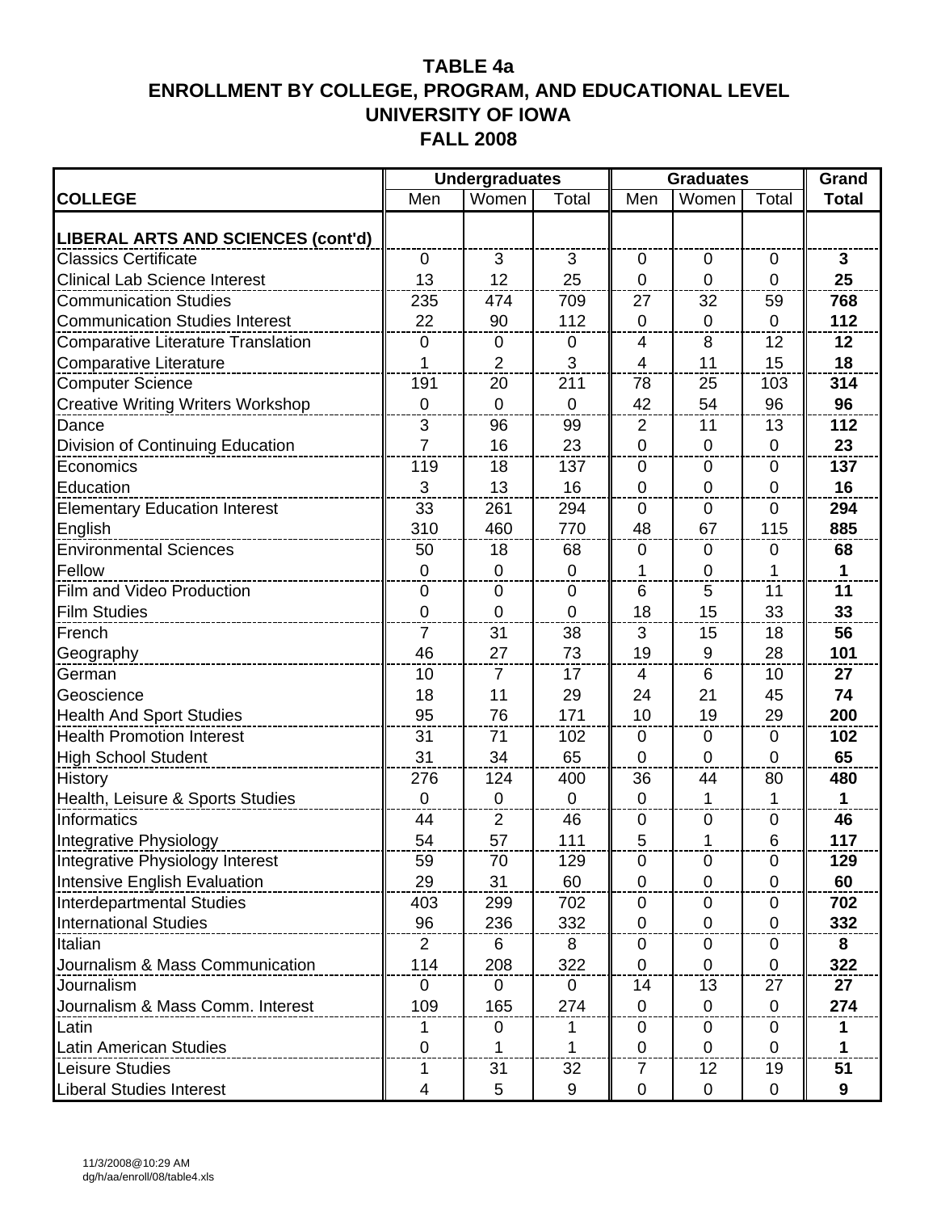# TABLE 4a
# ENROLLMENT BY COLLEGE, PROGRAM, AND EDUCATIONAL LEVEL
# UNIVERSITY OF IOWA
# FALL 2008

| | Undergraduates | | | Graduates | | | Grand |
|---|---|---|---|---|---|---|---|
| **COLLEGE** | Men | Women | Total | Men | Women | Total | **Total** |
| **LIBERAL ARTS AND SCIENCES (cont'd)** | | | | | | | |
| Classics Certificate | 0 | 3 | 3 | 0 | 0 | 0 | **3** |
| Clinical Lab Science Interest | 13 | 12 | 25 | 0 | 0 | 0 | **25** |
| Communication Studies | 235 | 474 | 709 | 27 | 32 | 59 | **768** |
| Communication Studies Interest | 22 | 90 | 112 | 0 | 0 | 0 | **112** |
| Comparative Literature Translation | 0 | 0 | 0 | 4 | 8 | 12 | **12** |
| Comparative Literature | 1 | 2 | 3 | 4 | 11 | 15 | **18** |
| Computer Science | 191 | 20 | 211 | 78 | 25 | 103 | **314** |
| Creative Writing Writers Workshop | 0 | 0 | 0 | 42 | 54 | 96 | **96** |
| Dance | 3 | 96 | 99 | 2 | 11 | 13 | **112** |
| Division of Continuing Education | 7 | 16 | 23 | 0 | 0 | 0 | **23** |
| Economics | 119 | 18 | 137 | 0 | 0 | 0 | **137** |
| Education | 3 | 13 | 16 | 0 | 0 | 0 | **16** |
| Elementary Education Interest | 33 | 261 | 294 | 0 | 0 | 0 | **294** |
| English | 310 | 460 | 770 | 48 | 67 | 115 | **885** |
| Environmental Sciences | 50 | 18 | 68 | 0 | 0 | 0 | **68** |
| Fellow | 0 | 0 | 0 | 1 | 0 | 1 | **1** |
| Film and Video Production | 0 | 0 | 0 | 6 | 5 | 11 | **11** |
| Film Studies | 0 | 0 | 0 | 18 | 15 | 33 | **33** |
| French | 7 | 31 | 38 | 3 | 15 | 18 | **56** |
| Geography | 46 | 27 | 73 | 19 | 9 | 28 | **101** |
| German | 10 | 7 | 17 | 4 | 6 | 10 | **27** |
| Geoscience | 18 | 11 | 29 | 24 | 21 | 45 | **74** |
| Health And Sport Studies | 95 | 76 | 171 | 10 | 19 | 29 | **200** |
| Health Promotion Interest | 31 | 71 | 102 | 0 | 0 | 0 | **102** |
| High School Student | 31 | 34 | 65 | 0 | 0 | 0 | **65** |
| History | 276 | 124 | 400 | 36 | 44 | 80 | **480** |
| Health, Leisure & Sports Studies | 0 | 0 | 0 | 0 | 1 | 1 | **1** |
| Informatics | 44 | 2 | 46 | 0 | 0 | 0 | **46** |
| Integrative Physiology | 54 | 57 | 111 | 5 | 1 | 6 | **117** |
| Integrative Physiology Interest | 59 | 70 | 129 | 0 | 0 | 0 | **129** |
| Intensive English Evaluation | 29 | 31 | 60 | 0 | 0 | 0 | **60** |
| Interdepartmental Studies | 403 | 299 | 702 | 0 | 0 | 0 | **702** |
| International Studies | 96 | 236 | 332 | 0 | 0 | 0 | **332** |
| Italian | 2 | 6 | 8 | 0 | 0 | 0 | **8** |
| Journalism & Mass Communication | 114 | 208 | 322 | 0 | 0 | 0 | **322** |
| Journalism | 0 | 0 | 0 | 14 | 13 | 27 | **27** |
| Journalism & Mass Comm. Interest | 109 | 165 | 274 | 0 | 0 | 0 | **274** |
| Latin | 1 | 0 | 1 | 0 | 0 | 0 | **1** |
| Latin American Studies | 0 | 1 | 1 | 0 | 0 | 0 | **1** |
| Leisure Studies | 1 | 31 | 32 | 7 | 12 | 19 | **51** |
| Liberal Studies Interest | 4 | 5 | 9 | 0 | 0 | 0 | **9** |

11/3/2008@10:29 AM
dg/h/aa/enroll/08/table4.xls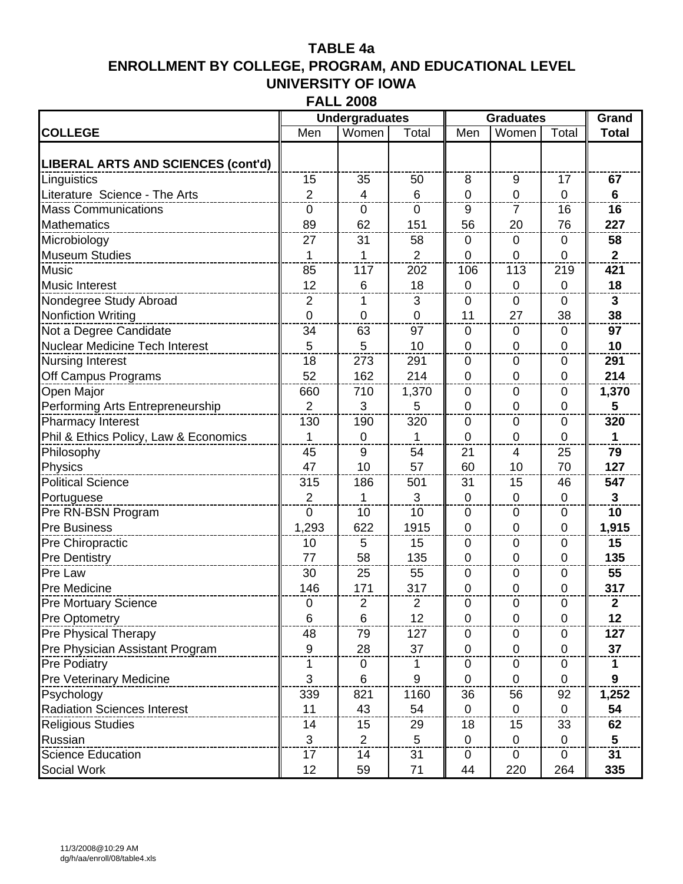# TABLE 4a
# ENROLLMENT BY COLLEGE, PROGRAM, AND EDUCATIONAL LEVEL
# UNIVERSITY OF IOWA
# FALL 2008

| | Undergraduates | | | Graduates | | | Grand |
|---|---|---|---|---|---|---|---|
| **COLLEGE** | Men | Women | Total | Men | Women | Total | **Total** |
| **LIBERAL ARTS AND SCIENCES (cont'd)** | | | | | | | |
| Linguistics | 15 | 35 | 50 | 8 | 9 | 17 | **67** |
| Literature Science - The Arts | 2 | 4 | 6 | 0 | 0 | 0 | **6** |
| Mass Communications | 0 | 0 | 0 | 9 | 7 | 16 | **16** |
| Mathematics | 89 | 62 | 151 | 56 | 20 | 76 | **227** |
| Microbiology | 27 | 31 | 58 | 0 | 0 | 0 | **58** |
| Museum Studies | 1 | 1 | 2 | 0 | 0 | 0 | **2** |
| Music | 85 | 117 | 202 | 106 | 113 | 219 | **421** |
| Music Interest | 12 | 6 | 18 | 0 | 0 | 0 | **18** |
| Nondegree Study Abroad | 2 | 1 | 3 | 0 | 0 | 0 | **3** |
| Nonfiction Writing | 0 | 0 | 0 | 11 | 27 | 38 | **38** |
| Not a Degree Candidate | 34 | 63 | 97 | 0 | 0 | 0 | **97** |
| Nuclear Medicine Tech Interest | 5 | 5 | 10 | 0 | 0 | 0 | **10** |
| Nursing Interest | 18 | 273 | 291 | 0 | 0 | 0 | **291** |
| Off Campus Programs | 52 | 162 | 214 | 0 | 0 | 0 | **214** |
| Open Major | 660 | 710 | 1,370 | 0 | 0 | 0 | **1,370** |
| Performing Arts Entrepreneurship | 2 | 3 | 5 | 0 | 0 | 0 | **5** |
| Pharmacy Interest | 130 | 190 | 320 | 0 | 0 | 0 | **320** |
| Phil & Ethics Policy, Law & Economics | 1 | 0 | 1 | 0 | 0 | 0 | **1** |
| Philosophy | 45 | 9 | 54 | 21 | 4 | 25 | **79** |
| Physics | 47 | 10 | 57 | 60 | 10 | 70 | **127** |
| Political Science | 315 | 186 | 501 | 31 | 15 | 46 | **547** |
| Portuguese | 2 | 1 | 3 | 0 | 0 | 0 | **3** |
| Pre RN-BSN Program | 0 | 10 | 10 | 0 | 0 | 0 | **10** |
| Pre Business | 1,293 | 622 | 1915 | 0 | 0 | 0 | **1,915** |
| Pre Chiropractic | 10 | 5 | 15 | 0 | 0 | 0 | **15** |
| Pre Dentistry | 77 | 58 | 135 | 0 | 0 | 0 | **135** |
| Pre Law | 30 | 25 | 55 | 0 | 0 | 0 | **55** |
| Pre Medicine | 146 | 171 | 317 | 0 | 0 | 0 | **317** |
| Pre Mortuary Science | 0 | 2 | 2 | 0 | 0 | 0 | **2** |
| Pre Optometry | 6 | 6 | 12 | 0 | 0 | 0 | **12** |
| Pre Physical Therapy | 48 | 79 | 127 | 0 | 0 | 0 | **127** |
| Pre Physician Assistant Program | 9 | 28 | 37 | 0 | 0 | 0 | **37** |
| Pre Podiatry | 1 | 0 | 1 | 0 | 0 | 0 | **1** |
| Pre Veterinary Medicine | 3 | 6 | 9 | 0 | 0 | 0 | **9** |
| Psychology | 339 | 821 | 1160 | 36 | 56 | 92 | **1,252** |
| Radiation Sciences Interest | 11 | 43 | 54 | 0 | 0 | 0 | **54** |
| Religious Studies | 14 | 15 | 29 | 18 | 15 | 33 | **62** |
| Russian | 3 | 2 | 5 | 0 | 0 | 0 | **5** |
| Science Education | 17 | 14 | 31 | 0 | 0 | 0 | **31** |
| Social Work | 12 | 59 | 71 | 44 | 220 | 264 | **335** |

11/3/2008@10:29 AM
dg/h/aa/enroll/08/table4.xls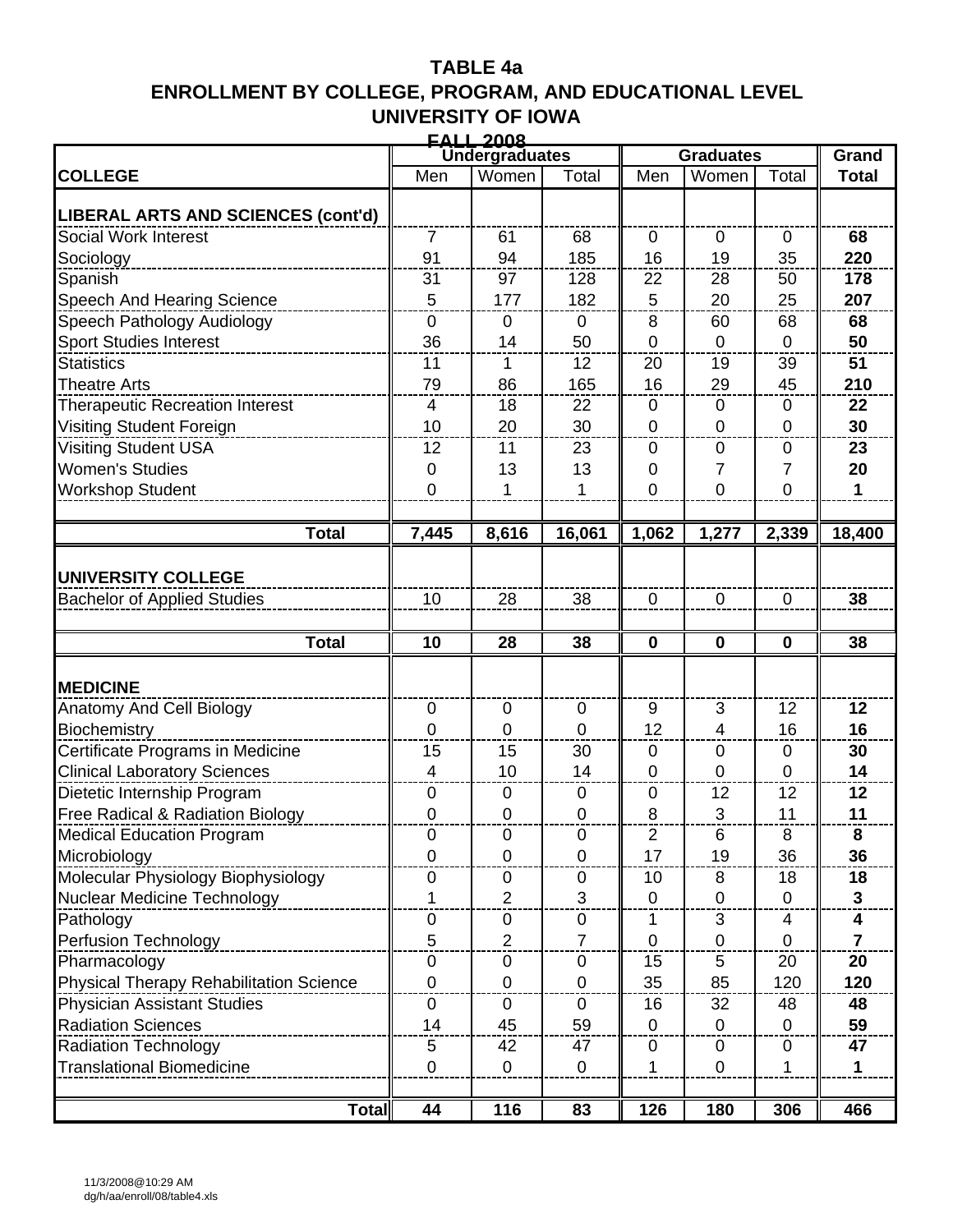# TABLE 4a
# ENROLLMENT BY COLLEGE, PROGRAM, AND EDUCATIONAL LEVEL
# UNIVERSITY OF IOWA
# FALL 2008

| | Undergraduates | | | Graduates | | | Grand |
|---|---|---|---|---|---|---|---|
| **COLLEGE** | Men | Women | Total | Men | Women | Total | **Total** |
| **LIBERAL ARTS AND SCIENCES (cont'd)** | | | | | | | |
| Social Work Interest | 7 | 61 | 68 | 0 | 0 | 0 | **68** |
| Sociology | 91 | 94 | 185 | 16 | 19 | 35 | **220** |
| Spanish | 31 | 97 | 128 | 22 | 28 | 50 | **178** |
| Speech And Hearing Science | 5 | 177 | 182 | 5 | 20 | 25 | **207** |
| Speech Pathology Audiology | 0 | 0 | 0 | 8 | 60 | 68 | **68** |
| Sport Studies Interest | 36 | 14 | 50 | 0 | 0 | 0 | **50** |
| Statistics | 11 | 1 | 12 | 20 | 19 | 39 | **51** |
| Theatre Arts | 79 | 86 | 165 | 16 | 29 | 45 | **210** |
| Therapeutic Recreation Interest | 4 | 18 | 22 | 0 | 0 | 0 | **22** |
| Visiting Student Foreign | 10 | 20 | 30 | 0 | 0 | 0 | **30** |
| Visiting Student USA | 12 | 11 | 23 | 0 | 0 | 0 | **23** |
| Women's Studies | 0 | 13 | 13 | 0 | 7 | 7 | **20** |
| Workshop Student | 0 | 1 | 1 | 0 | 0 | 0 | **1** |
| **Total** | **7,445** | **8,616** | **16,061** | **1,062** | **1,277** | **2,339** | **18,400** |
| **UNIVERSITY COLLEGE** | | | | | | | |
| Bachelor of Applied Studies | 10 | 28 | 38 | 0 | 0 | 0 | **38** |
| **Total** | **10** | **28** | **38** | **0** | **0** | **0** | **38** |
| **MEDICINE** | | | | | | | |
| Anatomy And Cell Biology | 0 | 0 | 0 | 9 | 3 | 12 | **12** |
| Biochemistry | 0 | 0 | 0 | 12 | 4 | 16 | **16** |
| Certificate Programs in Medicine | 15 | 15 | 30 | 0 | 0 | 0 | **30** |
| Clinical Laboratory Sciences | 4 | 10 | 14 | 0 | 0 | 0 | **14** |
| Dietetic Internship Program | 0 | 0 | 0 | 0 | 12 | 12 | **12** |
| Free Radical & Radiation Biology | 0 | 0 | 0 | 8 | 3 | 11 | **11** |
| Medical Education Program | 0 | 0 | 0 | 2 | 6 | 8 | **8** |
| Microbiology | 0 | 0 | 0 | 17 | 19 | 36 | **36** |
| Molecular Physiology Biophysiology | 0 | 0 | 0 | 10 | 8 | 18 | **18** |
| Nuclear Medicine Technology | 1 | 2 | 3 | 0 | 0 | 0 | **3** |
| Pathology | 0 | 0 | 0 | 1 | 3 | 4 | **4** |
| Perfusion Technology | 5 | 2 | 7 | 0 | 0 | 0 | **7** |
| Pharmacology | 0 | 0 | 0 | 15 | 5 | 20 | **20** |
| Physical Therapy Rehabilitation Science | 0 | 0 | 0 | 35 | 85 | 120 | **120** |
| Physician Assistant Studies | 0 | 0 | 0 | 16 | 32 | 48 | **48** |
| Radiation Sciences | 14 | 45 | 59 | 0 | 0 | 0 | **59** |
| Radiation Technology | 5 | 42 | 47 | 0 | 0 | 0 | **47** |
| Translational Biomedicine | 0 | 0 | 0 | 1 | 0 | 1 | **1** |
| **Total** | **44** | **116** | **83** | **126** | **180** | **306** | **466** |

11/3/2008@10:29 AM
dg/h/aa/enroll/08/table4.xls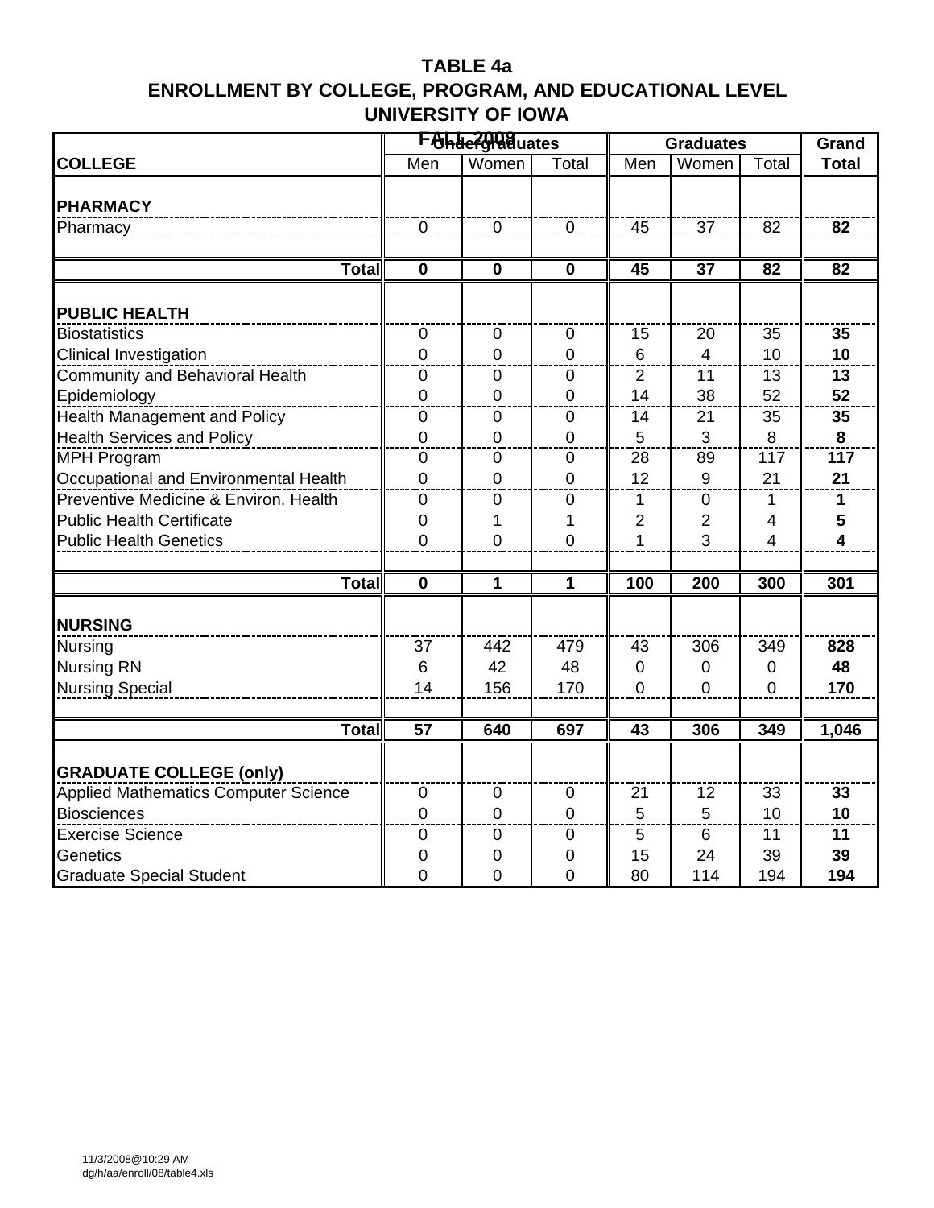# TABLE 4a
# ENROLLMENT BY COLLEGE, PROGRAM, AND EDUCATIONAL LEVEL
# UNIVERSITY OF IOWA
# FALL 2008

| | Undergraduates | | | Graduates | | | Grand |
|---|---|---|---|---|---|---|---|
| **COLLEGE** | Men | Women | Total | Men | Women | Total | **Total** |
| **PHARMACY** | | | | | | | |
| Pharmacy | 0 | 0 | 0 | 45 | 37 | 82 | **82** |
| **Total** | **0** | **0** | **0** | **45** | **37** | **82** | **82** |
| **PUBLIC HEALTH** | | | | | | | |
| Biostatistics | 0 | 0 | 0 | 15 | 20 | 35 | **35** |
| Clinical Investigation | 0 | 0 | 0 | 6 | 4 | 10 | **10** |
| Community and Behavioral Health | 0 | 0 | 0 | 2 | 11 | 13 | **13** |
| Epidemiology | 0 | 0 | 0 | 14 | 38 | 52 | **52** |
| Health Management and Policy | 0 | 0 | 0 | 14 | 21 | 35 | **35** |
| Health Services and Policy | 0 | 0 | 0 | 5 | 3 | 8 | **8** |
| MPH Program | 0 | 0 | 0 | 28 | 89 | 117 | **117** |
| Occupational and Environmental Health | 0 | 0 | 0 | 12 | 9 | 21 | **21** |
| Preventive Medicine & Environ. Health | 0 | 0 | 0 | 1 | 0 | 1 | **1** |
| Public Health Certificate | 0 | 1 | 1 | 2 | 2 | 4 | **5** |
| Public Health Genetics | 0 | 0 | 0 | 1 | 3 | 4 | **4** |
| **Total** | **0** | **1** | **1** | **100** | **200** | **300** | **301** |
| **NURSING** | | | | | | | |
| Nursing | 37 | 442 | 479 | 43 | 306 | 349 | **828** |
| Nursing RN | 6 | 42 | 48 | 0 | 0 | 0 | **48** |
| Nursing Special | 14 | 156 | 170 | 0 | 0 | 0 | **170** |
| **Total** | **57** | **640** | **697** | **43** | **306** | **349** | **1,046** |
| **GRADUATE COLLEGE (only)** | | | | | | | |
| Applied Mathematics Computer Science | 0 | 0 | 0 | 21 | 12 | 33 | **33** |
| Biosciences | 0 | 0 | 0 | 5 | 5 | 10 | **10** |
| Exercise Science | 0 | 0 | 0 | 5 | 6 | 11 | **11** |
| Genetics | 0 | 0 | 0 | 15 | 24 | 39 | **39** |
| Graduate Special Student | 0 | 0 | 0 | 80 | 114 | 194 | **194** |

11/3/2008@10:29 AM
dg/h/aa/enroll/08/table4.xls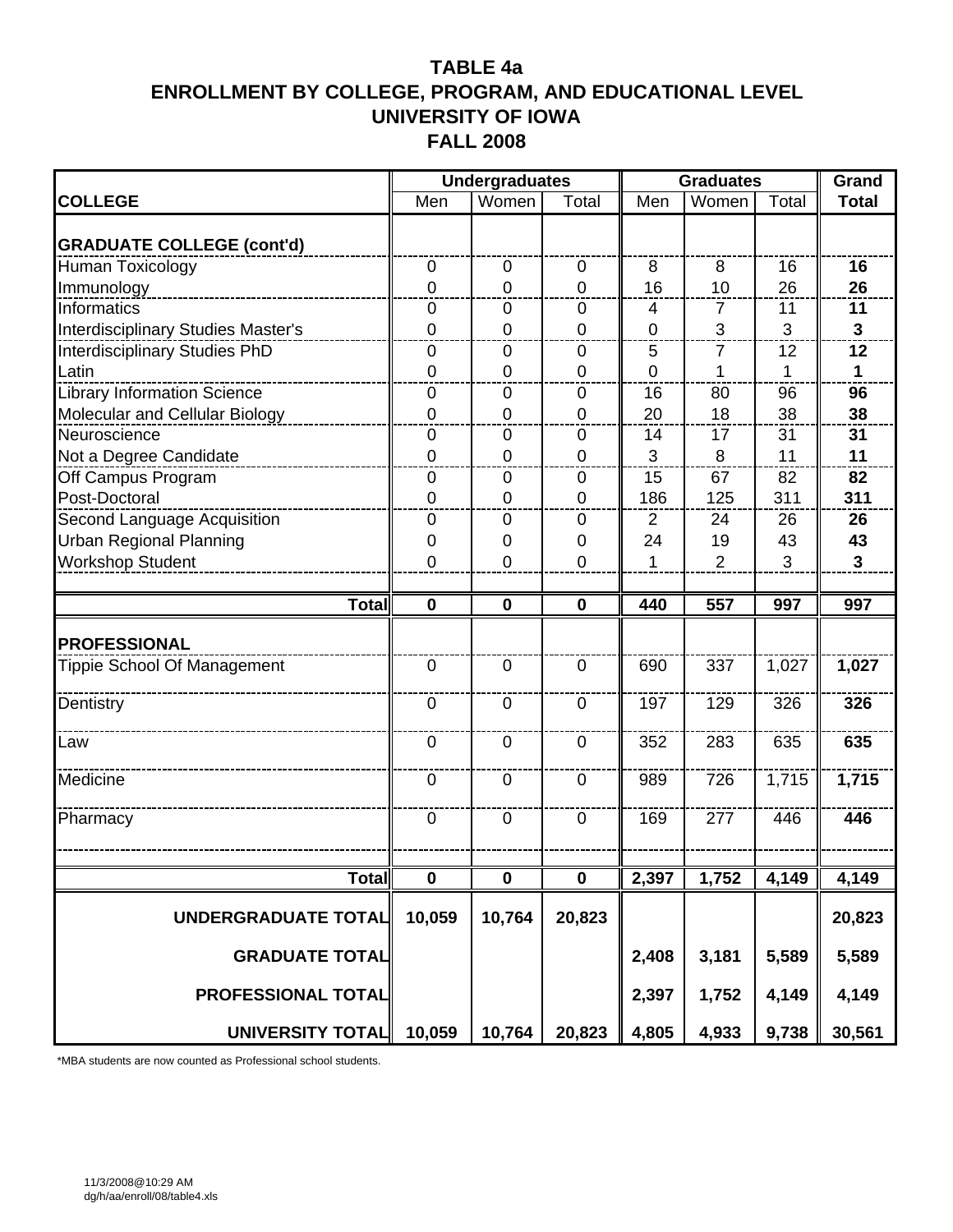# TABLE 4a
# ENROLLMENT BY COLLEGE, PROGRAM, AND EDUCATIONAL LEVEL
# UNIVERSITY OF IOWA
# FALL 2008

| | Undergraduates | | | Graduates | | | Grand |
|---|---|---|---|---|---|---|---|
| **COLLEGE** | Men | Women | Total | Men | Women | Total | **Total** |
| **GRADUATE COLLEGE (cont'd)** | | | | | | | |
| Human Toxicology | 0 | 0 | 0 | 8 | 8 | 16 | **16** |
| Immunology | 0 | 0 | 0 | 16 | 10 | 26 | **26** |
| Informatics | 0 | 0 | 0 | 4 | 7 | 11 | **11** |
| Interdisciplinary Studies Master's | 0 | 0 | 0 | 0 | 3 | 3 | **3** |
| Interdisciplinary Studies PhD | 0 | 0 | 0 | 5 | 7 | 12 | **12** |
| Latin | 0 | 0 | 0 | 0 | 1 | 1 | **1** |
| Library Information Science | 0 | 0 | 0 | 16 | 80 | 96 | **96** |
| Molecular and Cellular Biology | 0 | 0 | 0 | 20 | 18 | 38 | **38** |
| Neuroscience | 0 | 0 | 0 | 14 | 17 | 31 | **31** |
| Not a Degree Candidate | 0 | 0 | 0 | 3 | 8 | 11 | **11** |
| Off Campus Program | 0 | 0 | 0 | 15 | 67 | 82 | **82** |
| Post-Doctoral | 0 | 0 | 0 | 186 | 125 | 311 | **311** |
| Second Language Acquisition | 0 | 0 | 0 | 2 | 24 | 26 | **26** |
| Urban Regional Planning | 0 | 0 | 0 | 24 | 19 | 43 | **43** |
| Workshop Student | 0 | 0 | 0 | 1 | 2 | 3 | **3** |
| **Total** | **0** | **0** | **0** | **440** | **557** | **997** | **997** |
| **PROFESSIONAL** | | | | | | | |
| Tippie School Of Management | 0 | 0 | 0 | 690 | 337 | 1,027 | **1,027** |
| Dentistry | 0 | 0 | 0 | 197 | 129 | 326 | **326** |
| Law | 0 | 0 | 0 | 352 | 283 | 635 | **635** |
| Medicine | 0 | 0 | 0 | 989 | 726 | 1,715 | **1,715** |
| Pharmacy | 0 | 0 | 0 | 169 | 277 | 446 | **446** |
| **Total** | **0** | **0** | **0** | **2,397** | **1,752** | **4,149** | **4,149** |
| **UNDERGRADUATE TOTAL** | **10,059** | **10,764** | **20,823** | | | | **20,823** |
| **GRADUATE TOTAL** | | | | **2,408** | **3,181** | **5,589** | **5,589** |
| **PROFESSIONAL TOTAL** | | | | **2,397** | **1,752** | **4,149** | **4,149** |
| **UNIVERSITY TOTAL** | **10,059** | **10,764** | **20,823** | **4,805** | **4,933** | **9,738** | **30,561** |

*MBA students are now counted as Professional school students.

11/3/2008@10:29 AM
dg/h/aa/enroll/08/table4.xls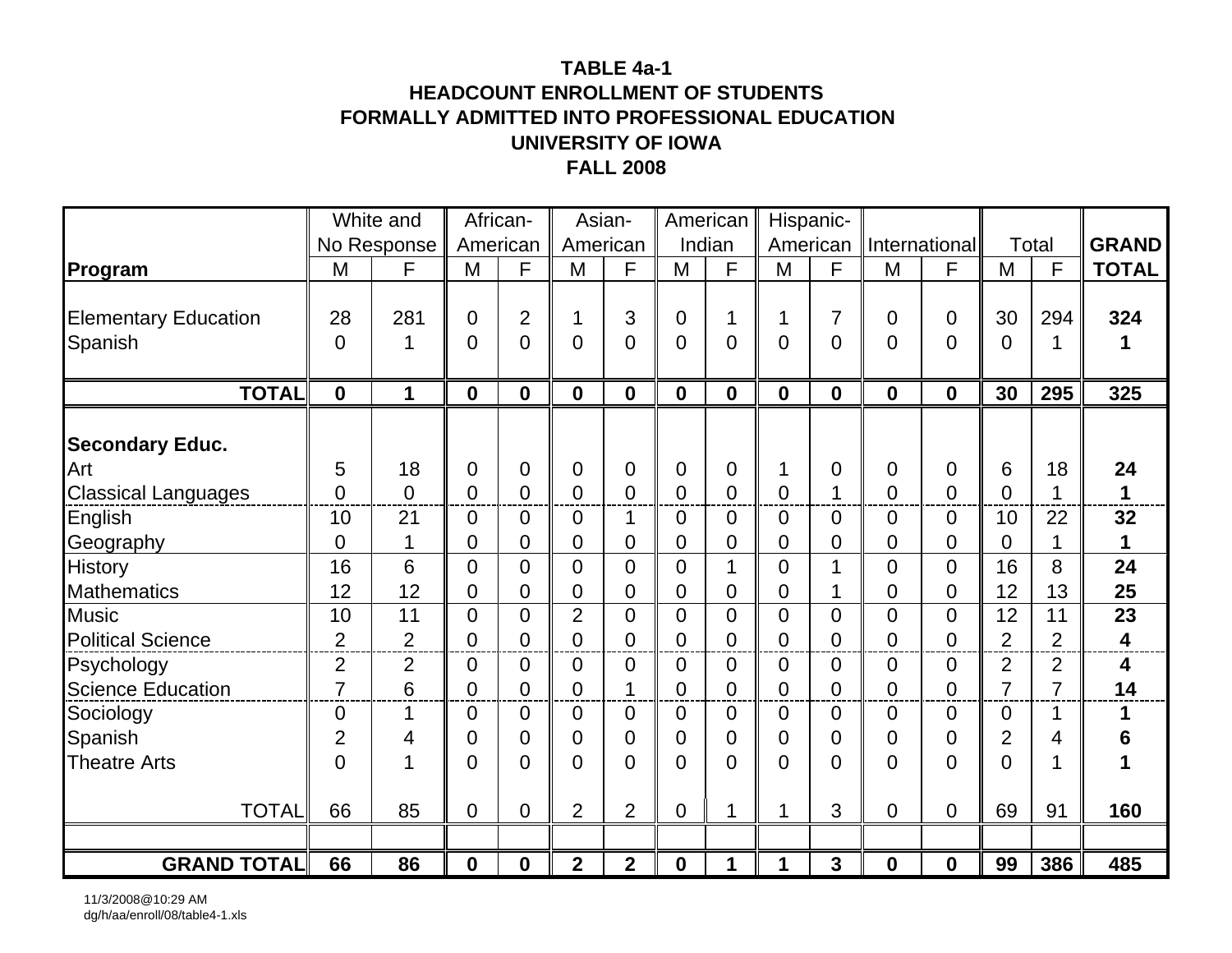**TABLE 4a-1**
**HEADCOUNT ENROLLMENT OF STUDENTS**
**FORMALLY ADMITTED INTO PROFESSIONAL EDUCATION**
**UNIVERSITY OF IOWA**
**FALL 2008**

| Program | White and No Response | | African-American | | Asian-American | | American Indian | | Hispanic-American | | International | | Total | | GRAND TOTAL |
|---|---|---|---|---|---|---|---|---|---|---|---|---|---|---|---|
| | M | F | M | F | M | F | M | F | M | F | M | F | M | F | |
| Elementary Education | 28 | 281 | 0 | 2 | 1 | 3 | 0 | 1 | 1 | 7 | 0 | 0 | 30 | 294 | **324** |
| Spanish | 0 | 1 | 0 | 0 | 0 | 0 | 0 | 0 | 0 | 0 | 0 | 0 | 0 | 1 | **1** |
| **TOTAL** | **0** | **1** | **0** | **0** | **0** | **0** | **0** | **0** | **0** | **0** | **0** | **0** | **30** | **295** | **325** |
| **Secondary Educ.** | | | | | | | | | | | | | | | |
| Art | 5 | 18 | 0 | 0 | 0 | 0 | 0 | 0 | 1 | 0 | 0 | 0 | 6 | 18 | **24** |
| Classical Languages | 0 | 0 | 0 | 0 | 0 | 0 | 0 | 0 | 0 | 1 | 0 | 0 | 0 | 1 | **1** |
| English | 10 | 21 | 0 | 0 | 0 | 1 | 0 | 0 | 0 | 0 | 0 | 0 | 10 | 22 | **32** |
| Geography | 0 | 1 | 0 | 0 | 0 | 0 | 0 | 0 | 0 | 0 | 0 | 0 | 0 | 1 | **1** |
| History | 16 | 6 | 0 | 0 | 0 | 0 | 0 | 1 | 0 | 1 | 0 | 0 | 16 | 8 | **24** |
| Mathematics | 12 | 12 | 0 | 0 | 0 | 0 | 0 | 0 | 0 | 1 | 0 | 0 | 12 | 13 | **25** |
| Music | 10 | 11 | 0 | 0 | 2 | 0 | 0 | 0 | 0 | 0 | 0 | 0 | 12 | 11 | **23** |
| Political Science | 2 | 2 | 0 | 0 | 0 | 0 | 0 | 0 | 0 | 0 | 0 | 0 | 2 | 2 | **4** |
| Psychology | 2 | 2 | 0 | 0 | 0 | 0 | 0 | 0 | 0 | 0 | 0 | 0 | 2 | 2 | **4** |
| Science Education | 7 | 6 | 0 | 0 | 0 | 1 | 0 | 0 | 0 | 0 | 0 | 0 | 7 | 7 | **14** |
| Sociology | 0 | 1 | 0 | 0 | 0 | 0 | 0 | 0 | 0 | 0 | 0 | 0 | 0 | 1 | **1** |
| Spanish | 2 | 4 | 0 | 0 | 0 | 0 | 0 | 0 | 0 | 0 | 0 | 0 | 2 | 4 | **6** |
| Theatre Arts | 0 | 1 | 0 | 0 | 0 | 0 | 0 | 0 | 0 | 0 | 0 | 0 | 0 | 1 | **1** |
| TOTAL | 66 | 85 | 0 | 0 | 2 | 2 | 0 | 1 | 1 | 3 | 0 | 0 | 69 | 91 | **160** |
| **GRAND TOTAL** | **66** | **86** | **0** | **0** | **2** | **2** | **0** | **1** | **1** | **3** | **0** | **0** | **99** | **386** | **485** |

11/3/2008@10:29 AM
dg/h/aa/enroll/08/table4-1.xls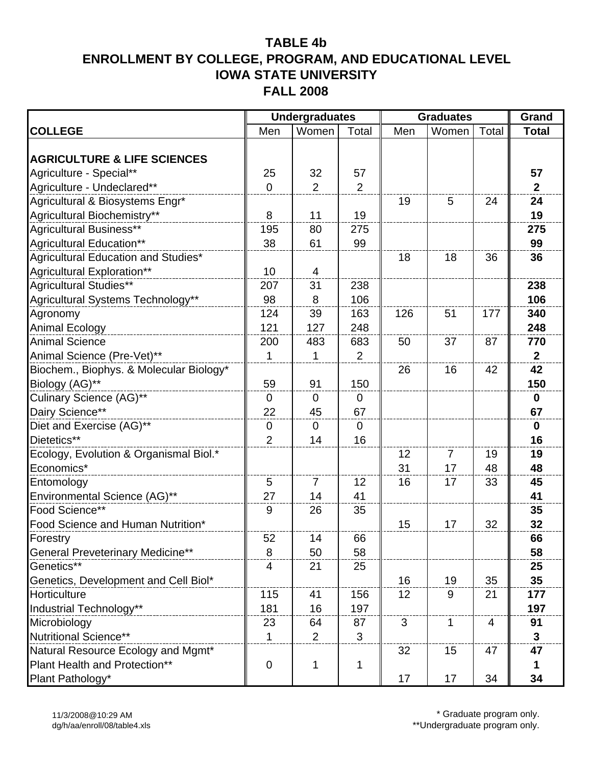# TABLE 4b
# ENROLLMENT BY COLLEGE, PROGRAM, AND EDUCATIONAL LEVEL
# IOWA STATE UNIVERSITY
# FALL 2008

| | Undergraduates | | | Graduates | | | Grand |
|---|---|---|---|---|---|---|---|
| **COLLEGE** | Men | Women | Total | Men | Women | Total | **Total** |
| **AGRICULTURE & LIFE SCIENCES** | | | | | | | |
| Agriculture - Special** | 25 | 32 | 57 | | | | **57** |
| Agriculture - Undeclared** | 0 | 2 | 2 | | | | **2** |
| Agricultural & Biosystems Engr* | | | | 19 | 5 | 24 | **24** |
| Agricultural Biochemistry** | 8 | 11 | 19 | | | | **19** |
| Agricultural Business** | 195 | 80 | 275 | | | | **275** |
| Agricultural Education** | 38 | 61 | 99 | | | | **99** |
| Agricultural Education and Studies* | | | | 18 | 18 | 36 | **36** |
| Agricultural Exploration** | 10 | 4 | | | | | |
| Agricultural Studies** | 207 | 31 | 238 | | | | **238** |
| Agricultural Systems Technology** | 98 | 8 | 106 | | | | **106** |
| Agronomy | 124 | 39 | 163 | 126 | 51 | 177 | **340** |
| Animal Ecology | 121 | 127 | 248 | | | | **248** |
| Animal Science | 200 | 483 | 683 | 50 | 37 | 87 | **770** |
| Animal Science (Pre-Vet)** | 1 | 1 | 2 | | | | **2** |
| Biochem., Biophys. & Molecular Biology* | | | | 26 | 16 | 42 | **42** |
| Biology (AG)** | 59 | 91 | 150 | | | | **150** |
| Culinary Science (AG)** | 0 | 0 | 0 | | | | **0** |
| Dairy Science** | 22 | 45 | 67 | | | | **67** |
| Diet and Exercise (AG)** | 0 | 0 | 0 | | | | **0** |
| Dietetics** | 2 | 14 | 16 | | | | **16** |
| Ecology, Evolution & Organismal Biol.* | | | | 12 | 7 | 19 | **19** |
| Economics* | | | | 31 | 17 | 48 | **48** |
| Entomology | 5 | 7 | 12 | 16 | 17 | 33 | **45** |
| Environmental Science (AG)** | 27 | 14 | 41 | | | | **41** |
| Food Science** | 9 | 26 | 35 | | | | **35** |
| Food Science and Human Nutrition* | | | | 15 | 17 | 32 | **32** |
| Forestry | 52 | 14 | 66 | | | | **66** |
| General Preveterinary Medicine** | 8 | 50 | 58 | | | | **58** |
| Genetics** | 4 | 21 | 25 | | | | **25** |
| Genetics, Development and Cell Biol* | | | | 16 | 19 | 35 | **35** |
| Horticulture | 115 | 41 | 156 | 12 | 9 | 21 | **177** |
| Industrial Technology** | 181 | 16 | 197 | | | | **197** |
| Microbiology | 23 | 64 | 87 | 3 | 1 | 4 | **91** |
| Nutritional Science** | 1 | 2 | 3 | | | | **3** |
| Natural Resource Ecology and Mgmt* | | | | 32 | 15 | 47 | **47** |
| Plant Health and Protection** | 0 | 1 | 1 | | | | **1** |
| Plant Pathology* | | | | 17 | 17 | 34 | **34** |

11/3/2008@10:29 AM
dg/h/aa/enroll/08/table4.xls

\* Graduate program only.
\*\*Undergraduate program only.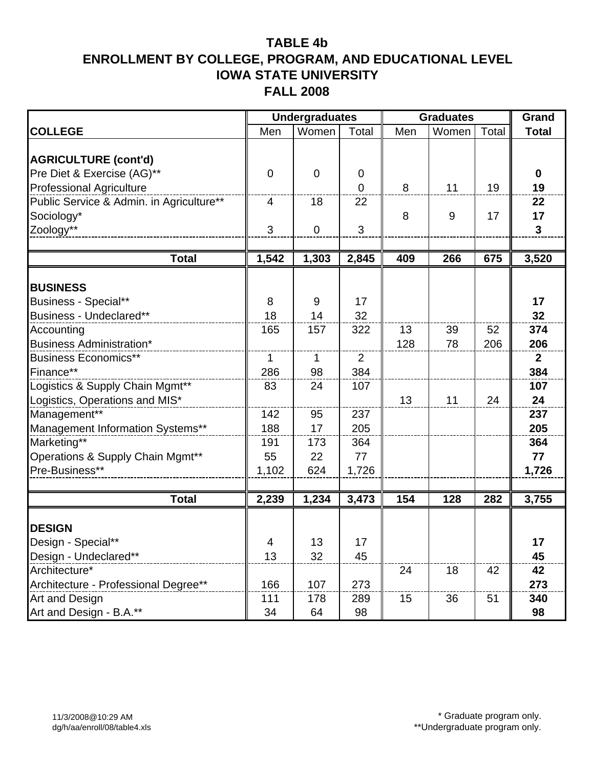# TABLE 4b
# ENROLLMENT BY COLLEGE, PROGRAM, AND EDUCATIONAL LEVEL
# IOWA STATE UNIVERSITY
# FALL 2008

| | Undergraduates | | | Graduates | | | Grand |
|---|---|---|---|---|---|---|---|
| **COLLEGE** | Men | Women | Total | Men | Women | Total | **Total** |
| **AGRICULTURE (cont'd)** | | | | | | | |
| Pre Diet & Exercise (AG)** | 0 | 0 | 0 | | | | **0** |
| Professional Agriculture | | | 0 | 8 | 11 | 19 | **19** |
| Public Service & Admin. in Agriculture** | 4 | 18 | 22 | | | | **22** |
| Sociology* | | | | 8 | 9 | 17 | **17** |
| Zoology** | 3 | 0 | 3 | | | | **3** |
| **Total** | **1,542** | **1,303** | **2,845** | **409** | **266** | **675** | **3,520** |
| **BUSINESS** | | | | | | | |
| Business - Special** | 8 | 9 | 17 | | | | **17** |
| Business - Undeclared** | 18 | 14 | 32 | | | | **32** |
| Accounting | 165 | 157 | 322 | 13 | 39 | 52 | **374** |
| Business Administration* | | | | 128 | 78 | 206 | **206** |
| Business Economics** | 1 | 1 | 2 | | | | **2** |
| Finance** | 286 | 98 | 384 | | | | **384** |
| Logistics & Supply Chain Mgmt** | 83 | 24 | 107 | | | | **107** |
| Logistics, Operations and MIS* | | | | 13 | 11 | 24 | **24** |
| Management** | 142 | 95 | 237 | | | | **237** |
| Management Information Systems** | 188 | 17 | 205 | | | | **205** |
| Marketing** | 191 | 173 | 364 | | | | **364** |
| Operations & Supply Chain Mgmt** | 55 | 22 | 77 | | | | **77** |
| Pre-Business** | 1,102 | 624 | 1,726 | | | | **1,726** |
| **Total** | **2,239** | **1,234** | **3,473** | **154** | **128** | **282** | **3,755** |
| **DESIGN** | | | | | | | |
| Design - Special** | 4 | 13 | 17 | | | | **17** |
| Design - Undeclared** | 13 | 32 | 45 | | | | **45** |
| Architecture* | | | | 24 | 18 | 42 | **42** |
| Architecture - Professional Degree** | 166 | 107 | 273 | | | | **273** |
| Art and Design | 111 | 178 | 289 | 15 | 36 | 51 | **340** |
| Art and Design - B.A.** | 34 | 64 | 98 | | | | **98** |

11/3/2008@10:29 AM
dg/h/aa/enroll/08/table4.xls

* Graduate program only.
**Undergraduate program only.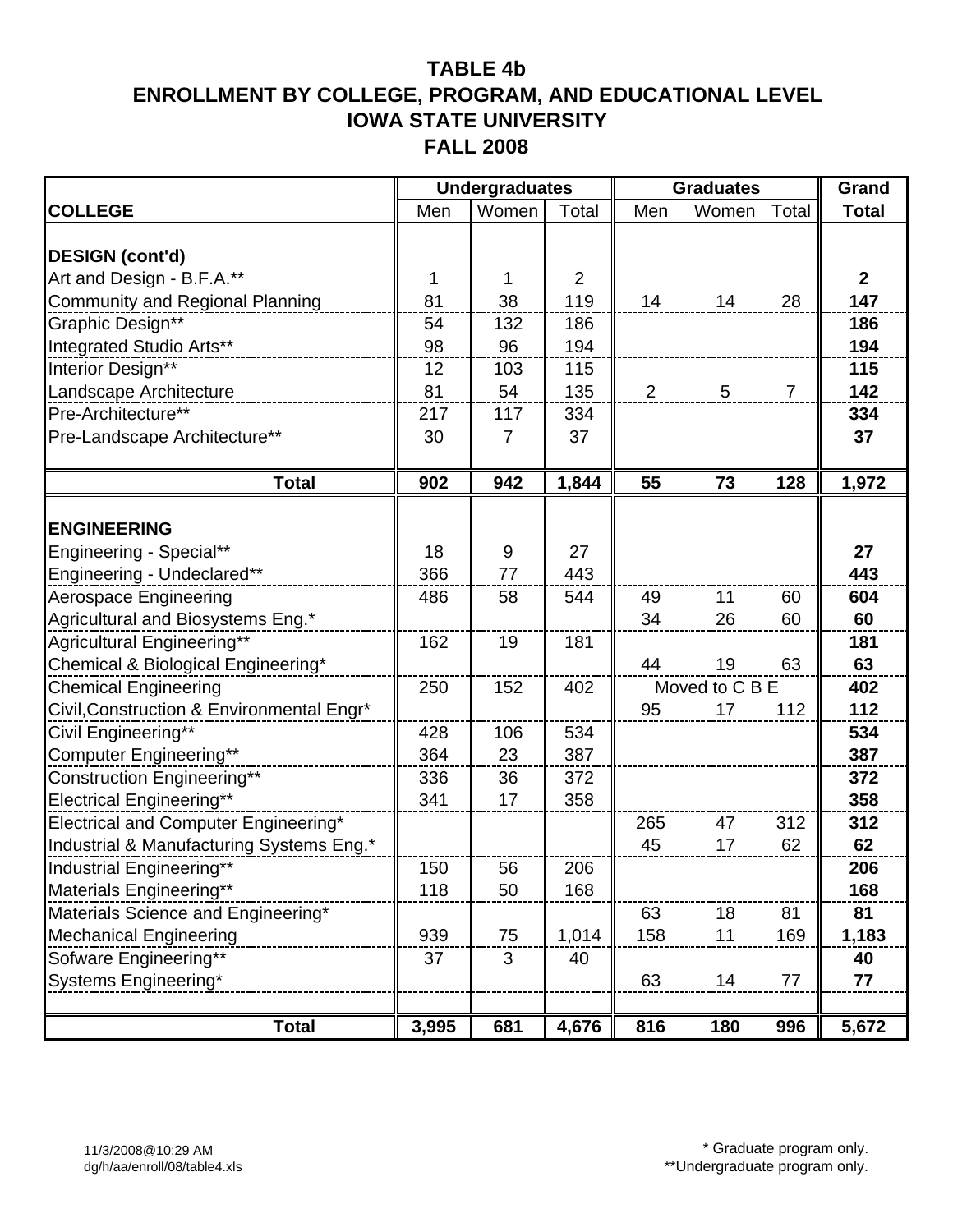# TABLE 4b
## ENROLLMENT BY COLLEGE, PROGRAM, AND EDUCATIONAL LEVEL
## IOWA STATE UNIVERSITY
## FALL 2008

| | Undergraduates | | | Graduates | | | Grand |
|---|---|---|---|---|---|---|---|
| **COLLEGE** | Men | Women | Total | Men | Women | Total | **Total** |
| **DESIGN (cont'd)** | | | | | | | |
| Art and Design - B.F.A.** | 1 | 1 | 2 | | | | **2** |
| Community and Regional Planning | 81 | 38 | 119 | 14 | 14 | 28 | **147** |
| Graphic Design** | 54 | 132 | 186 | | | | **186** |
| Integrated Studio Arts** | 98 | 96 | 194 | | | | **194** |
| Interior Design** | 12 | 103 | 115 | | | | **115** |
| Landscape Architecture | 81 | 54 | 135 | 2 | 5 | 7 | **142** |
| Pre-Architecture** | 217 | 117 | 334 | | | | **334** |
| Pre-Landscape Architecture** | 30 | 7 | 37 | | | | **37** |
| **Total** | **902** | **942** | **1,844** | **55** | **73** | **128** | **1,972** |
| **ENGINEERING** | | | | | | | |
| Engineering - Special** | 18 | 9 | 27 | | | | **27** |
| Engineering - Undeclared** | 366 | 77 | 443 | | | | **443** |
| Aerospace Engineering | 486 | 58 | 544 | 49 | 11 | 60 | **604** |
| Agricultural and Biosystems Eng.* | | | | 34 | 26 | 60 | **60** |
| Agricultural Engineering** | 162 | 19 | 181 | | | | **181** |
| Chemical & Biological Engineering* | | | | 44 | 19 | 63 | **63** |
| Chemical Engineering | 250 | 152 | 402 | | Moved to C B E | | **402** |
| Civil,Construction & Environmental Engr* | | | | 95 | 17 | 112 | **112** |
| Civil Engineering** | 428 | 106 | 534 | | | | **534** |
| Computer Engineering** | 364 | 23 | 387 | | | | **387** |
| Construction Engineering** | 336 | 36 | 372 | | | | **372** |
| Electrical Engineering** | 341 | 17 | 358 | | | | **358** |
| Electrical and Computer Engineering* | | | | 265 | 47 | 312 | **312** |
| Industrial & Manufacturing Systems Eng.* | | | | 45 | 17 | 62 | **62** |
| Industrial Engineering** | 150 | 56 | 206 | | | | **206** |
| Materials Engineering** | 118 | 50 | 168 | | | | **168** |
| Materials Science and Engineering* | | | | 63 | 18 | 81 | **81** |
| Mechanical Engineering | 939 | 75 | 1,014 | 158 | 11 | 169 | **1,183** |
| Sofware Engineering** | 37 | 3 | 40 | | | | **40** |
| Systems Engineering* | | | | 63 | 14 | 77 | **77** |
| **Total** | **3,995** | **681** | **4,676** | **816** | **180** | **996** | **5,672** |

11/3/2008@10:29 AM
dg/h/aa/enroll/08/table4.xls

\* Graduate program only.
\*\*Undergraduate program only.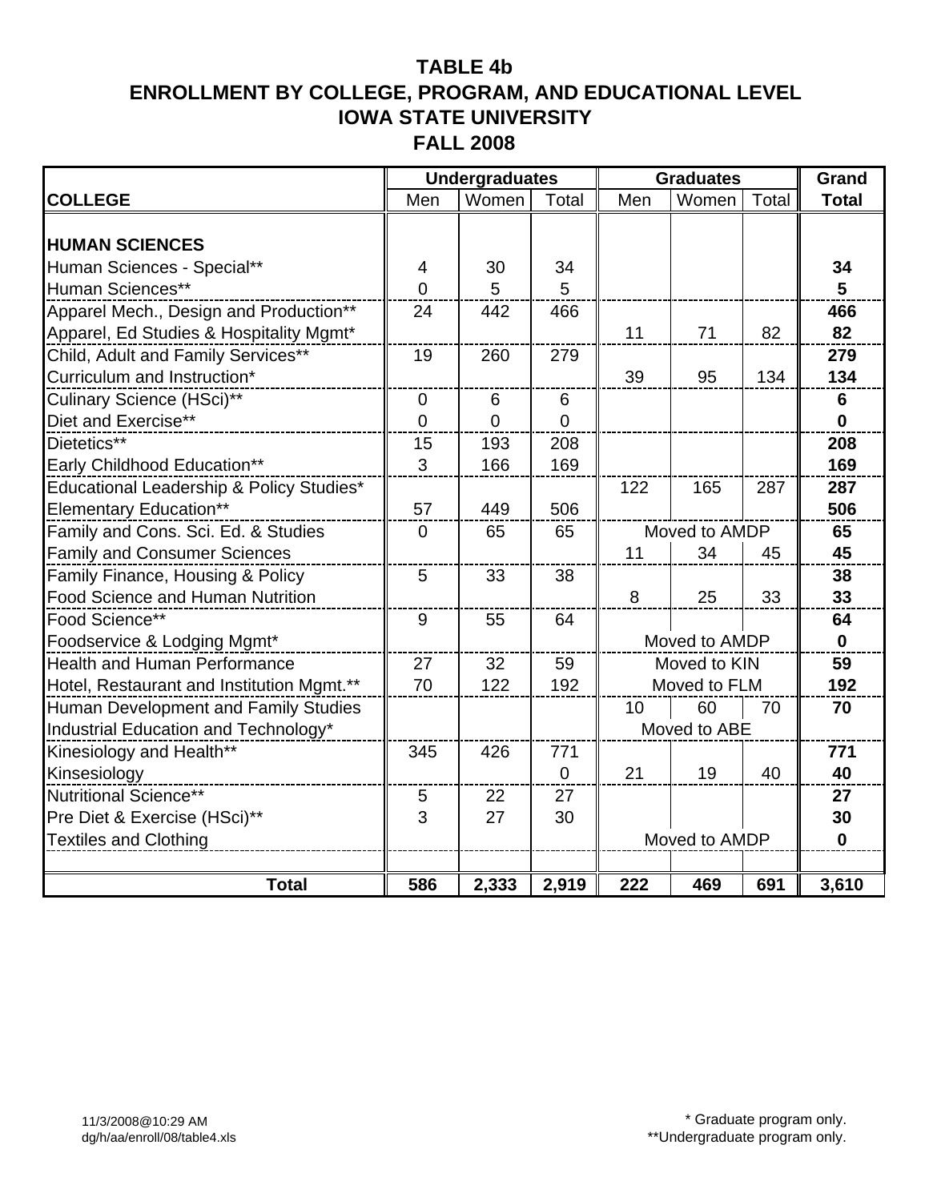# TABLE 4b
# ENROLLMENT BY COLLEGE, PROGRAM, AND EDUCATIONAL LEVEL
# IOWA STATE UNIVERSITY
# FALL 2008

| | Undergraduates | | | Graduates | | | Grand |
|---|---|---|---|---|---|---|---|
| **COLLEGE** | Men | Women | Total | Men | Women | Total | **Total** |
| **HUMAN SCIENCES** | | | | | | | |
| Human Sciences - Special** | 4 | 30 | 34 | | | | **34** |
| Human Sciences** | 0 | 5 | 5 | | | | **5** |
| Apparel Mech., Design and Production** | 24 | 442 | 466 | | | | **466** |
| Apparel, Ed Studies & Hospitality Mgmt* | | | | 11 | 71 | 82 | **82** |
| Child, Adult and Family Services** | 19 | 260 | 279 | | | | **279** |
| Curriculum and Instruction* | | | | 39 | 95 | 134 | **134** |
| Culinary Science (HSci)** | 0 | 6 | 6 | | | | **6** |
| Diet and Exercise** | 0 | 0 | 0 | | | | **0** |
| Dietetics** | 15 | 193 | 208 | | | | **208** |
| Early Childhood Education** | 3 | 166 | 169 | | | | **169** |
| Educational Leadership & Policy Studies* | | | | 122 | 165 | 287 | **287** |
| Elementary Education** | 57 | 449 | 506 | | | | **506** |
| Family and Cons. Sci. Ed. & Studies | 0 | 65 | 65 | Moved to AMDP | | | **65** |
| Family and Consumer Sciences | | | | 11 | 34 | 45 | **45** |
| Family Finance, Housing & Policy | 5 | 33 | 38 | | | | **38** |
| Food Science and Human Nutrition | | | | 8 | 25 | 33 | **33** |
| Food Science** | 9 | 55 | 64 | | | | **64** |
| Foodservice & Lodging Mgmt* | | | | Moved to AMDP | | | **0** |
| Health and Human Performance | 27 | 32 | 59 | Moved to KIN | | | **59** |
| Hotel, Restaurant and Institution Mgmt.** | 70 | 122 | 192 | Moved to FLM | | | **192** |
| Human Development and Family Studies | | | | 10 | 60 | 70 | **70** |
| Industrial Education and Technology* | | | | Moved to ABE | | | |
| Kinesiology and Health** | 345 | 426 | 771 | | | | **771** |
| Kinsesiology | | | 0 | 21 | 19 | 40 | **40** |
| Nutritional Science** | 5 | 22 | 27 | | | | **27** |
| Pre Diet & Exercise (HSci)** | 3 | 27 | 30 | | | | **30** |
| Textiles and Clothing | | | | Moved to AMDP | | | **0** |
| **Total** | **586** | **2,333** | **2,919** | **222** | **469** | **691** | **3,610** |

11/3/2008@10:29 AM
dg/h/aa/enroll/08/table4.xls

\* Graduate program only.
\*\*Undergraduate program only.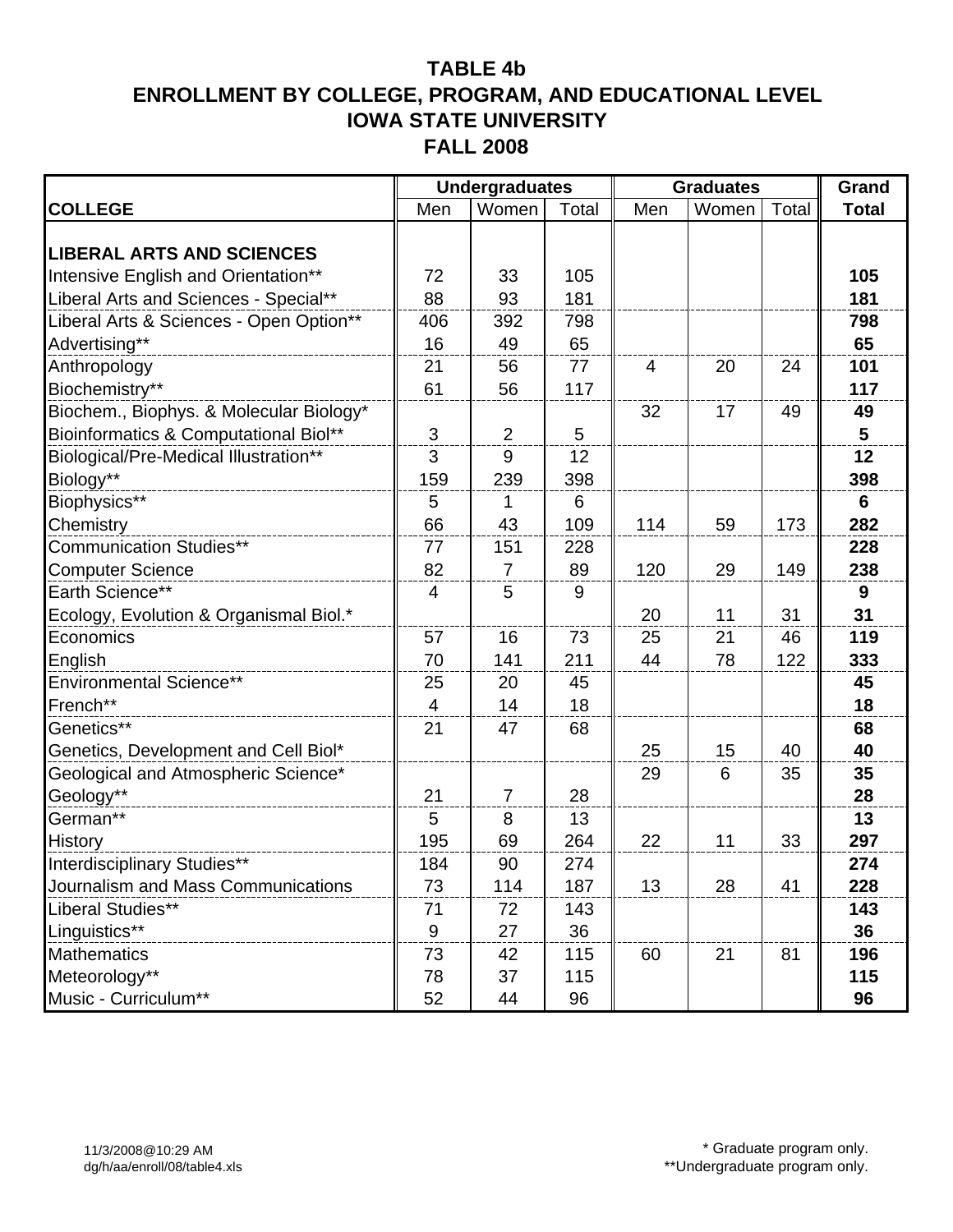# TABLE 4b
# ENROLLMENT BY COLLEGE, PROGRAM, AND EDUCATIONAL LEVEL
# IOWA STATE UNIVERSITY
# FALL 2008

| | Undergraduates | | | Graduates | | | Grand |
|---|---|---|---|---|---|---|---|
| **COLLEGE** | Men | Women | Total | Men | Women | Total | **Total** |
| **LIBERAL ARTS AND SCIENCES** | | | | | | | |
| Intensive English and Orientation** | 72 | 33 | 105 | | | | **105** |
| Liberal Arts and Sciences - Special** | 88 | 93 | 181 | | | | **181** |
| Liberal Arts & Sciences - Open Option** | 406 | 392 | 798 | | | | **798** |
| Advertising** | 16 | 49 | 65 | | | | **65** |
| Anthropology | 21 | 56 | 77 | 4 | 20 | 24 | **101** |
| Biochemistry** | 61 | 56 | 117 | | | | **117** |
| Biochem., Biophys. & Molecular Biology* | | | | 32 | 17 | 49 | **49** |
| Bioinformatics & Computational Biol** | 3 | 2 | 5 | | | | **5** |
| Biological/Pre-Medical Illustration** | 3 | 9 | 12 | | | | **12** |
| Biology** | 159 | 239 | 398 | | | | **398** |
| Biophysics** | 5 | 1 | 6 | | | | **6** |
| Chemistry | 66 | 43 | 109 | 114 | 59 | 173 | **282** |
| Communication Studies** | 77 | 151 | 228 | | | | **228** |
| Computer Science | 82 | 7 | 89 | 120 | 29 | 149 | **238** |
| Earth Science** | 4 | 5 | 9 | | | | **9** |
| Ecology, Evolution & Organismal Biol.* | | | | 20 | 11 | 31 | **31** |
| Economics | 57 | 16 | 73 | 25 | 21 | 46 | **119** |
| English | 70 | 141 | 211 | 44 | 78 | 122 | **333** |
| Environmental Science** | 25 | 20 | 45 | | | | **45** |
| French** | 4 | 14 | 18 | | | | **18** |
| Genetics** | 21 | 47 | 68 | | | | **68** |
| Genetics, Development and Cell Biol* | | | | 25 | 15 | 40 | **40** |
| Geological and Atmospheric Science* | | | | 29 | 6 | 35 | **35** |
| Geology** | 21 | 7 | 28 | | | | **28** |
| German** | 5 | 8 | 13 | | | | **13** |
| History | 195 | 69 | 264 | 22 | 11 | 33 | **297** |
| Interdisciplinary Studies** | 184 | 90 | 274 | | | | **274** |
| Journalism and Mass Communications | 73 | 114 | 187 | 13 | 28 | 41 | **228** |
| Liberal Studies** | 71 | 72 | 143 | | | | **143** |
| Linguistics** | 9 | 27 | 36 | | | | **36** |
| Mathematics | 73 | 42 | 115 | 60 | 21 | 81 | **196** |
| Meteorology** | 78 | 37 | 115 | | | | **115** |
| Music - Curriculum** | 52 | 44 | 96 | | | | **96** |

11/3/2008@10:29 AM
dg/h/aa/enroll/08/table4.xls

\* Graduate program only.
\*\*Undergraduate program only.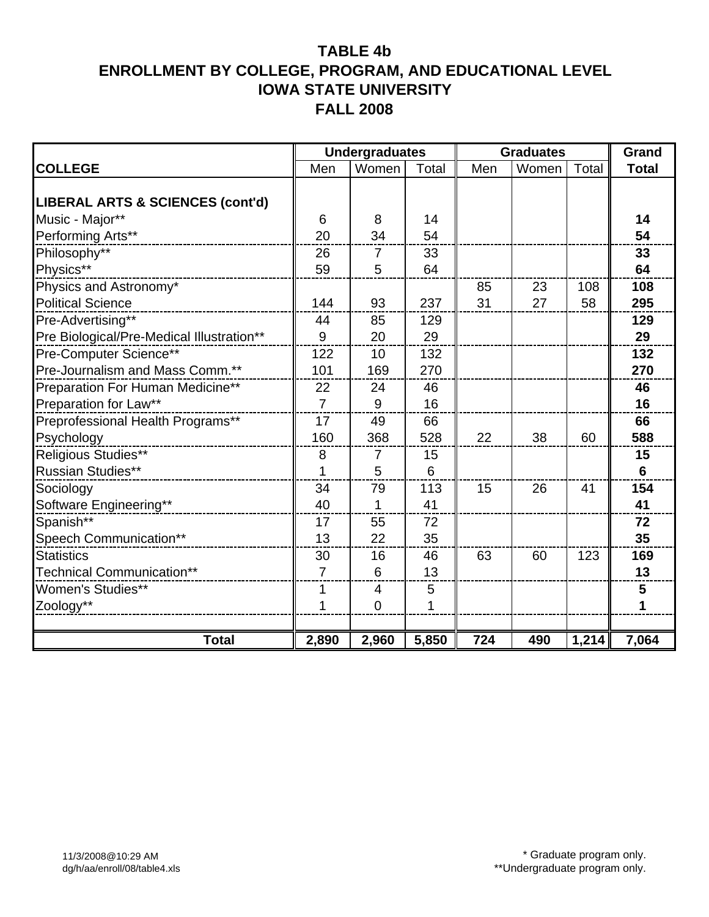# TABLE 4b
## ENROLLMENT BY COLLEGE, PROGRAM, AND EDUCATIONAL LEVEL
## IOWA STATE UNIVERSITY
## FALL 2008

| | Undergraduates | | | Graduates | | | Grand |
|---|---|---|---|---|---|---|---|
| **COLLEGE** | Men | Women | Total | Men | Women | Total | **Total** |
| **LIBERAL ARTS & SCIENCES (cont'd)** | | | | | | | |
| Music - Major** | 6 | 8 | 14 | | | | **14** |
| Performing Arts** | 20 | 34 | 54 | | | | **54** |
| Philosophy** | 26 | 7 | 33 | | | | **33** |
| Physics** | 59 | 5 | 64 | | | | **64** |
| Physics and Astronomy* | | | | 85 | 23 | 108 | **108** |
| Political Science | 144 | 93 | 237 | 31 | 27 | 58 | **295** |
| Pre-Advertising** | 44 | 85 | 129 | | | | **129** |
| Pre Biological/Pre-Medical Illustration** | 9 | 20 | 29 | | | | **29** |
| Pre-Computer Science** | 122 | 10 | 132 | | | | **132** |
| Pre-Journalism and Mass Comm.** | 101 | 169 | 270 | | | | **270** |
| Preparation For Human Medicine** | 22 | 24 | 46 | | | | **46** |
| Preparation for Law** | 7 | 9 | 16 | | | | **16** |
| Preprofessional Health Programs** | 17 | 49 | 66 | | | | **66** |
| Psychology | 160 | 368 | 528 | 22 | 38 | 60 | **588** |
| Religious Studies** | 8 | 7 | 15 | | | | **15** |
| Russian Studies** | 1 | 5 | 6 | | | | **6** |
| Sociology | 34 | 79 | 113 | 15 | 26 | 41 | **154** |
| Software Engineering** | 40 | 1 | 41 | | | | **41** |
| Spanish** | 17 | 55 | 72 | | | | **72** |
| Speech Communication** | 13 | 22 | 35 | | | | **35** |
| Statistics | 30 | 16 | 46 | 63 | 60 | 123 | **169** |
| Technical Communication** | 7 | 6 | 13 | | | | **13** |
| Women's Studies** | 1 | 4 | 5 | | | | **5** |
| Zoology** | 1 | 0 | 1 | | | | **1** |
| **Total** | **2,890** | **2,960** | **5,850** | **724** | **490** | **1,214** | **7,064** |

11/3/2008@10:29 AM
dg/h/aa/enroll/08/table4.xls

\* Graduate program only.
\*\*Undergraduate program only.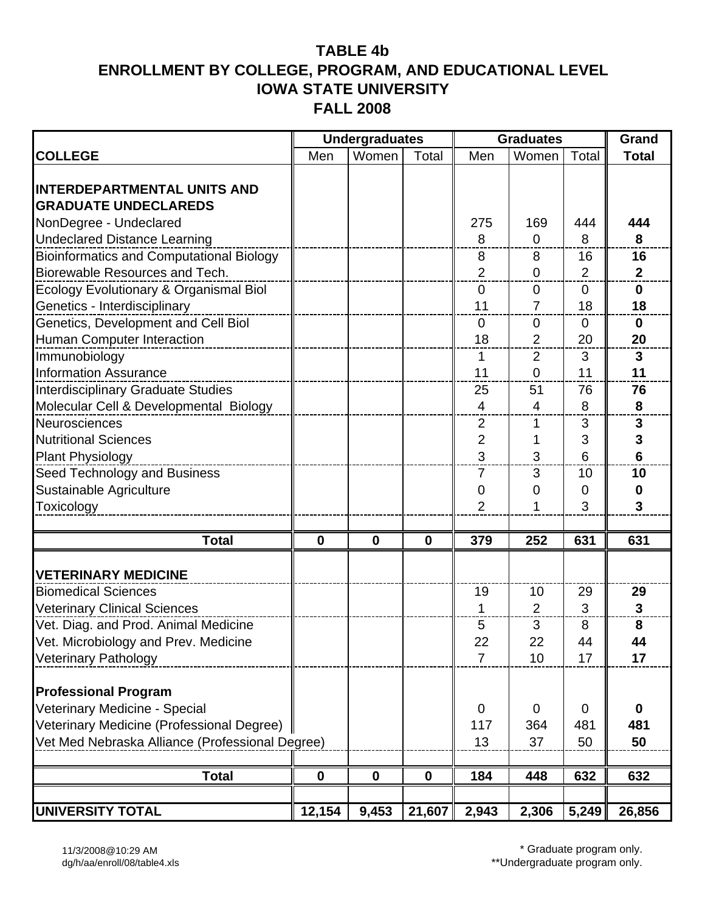# TABLE 4b
# ENROLLMENT BY COLLEGE, PROGRAM, AND EDUCATIONAL LEVEL
# IOWA STATE UNIVERSITY
# FALL 2008

| | Undergraduates | | | Graduates | | | Grand |
|---|---|---|---|---|---|---|---|
| **COLLEGE** | Men | Women | Total | Men | Women | Total | **Total** |
| **INTERDEPARTMENTAL UNITS AND GRADUATE UNDECLAREDS** | | | | | | | |
| NonDegree - Undeclared | | | | 275 | 169 | 444 | **444** |
| Undeclared Distance Learning | | | | 8 | 0 | 8 | **8** |
| Bioinformatics and Computational Biology | | | | 8 | 8 | 16 | **16** |
| Biorewable Resources and Tech. | | | | 2 | 0 | 2 | **2** |
| Ecology Evolutionary & Organismal Biol | | | | 0 | 0 | 0 | **0** |
| Genetics - Interdisciplinary | | | | 11 | 7 | 18 | **18** |
| Genetics, Development and Cell Biol | | | | 0 | 0 | 0 | **0** |
| Human Computer Interaction | | | | 18 | 2 | 20 | **20** |
| Immunobiology | | | | 1 | 2 | 3 | **3** |
| Information Assurance | | | | 11 | 0 | 11 | **11** |
| Interdisciplinary Graduate Studies | | | | 25 | 51 | 76 | **76** |
| Molecular Cell & Developmental Biology | | | | 4 | 4 | 8 | **8** |
| Neurosciences | | | | 2 | 1 | 3 | **3** |
| Nutritional Sciences | | | | 2 | 1 | 3 | **3** |
| Plant Physiology | | | | 3 | 3 | 6 | **6** |
| Seed Technology and Business | | | | 7 | 3 | 10 | **10** |
| Sustainable Agriculture | | | | 0 | 0 | 0 | **0** |
| Toxicology | | | | 2 | 1 | 3 | **3** |
| **Total** | **0** | **0** | **0** | **379** | **252** | **631** | **631** |
| **VETERINARY MEDICINE** | | | | | | | |
| Biomedical Sciences | | | | 19 | 10 | 29 | **29** |
| Veterinary Clinical Sciences | | | | 1 | 2 | 3 | **3** |
| Vet. Diag. and Prod. Animal Medicine | | | | 5 | 3 | 8 | **8** |
| Vet. Microbiology and Prev. Medicine | | | | 22 | 22 | 44 | **44** |
| Veterinary Pathology | | | | 7 | 10 | 17 | **17** |
| **Professional Program** | | | | | | | |
| Veterinary Medicine - Special | | | | 0 | 0 | 0 | **0** |
| Veterinary Medicine (Professional Degree) | | | | 117 | 364 | 481 | **481** |
| Vet Med Nebraska Alliance (Professional Degree) | | | | 13 | 37 | 50 | **50** |
| **Total** | **0** | **0** | **0** | **184** | **448** | **632** | **632** |
| **UNIVERSITY TOTAL** | **12,154** | **9,453** | **21,607** | **2,943** | **2,306** | **5,249** | **26,856** |

11/3/2008@10:29 AM
dg/h/aa/enroll/08/table4.xls

\* Graduate program only.
\*\*Undergraduate program only.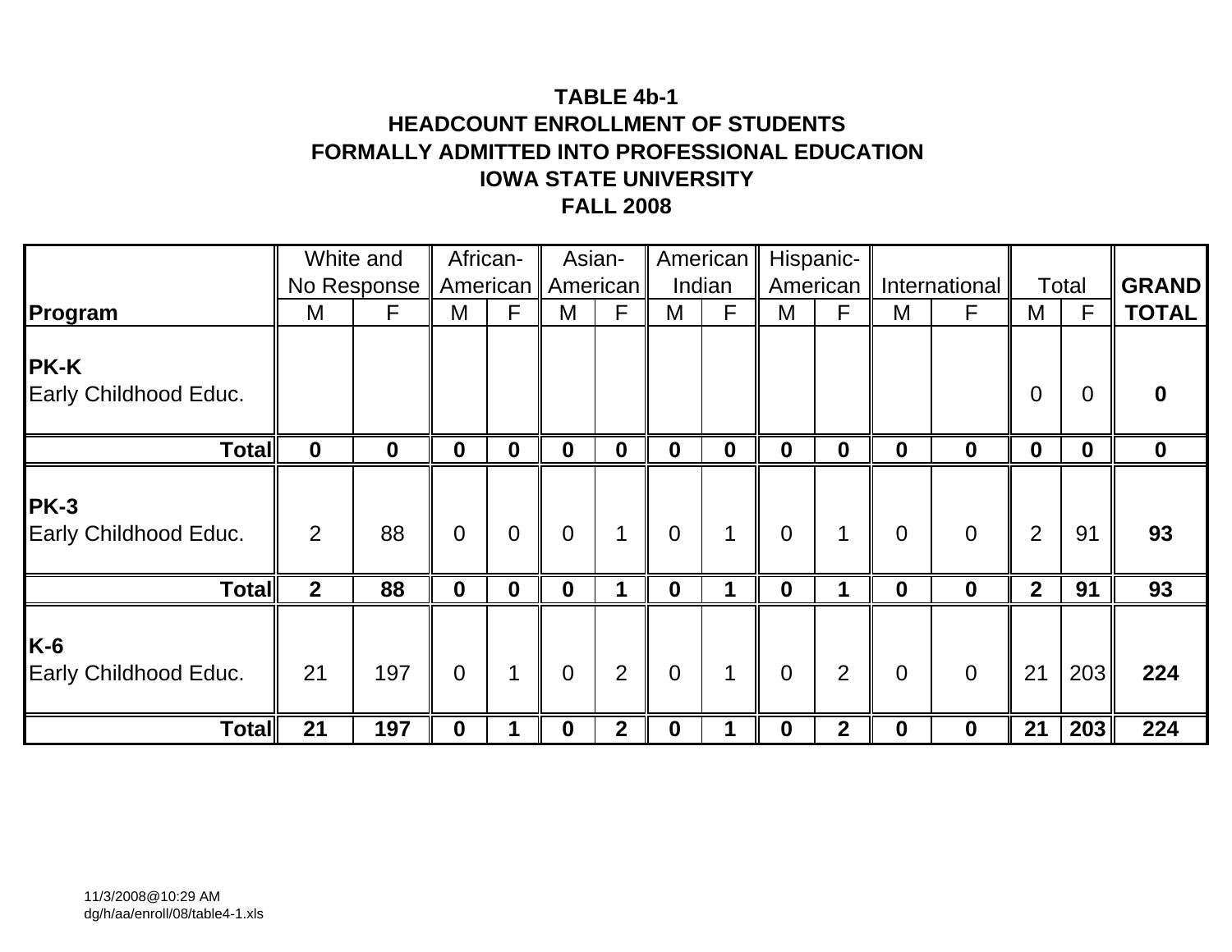**TABLE 4b-1**
**HEADCOUNT ENROLLMENT OF STUDENTS**
**FORMALLY ADMITTED INTO PROFESSIONAL EDUCATION**
**IOWA STATE UNIVERSITY**
**FALL 2008**

| Program | White and No Response | | African-American | | Asian-American | | American Indian | | Hispanic-American | | International | | Total | | GRAND TOTAL |
|---|---|---|---|---|---|---|---|---|---|---|---|---|---|---|---|
| | M | F | M | F | M | F | M | F | M | F | M | F | M | F | |
| **PK-K** Early Childhood Educ. | | | | | | | | | | | | | 0 | 0 | **0** |
| **Total** | **0** | **0** | **0** | **0** | **0** | **0** | **0** | **0** | **0** | **0** | **0** | **0** | **0** | **0** | **0** |
| **PK-3** Early Childhood Educ. | 2 | 88 | 0 | 0 | 0 | 1 | 0 | 1 | 0 | 1 | 0 | 0 | 2 | 91 | **93** |
| **Total** | **2** | **88** | **0** | **0** | **0** | **1** | **0** | **1** | **0** | **1** | **0** | **0** | **2** | **91** | **93** |
| **K-6** Early Childhood Educ. | 21 | 197 | 0 | 1 | 0 | 2 | 0 | 1 | 0 | 2 | 0 | 0 | 21 | 203 | **224** |
| **Total** | **21** | **197** | **0** | **1** | **0** | **2** | **0** | **1** | **0** | **2** | **0** | **0** | **21** | **203** | **224** |

11/3/2008@10:29 AM
dg/h/aa/enroll/08/table4-1.xls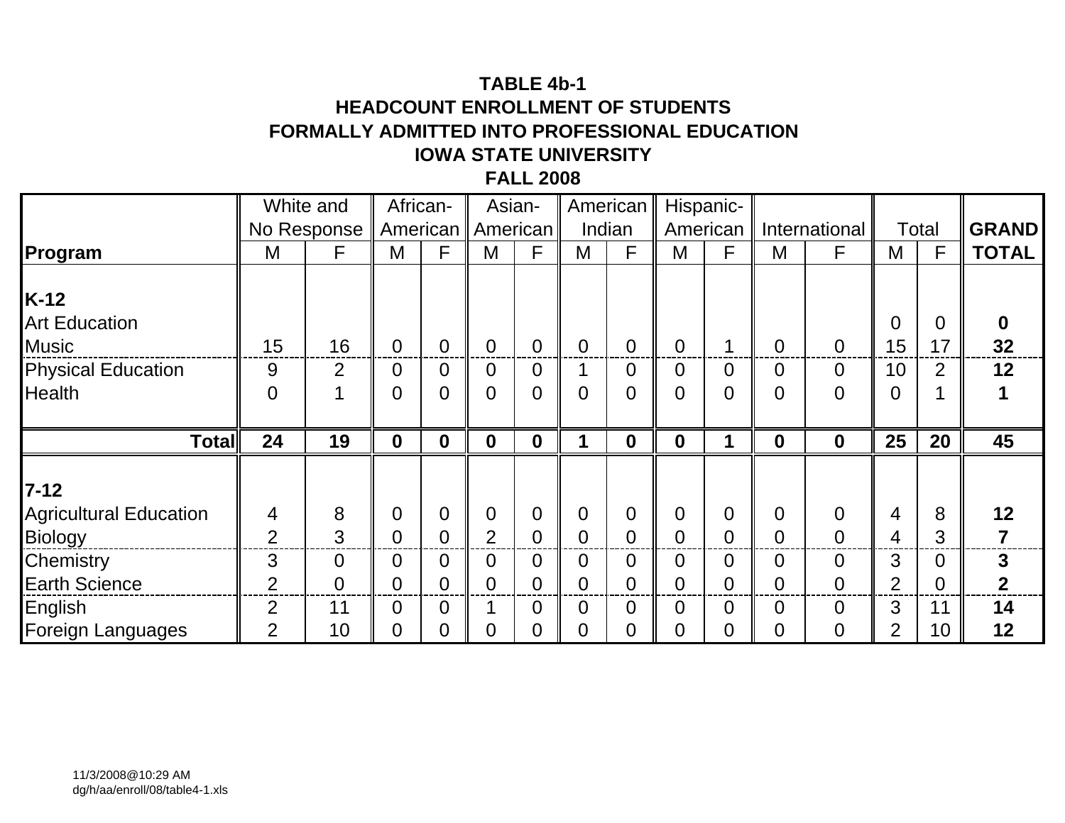**TABLE 4b-1**
**HEADCOUNT ENROLLMENT OF STUDENTS**
**FORMALLY ADMITTED INTO PROFESSIONAL EDUCATION**
**IOWA STATE UNIVERSITY**
**FALL 2008**

| | White and No Response | | African-American | | Asian-American | | American Indian | | Hispanic-American | | International | | Total | | **GRAND** |
|---|---|---|---|---|---|---|---|---|---|---|---|---|---|---|---|
| **Program** | M | F | M | F | M | F | M | F | M | F | M | F | M | F | **TOTAL** |
| **K-12** | | | | | | | | | | | | | | | |
| Art Education | | | | | | | | | | | | | 0 | 0 | **0** |
| Music | 15 | 16 | 0 | 0 | 0 | 0 | 0 | 0 | 0 | 1 | 0 | 0 | 15 | 17 | **32** |
| Physical Education | 9 | 2 | 0 | 0 | 0 | 0 | 1 | 0 | 0 | 0 | 0 | 0 | 10 | 2 | **12** |
| Health | 0 | 1 | 0 | 0 | 0 | 0 | 0 | 0 | 0 | 0 | 0 | 0 | 0 | 1 | **1** |
| **Total** | **24** | **19** | **0** | **0** | **0** | **0** | **1** | **0** | **0** | **1** | **0** | **0** | **25** | **20** | **45** |
| **7-12** | | | | | | | | | | | | | | | |
| Agricultural Education | 4 | 8 | 0 | 0 | 0 | 0 | 0 | 0 | 0 | 0 | 0 | 0 | 4 | 8 | **12** |
| Biology | 2 | 3 | 0 | 0 | 2 | 0 | 0 | 0 | 0 | 0 | 0 | 0 | 4 | 3 | **7** |
| Chemistry | 3 | 0 | 0 | 0 | 0 | 0 | 0 | 0 | 0 | 0 | 0 | 0 | 3 | 0 | **3** |
| Earth Science | 2 | 0 | 0 | 0 | 0 | 0 | 0 | 0 | 0 | 0 | 0 | 0 | 2 | 0 | **2** |
| English | 2 | 11 | 0 | 0 | 1 | 0 | 0 | 0 | 0 | 0 | 0 | 0 | 3 | 11 | **14** |
| Foreign Languages | 2 | 10 | 0 | 0 | 0 | 0 | 0 | 0 | 0 | 0 | 0 | 0 | 2 | 10 | **12** |

11/3/2008@10:29 AM
dg/h/aa/enroll/08/table4-1.xls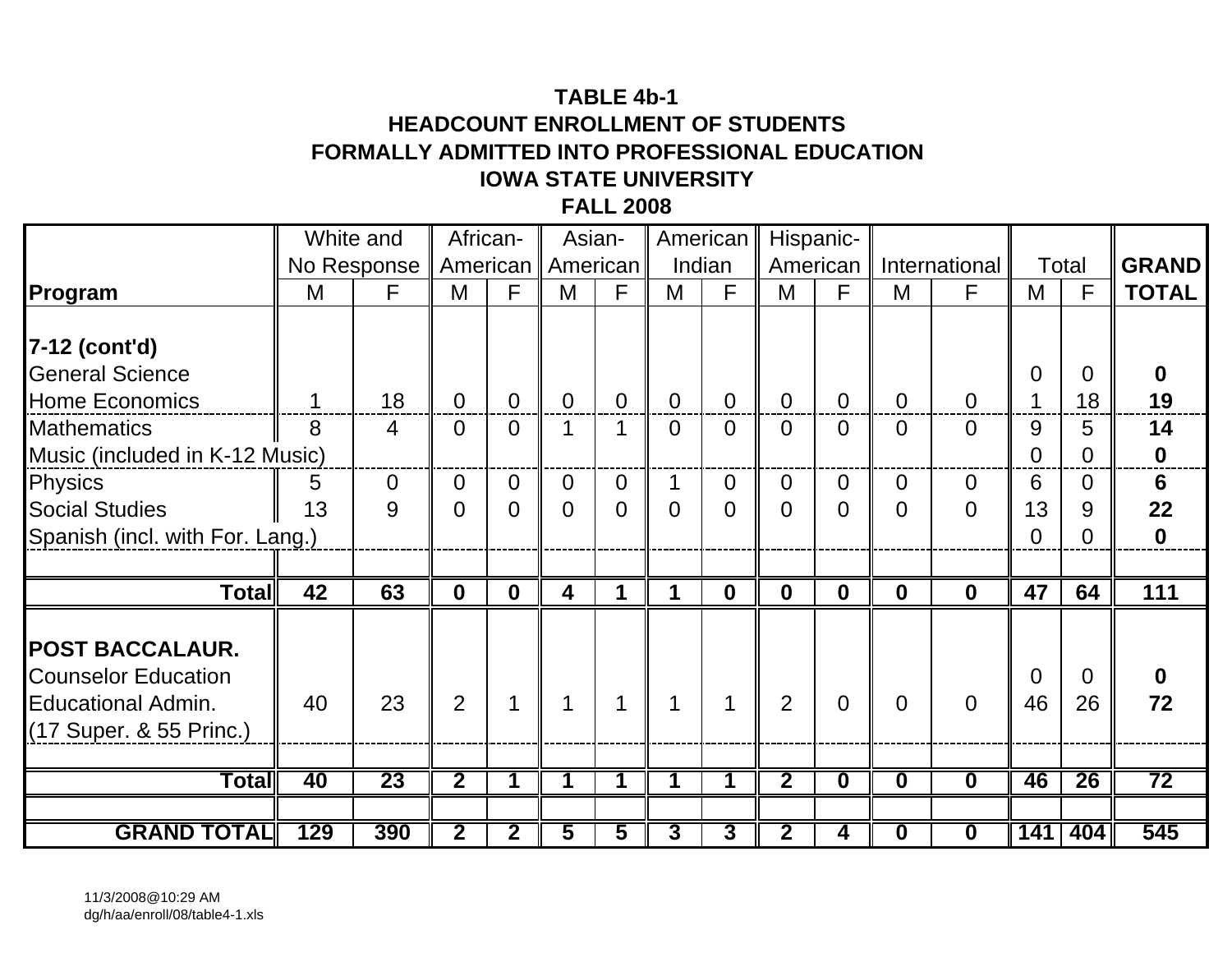**TABLE 4b-1**
**HEADCOUNT ENROLLMENT OF STUDENTS**
**FORMALLY ADMITTED INTO PROFESSIONAL EDUCATION**
**IOWA STATE UNIVERSITY**
**FALL 2008**

| | White and No Response | | African-American | | Asian-American | | American Indian | | Hispanic-American | | International | | Total | | GRAND |
|---|---|---|---|---|---|---|---|---|---|---|---|---|---|---|---|
| **Program** | M | F | M | F | M | F | M | F | M | F | M | F | M | F | **TOTAL** |
| **7-12 (cont'd)** | | | | | | | | | | | | | | | |
| General Science | | | | | | | | | | | | | 0 | 0 | **0** |
| Home Economics | 1 | 18 | 0 | 0 | 0 | 0 | 0 | 0 | 0 | 0 | 0 | 0 | 1 | 18 | **19** |
| Mathematics | 8 | 4 | 0 | 0 | 1 | 1 | 0 | 0 | 0 | 0 | 0 | 0 | 9 | 5 | **14** |
| Music (included in K-12 Music) | | | | | | | | | | | | | 0 | 0 | **0** |
| Physics | 5 | 0 | 0 | 0 | 0 | 0 | 1 | 0 | 0 | 0 | 0 | 0 | 6 | 0 | **6** |
| Social Studies | 13 | 9 | 0 | 0 | 0 | 0 | 0 | 0 | 0 | 0 | 0 | 0 | 13 | 9 | **22** |
| Spanish (incl. with For. Lang.) | | | | | | | | | | | | | 0 | 0 | **0** |
| **Total** | **42** | **63** | **0** | **0** | **4** | **1** | **1** | **0** | **0** | **0** | **0** | **0** | **47** | **64** | **111** |
| **POST BACCALAUR.** | | | | | | | | | | | | | | | |
| Counselor Education | | | | | | | | | | | | | 0 | 0 | **0** |
| Educational Admin. (17 Super. & 55 Princ.) | 40 | 23 | 2 | 1 | 1 | 1 | 1 | 1 | 2 | 0 | 0 | 0 | 46 | 26 | **72** |
| **Total** | **40** | **23** | **2** | **1** | **1** | **1** | **1** | **1** | **2** | **0** | **0** | **0** | **46** | **26** | **72** |
| **GRAND TOTAL** | **129** | **390** | **2** | **2** | **5** | **5** | **3** | **3** | **2** | **4** | **0** | **0** | **141** | **404** | **545** |

11/3/2008@10:29 AM
dg/h/aa/enroll/08/table4-1.xls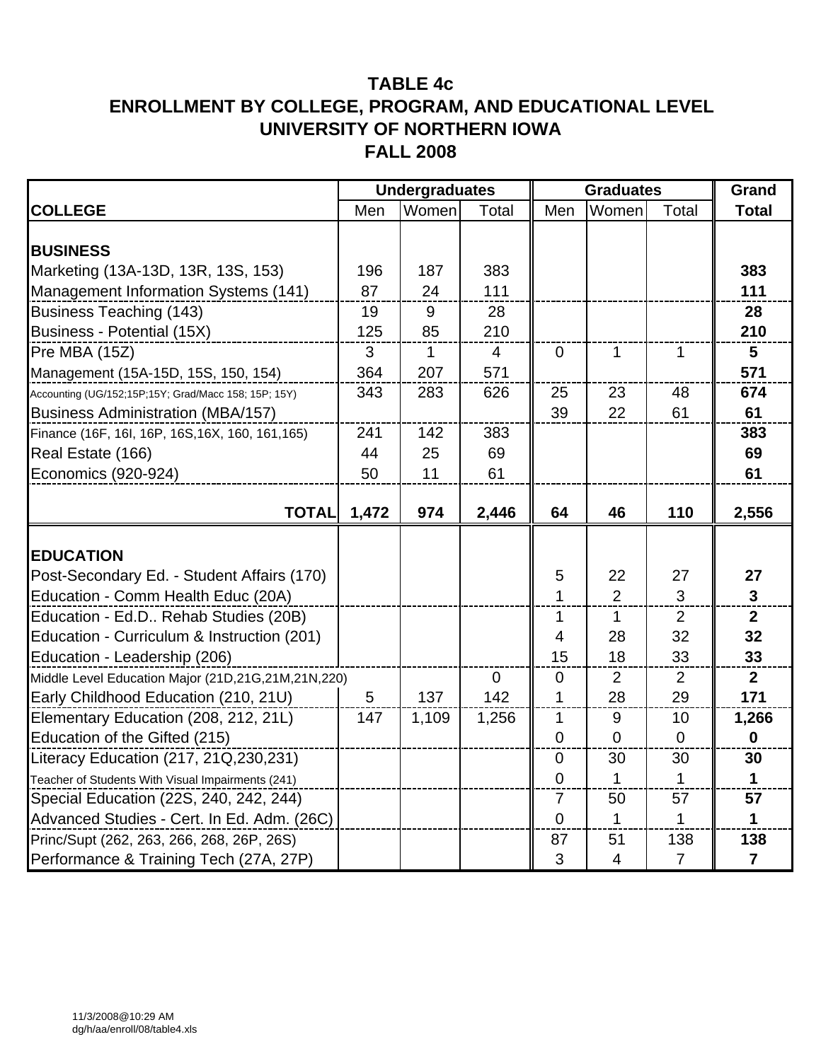# TABLE 4c
# ENROLLMENT BY COLLEGE, PROGRAM, AND EDUCATIONAL LEVEL
# UNIVERSITY OF NORTHERN IOWA
# FALL 2008

| | Undergraduates | | | Graduates | | | Grand |
|---|---|---|---|---|---|---|---|
| **COLLEGE** | Men | Women | Total | Men | Women | Total | **Total** |
| **BUSINESS** | | | | | | | |
| Marketing (13A-13D, 13R, 13S, 153) | 196 | 187 | 383 | | | | **383** |
| Management Information Systems (141) | 87 | 24 | 111 | | | | **111** |
| Business Teaching (143) | 19 | 9 | 28 | | | | **28** |
| Business - Potential (15X) | 125 | 85 | 210 | | | | **210** |
| Pre MBA (15Z) | 3 | 1 | 4 | 0 | 1 | 1 | **5** |
| Management (15A-15D, 15S, 150, 154) | 364 | 207 | 571 | | | | **571** |
| Accounting (UG/152;15P;15Y; Grad/Macc 158; 15P; 15Y) | 343 | 283 | 626 | 25 | 23 | 48 | **674** |
| Business Administration (MBA/157) | | | | 39 | 22 | 61 | **61** |
| Finance (16F, 16I, 16P, 16S,16X, 160, 161,165) | 241 | 142 | 383 | | | | **383** |
| Real Estate (166) | 44 | 25 | 69 | | | | **69** |
| Economics (920-924) | 50 | 11 | 61 | | | | **61** |
| **TOTAL** | **1,472** | **974** | **2,446** | **64** | **46** | **110** | **2,556** |
| **EDUCATION** | | | | | | | |
| Post-Secondary Ed. - Student Affairs (170) | | | | 5 | 22 | 27 | **27** |
| Education - Comm Health Educ (20A) | | | | 1 | 2 | 3 | **3** |
| Education - Ed.D.. Rehab Studies (20B) | | | | 1 | 1 | 2 | **2** |
| Education - Curriculum & Instruction (201) | | | | 4 | 28 | 32 | **32** |
| Education - Leadership (206) | | | | 15 | 18 | 33 | **33** |
| Middle Level Education Major (21D,21G,21M,21N,220) | | | 0 | 0 | 2 | 2 | **2** |
| Early Childhood Education (210, 21U) | 5 | 137 | 142 | 1 | 28 | 29 | **171** |
| Elementary Education (208, 212, 21L) | 147 | 1,109 | 1,256 | 1 | 9 | 10 | **1,266** |
| Education of the Gifted (215) | | | | 0 | 0 | 0 | **0** |
| Literacy Education (217, 21Q,230,231) | | | | 0 | 30 | 30 | **30** |
| Teacher of Students With Visual Impairments (241) | | | | 0 | 1 | 1 | **1** |
| Special Education (22S, 240, 242, 244) | | | | 7 | 50 | 57 | **57** |
| Advanced Studies - Cert. In Ed. Adm. (26C) | | | | 0 | 1 | 1 | **1** |
| Princ/Supt (262, 263, 266, 268, 26P, 26S) | | | | 87 | 51 | 138 | **138** |
| Performance & Training Tech (27A, 27P) | | | | 3 | 4 | 7 | **7** |

11/3/2008@10:29 AM
dg/h/aa/enroll/08/table4.xls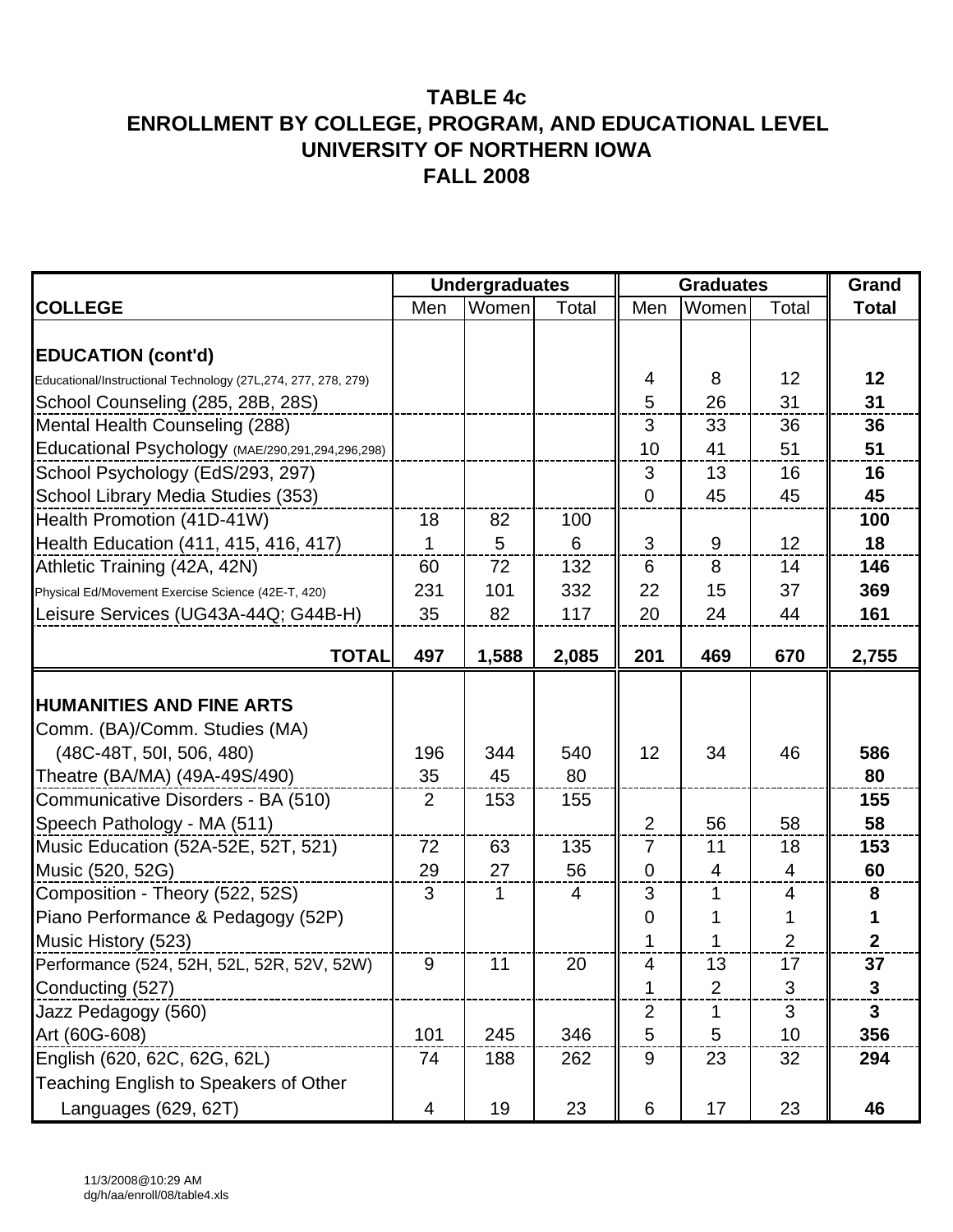# TABLE 4c
# ENROLLMENT BY COLLEGE, PROGRAM, AND EDUCATIONAL LEVEL
# UNIVERSITY OF NORTHERN IOWA
# FALL 2008

| | Undergraduates | | | Graduates | | | Grand |
|---|---|---|---|---|---|---|---|
| **COLLEGE** | Men | Women | Total | Men | Women | Total | **Total** |
| **EDUCATION (cont'd)** | | | | | | | |
| Educational/Instructional Technology (27L,274, 277, 278, 279) | | | | 4 | 8 | 12 | **12** |
| School Counseling (285, 28B, 28S) | | | | 5 | 26 | 31 | **31** |
| Mental Health Counseling (288) | | | | 3 | 33 | 36 | **36** |
| Educational Psychology (MAE/290,291,294,296,298) | | | | 10 | 41 | 51 | **51** |
| School Psychology (EdS/293, 297) | | | | 3 | 13 | 16 | **16** |
| School Library Media Studies (353) | | | | 0 | 45 | 45 | **45** |
| Health Promotion (41D-41W) | 18 | 82 | 100 | | | | **100** |
| Health Education (411, 415, 416, 417) | 1 | 5 | 6 | 3 | 9 | 12 | **18** |
| Athletic Training (42A, 42N) | 60 | 72 | 132 | 6 | 8 | 14 | **146** |
| Physical Ed/Movement Exercise Science (42E-T, 420) | 231 | 101 | 332 | 22 | 15 | 37 | **369** |
| Leisure Services (UG43A-44Q; G44B-H) | 35 | 82 | 117 | 20 | 24 | 44 | **161** |
| **TOTAL** | **497** | **1,588** | **2,085** | **201** | **469** | **670** | **2,755** |
| **HUMANITIES AND FINE ARTS** | | | | | | | |
| Comm. (BA)/Comm. Studies (MA) (48C-48T, 50I, 506, 480) | 196 | 344 | 540 | 12 | 34 | 46 | **586** |
| Theatre (BA/MA) (49A-49S/490) | 35 | 45 | 80 | | | | **80** |
| Communicative Disorders - BA (510) | 2 | 153 | 155 | | | | **155** |
| Speech Pathology - MA (511) | | | | 2 | 56 | 58 | **58** |
| Music Education (52A-52E, 52T, 521) | 72 | 63 | 135 | 7 | 11 | 18 | **153** |
| Music (520, 52G) | 29 | 27 | 56 | 0 | 4 | 4 | **60** |
| Composition - Theory (522, 52S) | 3 | 1 | 4 | 3 | 1 | 4 | **8** |
| Piano Performance & Pedagogy (52P) | | | | 0 | 1 | 1 | **1** |
| Music History (523) | | | | 1 | 1 | 2 | **2** |
| Performance (524, 52H, 52L, 52R, 52V, 52W) | 9 | 11 | 20 | 4 | 13 | 17 | **37** |
| Conducting (527) | | | | 1 | 2 | 3 | **3** |
| Jazz Pedagogy (560) | | | | 2 | 1 | 3 | **3** |
| Art (60G-608) | 101 | 245 | 346 | 5 | 5 | 10 | **356** |
| English (620, 62C, 62G, 62L) | 74 | 188 | 262 | 9 | 23 | 32 | **294** |
| Teaching English to Speakers of Other Languages (629, 62T) | 4 | 19 | 23 | 6 | 17 | 23 | **46** |

11/3/2008@10:29 AM
dg/h/aa/enroll/08/table4.xls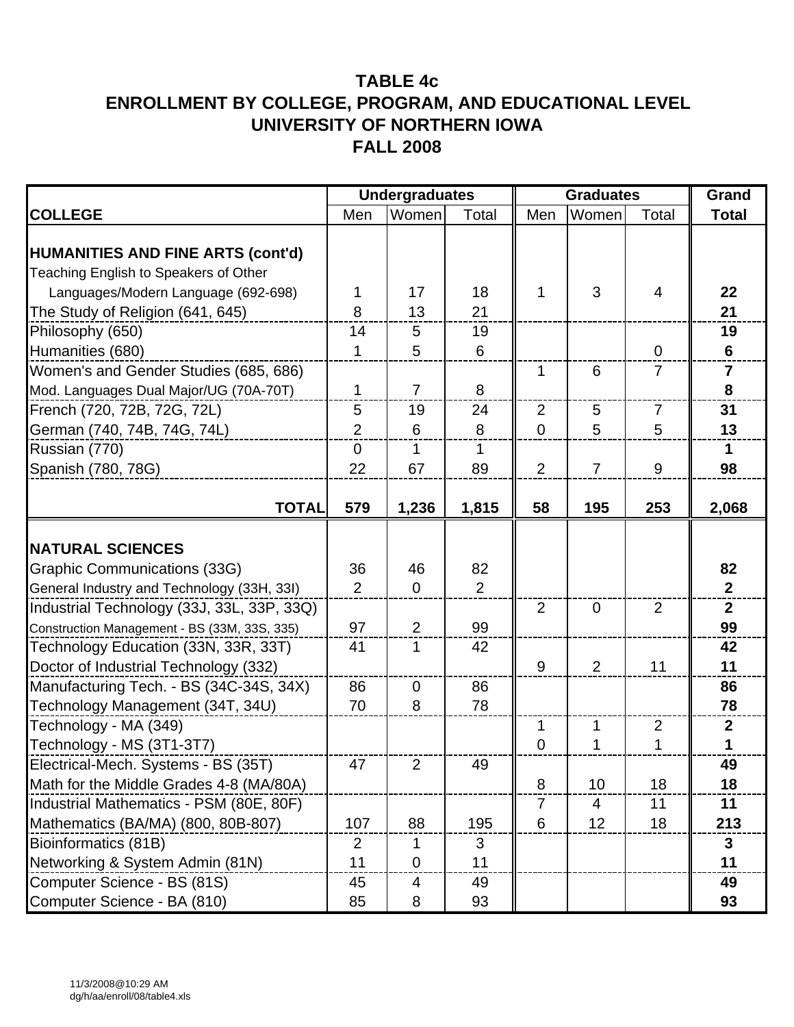# TABLE 4c
# ENROLLMENT BY COLLEGE, PROGRAM, AND EDUCATIONAL LEVEL
# UNIVERSITY OF NORTHERN IOWA
# FALL 2008

| | Undergraduates | | | Graduates | | | Grand |
|---|---|---|---|---|---|---|---|
| **COLLEGE** | Men | Women | Total | Men | Women | Total | **Total** |
| **HUMANITIES AND FINE ARTS (cont'd)** | | | | | | | |
| Teaching English to Speakers of Other Languages/Modern Language (692-698) | 1 | 17 | 18 | 1 | 3 | 4 | **22** |
| The Study of Religion (641, 645) | 8 | 13 | 21 | | | | **21** |
| Philosophy (650) | 14 | 5 | 19 | | | | **19** |
| Humanities (680) | 1 | 5 | 6 | | | 0 | **6** |
| Women's and Gender Studies (685, 686) | | | | 1 | 6 | 7 | **7** |
| Mod. Languages Dual Major/UG (70A-70T) | 1 | 7 | 8 | | | | **8** |
| French (720, 72B, 72G, 72L) | 5 | 19 | 24 | 2 | 5 | 7 | **31** |
| German (740, 74B, 74G, 74L) | 2 | 6 | 8 | 0 | 5 | 5 | **13** |
| Russian (770) | 0 | 1 | 1 | | | | **1** |
| Spanish (780, 78G) | 22 | 67 | 89 | 2 | 7 | 9 | **98** |
| **TOTAL** | **579** | **1,236** | **1,815** | **58** | **195** | **253** | **2,068** |
| **NATURAL SCIENCES** | | | | | | | |
| Graphic Communications (33G) | 36 | 46 | 82 | | | | **82** |
| General Industry and Technology (33H, 33I) | 2 | 0 | 2 | | | | **2** |
| Industrial Technology (33J, 33L, 33P, 33Q) | | | | 2 | 0 | 2 | **2** |
| Construction Management - BS (33M, 33S, 335) | 97 | 2 | 99 | | | | **99** |
| Technology Education (33N, 33R, 33T) | 41 | 1 | 42 | | | | **42** |
| Doctor of Industrial Technology (332) | | | | 9 | 2 | 11 | **11** |
| Manufacturing Tech. - BS (34C-34S, 34X) | 86 | 0 | 86 | | | | **86** |
| Technology Management (34T, 34U) | 70 | 8 | 78 | | | | **78** |
| Technology - MA (349) | | | | 1 | 1 | 2 | **2** |
| Technology - MS (3T1-3T7) | | | | 0 | 1 | 1 | **1** |
| Electrical-Mech. Systems - BS (35T) | 47 | 2 | 49 | | | | **49** |
| Math for the Middle Grades 4-8 (MA/80A) | | | | 8 | 10 | 18 | **18** |
| Industrial Mathematics - PSM (80E, 80F) | | | | 7 | 4 | 11 | **11** |
| Mathematics (BA/MA) (800, 80B-807) | 107 | 88 | 195 | 6 | 12 | 18 | **213** |
| Bioinformatics (81B) | 2 | 1 | 3 | | | | **3** |
| Networking & System Admin (81N) | 11 | 0 | 11 | | | | **11** |
| Computer Science - BS (81S) | 45 | 4 | 49 | | | | **49** |
| Computer Science - BA (810) | 85 | 8 | 93 | | | | **93** |

11/3/2008@10:29 AM
dg/h/aa/enroll/08/table4.xls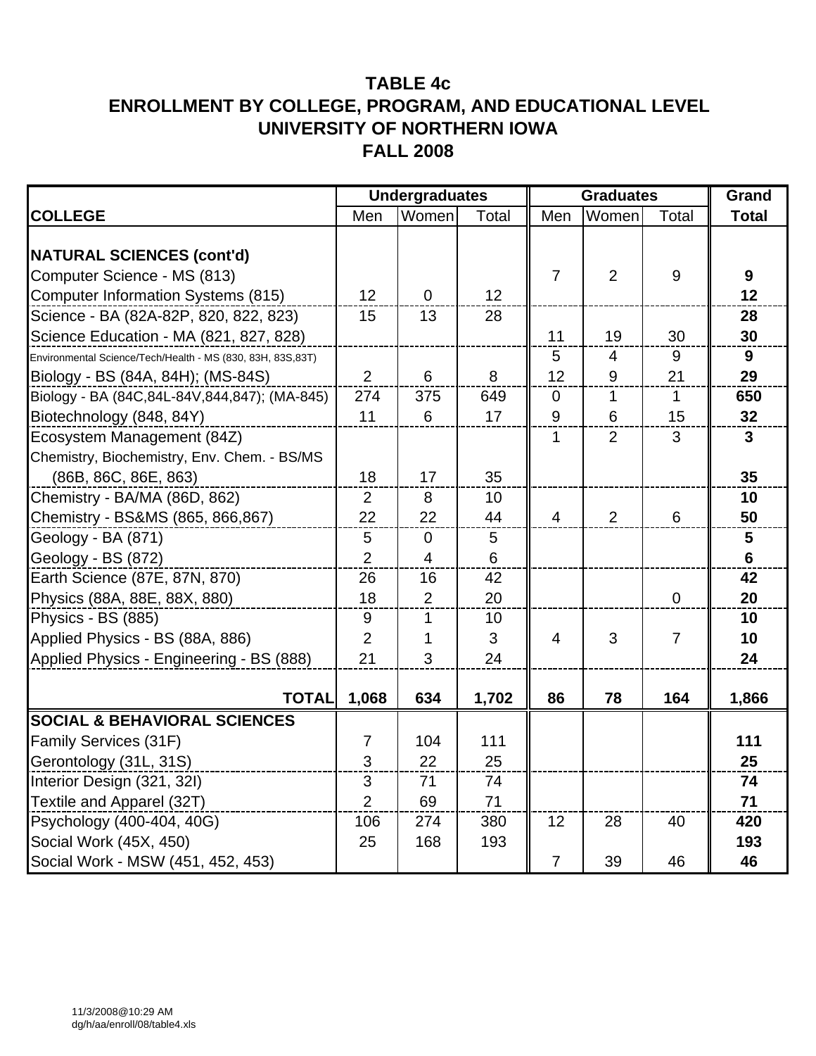# TABLE 4c
## ENROLLMENT BY COLLEGE, PROGRAM, AND EDUCATIONAL LEVEL
## UNIVERSITY OF NORTHERN IOWA
## FALL 2008

| COLLEGE | Undergraduates | | | Graduates | | | Grand |
|---|---|---|---|---|---|---|---|
| | Men | Women | Total | Men | Women | Total | Total |
| **NATURAL SCIENCES (cont'd)** | | | | | | | |
| Computer Science - MS (813) | | | | 7 | 2 | 9 | **9** |
| Computer Information Systems (815) | 12 | 0 | 12 | | | | **12** |
| Science - BA (82A-82P, 820, 822, 823) | 15 | 13 | 28 | | | | **28** |
| Science Education - MA (821, 827, 828) | | | | 11 | 19 | 30 | **30** |
| Environmental Science/Tech/Health - MS (830, 83H, 83S,83T) | | | | 5 | 4 | 9 | **9** |
| Biology - BS (84A, 84H); (MS-84S) | 2 | 6 | 8 | 12 | 9 | 21 | **29** |
| Biology - BA (84C,84L-84V,844,847); (MA-845) | 274 | 375 | 649 | 0 | 1 | 1 | **650** |
| Biotechnology (848, 84Y) | 11 | 6 | 17 | 9 | 6 | 15 | **32** |
| Ecosystem Management (84Z) | | | | 1 | 2 | 3 | **3** |
| Chemistry, Biochemistry, Env. Chem. - BS/MS (86B, 86C, 86E, 863) | 18 | 17 | 35 | | | | **35** |
| Chemistry - BA/MA (86D, 862) | 2 | 8 | 10 | | | | **10** |
| Chemistry - BS&MS (865, 866,867) | 22 | 22 | 44 | 4 | 2 | 6 | **50** |
| Geology - BA (871) | 5 | 0 | 5 | | | | **5** |
| Geology - BS (872) | 2 | 4 | 6 | | | | **6** |
| Earth Science (87E, 87N, 870) | 26 | 16 | 42 | | | | **42** |
| Physics (88A, 88E, 88X, 880) | 18 | 2 | 20 | | | 0 | **20** |
| Physics - BS (885) | 9 | 1 | 10 | | | | **10** |
| Applied Physics - BS (88A, 886) | 2 | 1 | 3 | 4 | 3 | 7 | **10** |
| Applied Physics - Engineering - BS (888) | 21 | 3 | 24 | | | | **24** |
| **TOTAL** | **1,068** | **634** | **1,702** | **86** | **78** | **164** | **1,866** |
| **SOCIAL & BEHAVIORAL SCIENCES** | | | | | | | |
| Family Services (31F) | 7 | 104 | 111 | | | | **111** |
| Gerontology (31L, 31S) | 3 | 22 | 25 | | | | **25** |
| Interior Design (321, 32I) | 3 | 71 | 74 | | | | **74** |
| Textile and Apparel (32T) | 2 | 69 | 71 | | | | **71** |
| Psychology (400-404, 40G) | 106 | 274 | 380 | 12 | 28 | 40 | **420** |
| Social Work (45X, 450) | 25 | 168 | 193 | | | | **193** |
| Social Work - MSW (451, 452, 453) | | | | 7 | 39 | 46 | **46** |

11/3/2008@10:29 AM
dg/h/aa/enroll/08/table4.xls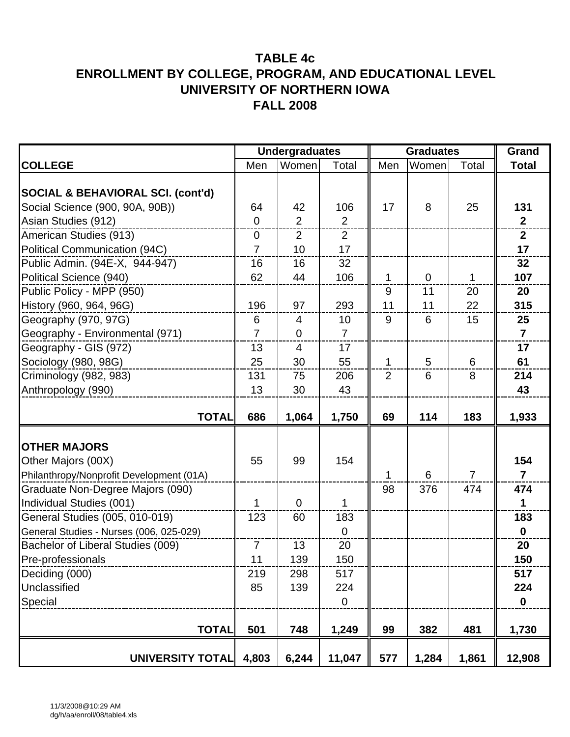# TABLE 4c
# ENROLLMENT BY COLLEGE, PROGRAM, AND EDUCATIONAL LEVEL
# UNIVERSITY OF NORTHERN IOWA
# FALL 2008

| | Undergraduates | | | Graduates | | | Grand |
|---|---|---|---|---|---|---|---|
| **COLLEGE** | Men | Women | Total | Men | Women | Total | **Total** |
| **SOCIAL & BEHAVIORAL SCI. (cont'd)** | | | | | | | |
| Social Science (900, 90A, 90B)) | 64 | 42 | 106 | 17 | 8 | 25 | **131** |
| Asian Studies (912) | 0 | 2 | 2 | | | | **2** |
| American Studies (913) | 0 | 2 | 2 | | | | **2** |
| Political Communication (94C) | 7 | 10 | 17 | | | | **17** |
| Public Admin. (94E-X, 944-947) | 16 | 16 | 32 | | | | **32** |
| Political Science (940) | 62 | 44 | 106 | 1 | 0 | 1 | **107** |
| Public Policy - MPP (950) | | | | 9 | 11 | 20 | **20** |
| History (960, 964, 96G) | 196 | 97 | 293 | 11 | 11 | 22 | **315** |
| Geography (970, 97G) | 6 | 4 | 10 | 9 | 6 | 15 | **25** |
| Geography - Environmental (971) | 7 | 0 | 7 | | | | **7** |
| Geography - GIS (972) | 13 | 4 | 17 | | | | **17** |
| Sociology (980, 98G) | 25 | 30 | 55 | 1 | 5 | 6 | **61** |
| Criminology (982, 983) | 131 | 75 | 206 | 2 | 6 | 8 | **214** |
| Anthropology (990) | 13 | 30 | 43 | | | | **43** |
| **TOTAL** | **686** | **1,064** | **1,750** | **69** | **114** | **183** | **1,933** |
| **OTHER MAJORS** | | | | | | | |
| Other Majors (00X) | 55 | 99 | 154 | | | | **154** |
| Philanthropy/Nonprofit Development (01A) | | | | 1 | 6 | 7 | **7** |
| Graduate Non-Degree Majors (090) | | | | 98 | 376 | 474 | **474** |
| Individual Studies (001) | 1 | 0 | 1 | | | | **1** |
| General Studies (005, 010-019) | 123 | 60 | 183 | | | | **183** |
| General Studies - Nurses (006, 025-029) | | | 0 | | | | **0** |
| Bachelor of Liberal Studies (009) | 7 | 13 | 20 | | | | **20** |
| Pre-professionals | 11 | 139 | 150 | | | | **150** |
| Deciding (000) | 219 | 298 | 517 | | | | **517** |
| Unclassified | 85 | 139 | 224 | | | | **224** |
| Special | | | 0 | | | | **0** |
| **TOTAL** | **501** | **748** | **1,249** | **99** | **382** | **481** | **1,730** |
| **UNIVERSITY TOTAL** | **4,803** | **6,244** | **11,047** | **577** | **1,284** | **1,861** | **12,908** |

11/3/2008@10:29 AM
dg/h/aa/enroll/08/table4.xls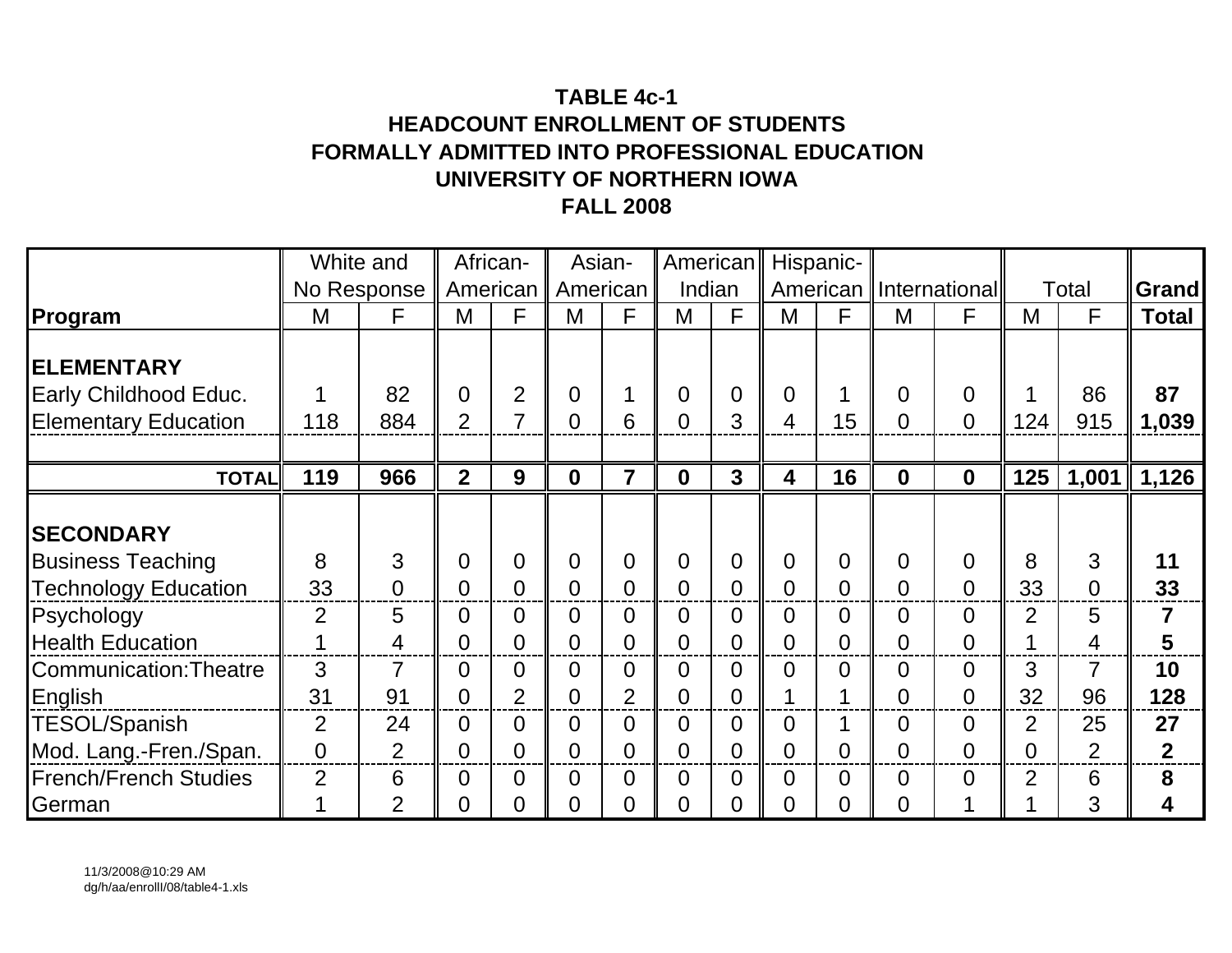**TABLE 4c-1**
**HEADCOUNT ENROLLMENT OF STUDENTS**
**FORMALLY ADMITTED INTO PROFESSIONAL EDUCATION**
**UNIVERSITY OF NORTHERN IOWA**
**FALL 2008**

| | White and No Response | | African-American | | Asian-American | | American Indian | | Hispanic-American | | International | | Total | | Grand |
|---|---|---|---|---|---|---|---|---|---|---|---|---|---|---|---|
| **Program** | M | F | M | F | M | F | M | F | M | F | M | F | M | F | **Total** |
| **ELEMENTARY** | | | | | | | | | | | | | | | |
| Early Childhood Educ. | 1 | 82 | 0 | 2 | 0 | 1 | 0 | 0 | 0 | 1 | 0 | 0 | 1 | 86 | **87** |
| Elementary Education | 118 | 884 | 2 | 7 | 0 | 6 | 0 | 3 | 4 | 15 | 0 | 0 | 124 | 915 | **1,039** |
| **TOTAL** | **119** | **966** | **2** | **9** | **0** | **7** | **0** | **3** | **4** | **16** | **0** | **0** | **125** | **1,001** | **1,126** |
| **SECONDARY** | | | | | | | | | | | | | | | |
| Business Teaching | 8 | 3 | 0 | 0 | 0 | 0 | 0 | 0 | 0 | 0 | 0 | 0 | 8 | 3 | **11** |
| Technology Education | 33 | 0 | 0 | 0 | 0 | 0 | 0 | 0 | 0 | 0 | 0 | 0 | 33 | 0 | **33** |
| Psychology | 2 | 5 | 0 | 0 | 0 | 0 | 0 | 0 | 0 | 0 | 0 | 0 | 2 | 5 | **7** |
| Health Education | 1 | 4 | 0 | 0 | 0 | 0 | 0 | 0 | 0 | 0 | 0 | 0 | 1 | 4 | **5** |
| Communication:Theatre | 3 | 7 | 0 | 0 | 0 | 0 | 0 | 0 | 0 | 0 | 0 | 0 | 3 | 7 | **10** |
| English | 31 | 91 | 0 | 2 | 0 | 2 | 0 | 0 | 1 | 1 | 0 | 0 | 32 | 96 | **128** |
| TESOL/Spanish | 2 | 24 | 0 | 0 | 0 | 0 | 0 | 0 | 0 | 1 | 0 | 0 | 2 | 25 | **27** |
| Mod. Lang.-Fren./Span. | 0 | 2 | 0 | 0 | 0 | 0 | 0 | 0 | 0 | 0 | 0 | 0 | 0 | 2 | **2** |
| French/French Studies | 2 | 6 | 0 | 0 | 0 | 0 | 0 | 0 | 0 | 0 | 0 | 0 | 2 | 6 | **8** |
| German | 1 | 2 | 0 | 0 | 0 | 0 | 0 | 0 | 0 | 0 | 0 | 1 | 1 | 3 | **4** |

11/3/2008@10:29 AM
dg/h/aa/enrolll/08/table4-1.xls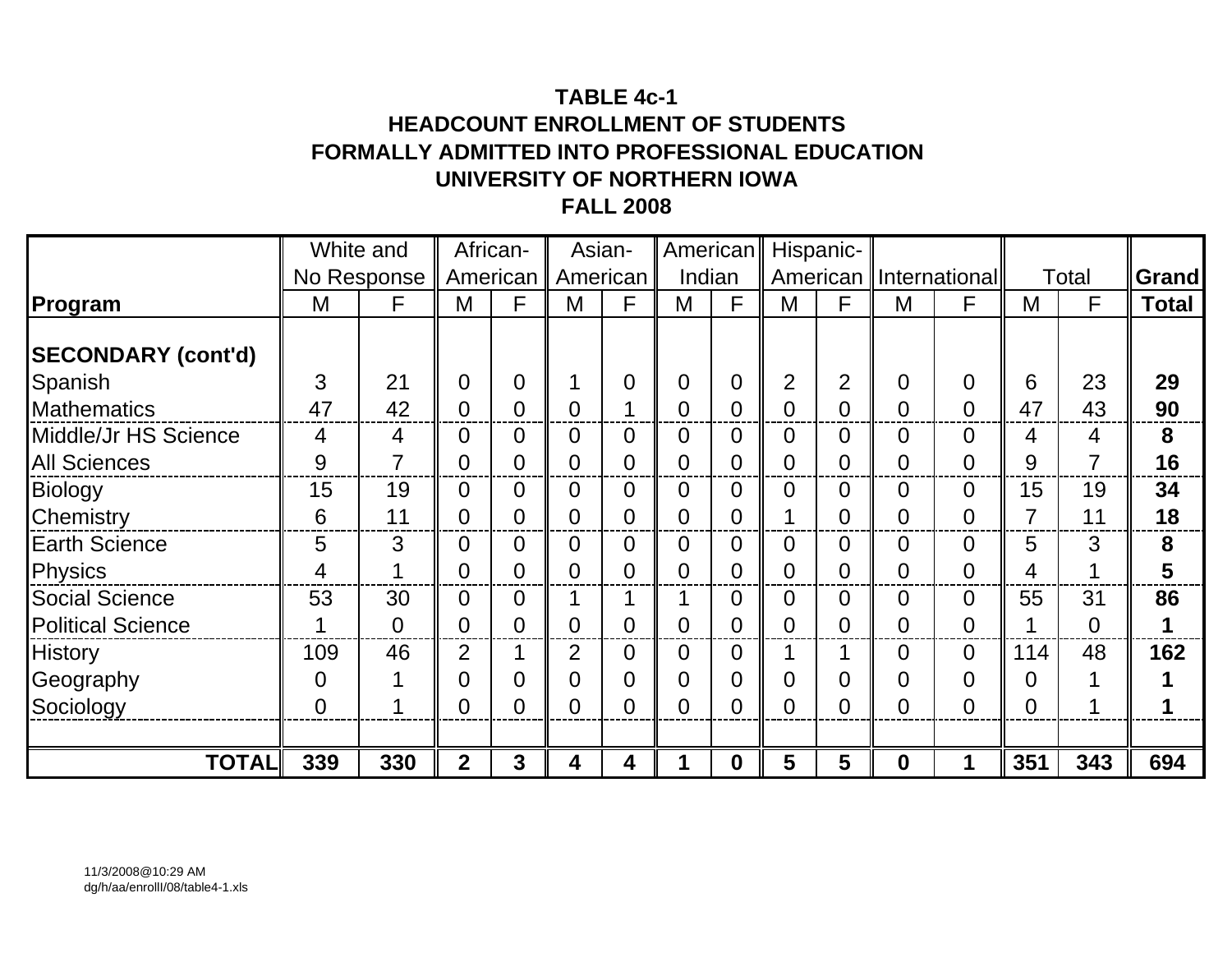**TABLE 4c-1**
**HEADCOUNT ENROLLMENT OF STUDENTS**
**FORMALLY ADMITTED INTO PROFESSIONAL EDUCATION**
**UNIVERSITY OF NORTHERN IOWA**
**FALL 2008**

| | White and No Response | | African-American | | Asian-American | | American Indian | | Hispanic-American | | International | | Total | | Grand |
|---|---|---|---|---|---|---|---|---|---|---|---|---|---|---|---|
| **Program** | M | F | M | F | M | F | M | F | M | F | M | F | M | F | **Total** |
| **SECONDARY (cont'd)** | | | | | | | | | | | | | | | |
| Spanish | 3 | 21 | 0 | 0 | 1 | 0 | 0 | 0 | 2 | 2 | 0 | 0 | 6 | 23 | **29** |
| Mathematics | 47 | 42 | 0 | 0 | 0 | 1 | 0 | 0 | 0 | 0 | 0 | 0 | 47 | 43 | **90** |
| Middle/Jr HS Science | 4 | 4 | 0 | 0 | 0 | 0 | 0 | 0 | 0 | 0 | 0 | 0 | 4 | 4 | **8** |
| All Sciences | 9 | 7 | 0 | 0 | 0 | 0 | 0 | 0 | 0 | 0 | 0 | 0 | 9 | 7 | **16** |
| Biology | 15 | 19 | 0 | 0 | 0 | 0 | 0 | 0 | 0 | 0 | 0 | 0 | 15 | 19 | **34** |
| Chemistry | 6 | 11 | 0 | 0 | 0 | 0 | 0 | 0 | 1 | 0 | 0 | 0 | 7 | 11 | **18** |
| Earth Science | 5 | 3 | 0 | 0 | 0 | 0 | 0 | 0 | 0 | 0 | 0 | 0 | 5 | 3 | **8** |
| Physics | 4 | 1 | 0 | 0 | 0 | 0 | 0 | 0 | 0 | 0 | 0 | 0 | 4 | 1 | **5** |
| Social Science | 53 | 30 | 0 | 0 | 1 | 1 | 1 | 0 | 0 | 0 | 0 | 0 | 55 | 31 | **86** |
| Political Science | 1 | 0 | 0 | 0 | 0 | 0 | 0 | 0 | 0 | 0 | 0 | 0 | 1 | 0 | **1** |
| History | 109 | 46 | 2 | 1 | 2 | 0 | 0 | 0 | 1 | 1 | 0 | 0 | 114 | 48 | **162** |
| Geography | 0 | 1 | 0 | 0 | 0 | 0 | 0 | 0 | 0 | 0 | 0 | 0 | 0 | 1 | **1** |
| Sociology | 0 | 1 | 0 | 0 | 0 | 0 | 0 | 0 | 0 | 0 | 0 | 0 | 0 | 1 | **1** |
| **TOTAL** | **339** | **330** | **2** | **3** | **4** | **4** | **1** | **0** | **5** | **5** | **0** | **1** | **351** | **343** | **694** |

11/3/2008@10:29 AM
dg/h/aa/enrollI/08/table4-1.xls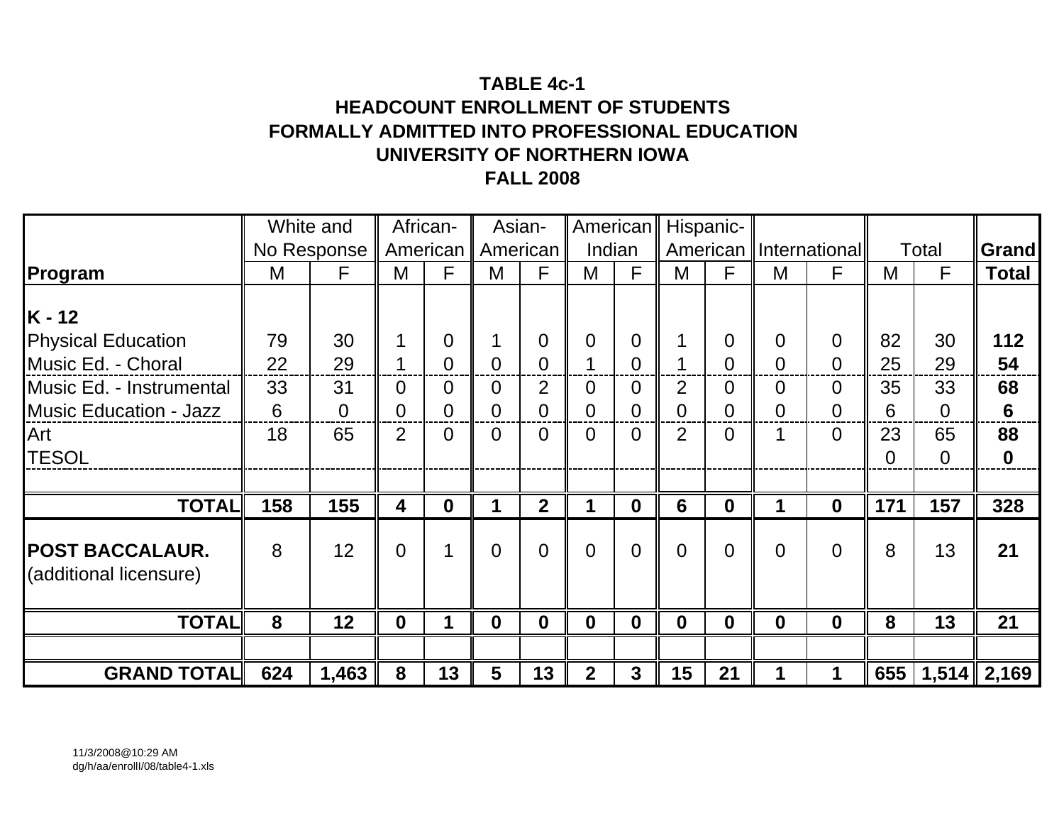**TABLE 4c-1**
**HEADCOUNT ENROLLMENT OF STUDENTS**
**FORMALLY ADMITTED INTO PROFESSIONAL EDUCATION**
**UNIVERSITY OF NORTHERN IOWA**
**FALL 2008**

| | White and No Response | | African-American | | Asian-American | | American Indian | | Hispanic-American | | International | | Total | | Grand |
|---|---|---|---|---|---|---|---|---|---|---|---|---|---|---|---|
| **Program** | M | F | M | F | M | F | M | F | M | F | M | F | M | F | **Total** |
| **K - 12** | | | | | | | | | | | | | | | |
| Physical Education | 79 | 30 | 1 | 0 | 1 | 0 | 0 | 0 | 1 | 0 | 0 | 0 | 82 | 30 | **112** |
| Music Ed. - Choral | 22 | 29 | 1 | 0 | 0 | 0 | 1 | 0 | 1 | 0 | 0 | 0 | 25 | 29 | **54** |
| Music Ed. - Instrumental | 33 | 31 | 0 | 0 | 0 | 2 | 0 | 0 | 2 | 0 | 0 | 0 | 35 | 33 | **68** |
| Music Education - Jazz | 6 | 0 | 0 | 0 | 0 | 0 | 0 | 0 | 0 | 0 | 0 | 0 | 6 | 0 | **6** |
| Art | 18 | 65 | 2 | 0 | 0 | 0 | 0 | 0 | 2 | 0 | 1 | 0 | 23 | 65 | **88** |
| TESOL | | | | | | | | | | | | | 0 | 0 | **0** |
| **TOTAL** | **158** | **155** | **4** | **0** | **1** | **2** | **1** | **0** | **6** | **0** | **1** | **0** | **171** | **157** | **328** |
| **POST BACCALAUR.** (additional licensure) | 8 | 12 | 0 | 1 | 0 | 0 | 0 | 0 | 0 | 0 | 0 | 0 | 8 | 13 | **21** |
| **TOTAL** | **8** | **12** | **0** | **1** | **0** | **0** | **0** | **0** | **0** | **0** | **0** | **0** | **8** | **13** | **21** |
| **GRAND TOTAL** | **624** | **1,463** | **8** | **13** | **5** | **13** | **2** | **3** | **15** | **21** | **1** | **1** | **655** | **1,514** | **2,169** |

11/3/2008@10:29 AM
dg/h/aa/enrolll/08/table4-1.xls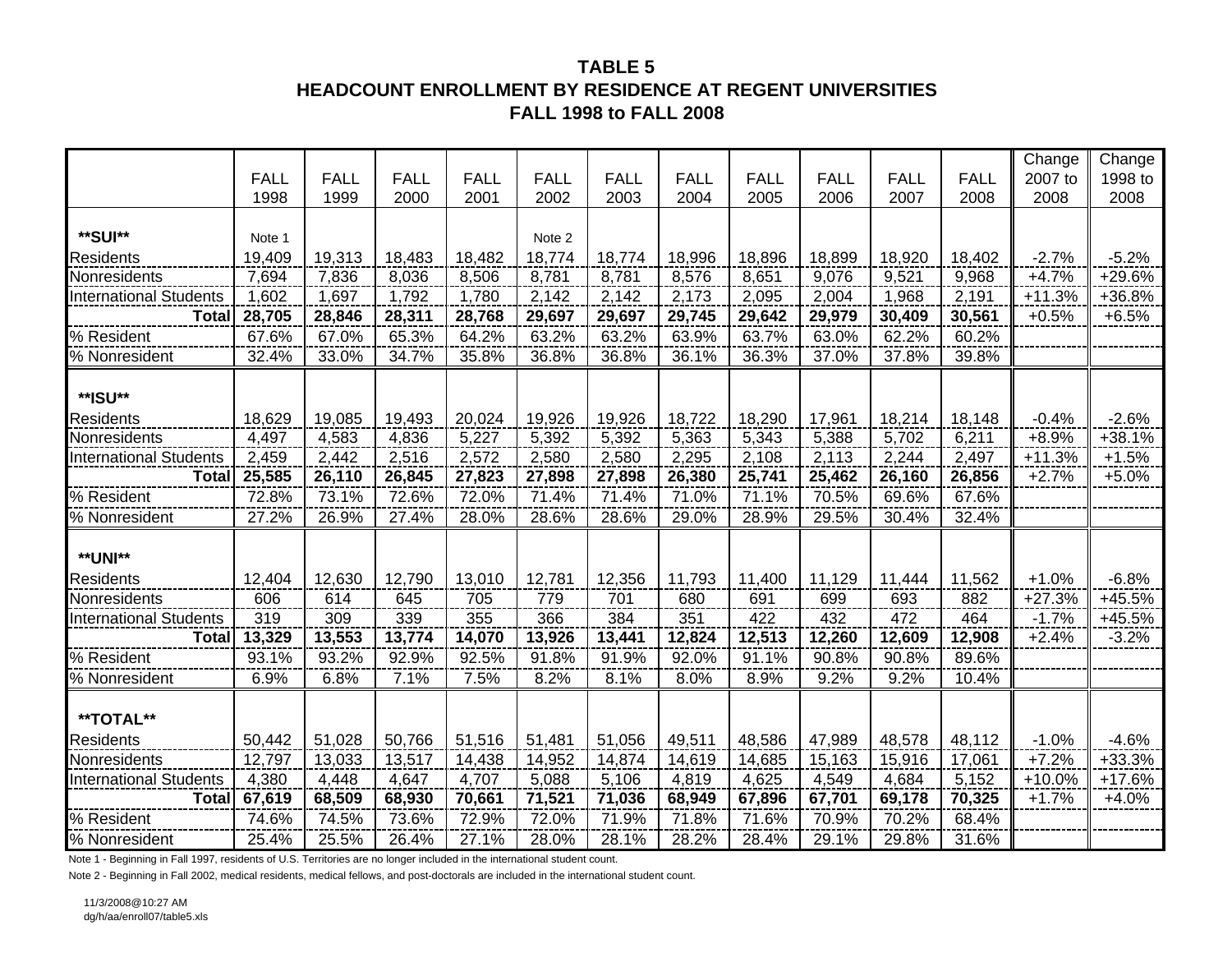# TABLE 5
## HEADCOUNT ENROLLMENT BY RESIDENCE AT REGENT UNIVERSITIES
## FALL 1998 to FALL 2008

| | FALL 1998 | FALL 1999 | FALL 2000 | FALL 2001 | FALL 2002 | FALL 2003 | FALL 2004 | FALL 2005 | FALL 2006 | FALL 2007 | FALL 2008 | Change 2007 to 2008 | Change 1998 to 2008 |
|---|---|---|---|---|---|---|---|---|---|---|---|---|---|
| **SUI** | Note 1 | | | | Note 2 | | | | | | | | |
| Residents | 19,409 | 19,313 | 18,483 | 18,482 | 18,774 | 18,774 | 18,996 | 18,896 | 18,899 | 18,920 | 18,402 | -2.7% | -5.2% |
| Nonresidents | 7,694 | 7,836 | 8,036 | 8,506 | 8,781 | 8,781 | 8,576 | 8,651 | 9,076 | 9,521 | 9,968 | +4.7% | +29.6% |
| International Students | 1,602 | 1,697 | 1,792 | 1,780 | 2,142 | 2,142 | 2,173 | 2,095 | 2,004 | 1,968 | 2,191 | +11.3% | +36.8% |
| **Total** | **28,705** | **28,846** | **28,311** | **28,768** | **29,697** | **29,697** | **29,745** | **29,642** | **29,979** | **30,409** | **30,561** | +0.5% | +6.5% |
| % Resident | 67.6% | 67.0% | 65.3% | 64.2% | 63.2% | 63.2% | 63.9% | 63.7% | 63.0% | 62.2% | 60.2% | | |
| % Nonresident | 32.4% | 33.0% | 34.7% | 35.8% | 36.8% | 36.8% | 36.1% | 36.3% | 37.0% | 37.8% | 39.8% | | |
| **ISU** | | | | | | | | | | | | | |
| Residents | 18,629 | 19,085 | 19,493 | 20,024 | 19,926 | 19,926 | 18,722 | 18,290 | 17,961 | 18,214 | 18,148 | -0.4% | -2.6% |
| Nonresidents | 4,497 | 4,583 | 4,836 | 5,227 | 5,392 | 5,392 | 5,363 | 5,343 | 5,388 | 5,702 | 6,211 | +8.9% | +38.1% |
| International Students | 2,459 | 2,442 | 2,516 | 2,572 | 2,580 | 2,580 | 2,295 | 2,108 | 2,113 | 2,244 | 2,497 | +11.3% | +1.5% |
| **Total** | **25,585** | **26,110** | **26,845** | **27,823** | **27,898** | **27,898** | **26,380** | **25,741** | **25,462** | **26,160** | **26,856** | +2.7% | +5.0% |
| % Resident | 72.8% | 73.1% | 72.6% | 72.0% | 71.4% | 71.4% | 71.0% | 71.1% | 70.5% | 69.6% | 67.6% | | |
| % Nonresident | 27.2% | 26.9% | 27.4% | 28.0% | 28.6% | 28.6% | 29.0% | 28.9% | 29.5% | 30.4% | 32.4% | | |
| **UNI** | | | | | | | | | | | | | |
| Residents | 12,404 | 12,630 | 12,790 | 13,010 | 12,781 | 12,356 | 11,793 | 11,400 | 11,129 | 11,444 | 11,562 | +1.0% | -6.8% |
| Nonresidents | 606 | 614 | 645 | 705 | 779 | 701 | 680 | 691 | 699 | 693 | 882 | +27.3% | +45.5% |
| International Students | 319 | 309 | 339 | 355 | 366 | 384 | 351 | 422 | 432 | 472 | 464 | -1.7% | +45.5% |
| **Total** | **13,329** | **13,553** | **13,774** | **14,070** | **13,926** | **13,441** | **12,824** | **12,513** | **12,260** | **12,609** | **12,908** | +2.4% | -3.2% |
| % Resident | 93.1% | 93.2% | 92.9% | 92.5% | 91.8% | 91.9% | 92.0% | 91.1% | 90.8% | 90.8% | 89.6% | | |
| % Nonresident | 6.9% | 6.8% | 7.1% | 7.5% | 8.2% | 8.1% | 8.0% | 8.9% | 9.2% | 9.2% | 10.4% | | |
| **TOTAL** | | | | | | | | | | | | | |
| Residents | 50,442 | 51,028 | 50,766 | 51,516 | 51,481 | 51,056 | 49,511 | 48,586 | 47,989 | 48,578 | 48,112 | -1.0% | -4.6% |
| Nonresidents | 12,797 | 13,033 | 13,517 | 14,438 | 14,952 | 14,874 | 14,619 | 14,685 | 15,163 | 15,916 | 17,061 | +7.2% | +33.3% |
| International Students | 4,380 | 4,448 | 4,647 | 4,707 | 5,088 | 5,106 | 4,819 | 4,625 | 4,549 | 4,684 | 5,152 | +10.0% | +17.6% |
| **Total** | **67,619** | **68,509** | **68,930** | **70,661** | **71,521** | **71,036** | **68,949** | **67,896** | **67,701** | **69,178** | **70,325** | +1.7% | +4.0% |
| % Resident | 74.6% | 74.5% | 73.6% | 72.9% | 72.0% | 71.9% | 71.8% | 71.6% | 70.9% | 70.2% | 68.4% | | |
| % Nonresident | 25.4% | 25.5% | 26.4% | 27.1% | 28.0% | 28.1% | 28.2% | 28.4% | 29.1% | 29.8% | 31.6% | | |

Note 1 - Beginning in Fall 1997, residents of U.S. Territories are no longer included in the international student count.

Note 2 - Beginning in Fall 2002, medical residents, medical fellows, and post-doctorals are included in the international student count.

11/3/2008@10:27 AM
dg/h/aa/enroll07/table5.xls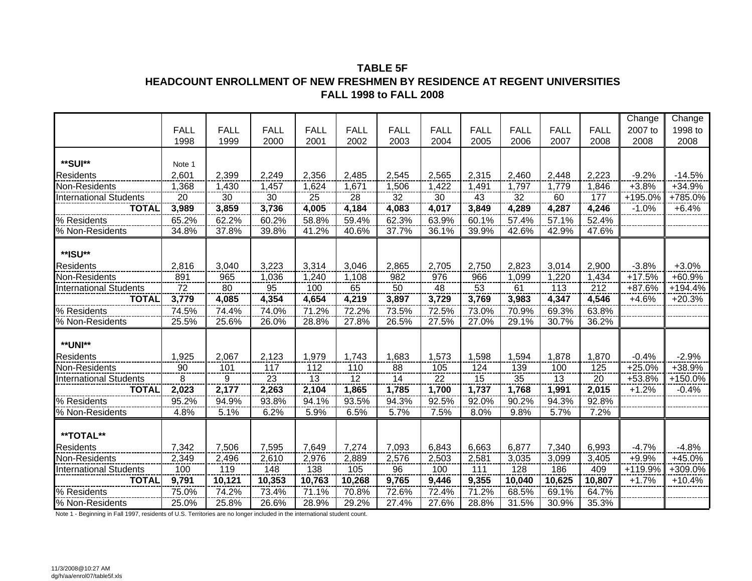**TABLE 5F**
**HEADCOUNT ENROLLMENT OF NEW FRESHMEN BY RESIDENCE AT REGENT UNIVERSITIES**
**FALL 1998 to FALL 2008**

| | FALL 1998 | FALL 1999 | FALL 2000 | FALL 2001 | FALL 2002 | FALL 2003 | FALL 2004 | FALL 2005 | FALL 2006 | FALL 2007 | FALL 2008 | Change 2007 to 2008 | Change 1998 to 2008 |
|---|---|---|---|---|---|---|---|---|---|---|---|---|---|
| **SUI** | Note 1 | | | | | | | | | | | | |
| Residents | 2,601 | 2,399 | 2,249 | 2,356 | 2,485 | 2,545 | 2,565 | 2,315 | 2,460 | 2,448 | 2,223 | -9.2% | -14.5% |
| Non-Residents | 1,368 | 1,430 | 1,457 | 1,624 | 1,671 | 1,506 | 1,422 | 1,491 | 1,797 | 1,779 | 1,846 | +3.8% | +34.9% |
| International Students | 20 | 30 | 30 | 25 | 28 | 32 | 30 | 43 | 32 | 60 | 177 | +195.0% | +785.0% |
| **TOTAL** | **3,989** | **3,859** | **3,736** | **4,005** | **4,184** | **4,083** | **4,017** | **3,849** | **4,289** | **4,287** | **4,246** | -1.0% | +6.4% |
| % Residents | 65.2% | 62.2% | 60.2% | 58.8% | 59.4% | 62.3% | 63.9% | 60.1% | 57.4% | 57.1% | 52.4% | | |
| % Non-Residents | 34.8% | 37.8% | 39.8% | 41.2% | 40.6% | 37.7% | 36.1% | 39.9% | 42.6% | 42.9% | 47.6% | | |
| **ISU** | | | | | | | | | | | | | |
| Residents | 2,816 | 3,040 | 3,223 | 3,314 | 3,046 | 2,865 | 2,705 | 2,750 | 2,823 | 3,014 | 2,900 | -3.8% | +3.0% |
| Non-Residents | 891 | 965 | 1,036 | 1,240 | 1,108 | 982 | 976 | 966 | 1,099 | 1,220 | 1,434 | +17.5% | +60.9% |
| International Students | 72 | 80 | 95 | 100 | 65 | 50 | 48 | 53 | 61 | 113 | 212 | +87.6% | +194.4% |
| **TOTAL** | **3,779** | **4,085** | **4,354** | **4,654** | **4,219** | **3,897** | **3,729** | **3,769** | **3,983** | **4,347** | **4,546** | +4.6% | +20.3% |
| % Residents | 74.5% | 74.4% | 74.0% | 71.2% | 72.2% | 73.5% | 72.5% | 73.0% | 70.9% | 69.3% | 63.8% | | |
| % Non-Residents | 25.5% | 25.6% | 26.0% | 28.8% | 27.8% | 26.5% | 27.5% | 27.0% | 29.1% | 30.7% | 36.2% | | |
| **UNI** | | | | | | | | | | | | | |
| Residents | 1,925 | 2,067 | 2,123 | 1,979 | 1,743 | 1,683 | 1,573 | 1,598 | 1,594 | 1,878 | 1,870 | -0.4% | -2.9% |
| Non-Residents | 90 | 101 | 117 | 112 | 110 | 88 | 105 | 124 | 139 | 100 | 125 | +25.0% | +38.9% |
| International Students | 8 | 9 | 23 | 13 | 12 | 14 | 22 | 15 | 35 | 13 | 20 | +53.8% | +150.0% |
| **TOTAL** | **2,023** | **2,177** | **2,263** | **2,104** | **1,865** | **1,785** | **1,700** | **1,737** | **1,768** | **1,991** | **2,015** | +1.2% | -0.4% |
| % Residents | 95.2% | 94.9% | 93.8% | 94.1% | 93.5% | 94.3% | 92.5% | 92.0% | 90.2% | 94.3% | 92.8% | | |
| % Non-Residents | 4.8% | 5.1% | 6.2% | 5.9% | 6.5% | 5.7% | 7.5% | 8.0% | 9.8% | 5.7% | 7.2% | | |
| **TOTAL** | | | | | | | | | | | | | |
| Residents | 7,342 | 7,506 | 7,595 | 7,649 | 7,274 | 7,093 | 6,843 | 6,663 | 6,877 | 7,340 | 6,993 | -4.7% | -4.8% |
| Non-Residents | 2,349 | 2,496 | 2,610 | 2,976 | 2,889 | 2,576 | 2,503 | 2,581 | 3,035 | 3,099 | 3,405 | +9.9% | +45.0% |
| International Students | 100 | 119 | 148 | 138 | 105 | 96 | 100 | 111 | 128 | 186 | 409 | +119.9% | +309.0% |
| **TOTAL** | **9,791** | **10,121** | **10,353** | **10,763** | **10,268** | **9,765** | **9,446** | **9,355** | **10,040** | **10,625** | **10,807** | +1.7% | +10.4% |
| % Residents | 75.0% | 74.2% | 73.4% | 71.1% | 70.8% | 72.6% | 72.4% | 71.2% | 68.5% | 69.1% | 64.7% | | |
| % Non-Residents | 25.0% | 25.8% | 26.6% | 28.9% | 29.2% | 27.4% | 27.6% | 28.8% | 31.5% | 30.9% | 35.3% | | |

Note 1 - Beginning in Fall 1997, residents of U.S. Territories are no longer included in the international student count.

11/3/2008@10:27 AM
dg/h/aa/enrol07/table5f.xls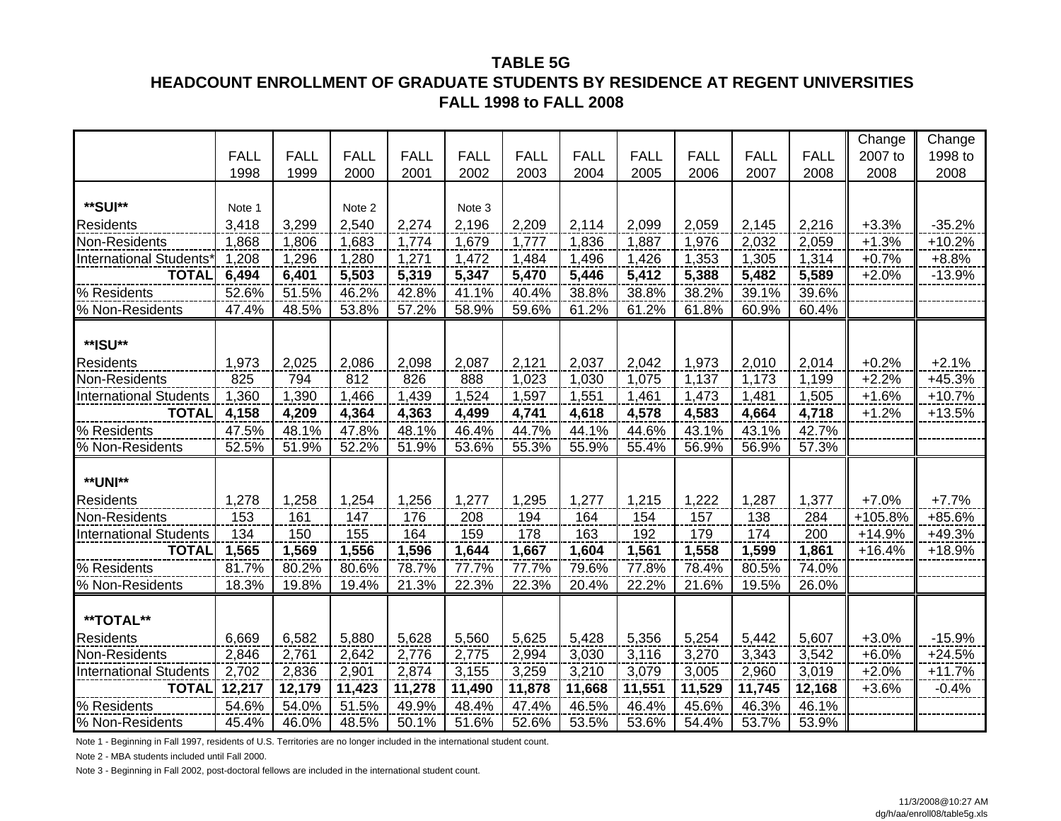# TABLE 5G

## HEADCOUNT ENROLLMENT OF GRADUATE STUDENTS BY RESIDENCE AT REGENT UNIVERSITIES

## FALL 1998 to FALL 2008

| | FALL 1998 | FALL 1999 | FALL 2000 | FALL 2001 | FALL 2002 | FALL 2003 | FALL 2004 | FALL 2005 | FALL 2006 | FALL 2007 | FALL 2008 | Change 2007 to 2008 | Change 1998 to 2008 |
|---|---|---|---|---|---|---|---|---|---|---|---|---|---|
| **SUI** | Note 1 | | Note 2 | | Note 3 | | | | | | | | |
| Residents | 3,418 | 3,299 | 2,540 | 2,274 | 2,196 | 2,209 | 2,114 | 2,099 | 2,059 | 2,145 | 2,216 | +3.3% | -35.2% |
| Non-Residents | 1,868 | 1,806 | 1,683 | 1,774 | 1,679 | 1,777 | 1,836 | 1,887 | 1,976 | 2,032 | 2,059 | +1.3% | +10.2% |
| International Students* | 1,208 | 1,296 | 1,280 | 1,271 | 1,472 | 1,484 | 1,496 | 1,426 | 1,353 | 1,305 | 1,314 | +0.7% | +8.8% |
| **TOTAL** | **6,494** | **6,401** | **5,503** | **5,319** | **5,347** | **5,470** | **5,446** | **5,412** | **5,388** | **5,482** | **5,589** | +2.0% | -13.9% |
| % Residents | 52.6% | 51.5% | 46.2% | 42.8% | 41.1% | 40.4% | 38.8% | 38.8% | 38.2% | 39.1% | 39.6% | | |
| % Non-Residents | 47.4% | 48.5% | 53.8% | 57.2% | 58.9% | 59.6% | 61.2% | 61.2% | 61.8% | 60.9% | 60.4% | | |
| **ISU** | | | | | | | | | | | | | |
| Residents | 1,973 | 2,025 | 2,086 | 2,098 | 2,087 | 2,121 | 2,037 | 2,042 | 1,973 | 2,010 | 2,014 | +0.2% | +2.1% |
| Non-Residents | 825 | 794 | 812 | 826 | 888 | 1,023 | 1,030 | 1,075 | 1,137 | 1,173 | 1,199 | +2.2% | +45.3% |
| International Students | 1,360 | 1,390 | 1,466 | 1,439 | 1,524 | 1,597 | 1,551 | 1,461 | 1,473 | 1,481 | 1,505 | +1.6% | +10.7% |
| **TOTAL** | **4,158** | **4,209** | **4,364** | **4,363** | **4,499** | **4,741** | **4,618** | **4,578** | **4,583** | **4,664** | **4,718** | +1.2% | +13.5% |
| % Residents | 47.5% | 48.1% | 47.8% | 48.1% | 46.4% | 44.7% | 44.1% | 44.6% | 43.1% | 43.1% | 42.7% | | |
| % Non-Residents | 52.5% | 51.9% | 52.2% | 51.9% | 53.6% | 55.3% | 55.9% | 55.4% | 56.9% | 56.9% | 57.3% | | |
| **UNI** | | | | | | | | | | | | | |
| Residents | 1,278 | 1,258 | 1,254 | 1,256 | 1,277 | 1,295 | 1,277 | 1,215 | 1,222 | 1,287 | 1,377 | +7.0% | +7.7% |
| Non-Residents | 153 | 161 | 147 | 176 | 208 | 194 | 164 | 154 | 157 | 138 | 284 | +105.8% | +85.6% |
| International Students | 134 | 150 | 155 | 164 | 159 | 178 | 163 | 192 | 179 | 174 | 200 | +14.9% | +49.3% |
| **TOTAL** | **1,565** | **1,569** | **1,556** | **1,596** | **1,644** | **1,667** | **1,604** | **1,561** | **1,558** | **1,599** | **1,861** | +16.4% | +18.9% |
| % Residents | 81.7% | 80.2% | 80.6% | 78.7% | 77.7% | 77.7% | 79.6% | 77.8% | 78.4% | 80.5% | 74.0% | | |
| % Non-Residents | 18.3% | 19.8% | 19.4% | 21.3% | 22.3% | 22.3% | 20.4% | 22.2% | 21.6% | 19.5% | 26.0% | | |
| **TOTAL** | | | | | | | | | | | | | |
| Residents | 6,669 | 6,582 | 5,880 | 5,628 | 5,560 | 5,625 | 5,428 | 5,356 | 5,254 | 5,442 | 5,607 | +3.0% | -15.9% |
| Non-Residents | 2,846 | 2,761 | 2,642 | 2,776 | 2,775 | 2,994 | 3,030 | 3,116 | 3,270 | 3,343 | 3,542 | +6.0% | +24.5% |
| International Students | 2,702 | 2,836 | 2,901 | 2,874 | 3,155 | 3,259 | 3,210 | 3,079 | 3,005 | 2,960 | 3,019 | +2.0% | +11.7% |
| **TOTAL** | **12,217** | **12,179** | **11,423** | **11,278** | **11,490** | **11,878** | **11,668** | **11,551** | **11,529** | **11,745** | **12,168** | +3.6% | -0.4% |
| % Residents | 54.6% | 54.0% | 51.5% | 49.9% | 48.4% | 47.4% | 46.5% | 46.4% | 45.6% | 46.3% | 46.1% | | |
| % Non-Residents | 45.4% | 46.0% | 48.5% | 50.1% | 51.6% | 52.6% | 53.5% | 53.6% | 54.4% | 53.7% | 53.9% | | |

Note 1 - Beginning in Fall 1997, residents of U.S. Territories are no longer included in the international student count.

Note 2 - MBA students included until Fall 2000.

Note 3 - Beginning in Fall 2002, post-doctoral fellows are included in the international student count.

11/3/2008@10:27 AM
dg/h/aa/enroll08/table5g.xls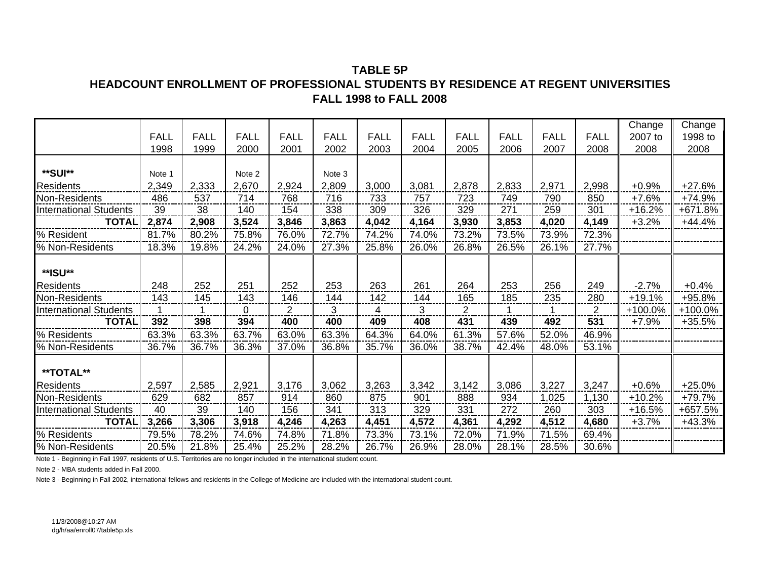# TABLE 5P
## HEADCOUNT ENROLLMENT OF PROFESSIONAL STUDENTS BY RESIDENCE AT REGENT UNIVERSITIES
## FALL 1998 to FALL 2008

| | FALL 1998 | FALL 1999 | FALL 2000 | FALL 2001 | FALL 2002 | FALL 2003 | FALL 2004 | FALL 2005 | FALL 2006 | FALL 2007 | FALL 2008 | Change 2007 to 2008 | Change 1998 to 2008 |
|---|---|---|---|---|---|---|---|---|---|---|---|---|---|
| **SUI** | Note 1 | | Note 2 | | Note 3 | | | | | | | | |
| Residents | 2,349 | 2,333 | 2,670 | 2,924 | 2,809 | 3,000 | 3,081 | 2,878 | 2,833 | 2,971 | 2,998 | +0.9% | +27.6% |
| Non-Residents | 486 | 537 | 714 | 768 | 716 | 733 | 757 | 723 | 749 | 790 | 850 | +7.6% | +74.9% |
| International Students | 39 | 38 | 140 | 154 | 338 | 309 | 326 | 329 | 271 | 259 | 301 | +16.2% | +671.8% |
| **TOTAL** | **2,874** | **2,908** | **3,524** | **3,846** | **3,863** | **4,042** | **4,164** | **3,930** | **3,853** | **4,020** | **4,149** | +3.2% | +44.4% |
| % Resident | 81.7% | 80.2% | 75.8% | 76.0% | 72.7% | 74.2% | 74.0% | 73.2% | 73.5% | 73.9% | 72.3% | | |
| % Non-Residents | 18.3% | 19.8% | 24.2% | 24.0% | 27.3% | 25.8% | 26.0% | 26.8% | 26.5% | 26.1% | 27.7% | | |
| **ISU** | | | | | | | | | | | | | |
| Residents | 248 | 252 | 251 | 252 | 253 | 263 | 261 | 264 | 253 | 256 | 249 | -2.7% | +0.4% |
| Non-Residents | 143 | 145 | 143 | 146 | 144 | 142 | 144 | 165 | 185 | 235 | 280 | +19.1% | +95.8% |
| International Students | 1 | 1 | 0 | 2 | 3 | 4 | 3 | 2 | 1 | 1 | 2 | +100.0% | +100.0% |
| **TOTAL** | **392** | **398** | **394** | **400** | **400** | **409** | **408** | **431** | **439** | **492** | **531** | +7.9% | +35.5% |
| % Residents | 63.3% | 63.3% | 63.7% | 63.0% | 63.3% | 64.3% | 64.0% | 61.3% | 57.6% | 52.0% | 46.9% | | |
| % Non-Residents | 36.7% | 36.7% | 36.3% | 37.0% | 36.8% | 35.7% | 36.0% | 38.7% | 42.4% | 48.0% | 53.1% | | |
| **TOTAL** | | | | | | | | | | | | | |
| Residents | 2,597 | 2,585 | 2,921 | 3,176 | 3,062 | 3,263 | 3,342 | 3,142 | 3,086 | 3,227 | 3,247 | +0.6% | +25.0% |
| Non-Residents | 629 | 682 | 857 | 914 | 860 | 875 | 901 | 888 | 934 | 1,025 | 1,130 | +10.2% | +79.7% |
| International Students | 40 | 39 | 140 | 156 | 341 | 313 | 329 | 331 | 272 | 260 | 303 | +16.5% | +657.5% |
| **TOTAL** | **3,266** | **3,306** | **3,918** | **4,246** | **4,263** | **4,451** | **4,572** | **4,361** | **4,292** | **4,512** | **4,680** | +3.7% | +43.3% |
| % Residents | 79.5% | 78.2% | 74.6% | 74.8% | 71.8% | 73.3% | 73.1% | 72.0% | 71.9% | 71.5% | 69.4% | | |
| % Non-Residents | 20.5% | 21.8% | 25.4% | 25.2% | 28.2% | 26.7% | 26.9% | 28.0% | 28.1% | 28.5% | 30.6% | | |

Note 1 - Beginning in Fall 1997, residents of U.S. Territories are no longer included in the international student count.

Note 2 - MBA students added in Fall 2000.

Note 3 - Beginning in Fall 2002, international fellows and residents in the College of Medicine are included with the international student count.

11/3/2008@10:27 AM
dg/h/aa/enroll07/table5p.xls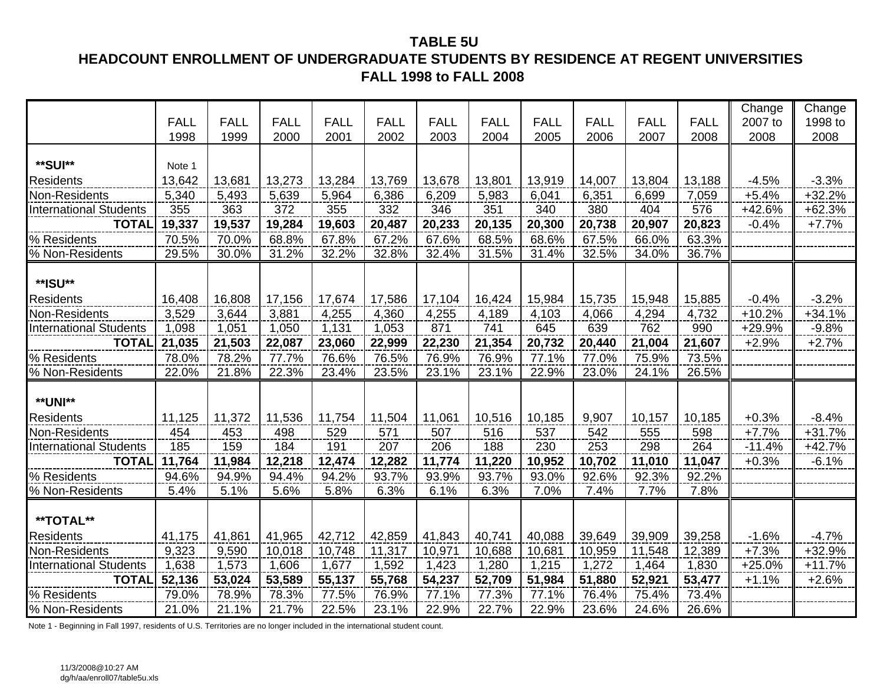# TABLE 5U
## HEADCOUNT ENROLLMENT OF UNDERGRADUATE STUDENTS BY RESIDENCE AT REGENT UNIVERSITIES
## FALL 1998 to FALL 2008

| | FALL 1998 | FALL 1999 | FALL 2000 | FALL 2001 | FALL 2002 | FALL 2003 | FALL 2004 | FALL 2005 | FALL 2006 | FALL 2007 | FALL 2008 | Change 2007 to 2008 | Change 1998 to 2008 |
|---|---|---|---|---|---|---|---|---|---|---|---|---|---|
| **SUI** | Note 1 | | | | | | | | | | | | |
| Residents | 13,642 | 13,681 | 13,273 | 13,284 | 13,769 | 13,678 | 13,801 | 13,919 | 14,007 | 13,804 | 13,188 | -4.5% | -3.3% |
| Non-Residents | 5,340 | 5,493 | 5,639 | 5,964 | 6,386 | 6,209 | 5,983 | 6,041 | 6,351 | 6,699 | 7,059 | +5.4% | +32.2% |
| International Students | 355 | 363 | 372 | 355 | 332 | 346 | 351 | 340 | 380 | 404 | 576 | +42.6% | +62.3% |
| **TOTAL** | **19,337** | **19,537** | **19,284** | **19,603** | **20,487** | **20,233** | **20,135** | **20,300** | **20,738** | **20,907** | **20,823** | -0.4% | +7.7% |
| % Residents | 70.5% | 70.0% | 68.8% | 67.8% | 67.2% | 67.6% | 68.5% | 68.6% | 67.5% | 66.0% | 63.3% | | |
| % Non-Residents | 29.5% | 30.0% | 31.2% | 32.2% | 32.8% | 32.4% | 31.5% | 31.4% | 32.5% | 34.0% | 36.7% | | |
| **ISU** | | | | | | | | | | | | | |
| Residents | 16,408 | 16,808 | 17,156 | 17,674 | 17,586 | 17,104 | 16,424 | 15,984 | 15,735 | 15,948 | 15,885 | -0.4% | -3.2% |
| Non-Residents | 3,529 | 3,644 | 3,881 | 4,255 | 4,360 | 4,255 | 4,189 | 4,103 | 4,066 | 4,294 | 4,732 | +10.2% | +34.1% |
| International Students | 1,098 | 1,051 | 1,050 | 1,131 | 1,053 | 871 | 741 | 645 | 639 | 762 | 990 | +29.9% | -9.8% |
| **TOTAL** | **21,035** | **21,503** | **22,087** | **23,060** | **22,999** | **22,230** | **21,354** | **20,732** | **20,440** | **21,004** | **21,607** | +2.9% | +2.7% |
| % Residents | 78.0% | 78.2% | 77.7% | 76.6% | 76.5% | 76.9% | 76.9% | 77.1% | 77.0% | 75.9% | 73.5% | | |
| % Non-Residents | 22.0% | 21.8% | 22.3% | 23.4% | 23.5% | 23.1% | 23.1% | 22.9% | 23.0% | 24.1% | 26.5% | | |
| **UNI** | | | | | | | | | | | | | |
| Residents | 11,125 | 11,372 | 11,536 | 11,754 | 11,504 | 11,061 | 10,516 | 10,185 | 9,907 | 10,157 | 10,185 | +0.3% | -8.4% |
| Non-Residents | 454 | 453 | 498 | 529 | 571 | 507 | 516 | 537 | 542 | 555 | 598 | +7.7% | +31.7% |
| International Students | 185 | 159 | 184 | 191 | 207 | 206 | 188 | 230 | 253 | 298 | 264 | -11.4% | +42.7% |
| **TOTAL** | **11,764** | **11,984** | **12,218** | **12,474** | **12,282** | **11,774** | **11,220** | **10,952** | **10,702** | **11,010** | **11,047** | +0.3% | -6.1% |
| % Residents | 94.6% | 94.9% | 94.4% | 94.2% | 93.7% | 93.9% | 93.7% | 93.0% | 92.6% | 92.3% | 92.2% | | |
| % Non-Residents | 5.4% | 5.1% | 5.6% | 5.8% | 6.3% | 6.1% | 6.3% | 7.0% | 7.4% | 7.7% | 7.8% | | |
| **TOTAL** | | | | | | | | | | | | | |
| Residents | 41,175 | 41,861 | 41,965 | 42,712 | 42,859 | 41,843 | 40,741 | 40,088 | 39,649 | 39,909 | 39,258 | -1.6% | -4.7% |
| Non-Residents | 9,323 | 9,590 | 10,018 | 10,748 | 11,317 | 10,971 | 10,688 | 10,681 | 10,959 | 11,548 | 12,389 | +7.3% | +32.9% |
| International Students | 1,638 | 1,573 | 1,606 | 1,677 | 1,592 | 1,423 | 1,280 | 1,215 | 1,272 | 1,464 | 1,830 | +25.0% | +11.7% |
| **TOTAL** | **52,136** | **53,024** | **53,589** | **55,137** | **55,768** | **54,237** | **52,709** | **51,984** | **51,880** | **52,921** | **53,477** | +1.1% | +2.6% |
| % Residents | 79.0% | 78.9% | 78.3% | 77.5% | 76.9% | 77.1% | 77.3% | 77.1% | 76.4% | 75.4% | 73.4% | | |
| % Non-Residents | 21.0% | 21.1% | 21.7% | 22.5% | 23.1% | 22.9% | 22.7% | 22.9% | 23.6% | 24.6% | 26.6% | | |

Note 1 - Beginning in Fall 1997, residents of U.S. Territories are no longer included in the international student count.

11/3/2008@10:27 AM
dg/h/aa/enroll07/table5u.xls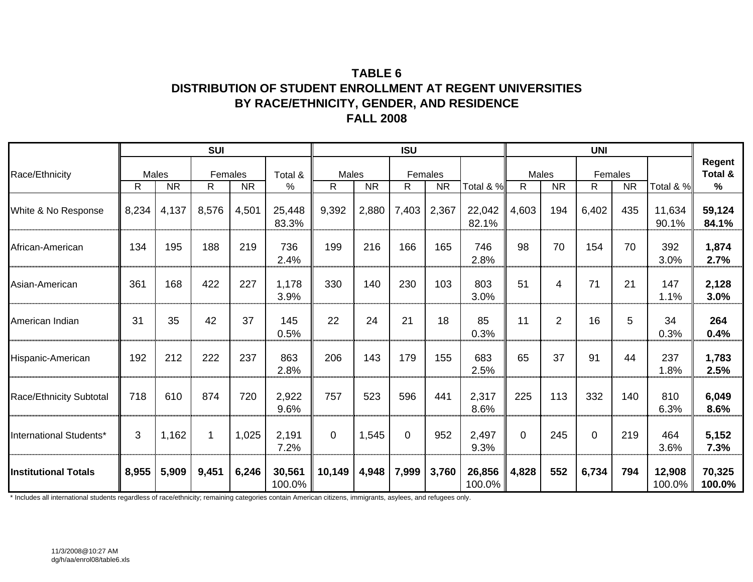# TABLE 6
## DISTRIBUTION OF STUDENT ENROLLMENT AT REGENT UNIVERSITIES BY RACE/ETHNICITY, GENDER, AND RESIDENCE FALL 2008

| Race/Ethnicity | SUI | | | | | ISU | | | | | UNI | | | | | Regent Total & % |
|---|---|---|---|---|---|---|---|---|---|---|---|---|---|---|---|---|
| | Males | | Females | | Total & % | Males | | Females | | Total & % | Males | | Females | | Total & % | |
| | R | NR | R | NR | | R | NR | R | NR | | R | NR | R | NR | | |
| White & No Response | 8,234 | 4,137 | 8,576 | 4,501 | 25,448<br>83.3% | 9,392 | 2,880 | 7,403 | 2,367 | 22,042<br>82.1% | 4,603 | 194 | 6,402 | 435 | 11,634<br>90.1% | **59,124<br>84.1%** |
| African-American | 134 | 195 | 188 | 219 | 736<br>2.4% | 199 | 216 | 166 | 165 | 746<br>2.8% | 98 | 70 | 154 | 70 | 392<br>3.0% | **1,874<br>2.7%** |
| Asian-American | 361 | 168 | 422 | 227 | 1,178<br>3.9% | 330 | 140 | 230 | 103 | 803<br>3.0% | 51 | 4 | 71 | 21 | 147<br>1.1% | **2,128<br>3.0%** |
| American Indian | 31 | 35 | 42 | 37 | 145<br>0.5% | 22 | 24 | 21 | 18 | 85<br>0.3% | 11 | 2 | 16 | 5 | 34<br>0.3% | **264<br>0.4%** |
| Hispanic-American | 192 | 212 | 222 | 237 | 863<br>2.8% | 206 | 143 | 179 | 155 | 683<br>2.5% | 65 | 37 | 91 | 44 | 237<br>1.8% | **1,783<br>2.5%** |
| Race/Ethnicity Subtotal | 718 | 610 | 874 | 720 | 2,922<br>9.6% | 757 | 523 | 596 | 441 | 2,317<br>8.6% | 225 | 113 | 332 | 140 | 810<br>6.3% | **6,049<br>8.6%** |
| International Students* | 3 | 1,162 | 1 | 1,025 | 2,191<br>7.2% | 0 | 1,545 | 0 | 952 | 2,497<br>9.3% | 0 | 245 | 0 | 219 | 464<br>3.6% | **5,152<br>7.3%** |
| **Institutional Totals** | **8,955** | **5,909** | **9,451** | **6,246** | **30,561**<br>100.0% | **10,149** | **4,948** | **7,999** | **3,760** | **26,856**<br>100.0% | **4,828** | **552** | **6,734** | **794** | **12,908**<br>100.0% | **70,325<br>100.0%** |

* Includes all international students regardless of race/ethnicity; remaining categories contain American citizens, immigrants, asylees, and refugees only.

11/3/2008@10:27 AM
dg/h/aa/enrol08/table6.xls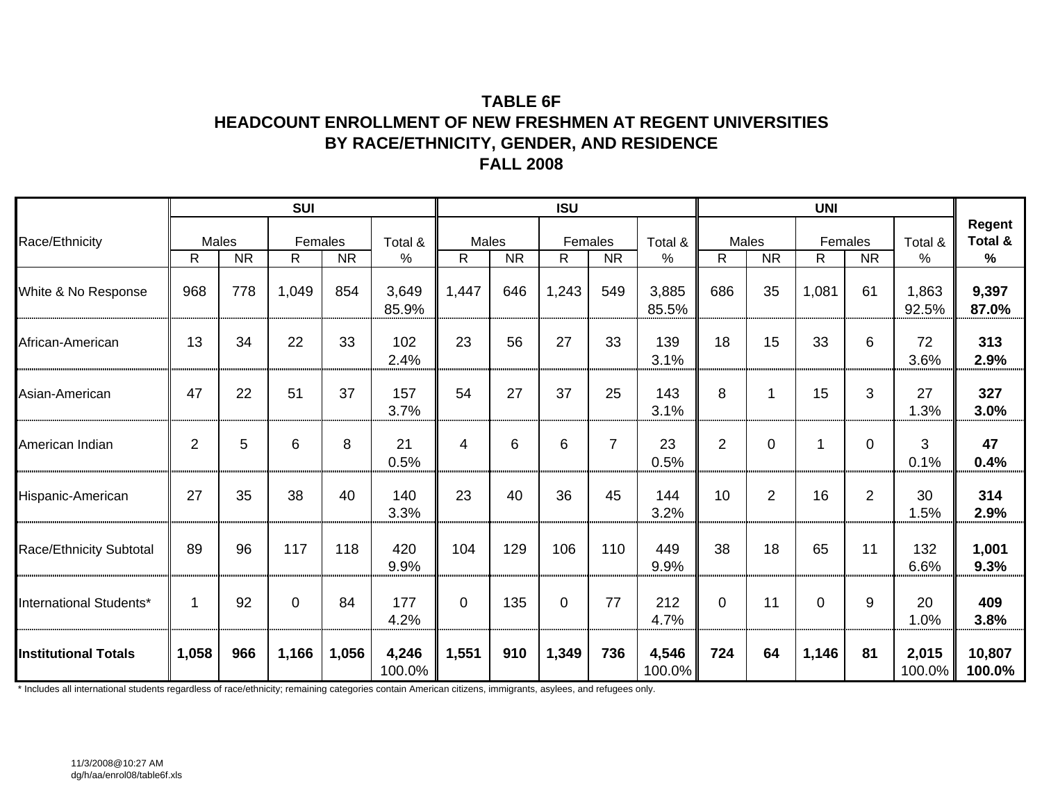**TABLE 6F**
**HEADCOUNT ENROLLMENT OF NEW FRESHMEN AT REGENT UNIVERSITIES**
**BY RACE/ETHNICITY, GENDER, AND RESIDENCE**
**FALL 2008**

| Race/Ethnicity | SUI | | | | | ISU | | | | | UNI | | | | | Regent Total & % |
|---|---|---|---|---|---|---|---|---|---|---|---|---|---|---|---|---|
| | Males | | Females | | Total & % | Males | | Females | | Total & % | Males | | Females | | Total & % | |
| | R | NR | R | NR | | R | NR | R | NR | | R | NR | R | NR | | |
| White & No Response | 968 | 778 | 1,049 | 854 | 3,649 85.9% | 1,447 | 646 | 1,243 | 549 | 3,885 85.5% | 686 | 35 | 1,081 | 61 | 1,863 92.5% | **9,397 87.0%** |
| African-American | 13 | 34 | 22 | 33 | 102 2.4% | 23 | 56 | 27 | 33 | 139 3.1% | 18 | 15 | 33 | 6 | 72 3.6% | **313 2.9%** |
| Asian-American | 47 | 22 | 51 | 37 | 157 3.7% | 54 | 27 | 37 | 25 | 143 3.1% | 8 | 1 | 15 | 3 | 27 1.3% | **327 3.0%** |
| American Indian | 2 | 5 | 6 | 8 | 21 0.5% | 4 | 6 | 6 | 7 | 23 0.5% | 2 | 0 | 1 | 0 | 3 0.1% | **47 0.4%** |
| Hispanic-American | 27 | 35 | 38 | 40 | 140 3.3% | 23 | 40 | 36 | 45 | 144 3.2% | 10 | 2 | 16 | 2 | 30 1.5% | **314 2.9%** |
| Race/Ethnicity Subtotal | 89 | 96 | 117 | 118 | 420 9.9% | 104 | 129 | 106 | 110 | 449 9.9% | 38 | 18 | 65 | 11 | 132 6.6% | **1,001 9.3%** |
| International Students* | 1 | 92 | 0 | 84 | 177 4.2% | 0 | 135 | 0 | 77 | 212 4.7% | 0 | 11 | 0 | 9 | 20 1.0% | **409 3.8%** |
| **Institutional Totals** | **1,058** | **966** | **1,166** | **1,056** | **4,246** 100.0% | **1,551** | **910** | **1,349** | **736** | **4,546** 100.0% | **724** | **64** | **1,146** | **81** | **2,015** 100.0% | **10,807 100.0%** |

* Includes all international students regardless of race/ethnicity; remaining categories contain American citizens, immigrants, asylees, and refugees only.

11/3/2008@10:27 AM
dg/h/aa/enrol08/table6f.xls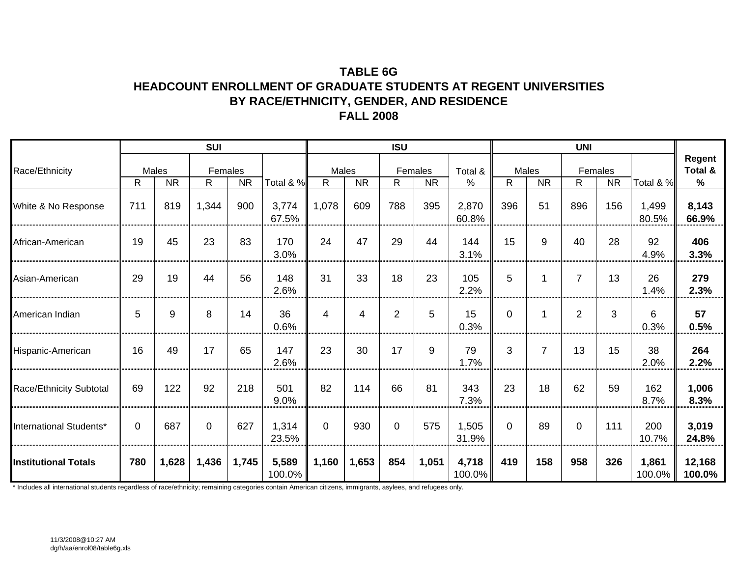**TABLE 6G**
**HEADCOUNT ENROLLMENT OF GRADUATE STUDENTS AT REGENT UNIVERSITIES**
**BY RACE/ETHNICITY, GENDER, AND RESIDENCE**
**FALL 2008**

| Race/Ethnicity | SUI | | | | | ISU | | | | | UNI | | | | | Regent Total & % |
|---|---|---|---|---|---|---|---|---|---|---|---|---|---|---|---|---|
| | Males | | Females | | | Males | | Females | | Total & % | Males | | Females | | | |
| | R | NR | R | NR | Total & % | R | NR | R | NR | | R | NR | R | NR | Total & % | |
| White & No Response | 711 | 819 | 1,344 | 900 | 3,774 67.5% | 1,078 | 609 | 788 | 395 | 2,870 60.8% | 396 | 51 | 896 | 156 | 1,499 80.5% | **8,143 66.9%** |
| African-American | 19 | 45 | 23 | 83 | 170 3.0% | 24 | 47 | 29 | 44 | 144 3.1% | 15 | 9 | 40 | 28 | 92 4.9% | **406 3.3%** |
| Asian-American | 29 | 19 | 44 | 56 | 148 2.6% | 31 | 33 | 18 | 23 | 105 2.2% | 5 | 1 | 7 | 13 | 26 1.4% | **279 2.3%** |
| American Indian | 5 | 9 | 8 | 14 | 36 0.6% | 4 | 4 | 2 | 5 | 15 0.3% | 0 | 1 | 2 | 3 | 6 0.3% | **57 0.5%** |
| Hispanic-American | 16 | 49 | 17 | 65 | 147 2.6% | 23 | 30 | 17 | 9 | 79 1.7% | 3 | 7 | 13 | 15 | 38 2.0% | **264 2.2%** |
| Race/Ethnicity Subtotal | 69 | 122 | 92 | 218 | 501 9.0% | 82 | 114 | 66 | 81 | 343 7.3% | 23 | 18 | 62 | 59 | 162 8.7% | **1,006 8.3%** |
| International Students* | 0 | 687 | 0 | 627 | 1,314 23.5% | 0 | 930 | 0 | 575 | 1,505 31.9% | 0 | 89 | 0 | 111 | 200 10.7% | **3,019 24.8%** |
| **Institutional Totals** | **780** | **1,628** | **1,436** | **1,745** | **5,589** 100.0% | **1,160** | **1,653** | **854** | **1,051** | **4,718** 100.0% | **419** | **158** | **958** | **326** | **1,861** 100.0% | **12,168 100.0%** |

* Includes all international students regardless of race/ethnicity; remaining categories contain American citizens, immigrants, asylees, and refugees only.

11/3/2008@10:27 AM
dg/h/aa/enrol08/table6g.xls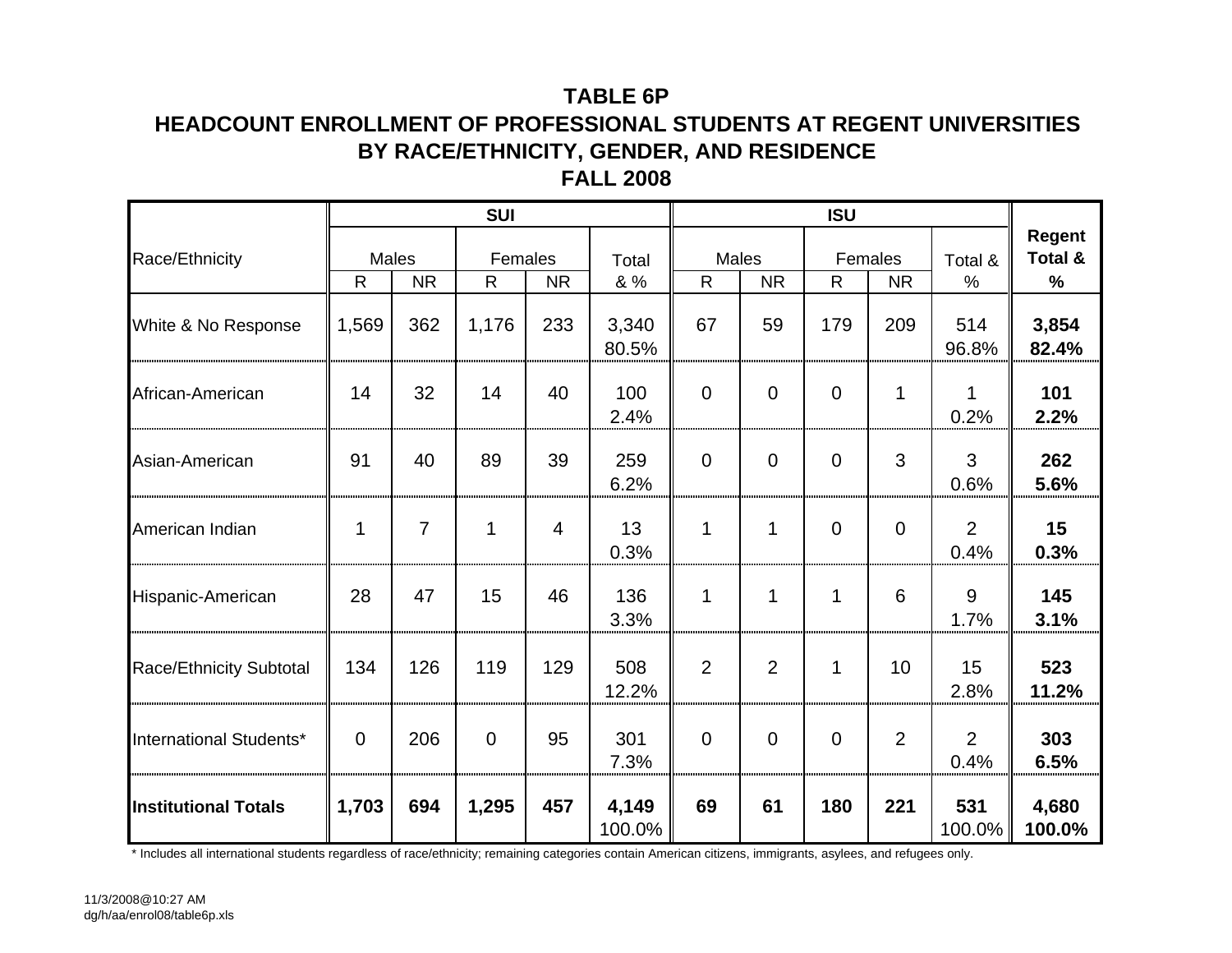# TABLE 6P
## HEADCOUNT ENROLLMENT OF PROFESSIONAL STUDENTS AT REGENT UNIVERSITIES BY RACE/ETHNICITY, GENDER, AND RESIDENCE
## FALL 2008

| Race/Ethnicity | SUI | | | | | ISU | | | | | Regent Total & % |
|---|---|---|---|---|---|---|---|---|---|---|---|
| | Males | | Females | | Total & % | Males | | Females | | Total & % | |
| | R | NR | R | NR | | R | NR | R | NR | | |
| White & No Response | 1,569 | 362 | 1,176 | 233 | 3,340<br>80.5% | 67 | 59 | 179 | 209 | 514<br>96.8% | **3,854**<br>**82.4%** |
| African-American | 14 | 32 | 14 | 40 | 100<br>2.4% | 0 | 0 | 0 | 1 | 1<br>0.2% | **101**<br>**2.2%** |
| Asian-American | 91 | 40 | 89 | 39 | 259<br>6.2% | 0 | 0 | 0 | 3 | 3<br>0.6% | **262**<br>**5.6%** |
| American Indian | 1 | 7 | 1 | 4 | 13<br>0.3% | 1 | 1 | 0 | 0 | 2<br>0.4% | **15**<br>**0.3%** |
| Hispanic-American | 28 | 47 | 15 | 46 | 136<br>3.3% | 1 | 1 | 1 | 6 | 9<br>1.7% | **145**<br>**3.1%** |
| Race/Ethnicity Subtotal | 134 | 126 | 119 | 129 | 508<br>12.2% | 2 | 2 | 1 | 10 | 15<br>2.8% | **523**<br>**11.2%** |
| International Students* | 0 | 206 | 0 | 95 | 301<br>7.3% | 0 | 0 | 0 | 2 | 2<br>0.4% | **303**<br>**6.5%** |
| **Institutional Totals** | **1,703** | **694** | **1,295** | **457** | **4,149**<br>100.0% | **69** | **61** | **180** | **221** | **531**<br>100.0% | **4,680**<br>**100.0%** |

\* Includes all international students regardless of race/ethnicity; remaining categories contain American citizens, immigrants, asylees, and refugees only.

11/3/2008@10:27 AM
dg/h/aa/enrol08/table6p.xls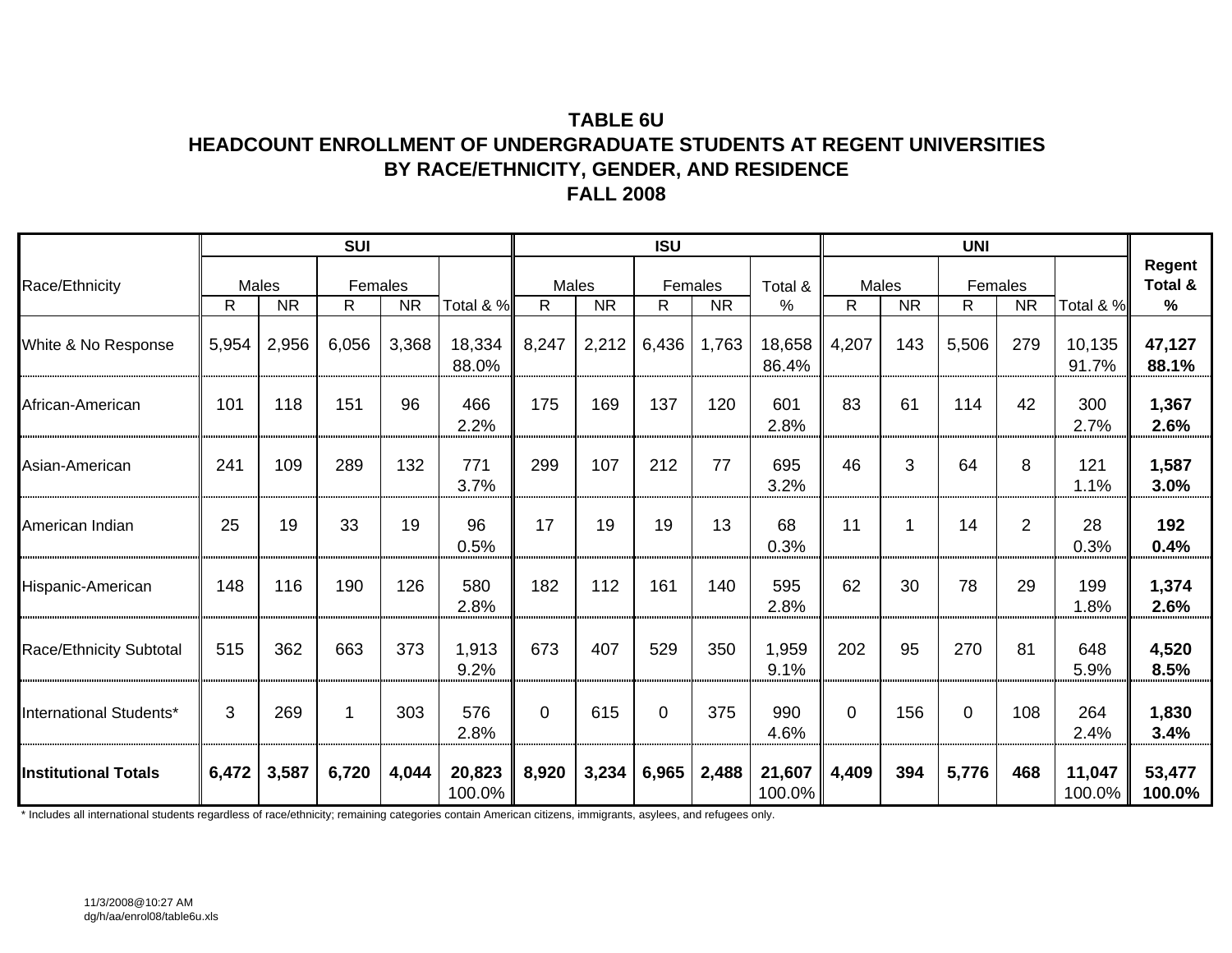**TABLE 6U**
**HEADCOUNT ENROLLMENT OF UNDERGRADUATE STUDENTS AT REGENT UNIVERSITIES**
**BY RACE/ETHNICITY, GENDER, AND RESIDENCE**
**FALL 2008**

| Race/Ethnicity | SUI | | | | | ISU | | | | | UNI | | | | | Regent Total & % |
|---|---|---|---|---|---|---|---|---|---|---|---|---|---|---|---|---|
| | Males | | Females | | | Males | | Females | | Total & % | Males | | Females | | | |
| | R | NR | R | NR | Total & % | R | NR | R | NR | | R | NR | R | NR | Total & % | |
| White & No Response | 5,954 | 2,956 | 6,056 | 3,368 | 18,334 88.0% | 8,247 | 2,212 | 6,436 | 1,763 | 18,658 86.4% | 4,207 | 143 | 5,506 | 279 | 10,135 91.7% | **47,127 88.1%** |
| African-American | 101 | 118 | 151 | 96 | 466 2.2% | 175 | 169 | 137 | 120 | 601 2.8% | 83 | 61 | 114 | 42 | 300 2.7% | **1,367 2.6%** |
| Asian-American | 241 | 109 | 289 | 132 | 771 3.7% | 299 | 107 | 212 | 77 | 695 3.2% | 46 | 3 | 64 | 8 | 121 1.1% | **1,587 3.0%** |
| American Indian | 25 | 19 | 33 | 19 | 96 0.5% | 17 | 19 | 19 | 13 | 68 0.3% | 11 | 1 | 14 | 2 | 28 0.3% | **192 0.4%** |
| Hispanic-American | 148 | 116 | 190 | 126 | 580 2.8% | 182 | 112 | 161 | 140 | 595 2.8% | 62 | 30 | 78 | 29 | 199 1.8% | **1,374 2.6%** |
| Race/Ethnicity Subtotal | 515 | 362 | 663 | 373 | 1,913 9.2% | 673 | 407 | 529 | 350 | 1,959 9.1% | 202 | 95 | 270 | 81 | 648 5.9% | **4,520 8.5%** |
| International Students* | 3 | 269 | 1 | 303 | 576 2.8% | 0 | 615 | 0 | 375 | 990 4.6% | 0 | 156 | 0 | 108 | 264 2.4% | **1,830 3.4%** |
| **Institutional Totals** | **6,472** | **3,587** | **6,720** | **4,044** | **20,823** 100.0% | **8,920** | **3,234** | **6,965** | **2,488** | **21,607** 100.0% | **4,409** | **394** | **5,776** | **468** | **11,047** 100.0% | **53,477 100.0%** |

* Includes all international students regardless of race/ethnicity; remaining categories contain American citizens, immigrants, asylees, and refugees only.

11/3/2008@10:27 AM
dg/h/aa/enrol08/table6u.xls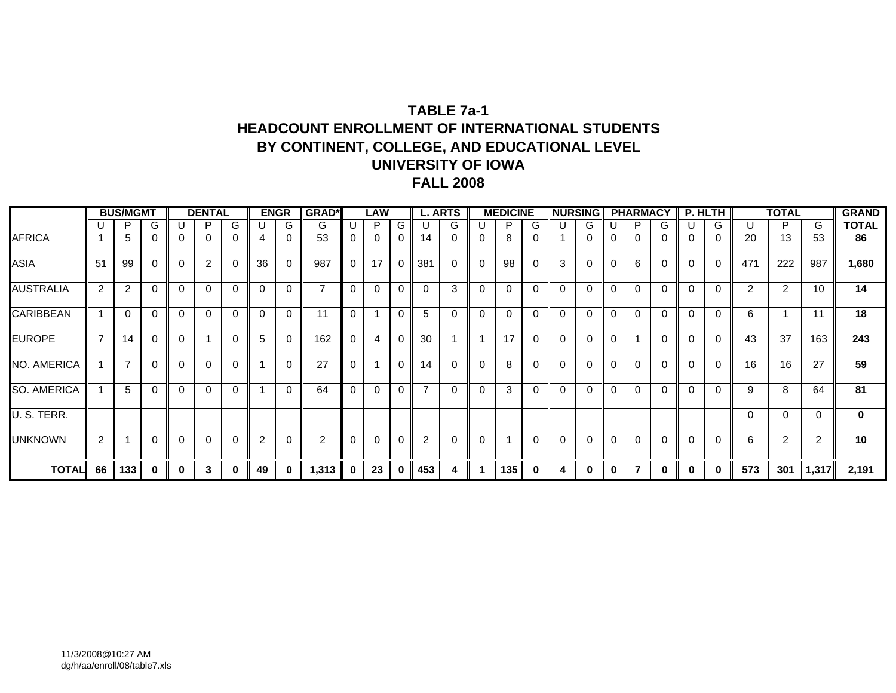# TABLE 7a-1
## HEADCOUNT ENROLLMENT OF INTERNATIONAL STUDENTS BY CONTINENT, COLLEGE, AND EDUCATIONAL LEVEL UNIVERSITY OF IOWA FALL 2008

| | BUS/MGMT | | | DENTAL | | | ENGR | | GRAD* | LAW | | | L. ARTS | | MEDICINE | | | NURSING | | PHARMACY | | | P. HLTH | | TOTAL | | | GRAND |
|---|---|---|---|---|---|---|---|---|---|---|---|---|---|---|---|---|---|---|---|---|---|---|---|---|---|---|---|---|
| | U | P | G | U | P | G | U | G | G | U | P | G | U | G | U | P | G | U | G | U | P | G | U | G | U | P | G | TOTAL |
| AFRICA | 1 | 5 | 0 | 0 | 0 | 0 | 4 | 0 | 53 | 0 | 0 | 0 | 14 | 0 | 0 | 8 | 0 | 1 | 0 | 0 | 0 | 0 | 0 | 0 | 20 | 13 | 53 | **86** |
| ASIA | 51 | 99 | 0 | 0 | 2 | 0 | 36 | 0 | 987 | 0 | 17 | 0 | 381 | 0 | 0 | 98 | 0 | 3 | 0 | 0 | 6 | 0 | 0 | 0 | 471 | 222 | 987 | **1,680** |
| AUSTRALIA | 2 | 2 | 0 | 0 | 0 | 0 | 0 | 0 | 7 | 0 | 0 | 0 | 0 | 3 | 0 | 0 | 0 | 0 | 0 | 0 | 0 | 0 | 0 | 0 | 2 | 2 | 10 | **14** |
| CARIBBEAN | 1 | 0 | 0 | 0 | 0 | 0 | 0 | 0 | 11 | 0 | 1 | 0 | 5 | 0 | 0 | 0 | 0 | 0 | 0 | 0 | 0 | 0 | 0 | 0 | 6 | 1 | 11 | **18** |
| EUROPE | 7 | 14 | 0 | 0 | 1 | 0 | 5 | 0 | 162 | 0 | 4 | 0 | 30 | 1 | 1 | 17 | 0 | 0 | 0 | 0 | 1 | 0 | 0 | 0 | 43 | 37 | 163 | **243** |
| NO. AMERICA | 1 | 7 | 0 | 0 | 0 | 0 | 1 | 0 | 27 | 0 | 1 | 0 | 14 | 0 | 0 | 8 | 0 | 0 | 0 | 0 | 0 | 0 | 0 | 0 | 16 | 16 | 27 | **59** |
| SO. AMERICA | 1 | 5 | 0 | 0 | 0 | 0 | 1 | 0 | 64 | 0 | 0 | 0 | 7 | 0 | 0 | 3 | 0 | 0 | 0 | 0 | 0 | 0 | 0 | 0 | 9 | 8 | 64 | **81** |
| U. S. TERR. | | | | | | | | | | | | | | | | | | | | | | | | | 0 | 0 | 0 | **0** |
| UNKNOWN | 2 | 1 | 0 | 0 | 0 | 0 | 2 | 0 | 2 | 0 | 0 | 0 | 2 | 0 | 0 | 1 | 0 | 0 | 0 | 0 | 0 | 0 | 0 | 0 | 6 | 2 | 2 | **10** |
| **TOTAL** | **66** | **133** | **0** | **0** | **3** | **0** | **49** | **0** | **1,313** | **0** | **23** | **0** | **453** | **4** | **1** | **135** | **0** | **4** | **0** | **0** | **7** | **0** | **0** | **0** | **573** | **301** | **1,317** | **2,191** |

11/3/2008@10:27 AM
dg/h/aa/enroll/08/table7.xls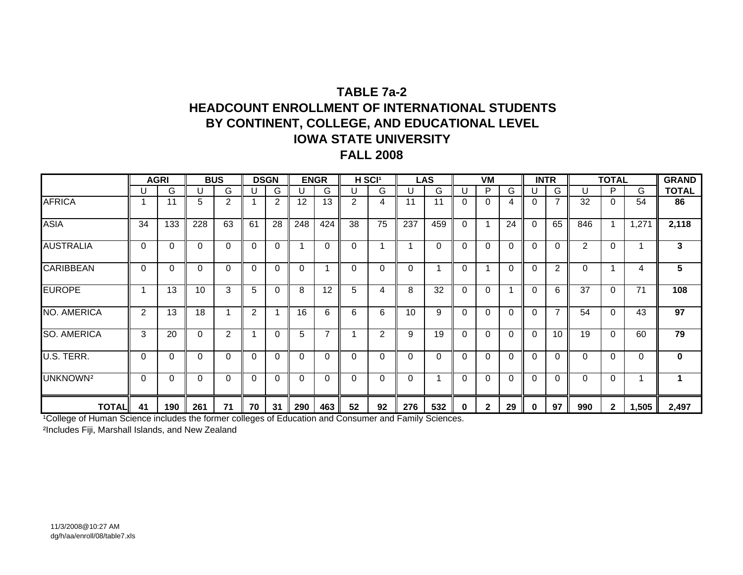**TABLE 7a-2**
**HEADCOUNT ENROLLMENT OF INTERNATIONAL STUDENTS**
**BY CONTINENT, COLLEGE, AND EDUCATIONAL LEVEL**
**IOWA STATE UNIVERSITY**
**FALL 2008**

| | AGRI | | BUS | | DSGN | | ENGR | | H SCI[1] | | LAS | | VM | | | INTR | | TOTAL | | | GRAND |
|---|---|---|---|---|---|---|---|---|---|---|---|---|---|---|---|---|---|---|---|---|---|
| | U | G | U | G | U | G | U | G | U | G | U | G | U | P | G | U | G | U | P | G | TOTAL |
| AFRICA | 1 | 11 | 5 | 2 | 1 | 2 | 12 | 13 | 2 | 4 | 11 | 11 | 0 | 0 | 4 | 0 | 7 | 32 | 0 | 54 | **86** |
| ASIA | 34 | 133 | 228 | 63 | 61 | 28 | 248 | 424 | 38 | 75 | 237 | 459 | 0 | 1 | 24 | 0 | 65 | 846 | 1 | 1,271 | **2,118** |
| AUSTRALIA | 0 | 0 | 0 | 0 | 0 | 0 | 1 | 0 | 0 | 1 | 1 | 0 | 0 | 0 | 0 | 0 | 0 | 2 | 0 | 1 | **3** |
| CARIBBEAN | 0 | 0 | 0 | 0 | 0 | 0 | 0 | 1 | 0 | 0 | 0 | 1 | 0 | 1 | 0 | 0 | 2 | 0 | 1 | 4 | **5** |
| EUROPE | 1 | 13 | 10 | 3 | 5 | 0 | 8 | 12 | 5 | 4 | 8 | 32 | 0 | 0 | 1 | 0 | 6 | 37 | 0 | 71 | **108** |
| NO. AMERICA | 2 | 13 | 18 | 1 | 2 | 1 | 16 | 6 | 6 | 6 | 10 | 9 | 0 | 0 | 0 | 0 | 7 | 54 | 0 | 43 | **97** |
| SO. AMERICA | 3 | 20 | 0 | 2 | 1 | 0 | 5 | 7 | 1 | 2 | 9 | 19 | 0 | 0 | 0 | 0 | 10 | 19 | 0 | 60 | **79** |
| U.S. TERR. | 0 | 0 | 0 | 0 | 0 | 0 | 0 | 0 | 0 | 0 | 0 | 0 | 0 | 0 | 0 | 0 | 0 | 0 | 0 | 0 | **0** |
| UNKNOWN[2] | 0 | 0 | 0 | 0 | 0 | 0 | 0 | 0 | 0 | 0 | 0 | 1 | 0 | 0 | 0 | 0 | 0 | 0 | 0 | 1 | **1** |
| **TOTAL** | **41** | **190** | **261** | **71** | **70** | **31** | **290** | **463** | **52** | **92** | **276** | **532** | **0** | **2** | **29** | **0** | **97** | **990** | **2** | **1,505** | **2,497** |

[1]College of Human Science includes the former colleges of Education and Consumer and Family Sciences.

[2]Includes Fiji, Marshall Islands, and New Zealand

11/3/2008@10:27 AM
dg/h/aa/enroll/08/table7.xls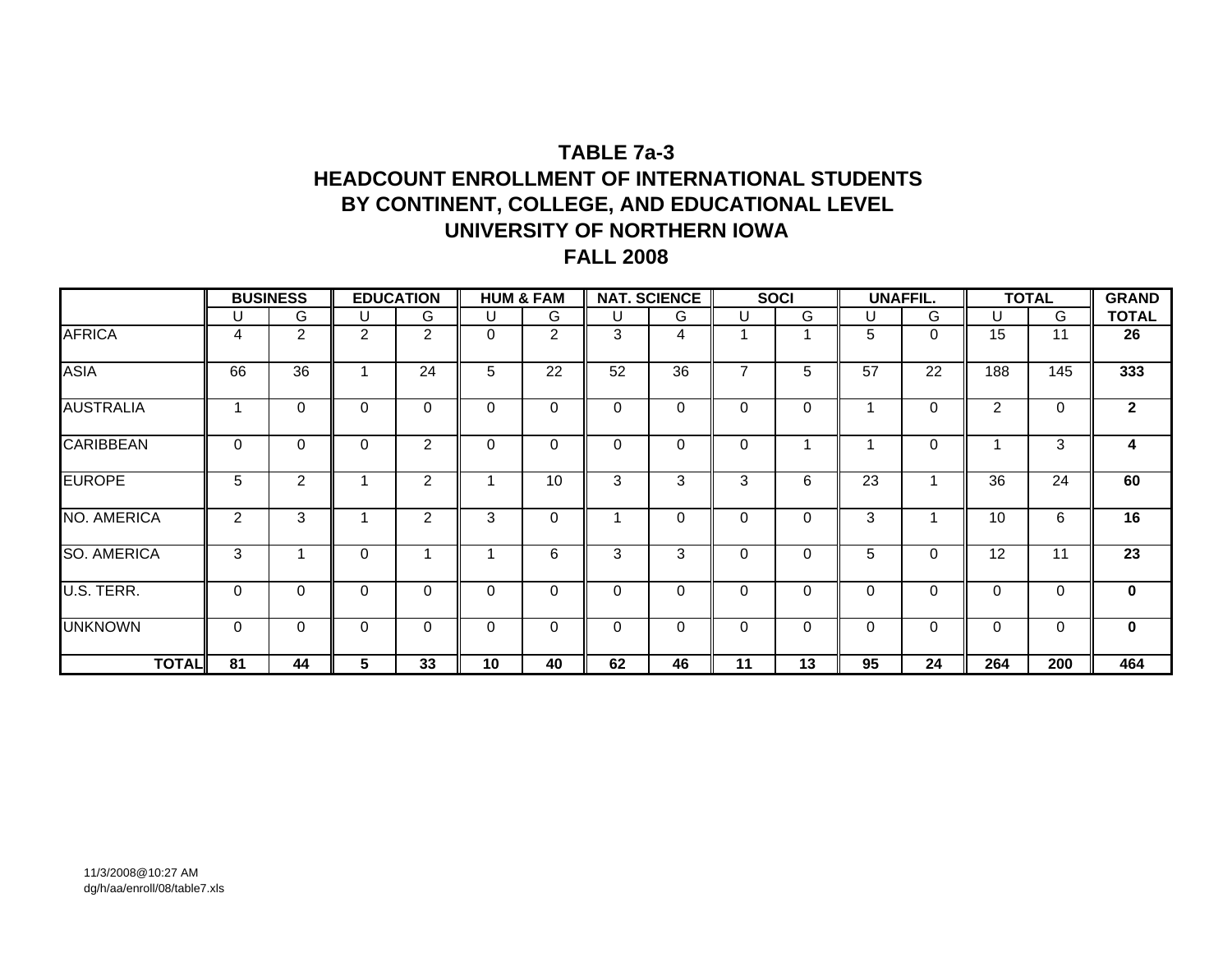# TABLE 7a-3
## HEADCOUNT ENROLLMENT OF INTERNATIONAL STUDENTS BY CONTINENT, COLLEGE, AND EDUCATIONAL LEVEL
## UNIVERSITY OF NORTHERN IOWA
## FALL 2008

| | BUSINESS | | EDUCATION | | HUM & FAM | | NAT. SCIENCE | | SOCI | | UNAFFIL. | | TOTAL | | GRAND |
|---|---|---|---|---|---|---|---|---|---|---|---|---|---|---|---|
| | U | G | U | G | U | G | U | G | U | G | U | G | U | G | TOTAL |
| AFRICA | 4 | 2 | 2 | 2 | 0 | 2 | 3 | 4 | 1 | 1 | 5 | 0 | 15 | 11 | **26** |
| ASIA | 66 | 36 | 1 | 24 | 5 | 22 | 52 | 36 | 7 | 5 | 57 | 22 | 188 | 145 | **333** |
| AUSTRALIA | 1 | 0 | 0 | 0 | 0 | 0 | 0 | 0 | 0 | 0 | 1 | 0 | 2 | 0 | **2** |
| CARIBBEAN | 0 | 0 | 0 | 2 | 0 | 0 | 0 | 0 | 0 | 1 | 1 | 0 | 1 | 3 | **4** |
| EUROPE | 5 | 2 | 1 | 2 | 1 | 10 | 3 | 3 | 3 | 6 | 23 | 1 | 36 | 24 | **60** |
| NO. AMERICA | 2 | 3 | 1 | 2 | 3 | 0 | 1 | 0 | 0 | 0 | 3 | 1 | 10 | 6 | **16** |
| SO. AMERICA | 3 | 1 | 0 | 1 | 1 | 6 | 3 | 3 | 0 | 0 | 5 | 0 | 12 | 11 | **23** |
| U.S. TERR. | 0 | 0 | 0 | 0 | 0 | 0 | 0 | 0 | 0 | 0 | 0 | 0 | 0 | 0 | **0** |
| UNKNOWN | 0 | 0 | 0 | 0 | 0 | 0 | 0 | 0 | 0 | 0 | 0 | 0 | 0 | 0 | **0** |
| **TOTAL** | **81** | **44** | **5** | **33** | **10** | **40** | **62** | **46** | **11** | **13** | **95** | **24** | **264** | **200** | **464** |

11/3/2008@10:27 AM
dg/h/aa/enroll/08/table7.xls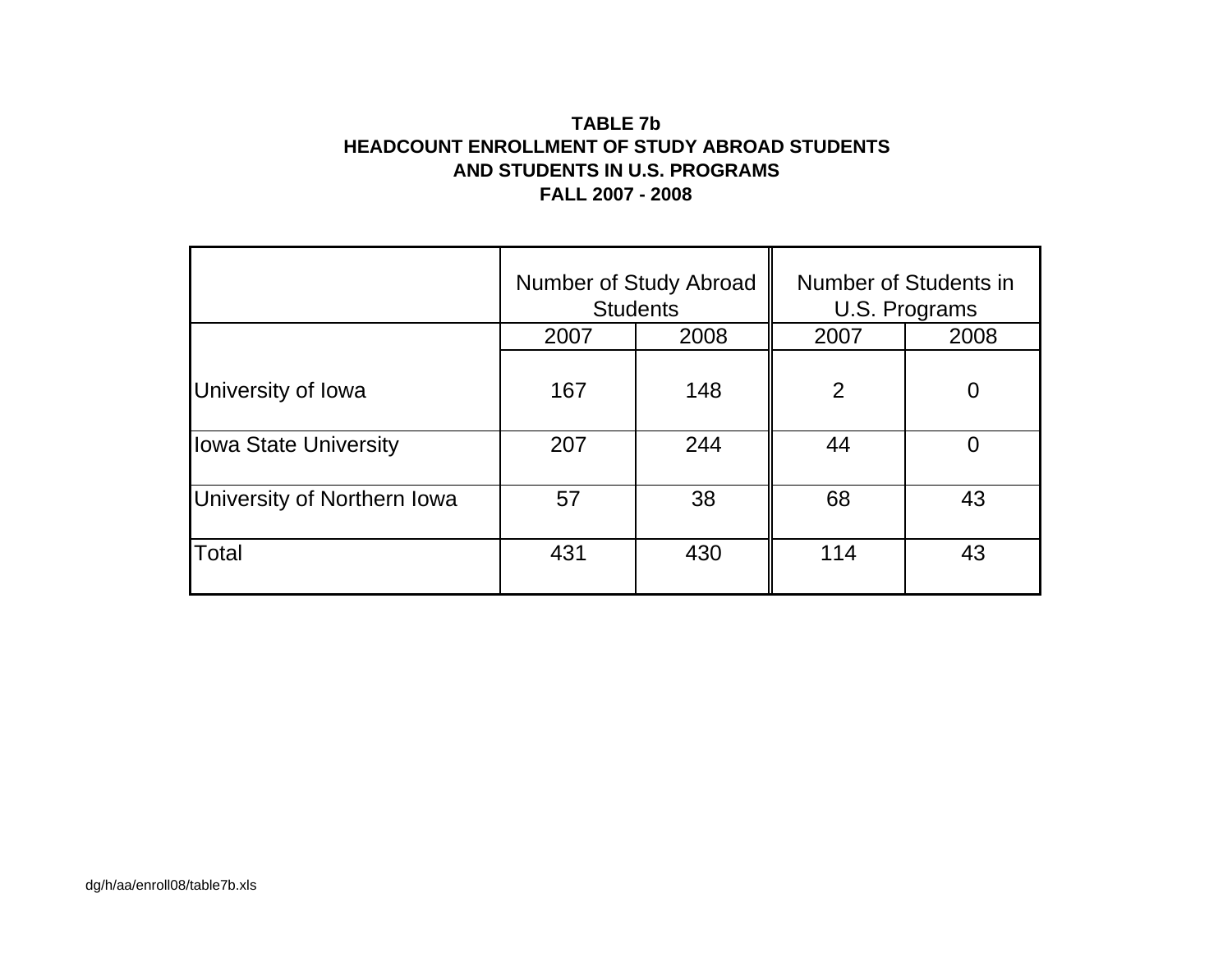**TABLE 7b**
**HEADCOUNT ENROLLMENT OF STUDY ABROAD STUDENTS**
**AND STUDENTS IN U.S. PROGRAMS**
**FALL 2007 - 2008**

| | Number of Study Abroad Students | | Number of Students in U.S. Programs | |
|---|---|---|---|---|
| | 2007 | 2008 | 2007 | 2008 |
| University of Iowa | 167 | 148 | 2 | 0 |
| Iowa State University | 207 | 244 | 44 | 0 |
| University of Northern Iowa | 57 | 38 | 68 | 43 |
| Total | 431 | 430 | 114 | 43 |

dg/h/aa/enroll08/table7b.xls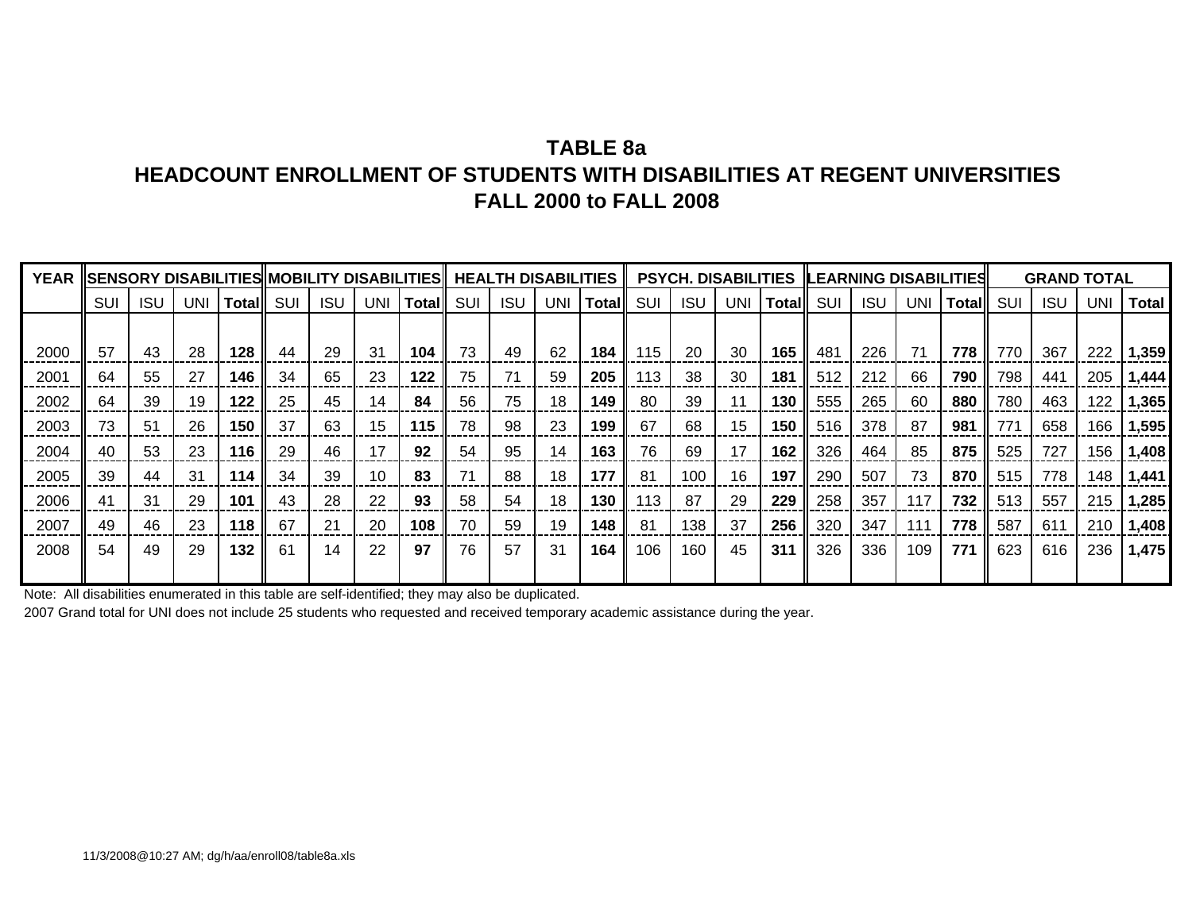# TABLE 8a
# HEADCOUNT ENROLLMENT OF STUDENTS WITH DISABILITIES AT REGENT UNIVERSITIES
# FALL 2000 to FALL 2008

| YEAR | SENSORY DISABILITIES | | | | MOBILITY DISABILITIES | | | | HEALTH DISABILITIES | | | | PSYCH. DISABILITIES | | | | LEARNING DISABILITIES | | | | GRAND TOTAL | | | |
|---|---|---|---|---|---|---|---|---|---|---|---|---|---|---|---|---|---|---|---|---|---|---|---|---|
| | SUI | ISU | UNI | **Total** | SUI | ISU | UNI | **Total** | SUI | ISU | UNI | **Total** | SUI | ISU | UNI | **Total** | SUI | ISU | UNI | **Total** | SUI | ISU | UNI | **Total** |
| 2000 | 57 | 43 | 28 | **128** | 44 | 29 | 31 | **104** | 73 | 49 | 62 | **184** | 115 | 20 | 30 | **165** | 481 | 226 | 71 | **778** | 770 | 367 | 222 | **1,359** |
| 2001 | 64 | 55 | 27 | **146** | 34 | 65 | 23 | **122** | 75 | 71 | 59 | **205** | 113 | 38 | 30 | **181** | 512 | 212 | 66 | **790** | 798 | 441 | 205 | **1,444** |
| 2002 | 64 | 39 | 19 | **122** | 25 | 45 | 14 | **84** | 56 | 75 | 18 | **149** | 80 | 39 | 11 | **130** | 555 | 265 | 60 | **880** | 780 | 463 | 122 | **1,365** |
| 2003 | 73 | 51 | 26 | **150** | 37 | 63 | 15 | **115** | 78 | 98 | 23 | **199** | 67 | 68 | 15 | **150** | 516 | 378 | 87 | **981** | 771 | 658 | 166 | **1,595** |
| 2004 | 40 | 53 | 23 | **116** | 29 | 46 | 17 | **92** | 54 | 95 | 14 | **163** | 76 | 69 | 17 | **162** | 326 | 464 | 85 | **875** | 525 | 727 | 156 | **1,408** |
| 2005 | 39 | 44 | 31 | **114** | 34 | 39 | 10 | **83** | 71 | 88 | 18 | **177** | 81 | 100 | 16 | **197** | 290 | 507 | 73 | **870** | 515 | 778 | 148 | **1,441** |
| 2006 | 41 | 31 | 29 | **101** | 43 | 28 | 22 | **93** | 58 | 54 | 18 | **130** | 113 | 87 | 29 | **229** | 258 | 357 | 117 | **732** | 513 | 557 | 215 | **1,285** |
| 2007 | 49 | 46 | 23 | **118** | 67 | 21 | 20 | **108** | 70 | 59 | 19 | **148** | 81 | 138 | 37 | **256** | 320 | 347 | 111 | **778** | 587 | 611 | 210 | **1,408** |
| 2008 | 54 | 49 | 29 | **132** | 61 | 14 | 22 | **97** | 76 | 57 | 31 | **164** | 106 | 160 | 45 | **311** | 326 | 336 | 109 | **771** | 623 | 616 | 236 | **1,475** |

Note: All disabilities enumerated in this table are self-identified; they may also be duplicated.

2007 Grand total for UNI does not include 25 students who requested and received temporary academic assistance during the year.

11/3/2008@10:27 AM; dg/h/aa/enroll08/table8a.xls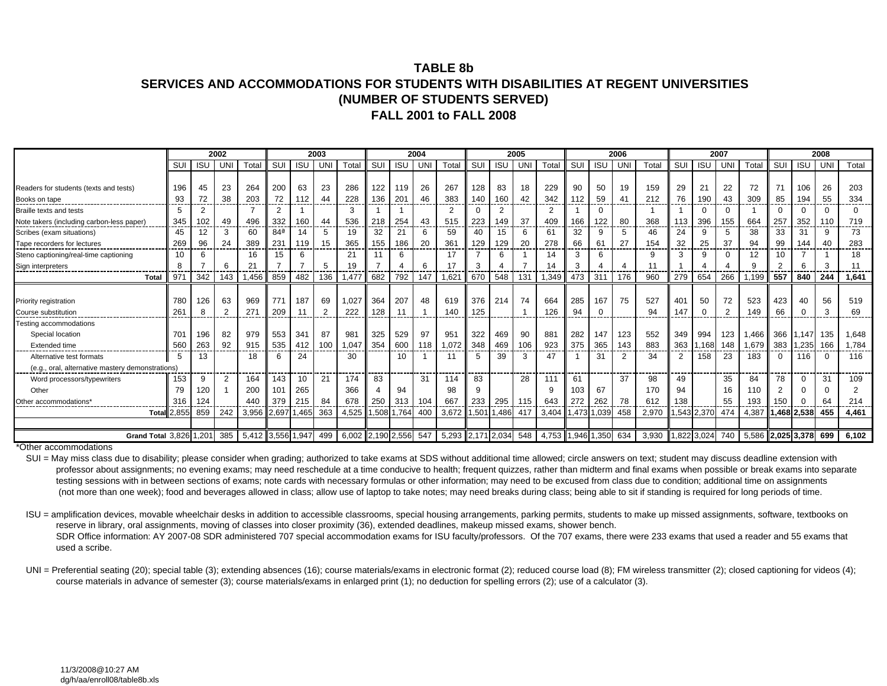# TABLE 8b
## SERVICES AND ACCOMMODATIONS FOR STUDENTS WITH DISABILITIES AT REGENT UNIVERSITIES
## (NUMBER OF STUDENTS SERVED)
## FALL 2001 to FALL 2008

| | 2002 | | | | 2003 | | | | 2004 | | | | 2005 | | | | 2006 | | | | 2007 | | | | 2008 | | | |
|---|---|---|---|---|---|---|---|---|---|---|---|---|---|---|---|---|---|---|---|---|---|---|---|---|---|---|---|---|
| | SUI | ISU | UNI | Total | SUI | ISU | UNI | Total | SUI | ISU | UNI | Total | SUI | ISU | UNI | Total | SUI | ISU | UNI | Total | SUI | ISU | UNI | Total | SUI | ISU | UNI | Total |
| Readers for students (texts and tests) | 196 | 45 | 23 | 264 | 200 | 63 | 23 | 286 | 122 | 119 | 26 | 267 | 128 | 83 | 18 | 229 | 90 | 50 | 19 | 159 | 29 | 21 | 22 | 72 | 71 | 106 | 26 | 203 |
| Books on tape | 93 | 72 | 38 | 203 | 72 | 112 | 44 | 228 | 136 | 201 | 46 | 383 | 140 | 160 | 42 | 342 | 112 | 59 | 41 | 212 | 76 | 190 | 43 | 309 | 85 | 194 | 55 | 334 |
| Braille texts and tests | 5 | 2 | | 7 | 2 | 1 | | 3 | 1 | 1 | | 2 | 0 | 2 | | 2 | 1 | 0 | | 1 | 1 | 0 | 0 | 1 | 0 | 0 | 0 | 0 |
| Note takers (including carbon-less paper) | 345 | 102 | 49 | 496 | 332 | 160 | 44 | 536 | 218 | 254 | 43 | 515 | 223 | 149 | 37 | 409 | 166 | 122 | 80 | 368 | 113 | 396 | 155 | 664 | 257 | 352 | 110 | 719 |
| Scribes (exam situations) | 45 | 12 | 3 | 60 | 84ª | 14 | 5 | 19 | 32 | 21 | 6 | 59 | 40 | 15 | 6 | 61 | 32 | 9 | 5 | 46 | 24 | 9 | 5 | 38 | 33 | 31 | 9 | 73 |
| Tape recorders for lectures | 269 | 96 | 24 | 389 | 231 | 119 | 15 | 365 | 155 | 186 | 20 | 361 | 129 | 129 | 20 | 278 | 66 | 61 | 27 | 154 | 32 | 25 | 37 | 94 | 99 | 144 | 40 | 283 |
| Steno captioning/real-time captioning | 10 | 6 | | 16 | 15 | 6 | | 21 | 11 | 6 | | 17 | 7 | 6 | 1 | 14 | 3 | 6 | | 9 | 3 | 9 | 0 | 12 | 10 | 7 | 1 | 18 |
| Sign interpreters | 8 | 7 | 6 | 21 | 7 | 7 | 5 | 19 | 7 | 4 | 6 | 17 | 3 | 4 | 7 | 14 | 3 | 4 | 4 | 11 | 1 | 4 | 4 | 9 | 2 | 6 | 3 | 11 |
| **Total** | 971 | 342 | 143 | 1,456 | 859 | 482 | 136 | 1,477 | 682 | 792 | 147 | 1,621 | 670 | 548 | 131 | 1,349 | 473 | 311 | 176 | 960 | 279 | 654 | 266 | 1,199 | **557** | **840** | **244** | **1,641** |
| Priority registration | 780 | 126 | 63 | 969 | 771 | 187 | 69 | 1,027 | 364 | 207 | 48 | 619 | 376 | 214 | 74 | 664 | 285 | 167 | 75 | 527 | 401 | 50 | 72 | 523 | 423 | 40 | 56 | 519 |
| Course substitution | 261 | 8 | 2 | 271 | 209 | 11 | 2 | 222 | 128 | 11 | 1 | 140 | 125 | | 1 | 126 | 94 | 0 | | 94 | 147 | 0 | 2 | 149 | 66 | 0 | 3 | 69 |
| Testing accommodations | | | | | | | | | | | | | | | | | | | | | | | | | | | | |
| Special location | 701 | 196 | 82 | 979 | 553 | 341 | 87 | 981 | 325 | 529 | 97 | 951 | 322 | 469 | 90 | 881 | 282 | 147 | 123 | 552 | 349 | 994 | 123 | 1,466 | 366 | 1,147 | 135 | 1,648 |
| Extended time | 560 | 263 | 92 | 915 | 535 | 412 | 100 | 1,047 | 354 | 600 | 118 | 1,072 | 348 | 469 | 106 | 923 | 375 | 365 | 143 | 883 | 363 | 1,168 | 148 | 1,679 | 383 | 1,235 | 166 | 1,784 |
| Alternative test formats (e.g., oral, alternative mastery demonstrations) | 5 | 13 | | 18 | 6 | 24 | | 30 | | 10 | 1 | 11 | 5 | 39 | 3 | 47 | 1 | 31 | 2 | 34 | 2 | 158 | 23 | 183 | 0 | 116 | 0 | 116 |
| Word processors/typewriters | 153 | 9 | 2 | 164 | 143 | 10 | 21 | 174 | 83 | | 31 | 114 | 83 | | 28 | 111 | 61 | | 37 | 98 | 49 | | 35 | 84 | 78 | 0 | 31 | 109 |
| Other | 79 | 120 | 1 | 200 | 101 | 265 | | 366 | 4 | 94 | | 98 | 9 | | | 9 | 103 | 67 | | 170 | 94 | | 16 | 110 | 2 | 0 | 0 | 2 |
| Other accommodations* | 316 | 124 | | 440 | 379 | 215 | 84 | 678 | 250 | 313 | 104 | 667 | 233 | 295 | 115 | 643 | 272 | 262 | 78 | 612 | 138 | | 55 | 193 | 150 | 0 | 64 | 214 |
| **Total** | 2,855 | 859 | 242 | 3,956 | 2,697 | 1,465 | 363 | 4,525 | 1,508 | 1,764 | 400 | 3,672 | 1,501 | 1,486 | 417 | 3,404 | 1,473 | 1,039 | 458 | 2,970 | 1,543 | 2,370 | 474 | 4,387 | **1,468** | **2,538** | **455** | **4,461** |
| **Grand Total** | 3,826 | 1,201 | 385 | 5,412 | 3,556 | 1,947 | 499 | 6,002 | 2,190 | 2,556 | 547 | 5,293 | 2,171 | 2,034 | 548 | 4,753 | 1,946 | 1,350 | 634 | 3,930 | 1,822 | 3,024 | 740 | 5,586 | **2,025** | **3,378** | **699** | **6,102** |

*Other accommodations

SUI = May miss class due to disability; please consider when grading; authorized to take exams at SDS without additional time allowed; circle answers on text; student may discuss deadline extension with professor about assignments; no evening exams; may need reschedule at a time conducive to health; frequent quizzes, rather than midterm and final exams when possible or break exams into separate testing sessions with in between sections of exams; note cards with necessary formulas or other information; may need to be excused from class due to condition; additional time on assignments (not more than one week); food and beverages allowed in class; allow use of laptop to take notes; may need breaks during class; being able to sit if standing is required for long periods of time.

ISU = amplification devices, movable wheelchair desks in addition to accessible classrooms, special housing arrangements, parking permits, students to make up missed assignments, software, textbooks on reserve in library, oral assignments, moving of classes into closer proximity (36), extended deadlines, makeup missed exams, shower bench.
SDR Office information: AY 2007-08 SDR administered 707 special accommodation exams for ISU faculty/professors. Of the 707 exams, there were 233 exams that used a reader and 55 exams that used a scribe.

UNI = Preferential seating (20); special table (3); extending absences (16); course materials/exams in electronic format (2); reduced course load (8); FM wireless transmitter (2); closed captioning for videos (4); course materials in advance of semester (3); course materials/exams in enlarged print (1); no deduction for spelling errors (2); use of a calculator (3).

11/3/2008@10:27 AM
dg/h/aa/enroll08/table8b.xls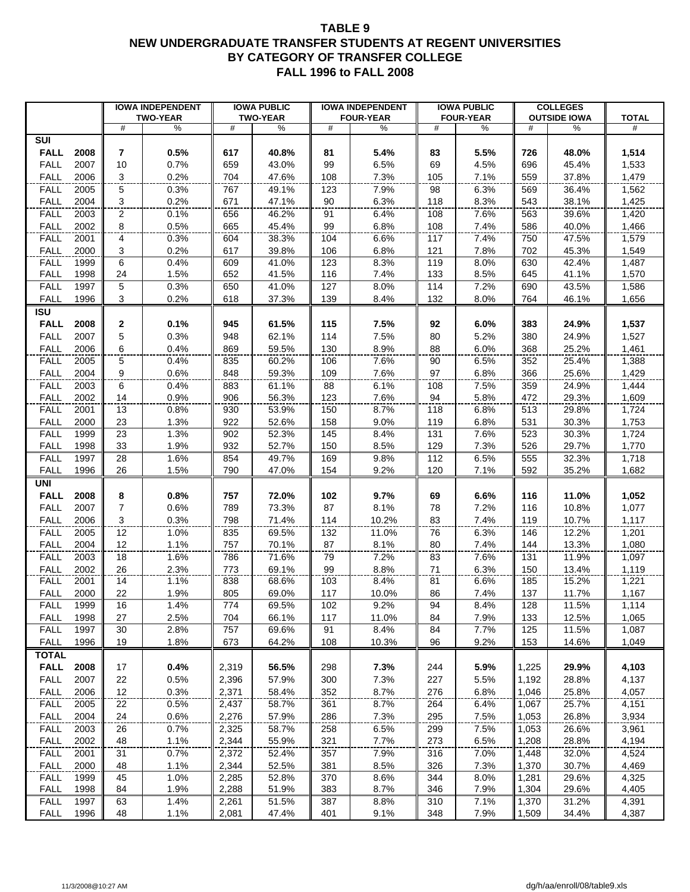# TABLE 9
## NEW UNDERGRADUATE TRANSFER STUDENTS AT REGENT UNIVERSITIES BY CATEGORY OF TRANSFER COLLEGE FALL 1996 to FALL 2008

| | | IOWA INDEPENDENT TWO-YEAR | | IOWA PUBLIC TWO-YEAR | | IOWA INDEPENDENT FOUR-YEAR | | IOWA PUBLIC FOUR-YEAR | | COLLEGES OUTSIDE IOWA | | TOTAL |
|---|---|---|---|---|---|---|---|---|---|---|---|---|
| | | # | % | # | % | # | % | # | % | # | % | # |
| **SUI** | | | | | | | | | | | | |
| **FALL** | **2008** | **7** | **0.5%** | **617** | **40.8%** | **81** | **5.4%** | **83** | **5.5%** | **726** | **48.0%** | **1,514** |
| FALL | 2007 | 10 | 0.7% | 659 | 43.0% | 99 | 6.5% | 69 | 4.5% | 696 | 45.4% | 1,533 |
| FALL | 2006 | 3 | 0.2% | 704 | 47.6% | 108 | 7.3% | 105 | 7.1% | 559 | 37.8% | 1,479 |
| FALL | 2005 | 5 | 0.3% | 767 | 49.1% | 123 | 7.9% | 98 | 6.3% | 569 | 36.4% | 1,562 |
| FALL | 2004 | 3 | 0.2% | 671 | 47.1% | 90 | 6.3% | 118 | 8.3% | 543 | 38.1% | 1,425 |
| FALL | 2003 | 2 | 0.1% | 656 | 46.2% | 91 | 6.4% | 108 | 7.6% | 563 | 39.6% | 1,420 |
| FALL | 2002 | 8 | 0.5% | 665 | 45.4% | 99 | 6.8% | 108 | 7.4% | 586 | 40.0% | 1,466 |
| FALL | 2001 | 4 | 0.3% | 604 | 38.3% | 104 | 6.6% | 117 | 7.4% | 750 | 47.5% | 1,579 |
| FALL | 2000 | 3 | 0.2% | 617 | 39.8% | 106 | 6.8% | 121 | 7.8% | 702 | 45.3% | 1,549 |
| FALL | 1999 | 6 | 0.4% | 609 | 41.0% | 123 | 8.3% | 119 | 8.0% | 630 | 42.4% | 1,487 |
| FALL | 1998 | 24 | 1.5% | 652 | 41.5% | 116 | 7.4% | 133 | 8.5% | 645 | 41.1% | 1,570 |
| FALL | 1997 | 5 | 0.3% | 650 | 41.0% | 127 | 8.0% | 114 | 7.2% | 690 | 43.5% | 1,586 |
| FALL | 1996 | 3 | 0.2% | 618 | 37.3% | 139 | 8.4% | 132 | 8.0% | 764 | 46.1% | 1,656 |
| **ISU** | | | | | | | | | | | | |
| **FALL** | **2008** | **2** | **0.1%** | **945** | **61.5%** | **115** | **7.5%** | **92** | **6.0%** | **383** | **24.9%** | **1,537** |
| FALL | 2007 | 5 | 0.3% | 948 | 62.1% | 114 | 7.5% | 80 | 5.2% | 380 | 24.9% | 1,527 |
| FALL | 2006 | 6 | 0.4% | 869 | 59.5% | 130 | 8.9% | 88 | 6.0% | 368 | 25.2% | 1,461 |
| FALL | 2005 | 5 | 0.4% | 835 | 60.2% | 106 | 7.6% | 90 | 6.5% | 352 | 25.4% | 1,388 |
| FALL | 2004 | 9 | 0.6% | 848 | 59.3% | 109 | 7.6% | 97 | 6.8% | 366 | 25.6% | 1,429 |
| FALL | 2003 | 6 | 0.4% | 883 | 61.1% | 88 | 6.1% | 108 | 7.5% | 359 | 24.9% | 1,444 |
| FALL | 2002 | 14 | 0.9% | 906 | 56.3% | 123 | 7.6% | 94 | 5.8% | 472 | 29.3% | 1,609 |
| FALL | 2001 | 13 | 0.8% | 930 | 53.9% | 150 | 8.7% | 118 | 6.8% | 513 | 29.8% | 1,724 |
| FALL | 2000 | 23 | 1.3% | 922 | 52.6% | 158 | 9.0% | 119 | 6.8% | 531 | 30.3% | 1,753 |
| FALL | 1999 | 23 | 1.3% | 902 | 52.3% | 145 | 8.4% | 131 | 7.6% | 523 | 30.3% | 1,724 |
| FALL | 1998 | 33 | 1.9% | 932 | 52.7% | 150 | 8.5% | 129 | 7.3% | 526 | 29.7% | 1,770 |
| FALL | 1997 | 28 | 1.6% | 854 | 49.7% | 169 | 9.8% | 112 | 6.5% | 555 | 32.3% | 1,718 |
| FALL | 1996 | 26 | 1.5% | 790 | 47.0% | 154 | 9.2% | 120 | 7.1% | 592 | 35.2% | 1,682 |
| **UNI** | | | | | | | | | | | | |
| **FALL** | **2008** | **8** | **0.8%** | **757** | **72.0%** | **102** | **9.7%** | **69** | **6.6%** | **116** | **11.0%** | **1,052** |
| FALL | 2007 | 7 | 0.6% | 789 | 73.3% | 87 | 8.1% | 78 | 7.2% | 116 | 10.8% | 1,077 |
| FALL | 2006 | 3 | 0.3% | 798 | 71.4% | 114 | 10.2% | 83 | 7.4% | 119 | 10.7% | 1,117 |
| FALL | 2005 | 12 | 1.0% | 835 | 69.5% | 132 | 11.0% | 76 | 6.3% | 146 | 12.2% | 1,201 |
| FALL | 2004 | 12 | 1.1% | 757 | 70.1% | 87 | 8.1% | 80 | 7.4% | 144 | 13.3% | 1,080 |
| FALL | 2003 | 18 | 1.6% | 786 | 71.6% | 79 | 7.2% | 83 | 7.6% | 131 | 11.9% | 1,097 |
| FALL | 2002 | 26 | 2.3% | 773 | 69.1% | 99 | 8.8% | 71 | 6.3% | 150 | 13.4% | 1,119 |
| FALL | 2001 | 14 | 1.1% | 838 | 68.6% | 103 | 8.4% | 81 | 6.6% | 185 | 15.2% | 1,221 |
| FALL | 2000 | 22 | 1.9% | 805 | 69.0% | 117 | 10.0% | 86 | 7.4% | 137 | 11.7% | 1,167 |
| FALL | 1999 | 16 | 1.4% | 774 | 69.5% | 102 | 9.2% | 94 | 8.4% | 128 | 11.5% | 1,114 |
| FALL | 1998 | 27 | 2.5% | 704 | 66.1% | 117 | 11.0% | 84 | 7.9% | 133 | 12.5% | 1,065 |
| FALL | 1997 | 30 | 2.8% | 757 | 69.6% | 91 | 8.4% | 84 | 7.7% | 125 | 11.5% | 1,087 |
| FALL | 1996 | 19 | 1.8% | 673 | 64.2% | 108 | 10.3% | 96 | 9.2% | 153 | 14.6% | 1,049 |
| **TOTAL** | | | | | | | | | | | | |
| **FALL** | **2008** | 17 | **0.4%** | 2,319 | **56.5%** | 298 | **7.3%** | 244 | **5.9%** | 1,225 | **29.9%** | **4,103** |
| FALL | 2007 | 22 | 0.5% | 2,396 | 57.9% | 300 | 7.3% | 227 | 5.5% | 1,192 | 28.8% | 4,137 |
| FALL | 2006 | 12 | 0.3% | 2,371 | 58.4% | 352 | 8.7% | 276 | 6.8% | 1,046 | 25.8% | 4,057 |
| FALL | 2005 | 22 | 0.5% | 2,437 | 58.7% | 361 | 8.7% | 264 | 6.4% | 1,067 | 25.7% | 4,151 |
| FALL | 2004 | 24 | 0.6% | 2,276 | 57.9% | 286 | 7.3% | 295 | 7.5% | 1,053 | 26.8% | 3,934 |
| FALL | 2003 | 26 | 0.7% | 2,325 | 58.7% | 258 | 6.5% | 299 | 7.5% | 1,053 | 26.6% | 3,961 |
| FALL | 2002 | 48 | 1.1% | 2,344 | 55.9% | 321 | 7.7% | 273 | 6.5% | 1,208 | 28.8% | 4,194 |
| FALL | 2001 | 31 | 0.7% | 2,372 | 52.4% | 357 | 7.9% | 316 | 7.0% | 1,448 | 32.0% | 4,524 |
| FALL | 2000 | 48 | 1.1% | 2,344 | 52.5% | 381 | 8.5% | 326 | 7.3% | 1,370 | 30.7% | 4,469 |
| FALL | 1999 | 45 | 1.0% | 2,285 | 52.8% | 370 | 8.6% | 344 | 8.0% | 1,281 | 29.6% | 4,325 |
| FALL | 1998 | 84 | 1.9% | 2,288 | 51.9% | 383 | 8.7% | 346 | 7.9% | 1,304 | 29.6% | 4,405 |
| FALL | 1997 | 63 | 1.4% | 2,261 | 51.5% | 387 | 8.8% | 310 | 7.1% | 1,370 | 31.2% | 4,391 |
| FALL | 1996 | 48 | 1.1% | 2,081 | 47.4% | 401 | 9.1% | 348 | 7.9% | 1,509 | 34.4% | 4,387 |

11/3/2008@10:27 AM dg/h/aa/enroll/08/table9.xls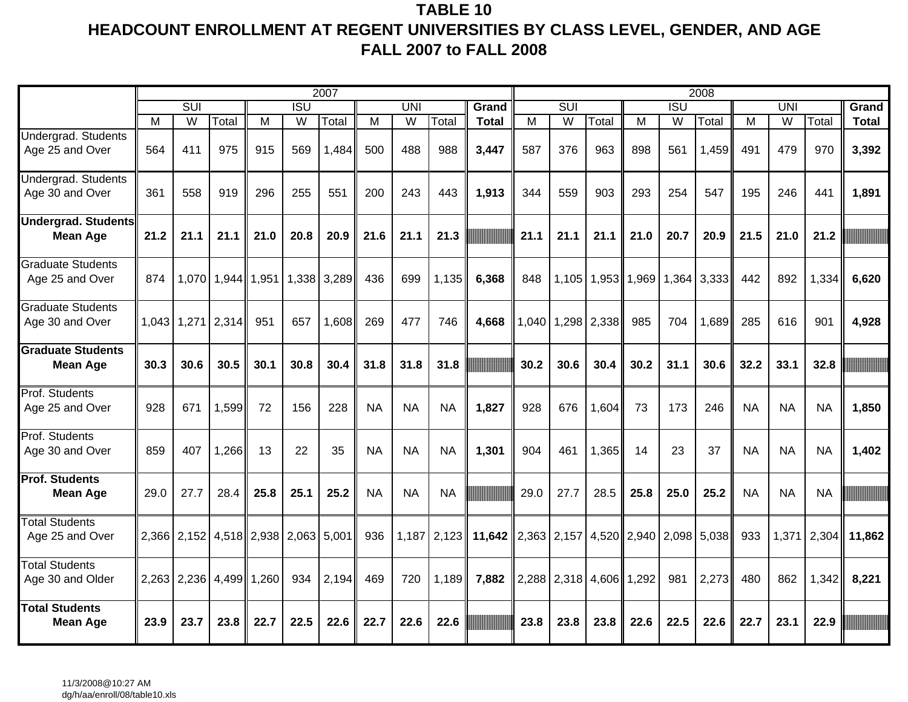# TABLE 10
# HEADCOUNT ENROLLMENT AT REGENT UNIVERSITIES BY CLASS LEVEL, GENDER, AND AGE
# FALL 2007 to FALL 2008

| | 2007 | | | | | | | | | | 2008 | | | | | | | | | |
|---|---|---|---|---|---|---|---|---|---|---|---|---|---|---|---|---|---|---|---|---|
| | SUI | | | ISU | | | UNI | | | Grand | SUI | | | ISU | | | UNI | | | Grand |
| | M | W | Total | M | W | Total | M | W | Total | Total | M | W | Total | M | W | Total | M | W | Total | Total |
| Undergrad. Students Age 25 and Over | 564 | 411 | 975 | 915 | 569 | 1,484 | 500 | 488 | 988 | **3,447** | 587 | 376 | 963 | 898 | 561 | 1,459 | 491 | 479 | 970 | **3,392** |
| Undergrad. Students Age 30 and Over | 361 | 558 | 919 | 296 | 255 | 551 | 200 | 243 | 443 | **1,913** | 344 | 559 | 903 | 293 | 254 | 547 | 195 | 246 | 441 | **1,891** |
| **Undergrad. Students Mean Age** | **21.2** | **21.1** | **21.1** | **21.0** | **20.8** | **20.9** | **21.6** | **21.1** | **21.3** | | **21.1** | **21.1** | **21.1** | **21.0** | **20.7** | **20.9** | **21.5** | **21.0** | **21.2** | |
| Graduate Students Age 25 and Over | 874 | 1,070 | 1,944 | 1,951 | 1,338 | 3,289 | 436 | 699 | 1,135 | **6,368** | 848 | 1,105 | 1,953 | 1,969 | 1,364 | 3,333 | 442 | 892 | 1,334 | **6,620** |
| Graduate Students Age 30 and Over | 1,043 | 1,271 | 2,314 | 951 | 657 | 1,608 | 269 | 477 | 746 | **4,668** | 1,040 | 1,298 | 2,338 | 985 | 704 | 1,689 | 285 | 616 | 901 | **4,928** |
| **Graduate Students Mean Age** | **30.3** | **30.6** | **30.5** | **30.1** | **30.8** | **30.4** | **31.8** | **31.8** | **31.8** | | **30.2** | **30.6** | **30.4** | **30.2** | **31.1** | **30.6** | **32.2** | **33.1** | **32.8** | |
| Prof. Students Age 25 and Over | 928 | 671 | 1,599 | 72 | 156 | 228 | NA | NA | NA | **1,827** | 928 | 676 | 1,604 | 73 | 173 | 246 | NA | NA | NA | **1,850** |
| Prof. Students Age 30 and Over | 859 | 407 | 1,266 | 13 | 22 | 35 | NA | NA | NA | **1,301** | 904 | 461 | 1,365 | 14 | 23 | 37 | NA | NA | NA | **1,402** |
| **Prof. Students Mean Age** | 29.0 | 27.7 | 28.4 | **25.8** | **25.1** | **25.2** | NA | NA | NA | | 29.0 | 27.7 | 28.5 | **25.8** | **25.0** | **25.2** | NA | NA | NA | |
| Total Students Age 25 and Over | 2,366 | 2,152 | 4,518 | 2,938 | 2,063 | 5,001 | 936 | 1,187 | 2,123 | **11,642** | 2,363 | 2,157 | 4,520 | 2,940 | 2,098 | 5,038 | 933 | 1,371 | 2,304 | **11,862** |
| Total Students Age 30 and Older | 2,263 | 2,236 | 4,499 | 1,260 | 934 | 2,194 | 469 | 720 | 1,189 | **7,882** | 2,288 | 2,318 | 4,606 | 1,292 | 981 | 2,273 | 480 | 862 | 1,342 | **8,221** |
| **Total Students Mean Age** | **23.9** | **23.7** | **23.8** | **22.7** | **22.5** | **22.6** | **22.7** | **22.6** | **22.6** | | **23.8** | **23.8** | **23.8** | **22.6** | **22.5** | **22.6** | **22.7** | **23.1** | **22.9** | |

11/3/2008@10:27 AM
dg/h/aa/enroll/08/table10.xls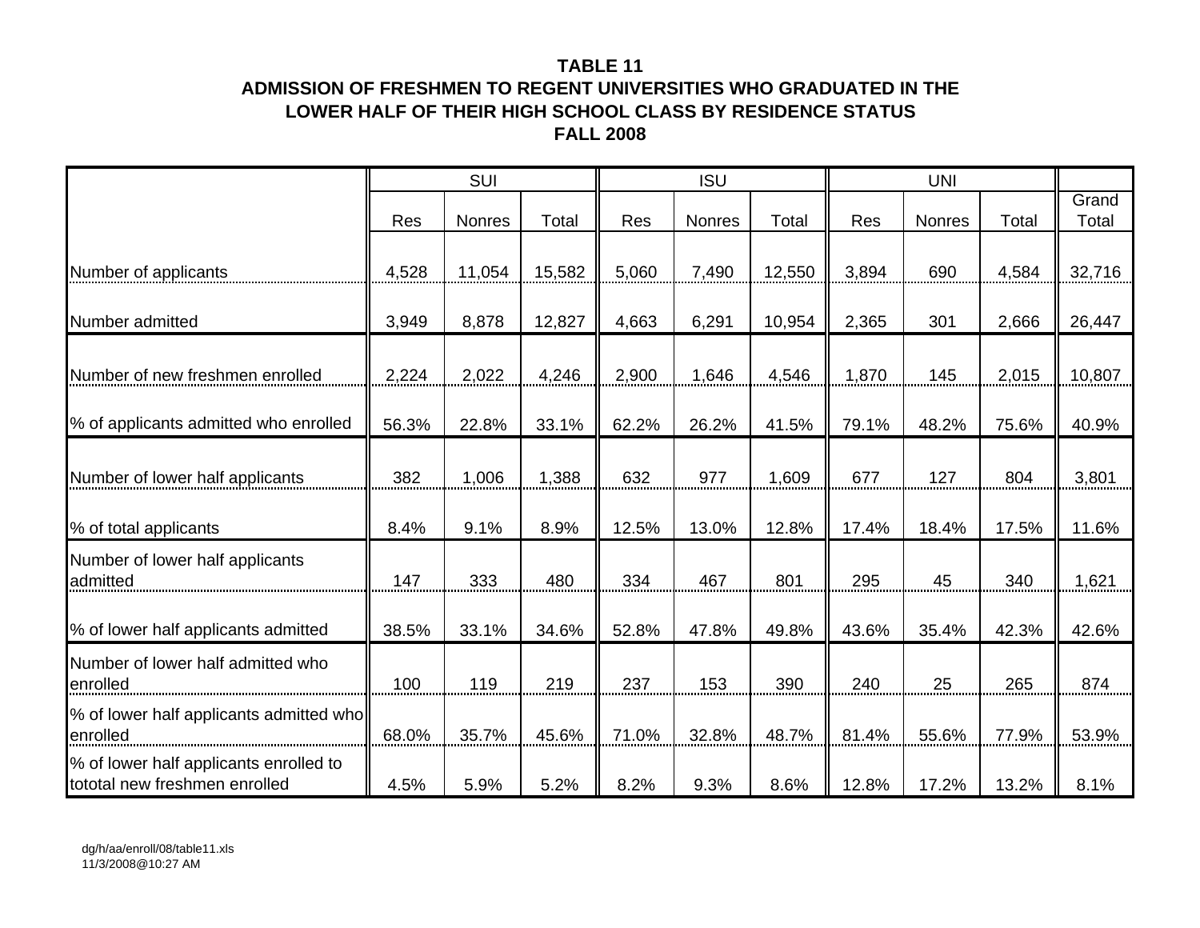**TABLE 11**
**ADMISSION OF FRESHMEN TO REGENT UNIVERSITIES WHO GRADUATED IN THE LOWER HALF OF THEIR HIGH SCHOOL CLASS BY RESIDENCE STATUS**
**FALL 2008**

| | SUI | | | ISU | | | UNI | | | |
|---|---|---|---|---|---|---|---|---|---|---|
| | Res | Nonres | Total | Res | Nonres | Total | Res | Nonres | Total | Grand Total |
| Number of applicants | 4,528 | 11,054 | 15,582 | 5,060 | 7,490 | 12,550 | 3,894 | 690 | 4,584 | 32,716 |
| Number admitted | 3,949 | 8,878 | 12,827 | 4,663 | 6,291 | 10,954 | 2,365 | 301 | 2,666 | 26,447 |
| Number of new freshmen enrolled | 2,224 | 2,022 | 4,246 | 2,900 | 1,646 | 4,546 | 1,870 | 145 | 2,015 | 10,807 |
| % of applicants admitted who enrolled | 56.3% | 22.8% | 33.1% | 62.2% | 26.2% | 41.5% | 79.1% | 48.2% | 75.6% | 40.9% |
| Number of lower half applicants | 382 | 1,006 | 1,388 | 632 | 977 | 1,609 | 677 | 127 | 804 | 3,801 |
| % of total applicants | 8.4% | 9.1% | 8.9% | 12.5% | 13.0% | 12.8% | 17.4% | 18.4% | 17.5% | 11.6% |
| Number of lower half applicants admitted | 147 | 333 | 480 | 334 | 467 | 801 | 295 | 45 | 340 | 1,621 |
| % of lower half applicants admitted | 38.5% | 33.1% | 34.6% | 52.8% | 47.8% | 49.8% | 43.6% | 35.4% | 42.3% | 42.6% |
| Number of lower half admitted who enrolled | 100 | 119 | 219 | 237 | 153 | 390 | 240 | 25 | 265 | 874 |
| % of lower half applicants admitted who enrolled | 68.0% | 35.7% | 45.6% | 71.0% | 32.8% | 48.7% | 81.4% | 55.6% | 77.9% | 53.9% |
| % of lower half applicants enrolled to tototal new freshmen enrolled | 4.5% | 5.9% | 5.2% | 8.2% | 9.3% | 8.6% | 12.8% | 17.2% | 13.2% | 8.1% |

dg/h/aa/enroll/08/table11.xls
11/3/2008@10:27 AM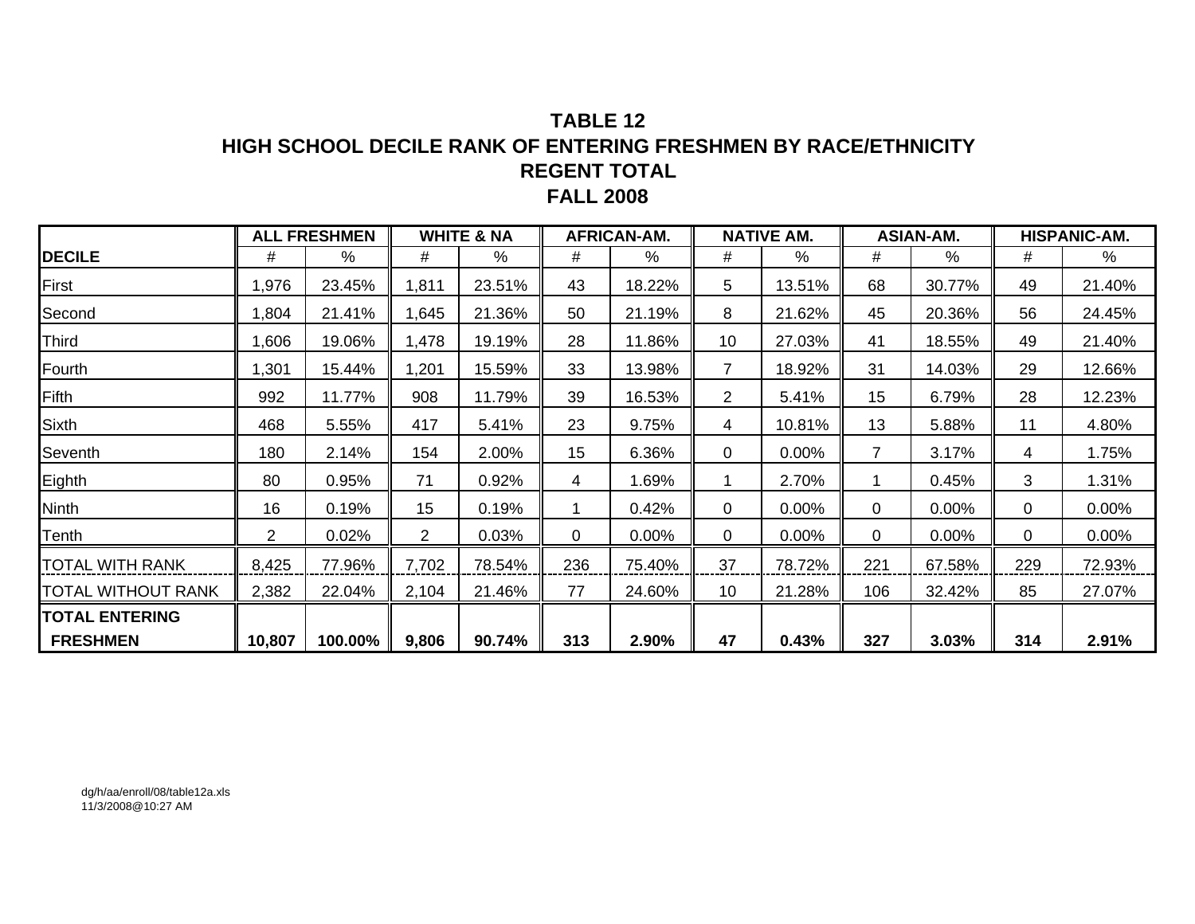# TABLE 12
# HIGH SCHOOL DECILE RANK OF ENTERING FRESHMEN BY RACE/ETHNICITY
# REGENT TOTAL
# FALL 2008

| | ALL FRESHMEN | | WHITE & NA | | AFRICAN-AM. | | NATIVE AM. | | ASIAN-AM. | | HISPANIC-AM. | |
|---|---|---|---|---|---|---|---|---|---|---|---|---|
| **DECILE** | # | % | # | % | # | % | # | % | # | % | # | % |
| First | 1,976 | 23.45% | 1,811 | 23.51% | 43 | 18.22% | 5 | 13.51% | 68 | 30.77% | 49 | 21.40% |
| Second | 1,804 | 21.41% | 1,645 | 21.36% | 50 | 21.19% | 8 | 21.62% | 45 | 20.36% | 56 | 24.45% |
| Third | 1,606 | 19.06% | 1,478 | 19.19% | 28 | 11.86% | 10 | 27.03% | 41 | 18.55% | 49 | 21.40% |
| Fourth | 1,301 | 15.44% | 1,201 | 15.59% | 33 | 13.98% | 7 | 18.92% | 31 | 14.03% | 29 | 12.66% |
| Fifth | 992 | 11.77% | 908 | 11.79% | 39 | 16.53% | 2 | 5.41% | 15 | 6.79% | 28 | 12.23% |
| Sixth | 468 | 5.55% | 417 | 5.41% | 23 | 9.75% | 4 | 10.81% | 13 | 5.88% | 11 | 4.80% |
| Seventh | 180 | 2.14% | 154 | 2.00% | 15 | 6.36% | 0 | 0.00% | 7 | 3.17% | 4 | 1.75% |
| Eighth | 80 | 0.95% | 71 | 0.92% | 4 | 1.69% | 1 | 2.70% | 1 | 0.45% | 3 | 1.31% |
| Ninth | 16 | 0.19% | 15 | 0.19% | 1 | 0.42% | 0 | 0.00% | 0 | 0.00% | 0 | 0.00% |
| Tenth | 2 | 0.02% | 2 | 0.03% | 0 | 0.00% | 0 | 0.00% | 0 | 0.00% | 0 | 0.00% |
| TOTAL WITH RANK | 8,425 | 77.96% | 7,702 | 78.54% | 236 | 75.40% | 37 | 78.72% | 221 | 67.58% | 229 | 72.93% |
| TOTAL WITHOUT RANK | 2,382 | 22.04% | 2,104 | 21.46% | 77 | 24.60% | 10 | 21.28% | 106 | 32.42% | 85 | 27.07% |
| **TOTAL ENTERING FRESHMEN** | **10,807** | **100.00%** | **9,806** | **90.74%** | **313** | **2.90%** | **47** | **0.43%** | **327** | **3.03%** | **314** | **2.91%** |

dg/h/aa/enroll/08/table12a.xls
11/3/2008@10:27 AM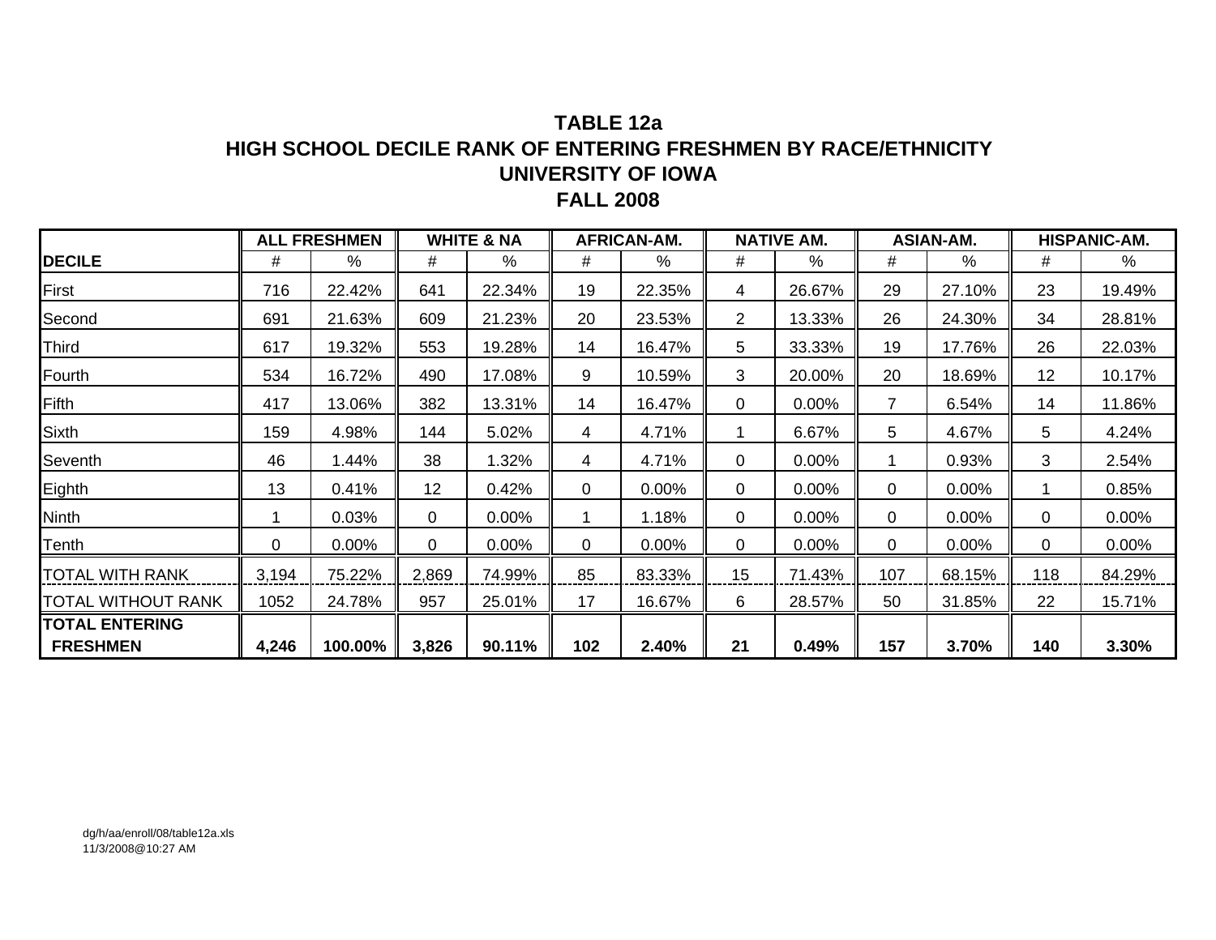# TABLE 12a
## HIGH SCHOOL DECILE RANK OF ENTERING FRESHMEN BY RACE/ETHNICITY
## UNIVERSITY OF IOWA
## FALL 2008

| | ALL FRESHMEN | | WHITE & NA | | AFRICAN-AM. | | NATIVE AM. | | ASIAN-AM. | | HISPANIC-AM. | |
|---|---|---|---|---|---|---|---|---|---|---|---|---|
| **DECILE** | # | % | # | % | # | % | # | % | # | % | # | % |
| First | 716 | 22.42% | 641 | 22.34% | 19 | 22.35% | 4 | 26.67% | 29 | 27.10% | 23 | 19.49% |
| Second | 691 | 21.63% | 609 | 21.23% | 20 | 23.53% | 2 | 13.33% | 26 | 24.30% | 34 | 28.81% |
| Third | 617 | 19.32% | 553 | 19.28% | 14 | 16.47% | 5 | 33.33% | 19 | 17.76% | 26 | 22.03% |
| Fourth | 534 | 16.72% | 490 | 17.08% | 9 | 10.59% | 3 | 20.00% | 20 | 18.69% | 12 | 10.17% |
| Fifth | 417 | 13.06% | 382 | 13.31% | 14 | 16.47% | 0 | 0.00% | 7 | 6.54% | 14 | 11.86% |
| Sixth | 159 | 4.98% | 144 | 5.02% | 4 | 4.71% | 1 | 6.67% | 5 | 4.67% | 5 | 4.24% |
| Seventh | 46 | 1.44% | 38 | 1.32% | 4 | 4.71% | 0 | 0.00% | 1 | 0.93% | 3 | 2.54% |
| Eighth | 13 | 0.41% | 12 | 0.42% | 0 | 0.00% | 0 | 0.00% | 0 | 0.00% | 1 | 0.85% |
| Ninth | 1 | 0.03% | 0 | 0.00% | 1 | 1.18% | 0 | 0.00% | 0 | 0.00% | 0 | 0.00% |
| Tenth | 0 | 0.00% | 0 | 0.00% | 0 | 0.00% | 0 | 0.00% | 0 | 0.00% | 0 | 0.00% |
| TOTAL WITH RANK | 3,194 | 75.22% | 2,869 | 74.99% | 85 | 83.33% | 15 | 71.43% | 107 | 68.15% | 118 | 84.29% |
| TOTAL WITHOUT RANK | 1052 | 24.78% | 957 | 25.01% | 17 | 16.67% | 6 | 28.57% | 50 | 31.85% | 22 | 15.71% |
| **TOTAL ENTERING FRESHMEN** | **4,246** | **100.00%** | **3,826** | **90.11%** | **102** | **2.40%** | **21** | **0.49%** | **157** | **3.70%** | **140** | **3.30%** |

dg/h/aa/enroll/08/table12a.xls
11/3/2008@10:27 AM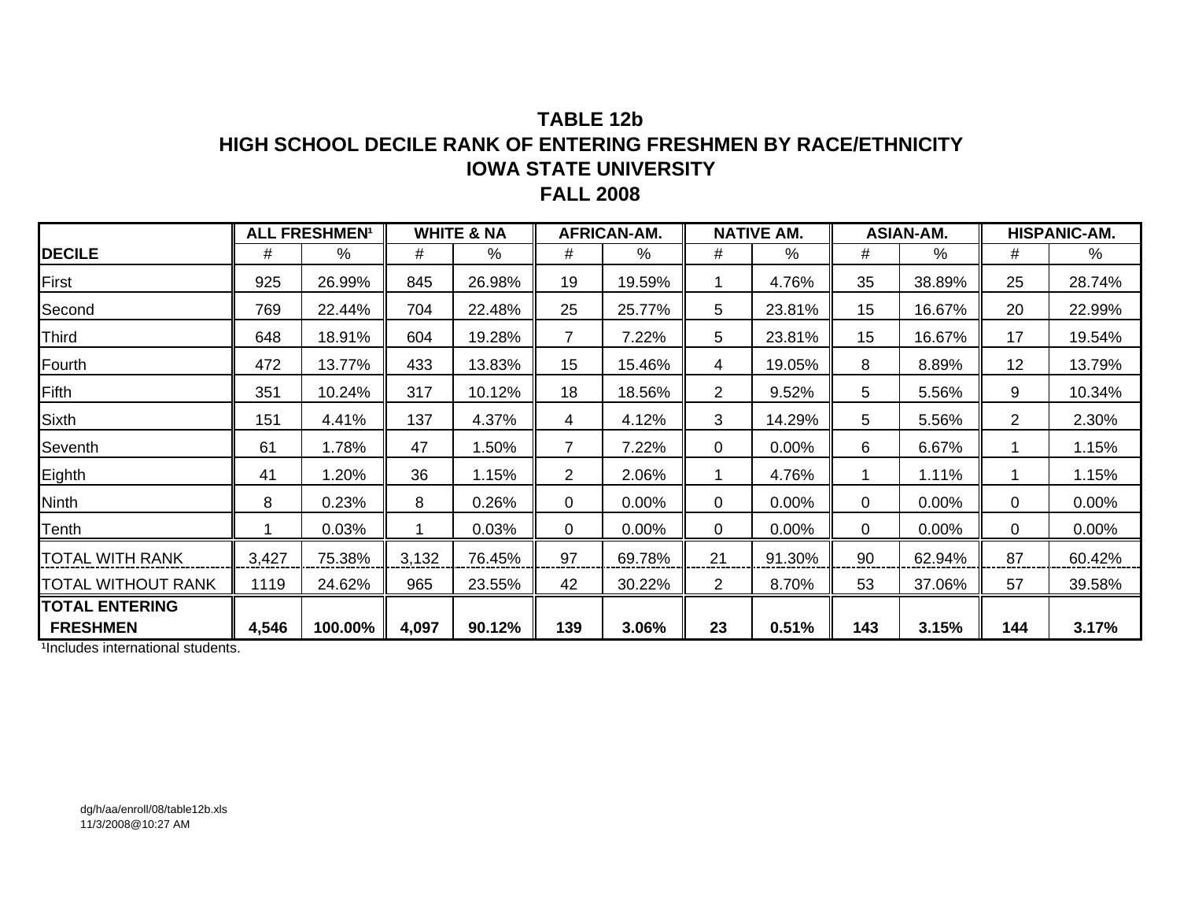# TABLE 12b
## HIGH SCHOOL DECILE RANK OF ENTERING FRESHMEN BY RACE/ETHNICITY
## IOWA STATE UNIVERSITY
## FALL 2008

| | ALL FRESHMEN[1] | | WHITE & NA | | AFRICAN-AM. | | NATIVE AM. | | ASIAN-AM. | | HISPANIC-AM. | |
|---|---|---|---|---|---|---|---|---|---|---|---|---|
| **DECILE** | # | % | # | % | # | % | # | % | # | % | # | % |
| First | 925 | 26.99% | 845 | 26.98% | 19 | 19.59% | 1 | 4.76% | 35 | 38.89% | 25 | 28.74% |
| Second | 769 | 22.44% | 704 | 22.48% | 25 | 25.77% | 5 | 23.81% | 15 | 16.67% | 20 | 22.99% |
| Third | 648 | 18.91% | 604 | 19.28% | 7 | 7.22% | 5 | 23.81% | 15 | 16.67% | 17 | 19.54% |
| Fourth | 472 | 13.77% | 433 | 13.83% | 15 | 15.46% | 4 | 19.05% | 8 | 8.89% | 12 | 13.79% |
| Fifth | 351 | 10.24% | 317 | 10.12% | 18 | 18.56% | 2 | 9.52% | 5 | 5.56% | 9 | 10.34% |
| Sixth | 151 | 4.41% | 137 | 4.37% | 4 | 4.12% | 3 | 14.29% | 5 | 5.56% | 2 | 2.30% |
| Seventh | 61 | 1.78% | 47 | 1.50% | 7 | 7.22% | 0 | 0.00% | 6 | 6.67% | 1 | 1.15% |
| Eighth | 41 | 1.20% | 36 | 1.15% | 2 | 2.06% | 1 | 4.76% | 1 | 1.11% | 1 | 1.15% |
| Ninth | 8 | 0.23% | 8 | 0.26% | 0 | 0.00% | 0 | 0.00% | 0 | 0.00% | 0 | 0.00% |
| Tenth | 1 | 0.03% | 1 | 0.03% | 0 | 0.00% | 0 | 0.00% | 0 | 0.00% | 0 | 0.00% |
| TOTAL WITH RANK | 3,427 | 75.38% | 3,132 | 76.45% | 97 | 69.78% | 21 | 91.30% | 90 | 62.94% | 87 | 60.42% |
| TOTAL WITHOUT RANK | 1119 | 24.62% | 965 | 23.55% | 42 | 30.22% | 2 | 8.70% | 53 | 37.06% | 57 | 39.58% |
| **TOTAL ENTERING FRESHMEN** | **4,546** | **100.00%** | **4,097** | **90.12%** | **139** | **3.06%** | **23** | **0.51%** | **143** | **3.15%** | **144** | **3.17%** |

[1]Includes international students.

dg/h/aa/enroll/08/table12b.xls
11/3/2008@10:27 AM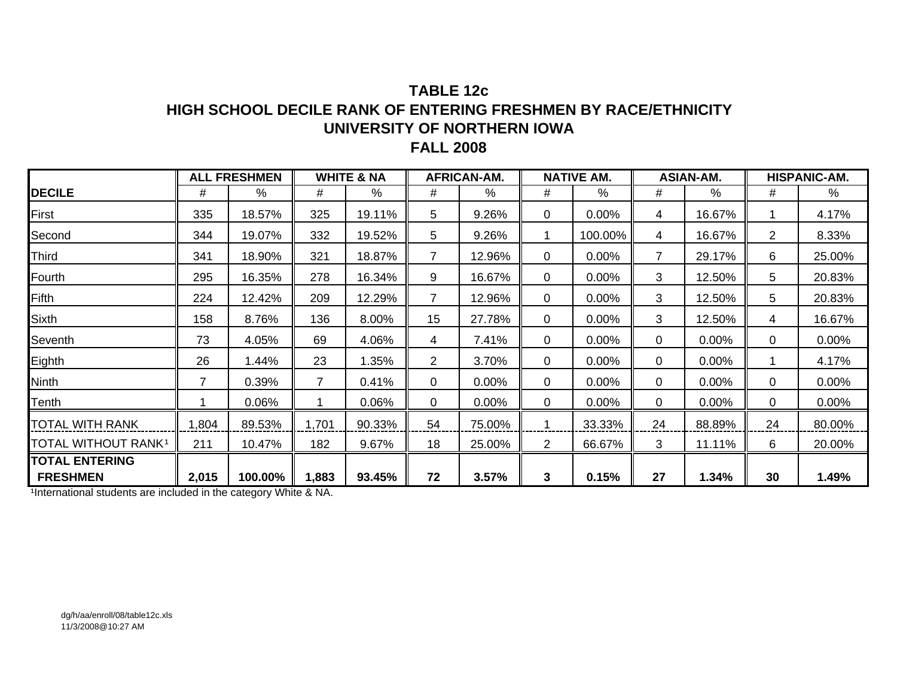# TABLE 12c
## HIGH SCHOOL DECILE RANK OF ENTERING FRESHMEN BY RACE/ETHNICITY
## UNIVERSITY OF NORTHERN IOWA
## FALL 2008

| | ALL FRESHMEN | | WHITE & NA | | AFRICAN-AM. | | NATIVE AM. | | ASIAN-AM. | | HISPANIC-AM. | |
|---|---|---|---|---|---|---|---|---|---|---|---|---|
| **DECILE** | # | % | # | % | # | % | # | % | # | % | # | % |
| First | 335 | 18.57% | 325 | 19.11% | 5 | 9.26% | 0 | 0.00% | 4 | 16.67% | 1 | 4.17% |
| Second | 344 | 19.07% | 332 | 19.52% | 5 | 9.26% | 1 | 100.00% | 4 | 16.67% | 2 | 8.33% |
| Third | 341 | 18.90% | 321 | 18.87% | 7 | 12.96% | 0 | 0.00% | 7 | 29.17% | 6 | 25.00% |
| Fourth | 295 | 16.35% | 278 | 16.34% | 9 | 16.67% | 0 | 0.00% | 3 | 12.50% | 5 | 20.83% |
| Fifth | 224 | 12.42% | 209 | 12.29% | 7 | 12.96% | 0 | 0.00% | 3 | 12.50% | 5 | 20.83% |
| Sixth | 158 | 8.76% | 136 | 8.00% | 15 | 27.78% | 0 | 0.00% | 3 | 12.50% | 4 | 16.67% |
| Seventh | 73 | 4.05% | 69 | 4.06% | 4 | 7.41% | 0 | 0.00% | 0 | 0.00% | 0 | 0.00% |
| Eighth | 26 | 1.44% | 23 | 1.35% | 2 | 3.70% | 0 | 0.00% | 0 | 0.00% | 1 | 4.17% |
| Ninth | 7 | 0.39% | 7 | 0.41% | 0 | 0.00% | 0 | 0.00% | 0 | 0.00% | 0 | 0.00% |
| Tenth | 1 | 0.06% | 1 | 0.06% | 0 | 0.00% | 0 | 0.00% | 0 | 0.00% | 0 | 0.00% |
| TOTAL WITH RANK | 1,804 | 89.53% | 1,701 | 90.33% | 54 | 75.00% | 1 | 33.33% | 24 | 88.89% | 24 | 80.00% |
| TOTAL WITHOUT RANK[1] | 211 | 10.47% | 182 | 9.67% | 18 | 25.00% | 2 | 66.67% | 3 | 11.11% | 6 | 20.00% |
| **TOTAL ENTERING FRESHMEN** | **2,015** | **100.00%** | **1,883** | **93.45%** | **72** | **3.57%** | **3** | **0.15%** | **27** | **1.34%** | **30** | **1.49%** |

[1]International students are included in the category White & NA.

dg/h/aa/enroll/08/table12c.xls
11/3/2008@10:27 AM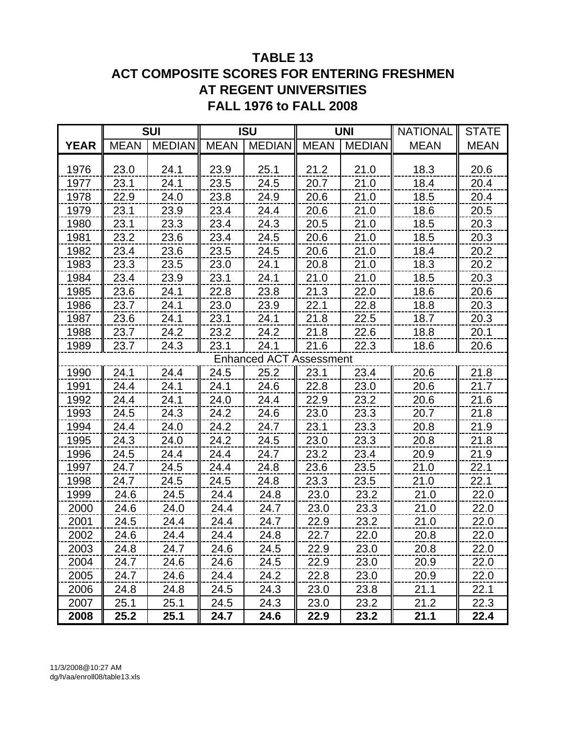# TABLE 13
# ACT COMPOSITE SCORES FOR ENTERING FRESHMEN AT REGENT UNIVERSITIES
# FALL 1976 to FALL 2008

| | SUI | | ISU | | UNI | | NATIONAL | STATE |
|---|---|---|---|---|---|---|---|---|
| **YEAR** | MEAN | MEDIAN | MEAN | MEDIAN | MEAN | MEDIAN | MEAN | MEAN |
| 1976 | 23.0 | 24.1 | 23.9 | 25.1 | 21.2 | 21.0 | 18.3 | 20.6 |
| 1977 | 23.1 | 24.1 | 23.5 | 24.5 | 20.7 | 21.0 | 18.4 | 20.4 |
| 1978 | 22.9 | 24.0 | 23.8 | 24.9 | 20.6 | 21.0 | 18.5 | 20.4 |
| 1979 | 23.1 | 23.9 | 23.4 | 24.4 | 20.6 | 21.0 | 18.6 | 20.5 |
| 1980 | 23.1 | 23.3 | 23.4 | 24.3 | 20.5 | 21.0 | 18.5 | 20.3 |
| 1981 | 23.2 | 23.6 | 23.4 | 24.5 | 20.6 | 21.0 | 18.5 | 20.3 |
| 1982 | 23.4 | 23.6 | 23.5 | 24.5 | 20.6 | 21.0 | 18.4 | 20.2 |
| 1983 | 23.3 | 23.5 | 23.0 | 24.1 | 20.8 | 21.0 | 18.3 | 20.2 |
| 1984 | 23.4 | 23.9 | 23.1 | 24.1 | 21.0 | 21.0 | 18.5 | 20.3 |
| 1985 | 23.6 | 24.1 | 22.8 | 23.8 | 21.3 | 22.0 | 18.6 | 20.6 |
| 1986 | 23.7 | 24.1 | 23.0 | 23.9 | 22.1 | 22.8 | 18.8 | 20.3 |
| 1987 | 23.6 | 24.1 | 23.1 | 24.1 | 21.8 | 22.5 | 18.7 | 20.3 |
| 1988 | 23.7 | 24.2 | 23.2 | 24.2 | 21.8 | 22.6 | 18.8 | 20.1 |
| 1989 | 23.7 | 24.3 | 23.1 | 24.1 | 21.6 | 22.3 | 18.6 | 20.6 |
| Enhanced ACT Assessment | | | | | | | | |
| 1990 | 24.1 | 24.4 | 24.5 | 25.2 | 23.1 | 23.4 | 20.6 | 21.8 |
| 1991 | 24.4 | 24.1 | 24.1 | 24.6 | 22.8 | 23.0 | 20.6 | 21.7 |
| 1992 | 24.4 | 24.1 | 24.0 | 24.4 | 22.9 | 23.2 | 20.6 | 21.6 |
| 1993 | 24.5 | 24.3 | 24.2 | 24.6 | 23.0 | 23.3 | 20.7 | 21.8 |
| 1994 | 24.4 | 24.0 | 24.2 | 24.7 | 23.1 | 23.3 | 20.8 | 21.9 |
| 1995 | 24.3 | 24.0 | 24.2 | 24.5 | 23.0 | 23.3 | 20.8 | 21.8 |
| 1996 | 24.5 | 24.4 | 24.4 | 24.7 | 23.2 | 23.4 | 20.9 | 21.9 |
| 1997 | 24.7 | 24.5 | 24.4 | 24.8 | 23.6 | 23.5 | 21.0 | 22.1 |
| 1998 | 24.7 | 24.5 | 24.5 | 24.8 | 23.3 | 23.5 | 21.0 | 22.1 |
| 1999 | 24.6 | 24.5 | 24.4 | 24.8 | 23.0 | 23.2 | 21.0 | 22.0 |
| 2000 | 24.6 | 24.0 | 24.4 | 24.7 | 23.0 | 23.3 | 21.0 | 22.0 |
| 2001 | 24.5 | 24.4 | 24.4 | 24.7 | 22.9 | 23.2 | 21.0 | 22.0 |
| 2002 | 24.6 | 24.4 | 24.4 | 24.8 | 22.7 | 22.0 | 20.8 | 22.0 |
| 2003 | 24.8 | 24.7 | 24.6 | 24.5 | 22.9 | 23.0 | 20.8 | 22.0 |
| 2004 | 24.7 | 24.6 | 24.6 | 24.5 | 22.9 | 23.0 | 20.9 | 22.0 |
| 2005 | 24.7 | 24.6 | 24.4 | 24.2 | 22.8 | 23.0 | 20.9 | 22.0 |
| 2006 | 24.8 | 24.8 | 24.5 | 24.3 | 23.0 | 23.8 | 21.1 | 22.1 |
| 2007 | 25.1 | 25.1 | 24.5 | 24.3 | 23.0 | 23.2 | 21.2 | 22.3 |
| **2008** | **25.2** | **25.1** | **24.7** | **24.6** | **22.9** | **23.2** | **21.1** | **22.4** |

11/3/2008@10:27 AM
dg/h/aa/enroll08/table13.xls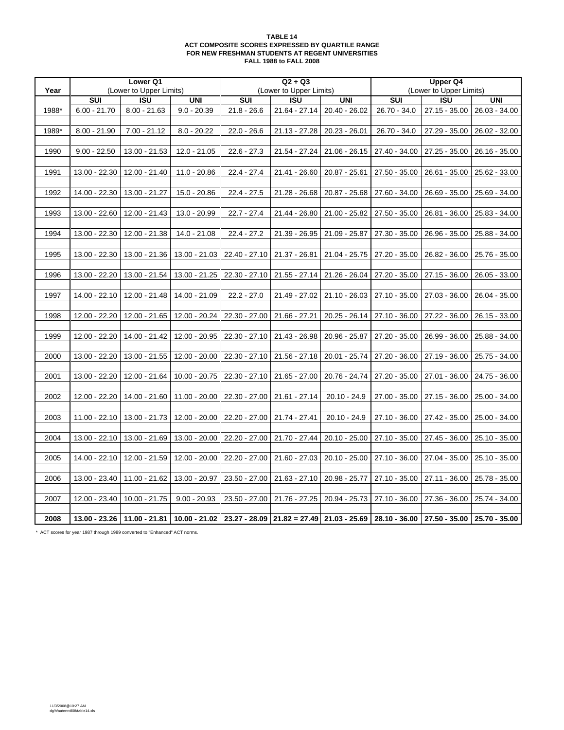**TABLE 14**
**ACT COMPOSITE SCORES EXPRESSED BY QUARTILE RANGE**
**FOR NEW FRESHMAN STUDENTS AT REGENT UNIVERSITIES**
**FALL 1988 to FALL 2008**

| Year | Lower Q1 (Lower to Upper Limits) | | | Q2 + Q3 (Lower to Upper Limits) | | | Upper Q4 (Lower to Upper Limits) | | |
|---|---|---|---|---|---|---|---|---|---|
| | SUI | ISU | UNI | SUI | ISU | UNI | SUI | ISU | UNI |
| 1988* | 6.00 - 21.70 | 8.00 - 21.63 | 9.0 - 20.39 | 21.8 - 26.6 | 21.64 - 27.14 | 20.40 - 26.02 | 26.70 - 34.0 | 27.15 - 35.00 | 26.03 - 34.00 |
| 1989* | 8.00 - 21.90 | 7.00 - 21.12 | 8.0 - 20.22 | 22.0 - 26.6 | 21.13 - 27.28 | 20.23 - 26.01 | 26.70 - 34.0 | 27.29 - 35.00 | 26.02 - 32.00 |
| 1990 | 9.00 - 22.50 | 13.00 - 21.53 | 12.0 - 21.05 | 22.6 - 27.3 | 21.54 - 27.24 | 21.06 - 26.15 | 27.40 - 34.00 | 27.25 - 35.00 | 26.16 - 35.00 |
| 1991 | 13.00 - 22.30 | 12.00 - 21.40 | 11.0 - 20.86 | 22.4 - 27.4 | 21.41 - 26.60 | 20.87 - 25.61 | 27.50 - 35.00 | 26.61 - 35.00 | 25.62 - 33.00 |
| 1992 | 14.00 - 22.30 | 13.00 - 21.27 | 15.0 - 20.86 | 22.4 - 27.5 | 21.28 - 26.68 | 20.87 - 25.68 | 27.60 - 34.00 | 26.69 - 35.00 | 25.69 - 34.00 |
| 1993 | 13.00 - 22.60 | 12.00 - 21.43 | 13.0 - 20.99 | 22.7 - 27.4 | 21.44 - 26.80 | 21.00 - 25.82 | 27.50 - 35.00 | 26.81 - 36.00 | 25.83 - 34.00 |
| 1994 | 13.00 - 22.30 | 12.00 - 21.38 | 14.0 - 21.08 | 22.4 - 27.2 | 21.39 - 26.95 | 21.09 - 25.87 | 27.30 - 35.00 | 26.96 - 35.00 | 25.88 - 34.00 |
| 1995 | 13.00 - 22.30 | 13.00 - 21.36 | 13.00 - 21.03 | 22.40 - 27.10 | 21.37 - 26.81 | 21.04 - 25.75 | 27.20 - 35.00 | 26.82 - 36.00 | 25.76 - 35.00 |
| 1996 | 13.00 - 22.20 | 13.00 - 21.54 | 13.00 - 21.25 | 22.30 - 27.10 | 21.55 - 27.14 | 21.26 - 26.04 | 27.20 - 35.00 | 27.15 - 36.00 | 26.05 - 33.00 |
| 1997 | 14.00 - 22.10 | 12.00 - 21.48 | 14.00 - 21.09 | 22.2 - 27.0 | 21.49 - 27.02 | 21.10 - 26.03 | 27.10 - 35.00 | 27.03 - 36.00 | 26.04 - 35.00 |
| 1998 | 12.00 - 22.20 | 12.00 - 21.65 | 12.00 - 20.24 | 22.30 - 27.00 | 21.66 - 27.21 | 20.25 - 26.14 | 27.10 - 36.00 | 27.22 - 36.00 | 26.15 - 33.00 |
| 1999 | 12.00 - 22.20 | 14.00 - 21.42 | 12.00 - 20.95 | 22.30 - 27.10 | 21.43 - 26.98 | 20.96 - 25.87 | 27.20 - 35.00 | 26.99 - 36.00 | 25.88 - 34.00 |
| 2000 | 13.00 - 22.20 | 13.00 - 21.55 | 12.00 - 20.00 | 22.30 - 27.10 | 21.56 - 27.18 | 20.01 - 25.74 | 27.20 - 36.00 | 27.19 - 36.00 | 25.75 - 34.00 |
| 2001 | 13.00 - 22.20 | 12.00 - 21.64 | 10.00 - 20.75 | 22.30 - 27.10 | 21.65 - 27.00 | 20.76 - 24.74 | 27.20 - 35.00 | 27.01 - 36.00 | 24.75 - 36.00 |
| 2002 | 12.00 - 22.20 | 14.00 - 21.60 | 11.00 - 20.00 | 22.30 - 27.00 | 21.61 - 27.14 | 20.10 - 24.9 | 27.00 - 35.00 | 27.15 - 36.00 | 25.00 - 34.00 |
| 2003 | 11.00 - 22.10 | 13.00 - 21.73 | 12.00 - 20.00 | 22.20 - 27.00 | 21.74 - 27.41 | 20.10 - 24.9 | 27.10 - 36.00 | 27.42 - 35.00 | 25.00 - 34.00 |
| 2004 | 13.00 - 22.10 | 13.00 - 21.69 | 13.00 - 20.00 | 22.20 - 27.00 | 21.70 - 27.44 | 20.10 - 25.00 | 27.10 - 35.00 | 27.45 - 36.00 | 25.10 - 35.00 |
| 2005 | 14.00 - 22.10 | 12.00 - 21.59 | 12.00 - 20.00 | 22.20 - 27.00 | 21.60 - 27.03 | 20.10 - 25.00 | 27.10 - 36.00 | 27.04 - 35.00 | 25.10 - 35.00 |
| 2006 | 13.00 - 23.40 | 11.00 - 21.62 | 13.00 - 20.97 | 23.50 - 27.00 | 21.63 - 27.10 | 20.98 - 25.77 | 27.10 - 35.00 | 27.11 - 36.00 | 25.78 - 35.00 |
| 2007 | 12.00 - 23.40 | 10.00 - 21.75 | 9.00 - 20.93 | 23.50 - 27.00 | 21.76 - 27.25 | 20.94 - 25.73 | 27.10 - 36.00 | 27.36 - 36.00 | 25.74 - 34.00 |
| **2008** | **13.00 - 23.26** | **11.00 - 21.81** | **10.00 - 21.02** | **23.27 - 28.09** | **21.82 = 27.49** | **21.03 - 25.69** | **28.10 - 36.00** | **27.50 - 35.00** | **25.70 - 35.00** |

\* ACT scores for year 1987 through 1989 converted to "Enhanced" ACT norms.

11/3/2008@10:27 AM
dg/h/aa/enroll08/table14.xls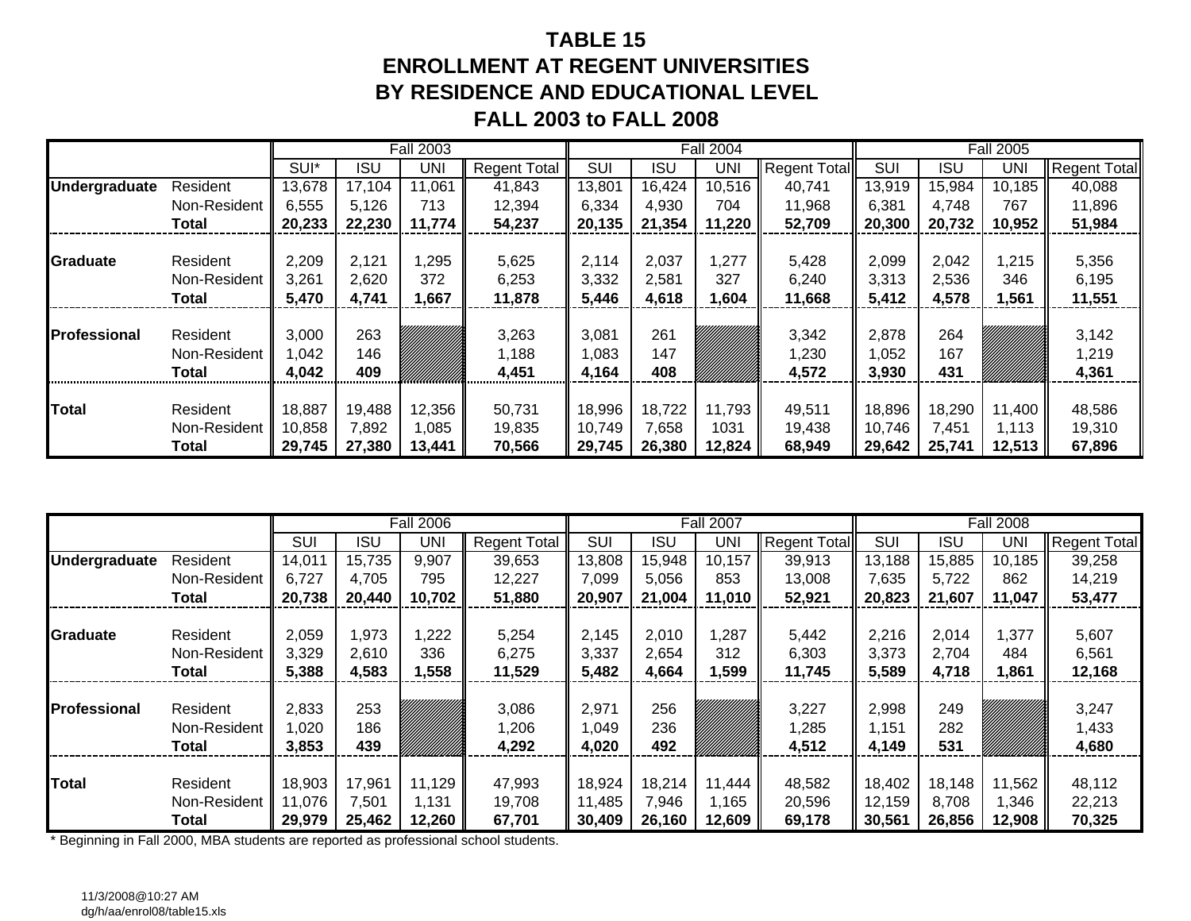# TABLE 15
# ENROLLMENT AT REGENT UNIVERSITIES
# BY RESIDENCE AND EDUCATIONAL LEVEL
# FALL 2003 to FALL 2008

| | | Fall 2003 | | | | Fall 2004 | | | | Fall 2005 | | | |
|---|---|---|---|---|---|---|---|---|---|---|---|---|---|
| | | SUI* | ISU | UNI | Regent Total | SUI | ISU | UNI | Regent Total | SUI | ISU | UNI | Regent Total |
| **Undergraduate** | Resident | 13,678 | 17,104 | 11,061 | 41,843 | 13,801 | 16,424 | 10,516 | 40,741 | 13,919 | 15,984 | 10,185 | 40,088 |
| | Non-Resident | 6,555 | 5,126 | 713 | 12,394 | 6,334 | 4,930 | 704 | 11,968 | 6,381 | 4,748 | 767 | 11,896 |
| | **Total** | **20,233** | **22,230** | **11,774** | **54,237** | **20,135** | **21,354** | **11,220** | **52,709** | **20,300** | **20,732** | **10,952** | **51,984** |
| **Graduate** | Resident | 2,209 | 2,121 | 1,295 | 5,625 | 2,114 | 2,037 | 1,277 | 5,428 | 2,099 | 2,042 | 1,215 | 5,356 |
| | Non-Resident | 3,261 | 2,620 | 372 | 6,253 | 3,332 | 2,581 | 327 | 6,240 | 3,313 | 2,536 | 346 | 6,195 |
| | **Total** | **5,470** | **4,741** | **1,667** | **11,878** | **5,446** | **4,618** | **1,604** | **11,668** | **5,412** | **4,578** | **1,561** | **11,551** |
| **Professional** | Resident | 3,000 | 263 | | 3,263 | 3,081 | 261 | | 3,342 | 2,878 | 264 | | 3,142 |
| | Non-Resident | 1,042 | 146 | | 1,188 | 1,083 | 147 | | 1,230 | 1,052 | 167 | | 1,219 |
| | **Total** | **4,042** | **409** | | **4,451** | **4,164** | **408** | | **4,572** | **3,930** | **431** | | **4,361** |
| **Total** | Resident | 18,887 | 19,488 | 12,356 | 50,731 | 18,996 | 18,722 | 11,793 | 49,511 | 18,896 | 18,290 | 11,400 | 48,586 |
| | Non-Resident | 10,858 | 7,892 | 1,085 | 19,835 | 10,749 | 7,658 | 1031 | 19,438 | 10,746 | 7,451 | 1,113 | 19,310 |
| | **Total** | **29,745** | **27,380** | **13,441** | **70,566** | **29,745** | **26,380** | **12,824** | **68,949** | **29,642** | **25,741** | **12,513** | **67,896** |

| | | Fall 2006 | | | | Fall 2007 | | | | Fall 2008 | | | |
|---|---|---|---|---|---|---|---|---|---|---|---|---|---|
| | | SUI | ISU | UNI | Regent Total | SUI | ISU | UNI | Regent Total | SUI | ISU | UNI | Regent Total |
| **Undergraduate** | Resident | 14,011 | 15,735 | 9,907 | 39,653 | 13,808 | 15,948 | 10,157 | 39,913 | 13,188 | 15,885 | 10,185 | 39,258 |
| | Non-Resident | 6,727 | 4,705 | 795 | 12,227 | 7,099 | 5,056 | 853 | 13,008 | 7,635 | 5,722 | 862 | 14,219 |
| | **Total** | **20,738** | **20,440** | **10,702** | **51,880** | **20,907** | **21,004** | **11,010** | **52,921** | **20,823** | **21,607** | **11,047** | **53,477** |
| **Graduate** | Resident | 2,059 | 1,973 | 1,222 | 5,254 | 2,145 | 2,010 | 1,287 | 5,442 | 2,216 | 2,014 | 1,377 | 5,607 |
| | Non-Resident | 3,329 | 2,610 | 336 | 6,275 | 3,337 | 2,654 | 312 | 6,303 | 3,373 | 2,704 | 484 | 6,561 |
| | **Total** | **5,388** | **4,583** | **1,558** | **11,529** | **5,482** | **4,664** | **1,599** | **11,745** | **5,589** | **4,718** | **1,861** | **12,168** |
| **Professional** | Resident | 2,833 | 253 | | 3,086 | 2,971 | 256 | | 3,227 | 2,998 | 249 | | 3,247 |
| | Non-Resident | 1,020 | 186 | | 1,206 | 1,049 | 236 | | 1,285 | 1,151 | 282 | | 1,433 |
| | **Total** | **3,853** | **439** | | **4,292** | **4,020** | **492** | | **4,512** | **4,149** | **531** | | **4,680** |
| **Total** | Resident | 18,903 | 17,961 | 11,129 | 47,993 | 18,924 | 18,214 | 11,444 | 48,582 | 18,402 | 18,148 | 11,562 | 48,112 |
| | Non-Resident | 11,076 | 7,501 | 1,131 | 19,708 | 11,485 | 7,946 | 1,165 | 20,596 | 12,159 | 8,708 | 1,346 | 22,213 |
| | **Total** | **29,979** | **25,462** | **12,260** | **67,701** | **30,409** | **26,160** | **12,609** | **69,178** | **30,561** | **26,856** | **12,908** | **70,325** |

* Beginning in Fall 2000, MBA students are reported as professional school students.

11/3/2008@10:27 AM
dg/h/aa/enrol08/table15.xls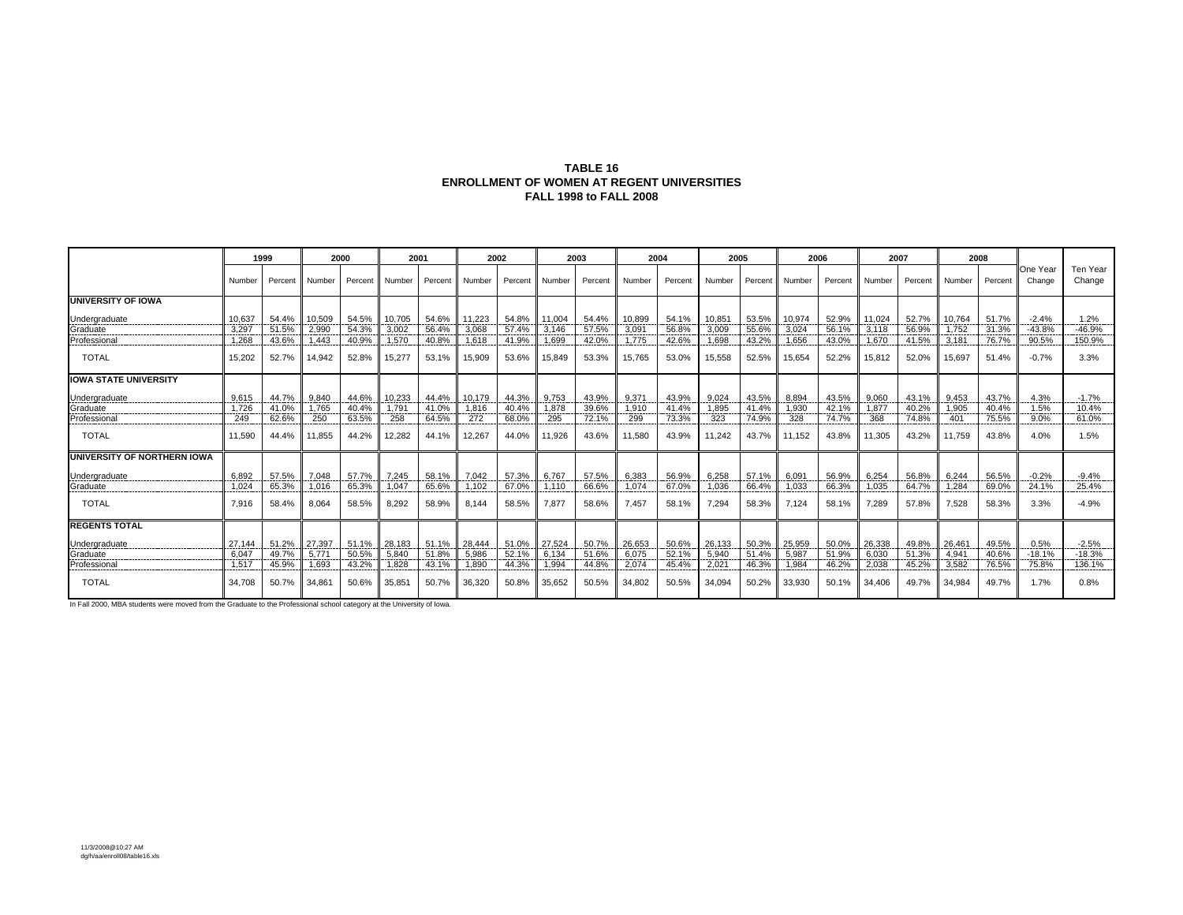**TABLE 16**
**ENROLLMENT OF WOMEN AT REGENT UNIVERSITIES**
**FALL 1998 to FALL 2008**

| | 1999 | | 2000 | | 2001 | | 2002 | | 2003 | | 2004 | | 2005 | | 2006 | | 2007 | | 2008 | | One Year Change | Ten Year Change |
|---|---|---|---|---|---|---|---|---|---|---|---|---|---|---|---|---|---|---|---|---|---|---|
| | Number | Percent | Number | Percent | Number | Percent | Number | Percent | Number | Percent | Number | Percent | Number | Percent | Number | Percent | Number | Percent | Number | Percent | | |
| **UNIVERSITY OF IOWA** | | | | | | | | | | | | | | | | | | | | | | |
| Undergraduate | 10,637 | 54.4% | 10,509 | 54.5% | 10,705 | 54.6% | 11,223 | 54.8% | 11,004 | 54.4% | 10,899 | 54.1% | 10,851 | 53.5% | 10,974 | 52.9% | 11,024 | 52.7% | 10,764 | 51.7% | -2.4% | 1.2% |
| Graduate | 3,297 | 51.5% | 2,990 | 54.3% | 3,002 | 56.4% | 3,068 | 57.4% | 3,146 | 57.5% | 3,091 | 56.8% | 3,009 | 55.6% | 3,024 | 56.1% | 3,118 | 56.9% | 1,752 | 31.3% | -43.8% | -46.9% |
| Professional | 1,268 | 43.6% | 1,443 | 40.9% | 1,570 | 40.8% | 1,618 | 41.9% | 1,699 | 42.0% | 1,775 | 42.6% | 1,698 | 43.2% | 1,656 | 43.0% | 1,670 | 41.5% | 3,181 | 76.7% | 90.5% | 150.9% |
| TOTAL | 15,202 | 52.7% | 14,942 | 52.8% | 15,277 | 53.1% | 15,909 | 53.6% | 15,849 | 53.3% | 15,765 | 53.0% | 15,558 | 52.5% | 15,654 | 52.2% | 15,812 | 52.0% | 15,697 | 51.4% | -0.7% | 3.3% |
| **IOWA STATE UNIVERSITY** | | | | | | | | | | | | | | | | | | | | | | |
| Undergraduate | 9,615 | 44.7% | 9,840 | 44.6% | 10,233 | 44.4% | 10,179 | 44.3% | 9,753 | 43.9% | 9,371 | 43.9% | 9,024 | 43.5% | 8,894 | 43.5% | 9,060 | 43.1% | 9,453 | 43.7% | 4.3% | -1.7% |
| Graduate | 1,726 | 41.0% | 1,765 | 40.4% | 1,791 | 41.0% | 1,816 | 40.4% | 1,878 | 39.6% | 1,910 | 41.4% | 1,895 | 41.4% | 1,930 | 42.1% | 1,877 | 40.2% | 1,905 | 40.4% | 1.5% | 10.4% |
| Professional | 249 | 62.6% | 250 | 63.5% | 258 | 64.5% | 272 | 68.0% | 295 | 72.1% | 299 | 73.3% | 323 | 74.9% | 328 | 74.7% | 368 | 74.8% | 401 | 75.5% | 9.0% | 61.0% |
| TOTAL | 11,590 | 44.4% | 11,855 | 44.2% | 12,282 | 44.1% | 12,267 | 44.0% | 11,926 | 43.6% | 11,580 | 43.9% | 11,242 | 43.7% | 11,152 | 43.8% | 11,305 | 43.2% | 11,759 | 43.8% | 4.0% | 1.5% |
| **UNIVERSITY OF NORTHERN IOWA** | | | | | | | | | | | | | | | | | | | | | | |
| Undergraduate | 6,892 | 57.5% | 7,048 | 57.7% | 7,245 | 58.1% | 7,042 | 57.3% | 6,767 | 57.5% | 6,383 | 56.9% | 6,258 | 57.1% | 6,091 | 56.9% | 6,254 | 56.8% | 6,244 | 56.5% | -0.2% | -9.4% |
| Graduate | 1,024 | 65.3% | 1,016 | 65.3% | 1,047 | 65.6% | 1,102 | 67.0% | 1,110 | 66.6% | 1,074 | 67.0% | 1,036 | 66.4% | 1,033 | 66.3% | 1,035 | 64.7% | 1,284 | 69.0% | 24.1% | 25.4% |
| TOTAL | 7,916 | 58.4% | 8,064 | 58.5% | 8,292 | 58.9% | 8,144 | 58.5% | 7,877 | 58.6% | 7,457 | 58.1% | 7,294 | 58.3% | 7,124 | 58.1% | 7,289 | 57.8% | 7,528 | 58.3% | 3.3% | -4.9% |
| **REGENTS TOTAL** | | | | | | | | | | | | | | | | | | | | | | |
| Undergraduate | 27,144 | 51.2% | 27,397 | 51.1% | 28,183 | 51.1% | 28,444 | 51.0% | 27,524 | 50.7% | 26,653 | 50.6% | 26,133 | 50.3% | 25,959 | 50.0% | 26,338 | 49.8% | 26,461 | 49.5% | 0.5% | -2.5% |
| Graduate | 6,047 | 49.7% | 5,771 | 50.5% | 5,840 | 51.8% | 5,986 | 52.1% | 6,134 | 51.6% | 6,075 | 52.1% | 5,940 | 51.4% | 5,987 | 51.9% | 6,030 | 51.3% | 4,941 | 40.6% | -18.1% | -18.3% |
| Professional | 1,517 | 45.9% | 1,693 | 43.2% | 1,828 | 43.1% | 1,890 | 44.3% | 1,994 | 44.8% | 2,074 | 45.4% | 2,021 | 46.3% | 1,984 | 46.2% | 2,038 | 45.2% | 3,582 | 76.5% | 75.8% | 136.1% |
| TOTAL | 34,708 | 50.7% | 34,861 | 50.6% | 35,851 | 50.7% | 36,320 | 50.8% | 35,652 | 50.5% | 34,802 | 50.5% | 34,094 | 50.2% | 33,930 | 50.1% | 34,406 | 49.7% | 34,984 | 49.7% | 1.7% | 0.8% |

In Fall 2000, MBA students were moved from the Graduate to the Professional school category at the University of Iowa.

11/3/2008@10:27 AM
dg/h/aa/enroll08/table16.xls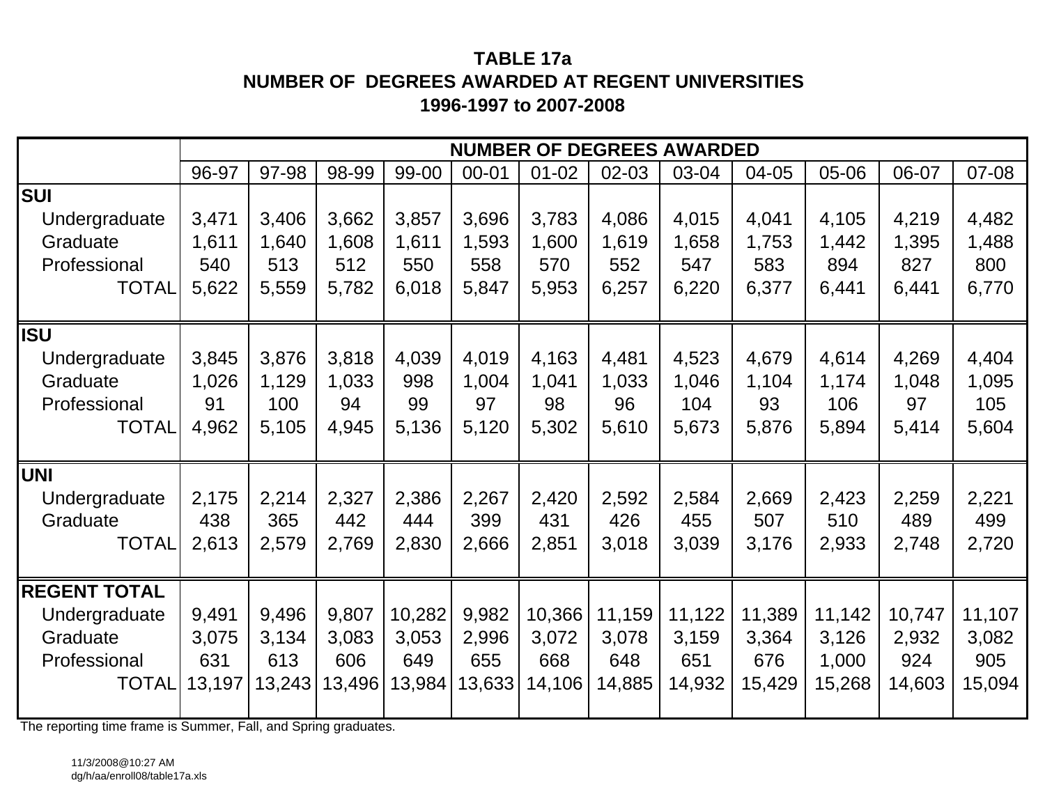# TABLE 17a
# NUMBER OF DEGREES AWARDED AT REGENT UNIVERSITIES
## 1996-1997 to 2007-2008

| | NUMBER OF DEGREES AWARDED | | | | | | | | | | | |
|---|---|---|---|---|---|---|---|---|---|---|---|---|
| | 96-97 | 97-98 | 98-99 | 99-00 | 00-01 | 01-02 | 02-03 | 03-04 | 04-05 | 05-06 | 06-07 | 07-08 |
| **SUI** | | | | | | | | | | | | |
| Undergraduate | 3,471 | 3,406 | 3,662 | 3,857 | 3,696 | 3,783 | 4,086 | 4,015 | 4,041 | 4,105 | 4,219 | 4,482 |
| Graduate | 1,611 | 1,640 | 1,608 | 1,611 | 1,593 | 1,600 | 1,619 | 1,658 | 1,753 | 1,442 | 1,395 | 1,488 |
| Professional | 540 | 513 | 512 | 550 | 558 | 570 | 552 | 547 | 583 | 894 | 827 | 800 |
| TOTAL | 5,622 | 5,559 | 5,782 | 6,018 | 5,847 | 5,953 | 6,257 | 6,220 | 6,377 | 6,441 | 6,441 | 6,770 |
| **ISU** | | | | | | | | | | | | |
| Undergraduate | 3,845 | 3,876 | 3,818 | 4,039 | 4,019 | 4,163 | 4,481 | 4,523 | 4,679 | 4,614 | 4,269 | 4,404 |
| Graduate | 1,026 | 1,129 | 1,033 | 998 | 1,004 | 1,041 | 1,033 | 1,046 | 1,104 | 1,174 | 1,048 | 1,095 |
| Professional | 91 | 100 | 94 | 99 | 97 | 98 | 96 | 104 | 93 | 106 | 97 | 105 |
| TOTAL | 4,962 | 5,105 | 4,945 | 5,136 | 5,120 | 5,302 | 5,610 | 5,673 | 5,876 | 5,894 | 5,414 | 5,604 |
| **UNI** | | | | | | | | | | | | |
| Undergraduate | 2,175 | 2,214 | 2,327 | 2,386 | 2,267 | 2,420 | 2,592 | 2,584 | 2,669 | 2,423 | 2,259 | 2,221 |
| Graduate | 438 | 365 | 442 | 444 | 399 | 431 | 426 | 455 | 507 | 510 | 489 | 499 |
| TOTAL | 2,613 | 2,579 | 2,769 | 2,830 | 2,666 | 2,851 | 3,018 | 3,039 | 3,176 | 2,933 | 2,748 | 2,720 |
| **REGENT TOTAL** | | | | | | | | | | | | |
| Undergraduate | 9,491 | 9,496 | 9,807 | 10,282 | 9,982 | 10,366 | 11,159 | 11,122 | 11,389 | 11,142 | 10,747 | 11,107 |
| Graduate | 3,075 | 3,134 | 3,083 | 3,053 | 2,996 | 3,072 | 3,078 | 3,159 | 3,364 | 3,126 | 2,932 | 3,082 |
| Professional | 631 | 613 | 606 | 649 | 655 | 668 | 648 | 651 | 676 | 1,000 | 924 | 905 |
| TOTAL | 13,197 | 13,243 | 13,496 | 13,984 | 13,633 | 14,106 | 14,885 | 14,932 | 15,429 | 15,268 | 14,603 | 15,094 |

The reporting time frame is Summer, Fall, and Spring graduates.

11/3/2008@10:27 AM
dg/h/aa/enroll08/table17a.xls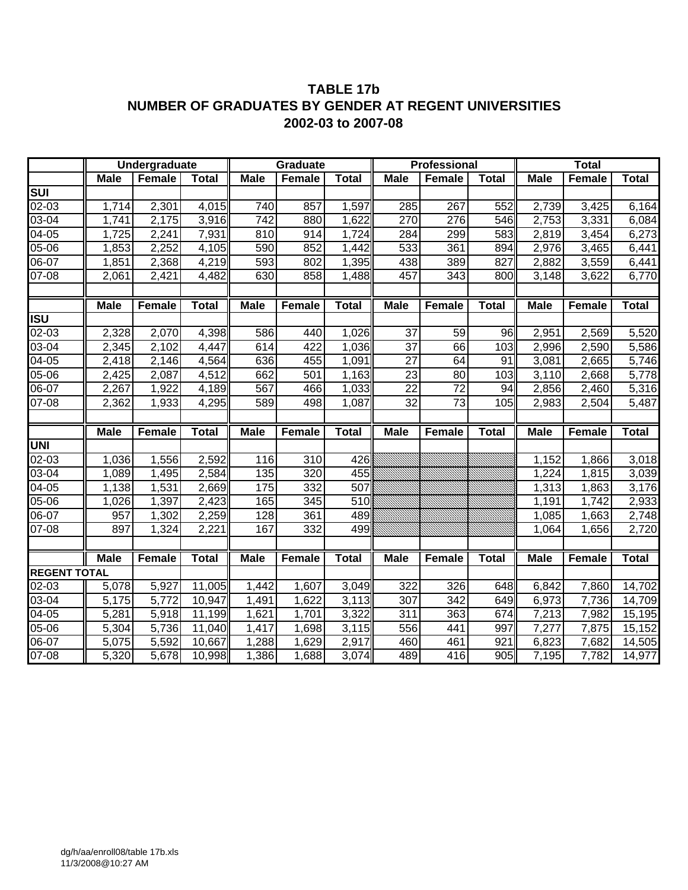## TABLE 17b
## NUMBER OF GRADUATES BY GENDER AT REGENT UNIVERSITIES
## 2002-03 to 2007-08

| | Undergraduate | | | Graduate | | | Professional | | | Total | | |
|---|---|---|---|---|---|---|---|---|---|---|---|---|
| | Male | Female | Total | Male | Female | Total | Male | Female | Total | Male | Female | Total |
| **SUI** | | | | | | | | | | | | |
| 02-03 | 1,714 | 2,301 | 4,015 | 740 | 857 | 1,597 | 285 | 267 | 552 | 2,739 | 3,425 | 6,164 |
| 03-04 | 1,741 | 2,175 | 3,916 | 742 | 880 | 1,622 | 270 | 276 | 546 | 2,753 | 3,331 | 6,084 |
| 04-05 | 1,725 | 2,241 | 7,931 | 810 | 914 | 1,724 | 284 | 299 | 583 | 2,819 | 3,454 | 6,273 |
| 05-06 | 1,853 | 2,252 | 4,105 | 590 | 852 | 1,442 | 533 | 361 | 894 | 2,976 | 3,465 | 6,441 |
| 06-07 | 1,851 | 2,368 | 4,219 | 593 | 802 | 1,395 | 438 | 389 | 827 | 2,882 | 3,559 | 6,441 |
| 07-08 | 2,061 | 2,421 | 4,482 | 630 | 858 | 1,488 | 457 | 343 | 800 | 3,148 | 3,622 | 6,770 |
| | | | | | | | | | | | | |
| | Male | Female | Total | Male | Female | Total | Male | Female | Total | Male | Female | Total |
| **ISU** | | | | | | | | | | | | |
| 02-03 | 2,328 | 2,070 | 4,398 | 586 | 440 | 1,026 | 37 | 59 | 96 | 2,951 | 2,569 | 5,520 |
| 03-04 | 2,345 | 2,102 | 4,447 | 614 | 422 | 1,036 | 37 | 66 | 103 | 2,996 | 2,590 | 5,586 |
| 04-05 | 2,418 | 2,146 | 4,564 | 636 | 455 | 1,091 | 27 | 64 | 91 | 3,081 | 2,665 | 5,746 |
| 05-06 | 2,425 | 2,087 | 4,512 | 662 | 501 | 1,163 | 23 | 80 | 103 | 3,110 | 2,668 | 5,778 |
| 06-07 | 2,267 | 1,922 | 4,189 | 567 | 466 | 1,033 | 22 | 72 | 94 | 2,856 | 2,460 | 5,316 |
| 07-08 | 2,362 | 1,933 | 4,295 | 589 | 498 | 1,087 | 32 | 73 | 105 | 2,983 | 2,504 | 5,487 |
| | | | | | | | | | | | | |
| | Male | Female | Total | Male | Female | Total | Male | Female | Total | Male | Female | Total |
| **UNI** | | | | | | | | | | | | |
| 02-03 | 1,036 | 1,556 | 2,592 | 116 | 310 | 426 | | | | 1,152 | 1,866 | 3,018 |
| 03-04 | 1,089 | 1,495 | 2,584 | 135 | 320 | 455 | | | | 1,224 | 1,815 | 3,039 |
| 04-05 | 1,138 | 1,531 | 2,669 | 175 | 332 | 507 | | | | 1,313 | 1,863 | 3,176 |
| 05-06 | 1,026 | 1,397 | 2,423 | 165 | 345 | 510 | | | | 1,191 | 1,742 | 2,933 |
| 06-07 | 957 | 1,302 | 2,259 | 128 | 361 | 489 | | | | 1,085 | 1,663 | 2,748 |
| 07-08 | 897 | 1,324 | 2,221 | 167 | 332 | 499 | | | | 1,064 | 1,656 | 2,720 |
| | | | | | | | | | | | | |
| | Male | Female | Total | Male | Female | Total | Male | Female | Total | Male | Female | Total |
| **REGENT TOTAL** | | | | | | | | | | | | |
| 02-03 | 5,078 | 5,927 | 11,005 | 1,442 | 1,607 | 3,049 | 322 | 326 | 648 | 6,842 | 7,860 | 14,702 |
| 03-04 | 5,175 | 5,772 | 10,947 | 1,491 | 1,622 | 3,113 | 307 | 342 | 649 | 6,973 | 7,736 | 14,709 |
| 04-05 | 5,281 | 5,918 | 11,199 | 1,621 | 1,701 | 3,322 | 311 | 363 | 674 | 7,213 | 7,982 | 15,195 |
| 05-06 | 5,304 | 5,736 | 11,040 | 1,417 | 1,698 | 3,115 | 556 | 441 | 997 | 7,277 | 7,875 | 15,152 |
| 06-07 | 5,075 | 5,592 | 10,667 | 1,288 | 1,629 | 2,917 | 460 | 461 | 921 | 6,823 | 7,682 | 14,505 |
| 07-08 | 5,320 | 5,678 | 10,998 | 1,386 | 1,688 | 3,074 | 489 | 416 | 905 | 7,195 | 7,782 | 14,977 |

dg/h/aa/enroll08/table 17b.xls
11/3/2008@10:27 AM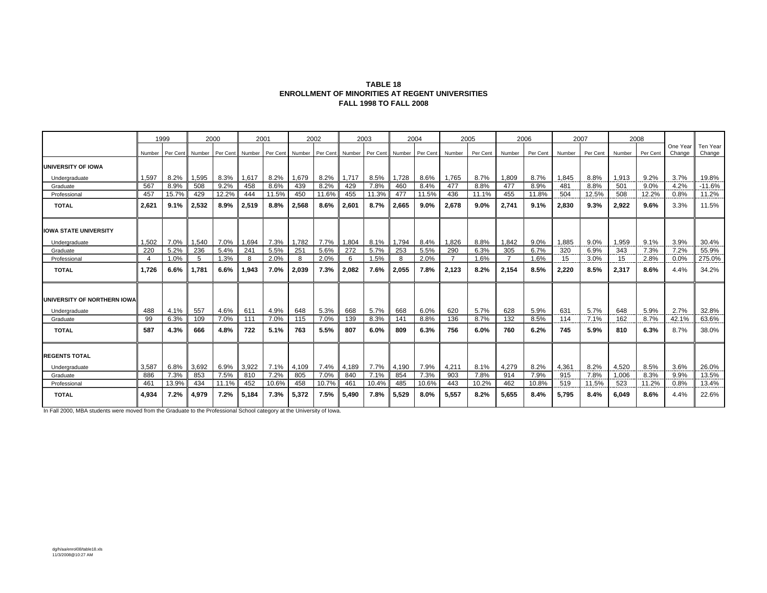**TABLE 18**
**ENROLLMENT OF MINORITIES AT REGENT UNIVERSITIES**
**FALL 1998 TO FALL 2008**

| | 1999 | | 2000 | | 2001 | | 2002 | | 2003 | | 2004 | | 2005 | | 2006 | | 2007 | | 2008 | | | |
|---|---|---|---|---|---|---|---|---|---|---|---|---|---|---|---|---|---|---|---|---|---|---|
| | Number | Per Cent | Number | Per Cent | Number | Per Cent | Number | Per Cent | Number | Per Cent | Number | Per Cent | Number | Per Cent | Number | Per Cent | Number | Per Cent | Number | Per Cent | One Year Change | Ten Year Change |
| **UNIVERSITY OF IOWA** | | | | | | | | | | | | | | | | | | | | | | |
| Undergraduate | 1,597 | 8.2% | 1,595 | 8.3% | 1,617 | 8.2% | 1,679 | 8.2% | 1,717 | 8.5% | 1,728 | 8.6% | 1,765 | 8.7% | 1,809 | 8.7% | 1,845 | 8.8% | 1,913 | 9.2% | 3.7% | 19.8% |
| Graduate | 567 | 8.9% | 508 | 9.2% | 458 | 8.6% | 439 | 8.2% | 429 | 7.8% | 460 | 8.4% | 477 | 8.8% | 477 | 8.9% | 481 | 8.8% | 501 | 9.0% | 4.2% | -11.6% |
| Professional | 457 | 15.7% | 429 | 12.2% | 444 | 11.5% | 450 | 11.6% | 455 | 11.3% | 477 | 11.5% | 436 | 11.1% | 455 | 11.8% | 504 | 12.5% | 508 | 12.2% | 0.8% | 11.2% |
| **TOTAL** | **2,621** | **9.1%** | **2,532** | **8.9%** | **2,519** | **8.8%** | **2,568** | **8.6%** | **2,601** | **8.7%** | **2,665** | **9.0%** | **2,678** | **9.0%** | **2,741** | **9.1%** | **2,830** | **9.3%** | **2,922** | **9.6%** | 3.3% | 11.5% |
| **IOWA STATE UNIVERSITY** | | | | | | | | | | | | | | | | | | | | | | |
| Undergraduate | 1,502 | 7.0% | 1,540 | 7.0% | 1,694 | 7.3% | 1,782 | 7.7% | 1,804 | 8.1% | 1,794 | 8.4% | 1,826 | 8.8% | 1,842 | 9.0% | 1,885 | 9.0% | 1,959 | 9.1% | 3.9% | 30.4% |
| Graduate | 220 | 5.2% | 236 | 5.4% | 241 | 5.5% | 251 | 5.6% | 272 | 5.7% | 253 | 5.5% | 290 | 6.3% | 305 | 6.7% | 320 | 6.9% | 343 | 7.3% | 7.2% | 55.9% |
| Professional | 4 | 1.0% | 5 | 1.3% | 8 | 2.0% | 8 | 2.0% | 6 | 1.5% | 8 | 2.0% | 7 | 1.6% | 7 | 1.6% | 15 | 3.0% | 15 | 2.8% | 0.0% | 275.0% |
| **TOTAL** | **1,726** | **6.6%** | **1,781** | **6.6%** | **1,943** | **7.0%** | **2,039** | **7.3%** | **2,082** | **7.6%** | **2,055** | **7.8%** | **2,123** | **8.2%** | **2,154** | **8.5%** | **2,220** | **8.5%** | **2,317** | **8.6%** | 4.4% | 34.2% |
| **UNIVERSITY OF NORTHERN IOWA** | | | | | | | | | | | | | | | | | | | | | | |
| Undergraduate | 488 | 4.1% | 557 | 4.6% | 611 | 4.9% | 648 | 5.3% | 668 | 5.7% | 668 | 6.0% | 620 | 5.7% | 628 | 5.9% | 631 | 5.7% | 648 | 5.9% | 2.7% | 32.8% |
| Graduate | 99 | 6.3% | 109 | 7.0% | 111 | 7.0% | 115 | 7.0% | 139 | 8.3% | 141 | 8.8% | 136 | 8.7% | 132 | 8.5% | 114 | 7.1% | 162 | 8.7% | 42.1% | 63.6% |
| **TOTAL** | **587** | **4.3%** | **666** | **4.8%** | **722** | **5.1%** | **763** | **5.5%** | **807** | **6.0%** | **809** | **6.3%** | **756** | **6.0%** | **760** | **6.2%** | **745** | **5.9%** | **810** | **6.3%** | 8.7% | 38.0% |
| **REGENTS TOTAL** | | | | | | | | | | | | | | | | | | | | | | |
| Undergraduate | 3,587 | 6.8% | 3,692 | 6.9% | 3,922 | 7.1% | 4,109 | 7.4% | 4,189 | 7.7% | 4,190 | 7.9% | 4,211 | 8.1% | 4,279 | 8.2% | 4,361 | 8.2% | 4,520 | 8.5% | 3.6% | 26.0% |
| Graduate | 886 | 7.3% | 853 | 7.5% | 810 | 7.2% | 805 | 7.0% | 840 | 7.1% | 854 | 7.3% | 903 | 7.8% | 914 | 7.9% | 915 | 7.8% | 1,006 | 8.3% | 9.9% | 13.5% |
| Professional | 461 | 13.9% | 434 | 11.1% | 452 | 10.6% | 458 | 10.7% | 461 | 10.4% | 485 | 10.6% | 443 | 10.2% | 462 | 10.8% | 519 | 11.5% | 523 | 11.2% | 0.8% | 13.4% |
| **TOTAL** | **4,934** | **7.2%** | **4,979** | **7.2%** | **5,184** | **7.3%** | **5,372** | **7.5%** | **5,490** | **7.8%** | **5,529** | **8.0%** | **5,557** | **8.2%** | **5,655** | **8.4%** | **5,795** | **8.4%** | **6,049** | **8.6%** | 4.4% | 22.6% |

In Fall 2000, MBA students were moved from the Graduate to the Professional School category at the University of Iowa.

dg/h/aa/enrol08/table18.xls
11/3/2008@10:27 AM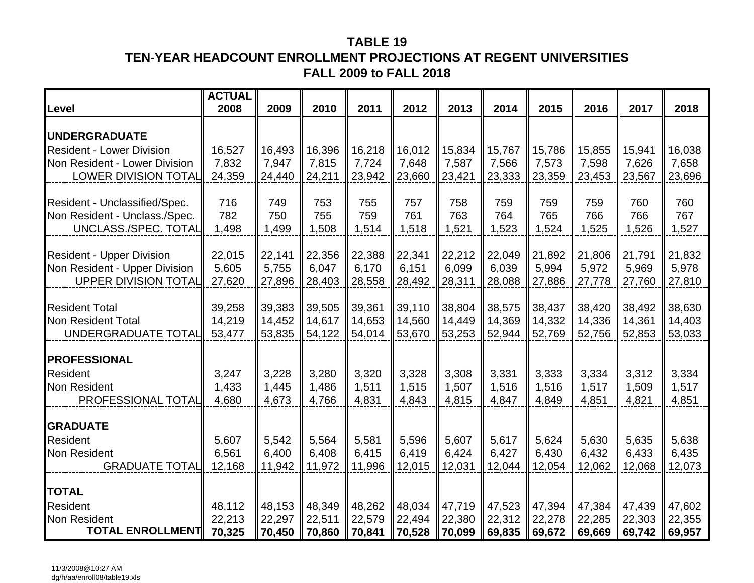# TABLE 19
## TEN-YEAR HEADCOUNT ENROLLMENT PROJECTIONS AT REGENT UNIVERSITIES
## FALL 2009 to FALL 2018

| Level | ACTUAL 2008 | 2009 | 2010 | 2011 | 2012 | 2013 | 2014 | 2015 | 2016 | 2017 | 2018 |
|---|---|---|---|---|---|---|---|---|---|---|---|
| **UNDERGRADUATE** | | | | | | | | | | | |
| Resident - Lower Division | 16,527 | 16,493 | 16,396 | 16,218 | 16,012 | 15,834 | 15,767 | 15,786 | 15,855 | 15,941 | 16,038 |
| Non Resident - Lower Division | 7,832 | 7,947 | 7,815 | 7,724 | 7,648 | 7,587 | 7,566 | 7,573 | 7,598 | 7,626 | 7,658 |
| LOWER DIVISION TOTAL | 24,359 | 24,440 | 24,211 | 23,942 | 23,660 | 23,421 | 23,333 | 23,359 | 23,453 | 23,567 | 23,696 |
| Resident - Unclassified/Spec. | 716 | 749 | 753 | 755 | 757 | 758 | 759 | 759 | 759 | 760 | 760 |
| Non Resident - Unclass./Spec. | 782 | 750 | 755 | 759 | 761 | 763 | 764 | 765 | 766 | 766 | 767 |
| UNCLASS./SPEC. TOTAL | 1,498 | 1,499 | 1,508 | 1,514 | 1,518 | 1,521 | 1,523 | 1,524 | 1,525 | 1,526 | 1,527 |
| Resident - Upper Division | 22,015 | 22,141 | 22,356 | 22,388 | 22,341 | 22,212 | 22,049 | 21,892 | 21,806 | 21,791 | 21,832 |
| Non Resident - Upper Division | 5,605 | 5,755 | 6,047 | 6,170 | 6,151 | 6,099 | 6,039 | 5,994 | 5,972 | 5,969 | 5,978 |
| UPPER DIVISION TOTAL | 27,620 | 27,896 | 28,403 | 28,558 | 28,492 | 28,311 | 28,088 | 27,886 | 27,778 | 27,760 | 27,810 |
| Resident Total | 39,258 | 39,383 | 39,505 | 39,361 | 39,110 | 38,804 | 38,575 | 38,437 | 38,420 | 38,492 | 38,630 |
| Non Resident Total | 14,219 | 14,452 | 14,617 | 14,653 | 14,560 | 14,449 | 14,369 | 14,332 | 14,336 | 14,361 | 14,403 |
| UNDERGRADUATE TOTAL | 53,477 | 53,835 | 54,122 | 54,014 | 53,670 | 53,253 | 52,944 | 52,769 | 52,756 | 52,853 | 53,033 |
| **PROFESSIONAL** | | | | | | | | | | | |
| Resident | 3,247 | 3,228 | 3,280 | 3,320 | 3,328 | 3,308 | 3,331 | 3,333 | 3,334 | 3,312 | 3,334 |
| Non Resident | 1,433 | 1,445 | 1,486 | 1,511 | 1,515 | 1,507 | 1,516 | 1,516 | 1,517 | 1,509 | 1,517 |
| PROFESSIONAL TOTAL | 4,680 | 4,673 | 4,766 | 4,831 | 4,843 | 4,815 | 4,847 | 4,849 | 4,851 | 4,821 | 4,851 |
| **GRADUATE** | | | | | | | | | | | |
| Resident | 5,607 | 5,542 | 5,564 | 5,581 | 5,596 | 5,607 | 5,617 | 5,624 | 5,630 | 5,635 | 5,638 |
| Non Resident | 6,561 | 6,400 | 6,408 | 6,415 | 6,419 | 6,424 | 6,427 | 6,430 | 6,432 | 6,433 | 6,435 |
| GRADUATE TOTAL | 12,168 | 11,942 | 11,972 | 11,996 | 12,015 | 12,031 | 12,044 | 12,054 | 12,062 | 12,068 | 12,073 |
| **TOTAL** | | | | | | | | | | | |
| Resident | 48,112 | 48,153 | 48,349 | 48,262 | 48,034 | 47,719 | 47,523 | 47,394 | 47,384 | 47,439 | 47,602 |
| Non Resident | 22,213 | 22,297 | 22,511 | 22,579 | 22,494 | 22,380 | 22,312 | 22,278 | 22,285 | 22,303 | 22,355 |
| **TOTAL ENROLLMENT** | **70,325** | **70,450** | **70,860** | **70,841** | **70,528** | **70,099** | **69,835** | **69,672** | **69,669** | **69,742** | **69,957** |

11/3/2008@10:27 AM
dg/h/aa/enroll08/table19.xls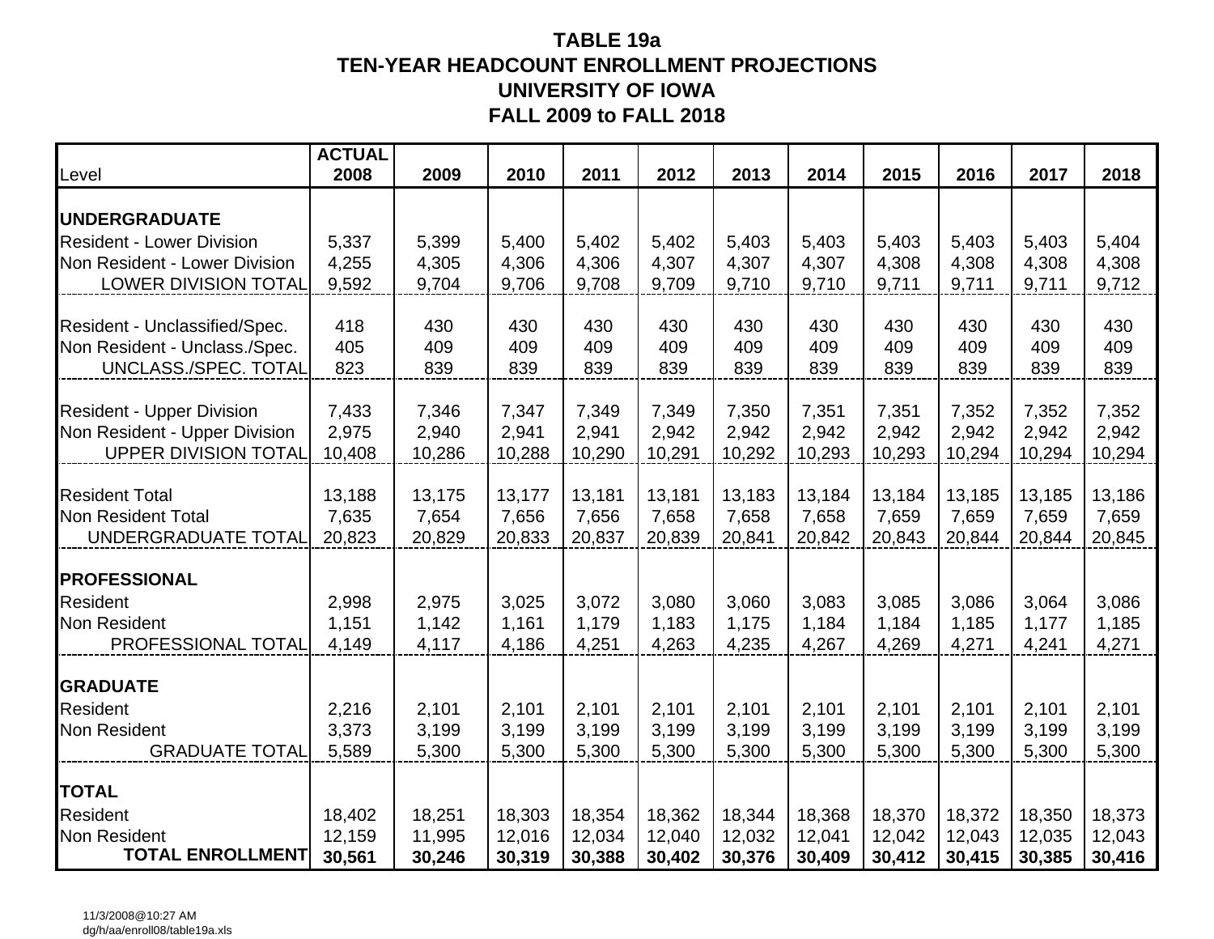# TABLE 19a
# TEN-YEAR HEADCOUNT ENROLLMENT PROJECTIONS
# UNIVERSITY OF IOWA
# FALL 2009 to FALL 2018

| Level | ACTUAL 2008 | 2009 | 2010 | 2011 | 2012 | 2013 | 2014 | 2015 | 2016 | 2017 | 2018 |
|---|---|---|---|---|---|---|---|---|---|---|---|
| **UNDERGRADUATE** | | | | | | | | | | | |
| Resident - Lower Division | 5,337 | 5,399 | 5,400 | 5,402 | 5,402 | 5,403 | 5,403 | 5,403 | 5,403 | 5,403 | 5,404 |
| Non Resident - Lower Division | 4,255 | 4,305 | 4,306 | 4,306 | 4,307 | 4,307 | 4,307 | 4,308 | 4,308 | 4,308 | 4,308 |
| LOWER DIVISION TOTAL | 9,592 | 9,704 | 9,706 | 9,708 | 9,709 | 9,710 | 9,710 | 9,711 | 9,711 | 9,711 | 9,712 |
| Resident - Unclassified/Spec. | 418 | 430 | 430 | 430 | 430 | 430 | 430 | 430 | 430 | 430 | 430 |
| Non Resident - Unclass./Spec. | 405 | 409 | 409 | 409 | 409 | 409 | 409 | 409 | 409 | 409 | 409 |
| UNCLASS./SPEC. TOTAL | 823 | 839 | 839 | 839 | 839 | 839 | 839 | 839 | 839 | 839 | 839 |
| Resident - Upper Division | 7,433 | 7,346 | 7,347 | 7,349 | 7,349 | 7,350 | 7,351 | 7,351 | 7,352 | 7,352 | 7,352 |
| Non Resident - Upper Division | 2,975 | 2,940 | 2,941 | 2,941 | 2,942 | 2,942 | 2,942 | 2,942 | 2,942 | 2,942 | 2,942 |
| UPPER DIVISION TOTAL | 10,408 | 10,286 | 10,288 | 10,290 | 10,291 | 10,292 | 10,293 | 10,293 | 10,294 | 10,294 | 10,294 |
| Resident Total | 13,188 | 13,175 | 13,177 | 13,181 | 13,181 | 13,183 | 13,184 | 13,184 | 13,185 | 13,185 | 13,186 |
| Non Resident Total | 7,635 | 7,654 | 7,656 | 7,656 | 7,658 | 7,658 | 7,658 | 7,659 | 7,659 | 7,659 | 7,659 |
| UNDERGRADUATE TOTAL | 20,823 | 20,829 | 20,833 | 20,837 | 20,839 | 20,841 | 20,842 | 20,843 | 20,844 | 20,844 | 20,845 |
| **PROFESSIONAL** | | | | | | | | | | | |
| Resident | 2,998 | 2,975 | 3,025 | 3,072 | 3,080 | 3,060 | 3,083 | 3,085 | 3,086 | 3,064 | 3,086 |
| Non Resident | 1,151 | 1,142 | 1,161 | 1,179 | 1,183 | 1,175 | 1,184 | 1,184 | 1,185 | 1,177 | 1,185 |
| PROFESSIONAL TOTAL | 4,149 | 4,117 | 4,186 | 4,251 | 4,263 | 4,235 | 4,267 | 4,269 | 4,271 | 4,241 | 4,271 |
| **GRADUATE** | | | | | | | | | | | |
| Resident | 2,216 | 2,101 | 2,101 | 2,101 | 2,101 | 2,101 | 2,101 | 2,101 | 2,101 | 2,101 | 2,101 |
| Non Resident | 3,373 | 3,199 | 3,199 | 3,199 | 3,199 | 3,199 | 3,199 | 3,199 | 3,199 | 3,199 | 3,199 |
| GRADUATE TOTAL | 5,589 | 5,300 | 5,300 | 5,300 | 5,300 | 5,300 | 5,300 | 5,300 | 5,300 | 5,300 | 5,300 |
| **TOTAL** | | | | | | | | | | | |
| Resident | 18,402 | 18,251 | 18,303 | 18,354 | 18,362 | 18,344 | 18,368 | 18,370 | 18,372 | 18,350 | 18,373 |
| Non Resident | 12,159 | 11,995 | 12,016 | 12,034 | 12,040 | 12,032 | 12,041 | 12,042 | 12,043 | 12,035 | 12,043 |
| **TOTAL ENROLLMENT** | **30,561** | **30,246** | **30,319** | **30,388** | **30,402** | **30,376** | **30,409** | **30,412** | **30,415** | **30,385** | **30,416** |

11/3/2008@10:27 AM
dg/h/aa/enroll08/table19a.xls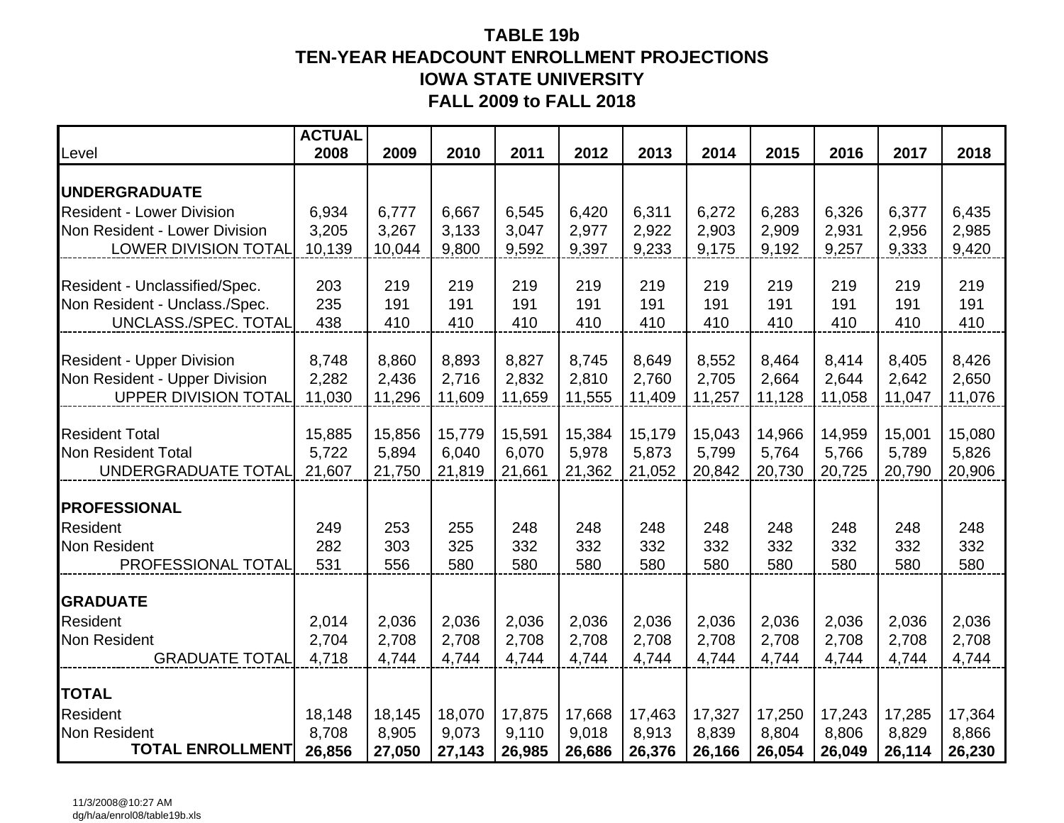# TABLE 19b
# TEN-YEAR HEADCOUNT ENROLLMENT PROJECTIONS
# IOWA STATE UNIVERSITY
# FALL 2009 to FALL 2018

| Level | ACTUAL 2008 | 2009 | 2010 | 2011 | 2012 | 2013 | 2014 | 2015 | 2016 | 2017 | 2018 |
|---|---|---|---|---|---|---|---|---|---|---|---|
| **UNDERGRADUATE** | | | | | | | | | | | |
| Resident - Lower Division | 6,934 | 6,777 | 6,667 | 6,545 | 6,420 | 6,311 | 6,272 | 6,283 | 6,326 | 6,377 | 6,435 |
| Non Resident - Lower Division | 3,205 | 3,267 | 3,133 | 3,047 | 2,977 | 2,922 | 2,903 | 2,909 | 2,931 | 2,956 | 2,985 |
| LOWER DIVISION TOTAL | 10,139 | 10,044 | 9,800 | 9,592 | 9,397 | 9,233 | 9,175 | 9,192 | 9,257 | 9,333 | 9,420 |
| Resident - Unclassified/Spec. | 203 | 219 | 219 | 219 | 219 | 219 | 219 | 219 | 219 | 219 | 219 |
| Non Resident - Unclass./Spec. | 235 | 191 | 191 | 191 | 191 | 191 | 191 | 191 | 191 | 191 | 191 |
| UNCLASS./SPEC. TOTAL | 438 | 410 | 410 | 410 | 410 | 410 | 410 | 410 | 410 | 410 | 410 |
| Resident - Upper Division | 8,748 | 8,860 | 8,893 | 8,827 | 8,745 | 8,649 | 8,552 | 8,464 | 8,414 | 8,405 | 8,426 |
| Non Resident - Upper Division | 2,282 | 2,436 | 2,716 | 2,832 | 2,810 | 2,760 | 2,705 | 2,664 | 2,644 | 2,642 | 2,650 |
| UPPER DIVISION TOTAL | 11,030 | 11,296 | 11,609 | 11,659 | 11,555 | 11,409 | 11,257 | 11,128 | 11,058 | 11,047 | 11,076 |
| Resident Total | 15,885 | 15,856 | 15,779 | 15,591 | 15,384 | 15,179 | 15,043 | 14,966 | 14,959 | 15,001 | 15,080 |
| Non Resident Total | 5,722 | 5,894 | 6,040 | 6,070 | 5,978 | 5,873 | 5,799 | 5,764 | 5,766 | 5,789 | 5,826 |
| UNDERGRADUATE TOTAL | 21,607 | 21,750 | 21,819 | 21,661 | 21,362 | 21,052 | 20,842 | 20,730 | 20,725 | 20,790 | 20,906 |
| **PROFESSIONAL** | | | | | | | | | | | |
| Resident | 249 | 253 | 255 | 248 | 248 | 248 | 248 | 248 | 248 | 248 | 248 |
| Non Resident | 282 | 303 | 325 | 332 | 332 | 332 | 332 | 332 | 332 | 332 | 332 |
| PROFESSIONAL TOTAL | 531 | 556 | 580 | 580 | 580 | 580 | 580 | 580 | 580 | 580 | 580 |
| **GRADUATE** | | | | | | | | | | | |
| Resident | 2,014 | 2,036 | 2,036 | 2,036 | 2,036 | 2,036 | 2,036 | 2,036 | 2,036 | 2,036 | 2,036 |
| Non Resident | 2,704 | 2,708 | 2,708 | 2,708 | 2,708 | 2,708 | 2,708 | 2,708 | 2,708 | 2,708 | 2,708 |
| GRADUATE TOTAL | 4,718 | 4,744 | 4,744 | 4,744 | 4,744 | 4,744 | 4,744 | 4,744 | 4,744 | 4,744 | 4,744 |
| **TOTAL** | | | | | | | | | | | |
| Resident | 18,148 | 18,145 | 18,070 | 17,875 | 17,668 | 17,463 | 17,327 | 17,250 | 17,243 | 17,285 | 17,364 |
| Non Resident | 8,708 | 8,905 | 9,073 | 9,110 | 9,018 | 8,913 | 8,839 | 8,804 | 8,806 | 8,829 | 8,866 |
| **TOTAL ENROLLMENT** | **26,856** | **27,050** | **27,143** | **26,985** | **26,686** | **26,376** | **26,166** | **26,054** | **26,049** | **26,114** | **26,230** |

11/3/2008@10:27 AM
dg/h/aa/enrol08/table19b.xls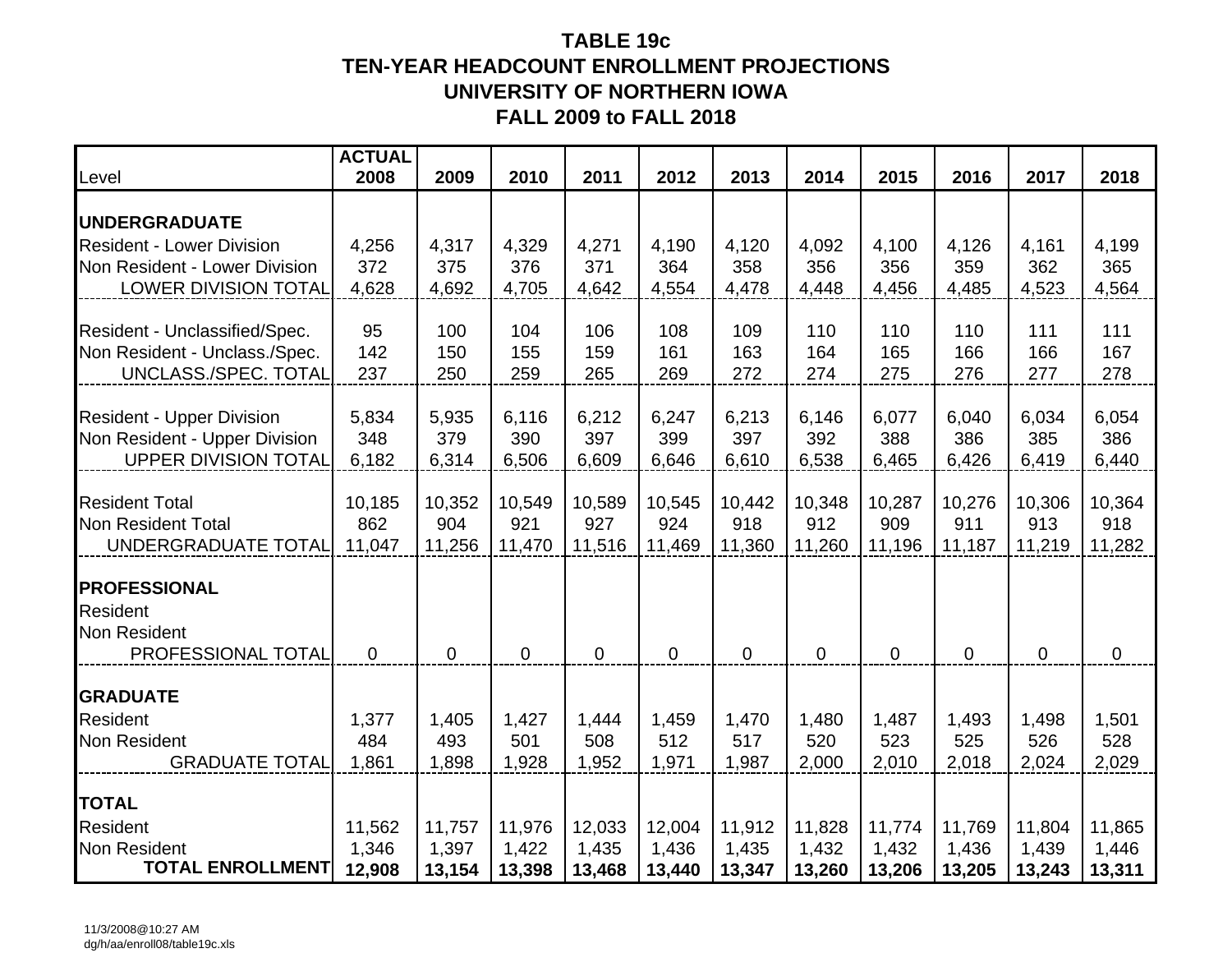# TABLE 19c
# TEN-YEAR HEADCOUNT ENROLLMENT PROJECTIONS
# UNIVERSITY OF NORTHERN IOWA
# FALL 2009 to FALL 2018

| Level | ACTUAL 2008 | 2009 | 2010 | 2011 | 2012 | 2013 | 2014 | 2015 | 2016 | 2017 | 2018 |
|---|---|---|---|---|---|---|---|---|---|---|---|
| **UNDERGRADUATE** | | | | | | | | | | | |
| Resident - Lower Division | 4,256 | 4,317 | 4,329 | 4,271 | 4,190 | 4,120 | 4,092 | 4,100 | 4,126 | 4,161 | 4,199 |
| Non Resident - Lower Division | 372 | 375 | 376 | 371 | 364 | 358 | 356 | 356 | 359 | 362 | 365 |
| LOWER DIVISION TOTAL | 4,628 | 4,692 | 4,705 | 4,642 | 4,554 | 4,478 | 4,448 | 4,456 | 4,485 | 4,523 | 4,564 |
| Resident - Unclassified/Spec. | 95 | 100 | 104 | 106 | 108 | 109 | 110 | 110 | 110 | 111 | 111 |
| Non Resident - Unclass./Spec. | 142 | 150 | 155 | 159 | 161 | 163 | 164 | 165 | 166 | 166 | 167 |
| UNCLASS./SPEC. TOTAL | 237 | 250 | 259 | 265 | 269 | 272 | 274 | 275 | 276 | 277 | 278 |
| Resident - Upper Division | 5,834 | 5,935 | 6,116 | 6,212 | 6,247 | 6,213 | 6,146 | 6,077 | 6,040 | 6,034 | 6,054 |
| Non Resident - Upper Division | 348 | 379 | 390 | 397 | 399 | 397 | 392 | 388 | 386 | 385 | 386 |
| UPPER DIVISION TOTAL | 6,182 | 6,314 | 6,506 | 6,609 | 6,646 | 6,610 | 6,538 | 6,465 | 6,426 | 6,419 | 6,440 |
| Resident Total | 10,185 | 10,352 | 10,549 | 10,589 | 10,545 | 10,442 | 10,348 | 10,287 | 10,276 | 10,306 | 10,364 |
| Non Resident Total | 862 | 904 | 921 | 927 | 924 | 918 | 912 | 909 | 911 | 913 | 918 |
| UNDERGRADUATE TOTAL | 11,047 | 11,256 | 11,470 | 11,516 | 11,469 | 11,360 | 11,260 | 11,196 | 11,187 | 11,219 | 11,282 |
| **PROFESSIONAL** | | | | | | | | | | | |
| Resident | | | | | | | | | | | |
| Non Resident | | | | | | | | | | | |
| PROFESSIONAL TOTAL | 0 | 0 | 0 | 0 | 0 | 0 | 0 | 0 | 0 | 0 | 0 |
| **GRADUATE** | | | | | | | | | | | |
| Resident | 1,377 | 1,405 | 1,427 | 1,444 | 1,459 | 1,470 | 1,480 | 1,487 | 1,493 | 1,498 | 1,501 |
| Non Resident | 484 | 493 | 501 | 508 | 512 | 517 | 520 | 523 | 525 | 526 | 528 |
| GRADUATE TOTAL | 1,861 | 1,898 | 1,928 | 1,952 | 1,971 | 1,987 | 2,000 | 2,010 | 2,018 | 2,024 | 2,029 |
| **TOTAL** | | | | | | | | | | | |
| Resident | 11,562 | 11,757 | 11,976 | 12,033 | 12,004 | 11,912 | 11,828 | 11,774 | 11,769 | 11,804 | 11,865 |
| Non Resident | 1,346 | 1,397 | 1,422 | 1,435 | 1,436 | 1,435 | 1,432 | 1,432 | 1,436 | 1,439 | 1,446 |
| **TOTAL ENROLLMENT** | **12,908** | **13,154** | **13,398** | **13,468** | **13,440** | **13,347** | **13,260** | **13,206** | **13,205** | **13,243** | **13,311** |

11/3/2008@10:27 AM
dg/h/aa/enroll08/table19c.xls